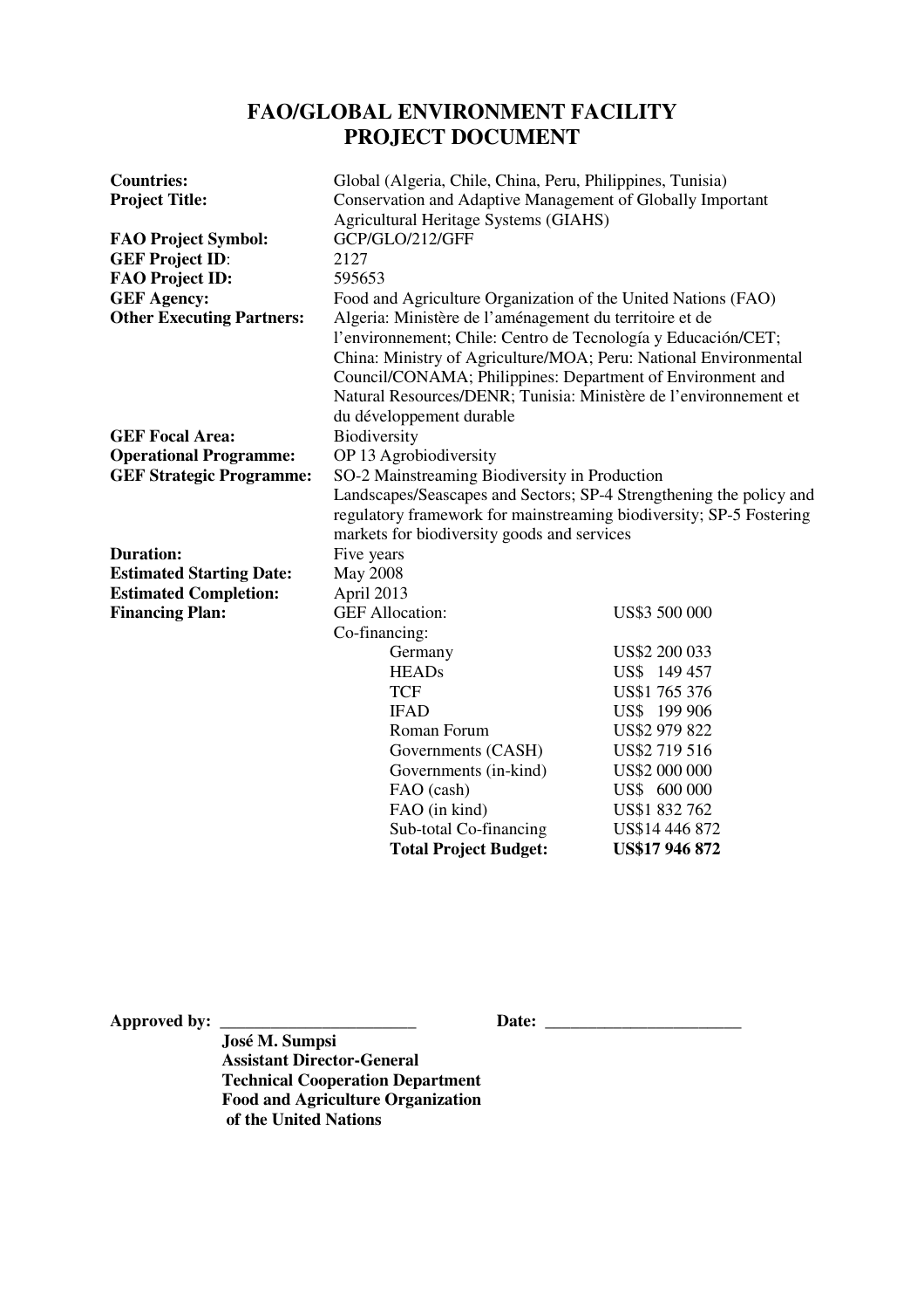# FAO/GLOBAL ENVIRONMENT FACILITY
# PROJECT DOCUMENT

| | |
|---|---|
| **Countries:** | Global (Algeria, Chile, China, Peru, Philippines, Tunisia) |
| **Project Title:** | Conservation and Adaptive Management of Globally Important Agricultural Heritage Systems (GIAHS) |
| **FAO Project Symbol:** | GCP/GLO/212/GFF |
| **GEF Project ID**: | 2127 |
| **FAO Project ID:** | 595653 |
| **GEF Agency:** | Food and Agriculture Organization of the United Nations (FAO) |
| **Other Executing Partners:** | Algeria: Ministère de l'aménagement du territoire et de l'environnement; Chile: Centro de Tecnología y Educación/CET; China: Ministry of Agriculture/MOA; Peru: National Environmental Council/CONAMA; Philippines: Department of Environment and Natural Resources/DENR; Tunisia: Ministère de l'environnement et du développement durable |
| **GEF Focal Area:** | Biodiversity |
| **Operational Programme:** | OP 13 Agrobiodiversity |
| **GEF Strategic Programme:** | SO-2 Mainstreaming Biodiversity in Production Landscapes/Seascapes and Sectors; SP-4 Strengthening the policy and regulatory framework for mainstreaming biodiversity; SP-5 Fostering markets for biodiversity goods and services |
| **Duration:** | Five years |
| **Estimated Starting Date:** | May 2008 |
| **Estimated Completion:** | April 2013 |

**Financing Plan:**

| | |
|---|---|
| GEF Allocation: | US$3 500 000 |
| Co-financing: | |
| Germany | US$2 200 033 |
| HEADs | US$ 149 457 |
| TCF | US$1 765 376 |
| IFAD | US$ 199 906 |
| Roman Forum | US$2 979 822 |
| Governments (CASH) | US$2 719 516 |
| Governments (in-kind) | US$2 000 000 |
| FAO (cash) | US$ 600 000 |
| FAO (in kind) | US$1 832 762 |
| Sub-total Co-financing | US$14 446 872 |
| **Total Project Budget:** | **US$17 946 872** |

**Approved by:** _______________________ **Date:** _______________________

**José M. Sumpsi**
**Assistant Director-General**
**Technical Cooperation Department**
**Food and Agriculture Organization of the United Nations**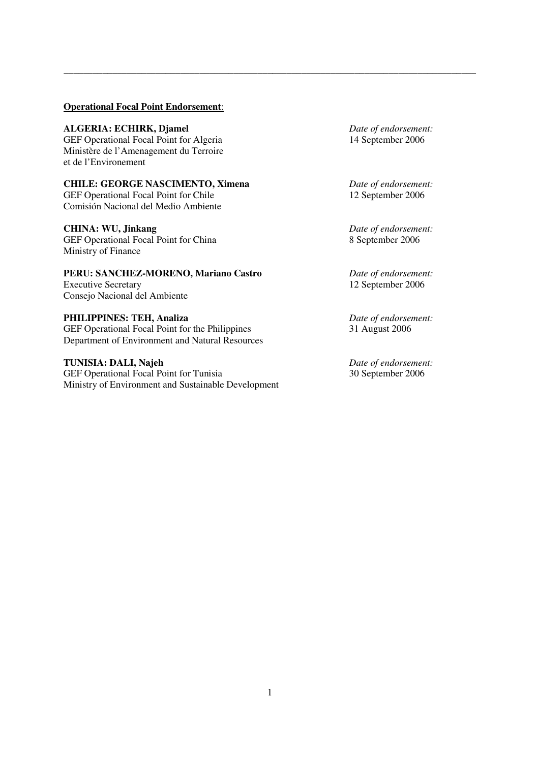---

**Operational Focal Point Endorsement**:

**ALGERIA: ECHIRK, Djamel**
GEF Operational Focal Point for Algeria
Ministère de l'Amenagement du Terroire
et de l'Environement

*Date of endorsement:*
14 September 2006

**CHILE: GEORGE NASCIMENTO, Ximena**
GEF Operational Focal Point for Chile
Comisión Nacional del Medio Ambiente

*Date of endorsement:*
12 September 2006

**CHINA: WU, Jinkang**
GEF Operational Focal Point for China
Ministry of Finance

*Date of endorsement:*
8 September 2006

**PERU: SANCHEZ-MORENO, Mariano Castro**
Executive Secretary
Consejo Nacional del Ambiente

*Date of endorsement:*
12 September 2006

**PHILIPPINES: TEH, Analiza**
GEF Operational Focal Point for the Philippines
Department of Environment and Natural Resources

*Date of endorsement:*
31 August 2006

**TUNISIA: DALI, Najeh**
GEF Operational Focal Point for Tunisia
Ministry of Environment and Sustainable Development

*Date of endorsement:*
30 September 2006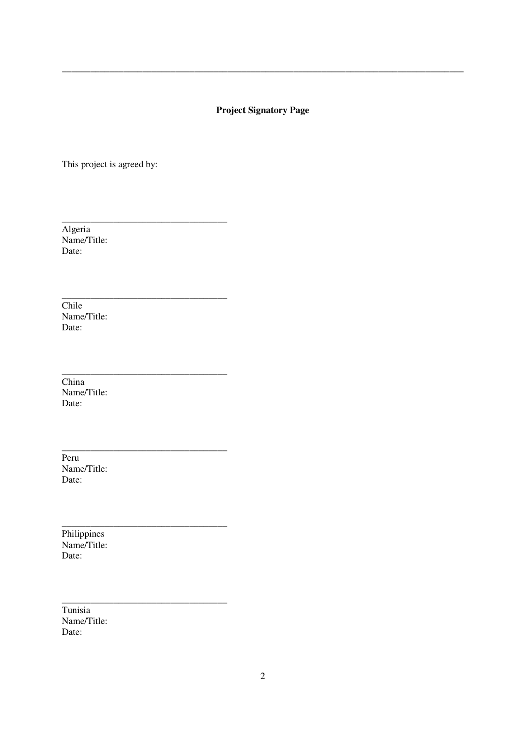---

**Project Signatory Page**

This project is agreed by:

\_\_\_\_\_\_\_\_\_\_\_\_\_\_\_\_\_\_\_\_\_\_\_\_\_\_\_\_\_\_\_\_\_\_\_
Algeria
Name/Title:
Date:

\_\_\_\_\_\_\_\_\_\_\_\_\_\_\_\_\_\_\_\_\_\_\_\_\_\_\_\_\_\_\_\_\_\_\_
Chile
Name/Title:
Date:

\_\_\_\_\_\_\_\_\_\_\_\_\_\_\_\_\_\_\_\_\_\_\_\_\_\_\_\_\_\_\_\_\_\_\_
China
Name/Title:
Date:

\_\_\_\_\_\_\_\_\_\_\_\_\_\_\_\_\_\_\_\_\_\_\_\_\_\_\_\_\_\_\_\_\_\_\_
Peru
Name/Title:
Date:

\_\_\_\_\_\_\_\_\_\_\_\_\_\_\_\_\_\_\_\_\_\_\_\_\_\_\_\_\_\_\_\_\_\_\_
Philippines
Name/Title:
Date:

\_\_\_\_\_\_\_\_\_\_\_\_\_\_\_\_\_\_\_\_\_\_\_\_\_\_\_\_\_\_\_\_\_\_\_
Tunisia
Name/Title:
Date: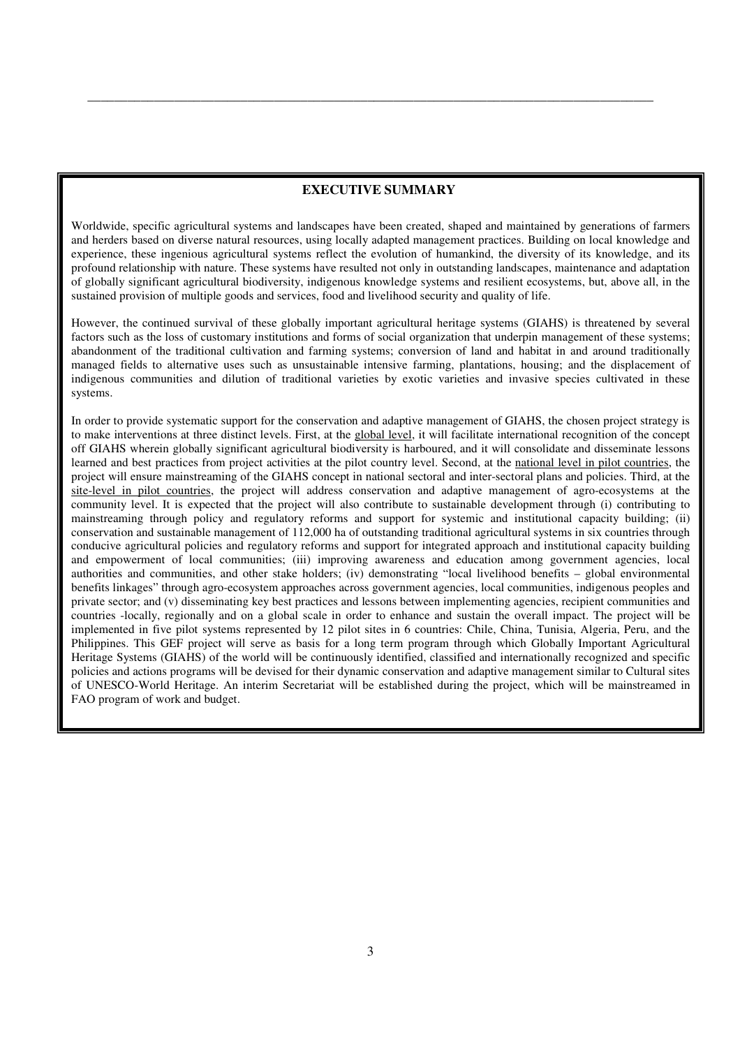## EXECUTIVE SUMMARY

Worldwide, specific agricultural systems and landscapes have been created, shaped and maintained by generations of farmers and herders based on diverse natural resources, using locally adapted management practices. Building on local knowledge and experience, these ingenious agricultural systems reflect the evolution of humankind, the diversity of its knowledge, and its profound relationship with nature. These systems have resulted not only in outstanding landscapes, maintenance and adaptation of globally significant agricultural biodiversity, indigenous knowledge systems and resilient ecosystems, but, above all, in the sustained provision of multiple goods and services, food and livelihood security and quality of life.

However, the continued survival of these globally important agricultural heritage systems (GIAHS) is threatened by several factors such as the loss of customary institutions and forms of social organization that underpin management of these systems; abandonment of the traditional cultivation and farming systems; conversion of land and habitat in and around traditionally managed fields to alternative uses such as unsustainable intensive farming, plantations, housing; and the displacement of indigenous communities and dilution of traditional varieties by exotic varieties and invasive species cultivated in these systems.

In order to provide systematic support for the conservation and adaptive management of GIAHS, the chosen project strategy is to make interventions at three distinct levels. First, at the global level, it will facilitate international recognition of the concept off GIAHS wherein globally significant agricultural biodiversity is harboured, and it will consolidate and disseminate lessons learned and best practices from project activities at the pilot country level. Second, at the national level in pilot countries, the project will ensure mainstreaming of the GIAHS concept in national sectoral and inter-sectoral plans and policies. Third, at the site-level in pilot countries, the project will address conservation and adaptive management of agro-ecosystems at the community level. It is expected that the project will also contribute to sustainable development through (i) contributing to mainstreaming through policy and regulatory reforms and support for systemic and institutional capacity building; (ii) conservation and sustainable management of 112,000 ha of outstanding traditional agricultural systems in six countries through conducive agricultural policies and regulatory reforms and support for integrated approach and institutional capacity building and empowerment of local communities; (iii) improving awareness and education among government agencies, local authorities and communities, and other stake holders; (iv) demonstrating "local livelihood benefits – global environmental benefits linkages" through agro-ecosystem approaches across government agencies, local communities, indigenous peoples and private sector; and (v) disseminating key best practices and lessons between implementing agencies, recipient communities and countries -locally, regionally and on a global scale in order to enhance and sustain the overall impact. The project will be implemented in five pilot systems represented by 12 pilot sites in 6 countries: Chile, China, Tunisia, Algeria, Peru, and the Philippines. This GEF project will serve as basis for a long term program through which Globally Important Agricultural Heritage Systems (GIAHS) of the world will be continuously identified, classified and internationally recognized and specific policies and actions programs will be devised for their dynamic conservation and adaptive management similar to Cultural sites of UNESCO-World Heritage. An interim Secretariat will be established during the project, which will be mainstreamed in FAO program of work and budget.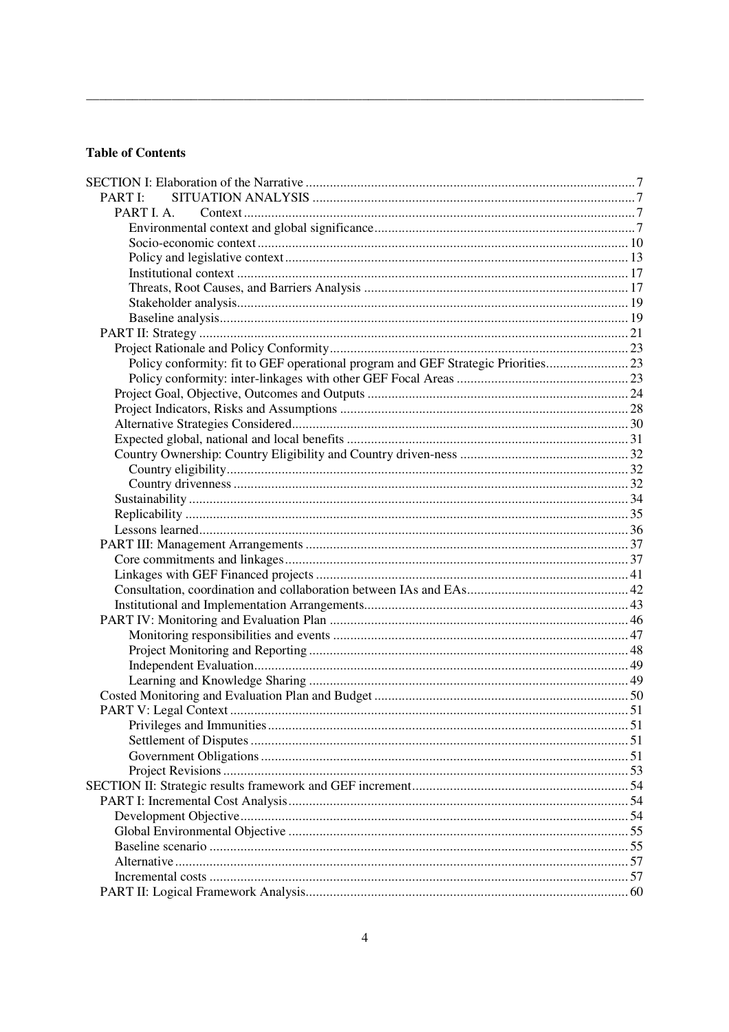**Table of Contents**

- SECTION I: Elaboration of the Narrative ..... 7
  - PART I: SITUATION ANALYSIS ..... 7
    - PART I. A. Context ..... 7
      - Environmental context and global significance ..... 7
      - Socio-economic context ..... 10
      - Policy and legislative context ..... 13
      - Institutional context ..... 17
      - Threats, Root Causes, and Barriers Analysis ..... 17
      - Stakeholder analysis ..... 19
      - Baseline analysis ..... 19
  - PART II: Strategy ..... 21
    - Project Rationale and Policy Conformity ..... 23
      - Policy conformity: fit to GEF operational program and GEF Strategic Priorities ..... 23
      - Policy conformity: inter-linkages with other GEF Focal Areas ..... 23
    - Project Goal, Objective, Outcomes and Outputs ..... 24
    - Project Indicators, Risks and Assumptions ..... 28
    - Alternative Strategies Considered ..... 30
    - Expected global, national and local benefits ..... 31
    - Country Ownership: Country Eligibility and Country driven-ness ..... 32
      - Country eligibility ..... 32
      - Country drivenness ..... 32
    - Sustainability ..... 34
    - Replicability ..... 35
    - Lessons learned ..... 36
  - PART III: Management Arrangements ..... 37
    - Core commitments and linkages ..... 37
    - Linkages with GEF Financed projects ..... 41
    - Consultation, coordination and collaboration between IAs and EAs ..... 42
    - Institutional and Implementation Arrangements ..... 43
  - PART IV: Monitoring and Evaluation Plan ..... 46
      - Monitoring responsibilities and events ..... 47
      - Project Monitoring and Reporting ..... 48
      - Independent Evaluation ..... 49
      - Learning and Knowledge Sharing ..... 49
  - Costed Monitoring and Evaluation Plan and Budget ..... 50
  - PART V: Legal Context ..... 51
      - Privileges and Immunities ..... 51
      - Settlement of Disputes ..... 51
      - Government Obligations ..... 51
      - Project Revisions ..... 53
- SECTION II: Strategic results framework and GEF increment ..... 54
  - PART I: Incremental Cost Analysis ..... 54
    - Development Objective ..... 54
    - Global Environmental Objective ..... 55
    - Baseline scenario ..... 55
    - Alternative ..... 57
    - Incremental costs ..... 57
  - PART II: Logical Framework Analysis ..... 60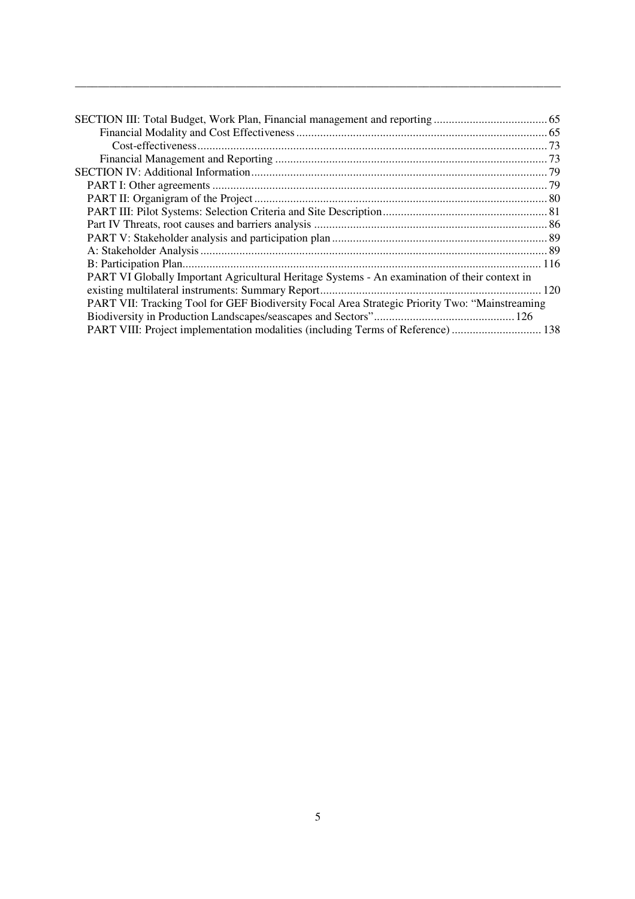SECTION III: Total Budget, Work Plan, Financial management and reporting ..................................... 65
- Financial Modality and Cost Effectiveness ........................................................................................ 65
  - Cost-effectiveness .......................................................................................................................... 73
- Financial Management and Reporting ................................................................................................. 73

SECTION IV: Additional Information ........................................................................................................ 79
- PART I: Other agreements ..................................................................................................................... 79
- PART II: Organigram of the Project ....................................................................................................... 80
- PART III: Pilot Systems: Selection Criteria and Site Description ........................................................... 81
- Part IV Threats, root causes and barriers analysis .................................................................................. 86
- PART V: Stakeholder analysis and participation plan ............................................................................ 89
- A: Stakeholder Analysis .......................................................................................................................... 89
- B: Participation Plan ............................................................................................................................... 116
- PART VI Globally Important Agricultural Heritage Systems - An examination of their context in existing multilateral instruments: Summary Report ...................................................................... 120
- PART VII: Tracking Tool for GEF Biodiversity Focal Area Strategic Priority Two: "Mainstreaming Biodiversity in Production Landscapes/seascapes and Sectors" ............................................. 126
- PART VIII: Project implementation modalities (including Terms of Reference) ............................. 138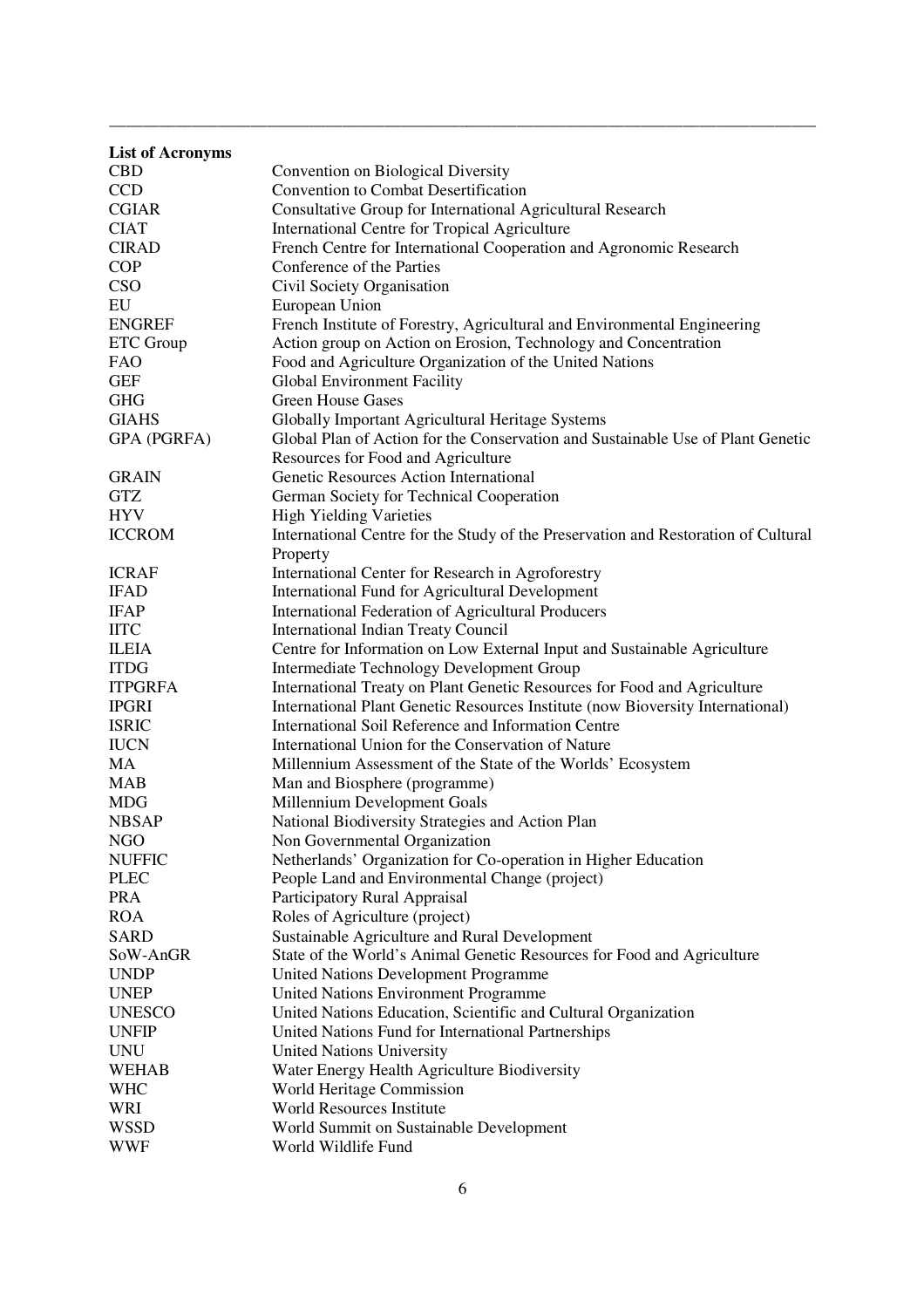**List of Acronyms**

| | |
|---|---|
| CBD | Convention on Biological Diversity |
| CCD | Convention to Combat Desertification |
| CGIAR | Consultative Group for International Agricultural Research |
| CIAT | International Centre for Tropical Agriculture |
| CIRAD | French Centre for International Cooperation and Agronomic Research |
| COP | Conference of the Parties |
| CSO | Civil Society Organisation |
| EU | European Union |
| ENGREF | French Institute of Forestry, Agricultural and Environmental Engineering |
| ETC Group | Action group on Action on Erosion, Technology and Concentration |
| FAO | Food and Agriculture Organization of the United Nations |
| GEF | Global Environment Facility |
| GHG | Green House Gases |
| GIAHS | Globally Important Agricultural Heritage Systems |
| GPA (PGRFA) | Global Plan of Action for the Conservation and Sustainable Use of Plant Genetic Resources for Food and Agriculture |
| GRAIN | Genetic Resources Action International |
| GTZ | German Society for Technical Cooperation |
| HYV | High Yielding Varieties |
| ICCROM | International Centre for the Study of the Preservation and Restoration of Cultural Property |
| ICRAF | International Center for Research in Agroforestry |
| IFAD | International Fund for Agricultural Development |
| IFAP | International Federation of Agricultural Producers |
| IITC | International Indian Treaty Council |
| ILEIA | Centre for Information on Low External Input and Sustainable Agriculture |
| ITDG | Intermediate Technology Development Group |
| ITPGRFA | International Treaty on Plant Genetic Resources for Food and Agriculture |
| IPGRI | International Plant Genetic Resources Institute (now Bioversity International) |
| ISRIC | International Soil Reference and Information Centre |
| IUCN | International Union for the Conservation of Nature |
| MA | Millennium Assessment of the State of the Worlds' Ecosystem |
| MAB | Man and Biosphere (programme) |
| MDG | Millennium Development Goals |
| NBSAP | National Biodiversity Strategies and Action Plan |
| NGO | Non Governmental Organization |
| NUFFIC | Netherlands' Organization for Co-operation in Higher Education |
| PLEC | People Land and Environmental Change (project) |
| PRA | Participatory Rural Appraisal |
| ROA | Roles of Agriculture (project) |
| SARD | Sustainable Agriculture and Rural Development |
| SoW-AnGR | State of the World's Animal Genetic Resources for Food and Agriculture |
| UNDP | United Nations Development Programme |
| UNEP | United Nations Environment Programme |
| UNESCO | United Nations Education, Scientific and Cultural Organization |
| UNFIP | United Nations Fund for International Partnerships |
| UNU | United Nations University |
| WEHAB | Water Energy Health Agriculture Biodiversity |
| WHC | World Heritage Commission |
| WRI | World Resources Institute |
| WSSD | World Summit on Sustainable Development |
| WWF | World Wildlife Fund |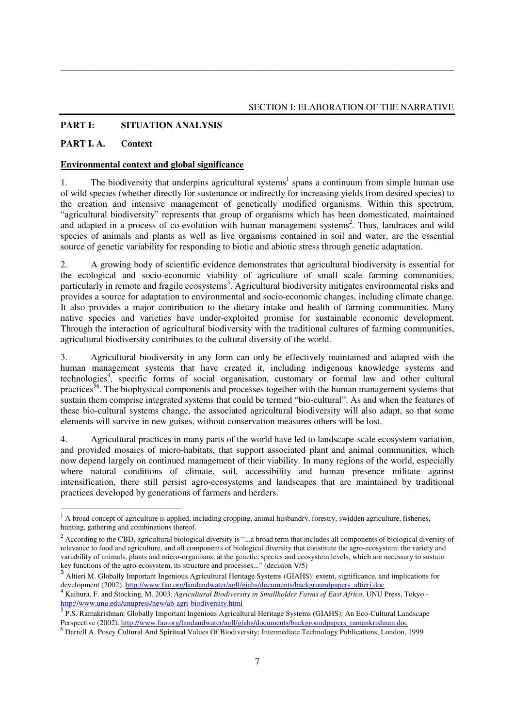SECTION I: ELABORATION OF THE NARRATIVE

## PART I: SITUATION ANALYSIS

### PART I. A. Context

**Environmental context and global significance**

1. The biodiversity that underpins agricultural systems[1] spans a continuum from simple human use of wild species (whether directly for sustenance or indirectly for increasing yields from desired species) to the creation and intensive management of genetically modified organisms. Within this spectrum, "agricultural biodiversity" represents that group of organisms which has been domesticated, maintained and adapted in a process of co-evolution with human management systems[2]. Thus, landraces and wild species of animals and plants as well as live organisms contained in soil and water, are the essential source of genetic variability for responding to biotic and abiotic stress through genetic adaptation.

2. A growing body of scientific evidence demonstrates that agricultural biodiversity is essential for the ecological and socio-economic viability of agriculture of small scale farming communities, particularly in remote and fragile ecosystems[3]. Agricultural biodiversity mitigates environmental risks and provides a source for adaptation to environmental and socio-economic changes, including climate change. It also provides a major contribution to the dietary intake and health of farming communities. Many native species and varieties have under-exploited promise for sustainable economic development. Through the interaction of agricultural biodiversity with the traditional cultures of farming communities, agricultural biodiversity contributes to the cultural diversity of the world.

3. Agricultural biodiversity in any form can only be effectively maintained and adapted with the human management systems that have created it, including indigenous knowledge systems and technologies[4], specific forms of social organisation, customary or formal law and other cultural practices[5][6]. The biophysical components and processes together with the human management systems that sustain them comprise integrated systems that could be termed "bio-cultural". As and when the features of these bio-cultural systems change, the associated agricultural biodiversity will also adapt, so that some elements will survive in new guises, without conservation measures others will be lost.

4. Agricultural practices in many parts of the world have led to landscape-scale ecosystem variation, and provided mosaics of micro-habitats, that support associated plant and animal communities, which now depend largely on continued management of their viability. In many regions of the world, especially where natural conditions of climate, soil, accessibility and human presence militate against intensification, there still persist agro-ecosystems and landscapes that are maintained by traditional practices developed by generations of farmers and herders.

---

[1] A broad concept of agriculture is applied, including cropping, animal husbandry, forestry, swidden agriculture, fisheries, hunting, gathering and combinations thereof.

[2] According to the CBD, agricultural biological diversity is "...a broad term that includes all components of biological diversity of relevance to food and agriculture, and all components of biological diversity that constitute the agro-ecosystem: the variety and variability of animals, plants and micro-organisms, at the genetic, species and ecosystem levels, which are necessary to sustain key functions of the agro-ecosystem, its structure and processes..." (decision V/5)

[3] Altieri M. Globally Important Ingenious Agricultural Heritage Systems (GIAHS): extent, significance, and implications for development (2002). http://www.fao.org/landandwater/agll/giahs/documents/backgroundpapers_altieri.doc

[4] Kaihura, F. and Stocking, M. 2003. *Agricultural Biodiversity in Smallholder Farms of East Africa*. UNU Press, Tokyo - http://www.unu.edu/unupress/new/ab-agri-biodiversity.html

[5] P.S. Ramakrishnan: Globally Important Ingenious Agricultural Heritage Systems (GIAHS): An Eco-Cultural Landscape Perspective (2002). http://www.fao.org/landandwater/agll/giahs/documents/backgroundpapers_ramankrishnan.doc

[6] Darrell A. Posey Cultural And Spiritual Values Of Biodiversity; Intermediate Technology Publications, London, 1999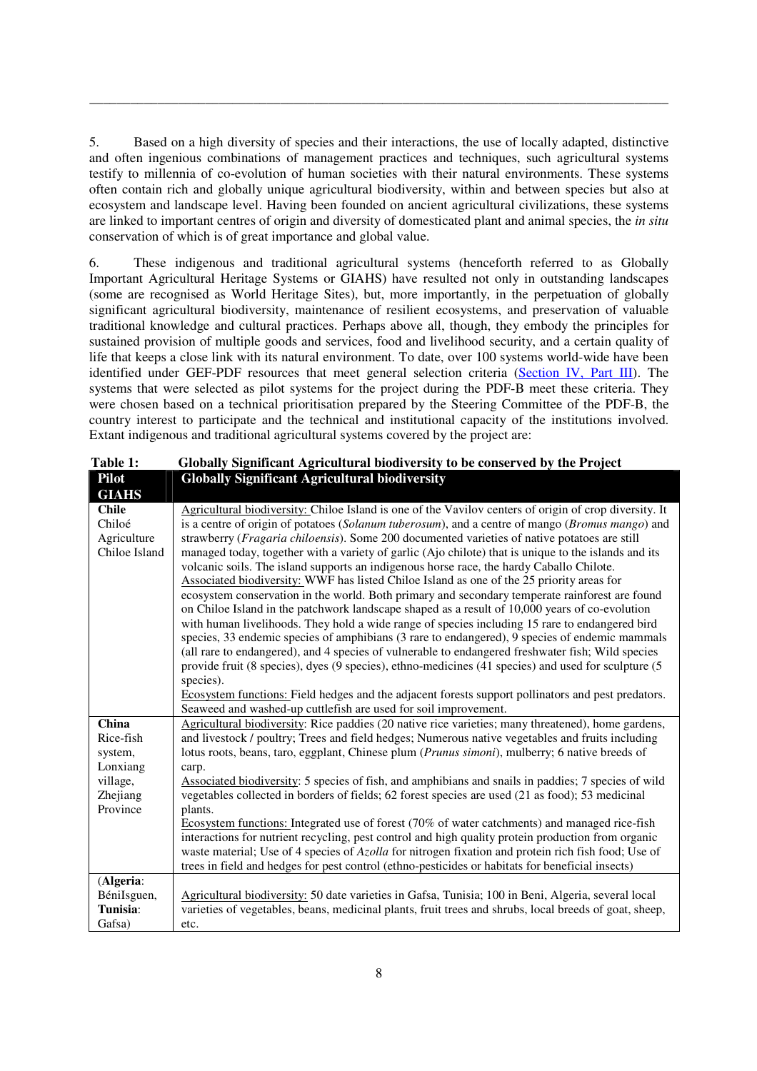5. Based on a high diversity of species and their interactions, the use of locally adapted, distinctive and often ingenious combinations of management practices and techniques, such agricultural systems testify to millennia of co-evolution of human societies with their natural environments. These systems often contain rich and globally unique agricultural biodiversity, within and between species but also at ecosystem and landscape level. Having been founded on ancient agricultural civilizations, these systems are linked to important centres of origin and diversity of domesticated plant and animal species, the *in situ* conservation of which is of great importance and global value.

6. These indigenous and traditional agricultural systems (henceforth referred to as Globally Important Agricultural Heritage Systems or GIAHS) have resulted not only in outstanding landscapes (some are recognised as World Heritage Sites), but, more importantly, in the perpetuation of globally significant agricultural biodiversity, maintenance of resilient ecosystems, and preservation of valuable traditional knowledge and cultural practices. Perhaps above all, though, they embody the principles for sustained provision of multiple goods and services, food and livelihood security, and a certain quality of life that keeps a close link with its natural environment. To date, over 100 systems world-wide have been identified under GEF-PDF resources that meet general selection criteria (Section IV, Part III). The systems that were selected as pilot systems for the project during the PDF-B meet these criteria. They were chosen based on a technical prioritisation prepared by the Steering Committee of the PDF-B, the country interest to participate and the technical and institutional capacity of the institutions involved. Extant indigenous and traditional agricultural systems covered by the project are:

**Table 1: Globally Significant Agricultural biodiversity to be conserved by the Project**

| Pilot GIAHS | Globally Significant Agricultural biodiversity |
|---|---|
| **Chile** Chiloé Agriculture Chiloe Island | Agricultural biodiversity: Chiloe Island is one of the Vavilov centers of origin of crop diversity. It is a centre of origin of potatoes (*Solanum tuberosum*), and a centre of mango (*Bromus mango*) and strawberry (*Fragaria chiloensis*). Some 200 documented varieties of native potatoes are still managed today, together with a variety of garlic (Ajo chilote) that is unique to the islands and its volcanic soils. The island supports an indigenous horse race, the hardy Caballo Chilote.<br>Associated biodiversity: WWF has listed Chiloe Island as one of the 25 priority areas for ecosystem conservation in the world. Both primary and secondary temperate rainforest are found on Chiloe Island in the patchwork landscape shaped as a result of 10,000 years of co-evolution with human livelihoods. They hold a wide range of species including 15 rare to endangered bird species, 33 endemic species of amphibians (3 rare to endangered), 9 species of endemic mammals (all rare to endangered), and 4 species of vulnerable to endangered freshwater fish; Wild species provide fruit (8 species), dyes (9 species), ethno-medicines (41 species) and used for sculpture (5 species).<br>Ecosystem functions: Field hedges and the adjacent forests support pollinators and pest predators. Seaweed and washed-up cuttlefish are used for soil improvement. |
| **China** Rice-fish system, Lonxiang village, Zhejiang Province | Agricultural biodiversity: Rice paddies (20 native rice varieties; many threatened), home gardens, and livestock / poultry; Trees and field hedges; Numerous native vegetables and fruits including lotus roots, beans, taro, eggplant, Chinese plum (*Prunus simoni*), mulberry; 6 native breeds of carp.<br>Associated biodiversity: 5 species of fish, and amphibians and snails in paddies; 7 species of wild vegetables collected in borders of fields; 62 forest species are used (21 as food); 53 medicinal plants.<br>Ecosystem functions: Integrated use of forest (70% of water catchments) and managed rice-fish interactions for nutrient recycling, pest control and high quality protein production from organic waste material; Use of 4 species of *Azolla* for nitrogen fixation and protein rich fish food; Use of trees in field and hedges for pest control (ethno-pesticides or habitats for beneficial insects) |
| (**Algeria**: BéniIsguen, **Tunisia**: Gafsa) | Agricultural biodiversity: 50 date varieties in Gafsa, Tunisia; 100 in Beni, Algeria, several local varieties of vegetables, beans, medicinal plants, fruit trees and shrubs, local breeds of goat, sheep, etc. |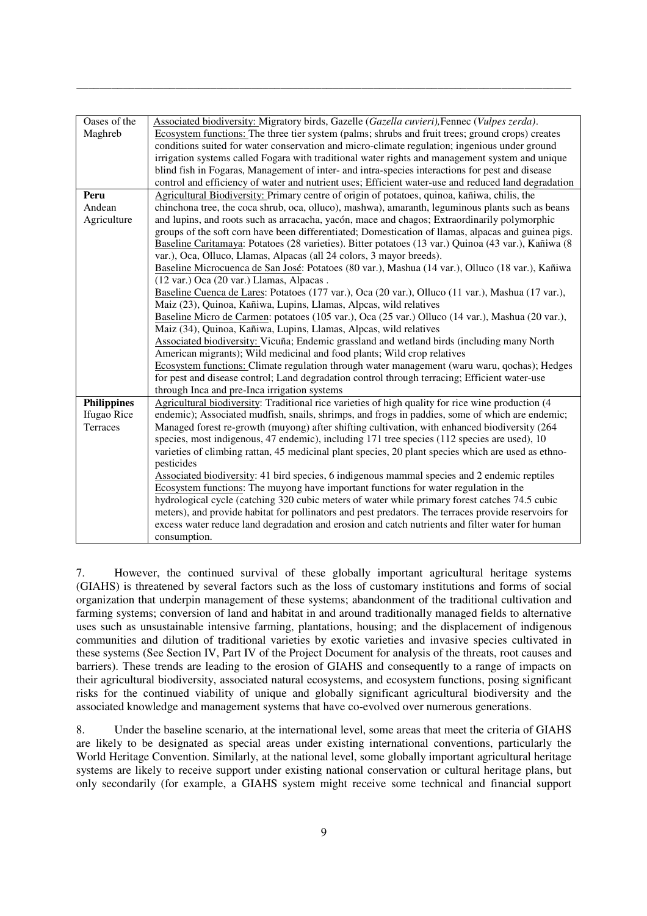| | |
|---|---|
| Oases of the Maghreb | Associated biodiversity: Migratory birds, Gazelle (*Gazella cuvieri),*Fennec (*Vulpes zerda)*.<br>Ecosystem functions: The three tier system (palms; shrubs and fruit trees; ground crops) creates conditions suited for water conservation and micro-climate regulation; ingenious under ground irrigation systems called Fogara with traditional water rights and management system and unique blind fish in Fogaras, Management of inter- and intra-species interactions for pest and disease control and efficiency of water and nutrient uses; Efficient water-use and reduced land degradation |
| **Peru**<br>Andean Agriculture | Agricultural Biodiversity: Primary centre of origin of potatoes, quinoa, kañiwa, chilis, the chinchona tree, the coca shrub, oca, olluco), mashwa), amaranth, leguminous plants such as beans and lupins, and roots such as arracacha, yacón, mace and chagos; Extraordinarily polymorphic groups of the soft corn have been differentiated; Domestication of llamas, alpacas and guinea pigs.<br>Baseline Caritamaya: Potatoes (28 varieties). Bitter potatoes (13 var.) Quinoa (43 var.), Kañiwa (8 var.), Oca, Olluco, Llamas, Alpacas (all 24 colors, 3 mayor breeds).<br>Baseline Microcuenca de San José: Potatoes (80 var.), Mashua (14 var.), Olluco (18 var.), Kañiwa (12 var.) Oca (20 var.) Llamas, Alpacas .<br>Baseline Cuenca de Lares: Potatoes (177 var.), Oca (20 var.), Olluco (11 var.), Mashua (17 var.), Maiz (23), Quinoa, Kañiwa, Lupins, Llamas, Alpcas, wild relatives<br>Baseline Micro de Carmen: potatoes (105 var.), Oca (25 var.) Olluco (14 var.), Mashua (20 var.), Maiz (34), Quinoa, Kañiwa, Lupins, Llamas, Alpcas, wild relatives<br>Associated biodiversity: Vicuña; Endemic grassland and wetland birds (including many North American migrants); Wild medicinal and food plants; Wild crop relatives<br>Ecosystem functions: Climate regulation through water management (waru waru, qochas); Hedges for pest and disease control; Land degradation control through terracing; Efficient water-use through Inca and pre-Inca irrigation systems |
| **Philippines**<br>Ifugao Rice Terraces | Agricultural biodiversity: Traditional rice varieties of high quality for rice wine production (4 endemic); Associated mudfish, snails, shrimps, and frogs in paddies, some of which are endemic; Managed forest re-growth (muyong) after shifting cultivation, with enhanced biodiversity (264 species, most indigenous, 47 endemic), including 171 tree species (112 species are used), 10 varieties of climbing rattan, 45 medicinal plant species, 20 plant species which are used as ethno-pesticides<br>Associated biodiversity: 41 bird species, 6 indigenous mammal species and 2 endemic reptiles<br>Ecosystem functions: The muyong have important functions for water regulation in the hydrological cycle (catching 320 cubic meters of water while primary forest catches 74.5 cubic meters), and provide habitat for pollinators and pest predators. The terraces provide reservoirs for excess water reduce land degradation and erosion and catch nutrients and filter water for human consumption. |

7. However, the continued survival of these globally important agricultural heritage systems (GIAHS) is threatened by several factors such as the loss of customary institutions and forms of social organization that underpin management of these systems; abandonment of the traditional cultivation and farming systems; conversion of land and habitat in and around traditionally managed fields to alternative uses such as unsustainable intensive farming, plantations, housing; and the displacement of indigenous communities and dilution of traditional varieties by exotic varieties and invasive species cultivated in these systems (See Section IV, Part IV of the Project Document for analysis of the threats, root causes and barriers). These trends are leading to the erosion of GIAHS and consequently to a range of impacts on their agricultural biodiversity, associated natural ecosystems, and ecosystem functions, posing significant risks for the continued viability of unique and globally significant agricultural biodiversity and the associated knowledge and management systems that have co-evolved over numerous generations.

8. Under the baseline scenario, at the international level, some areas that meet the criteria of GIAHS are likely to be designated as special areas under existing international conventions, particularly the World Heritage Convention. Similarly, at the national level, some globally important agricultural heritage systems are likely to receive support under existing national conservation or cultural heritage plans, but only secondarily (for example, a GIAHS system might receive some technical and financial support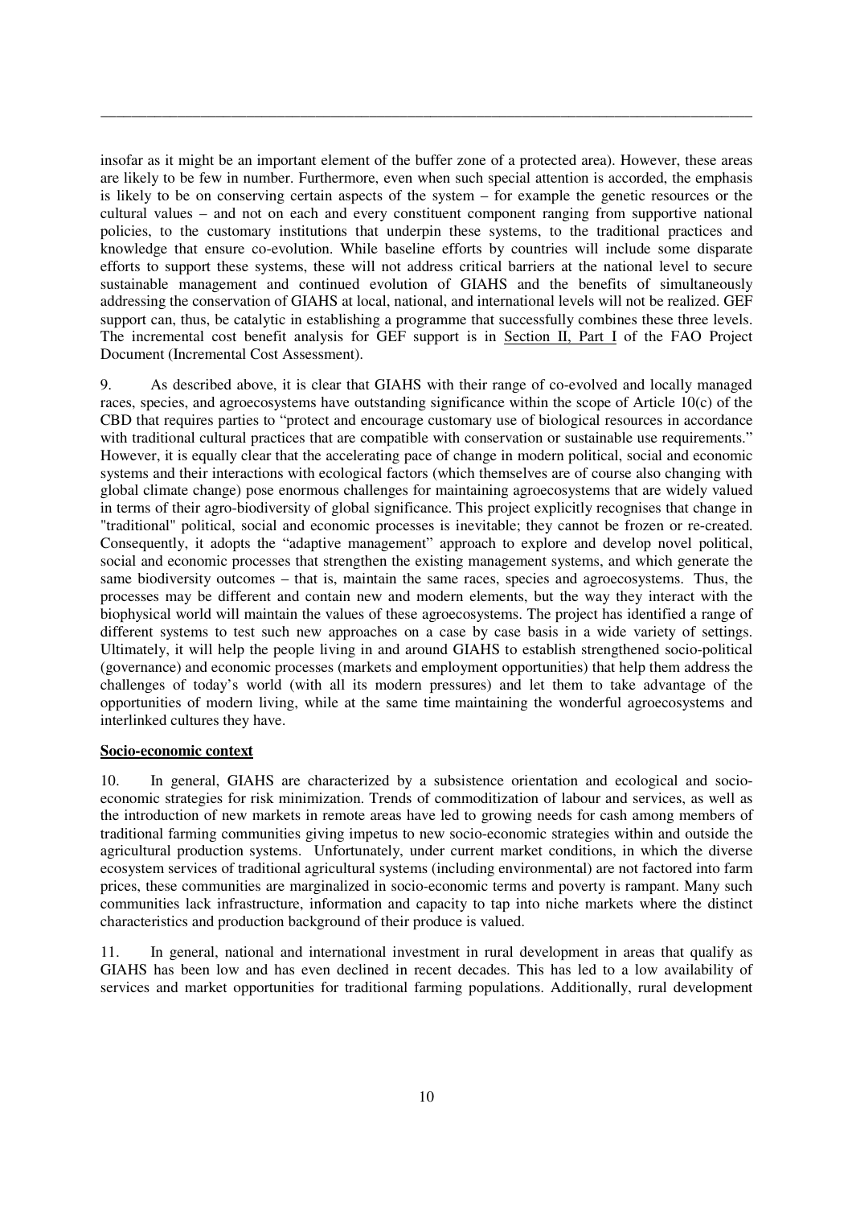insofar as it might be an important element of the buffer zone of a protected area). However, these areas are likely to be few in number. Furthermore, even when such special attention is accorded, the emphasis is likely to be on conserving certain aspects of the system – for example the genetic resources or the cultural values – and not on each and every constituent component ranging from supportive national policies, to the customary institutions that underpin these systems, to the traditional practices and knowledge that ensure co-evolution. While baseline efforts by countries will include some disparate efforts to support these systems, these will not address critical barriers at the national level to secure sustainable management and continued evolution of GIAHS and the benefits of simultaneously addressing the conservation of GIAHS at local, national, and international levels will not be realized. GEF support can, thus, be catalytic in establishing a programme that successfully combines these three levels. The incremental cost benefit analysis for GEF support is in Section II, Part I of the FAO Project Document (Incremental Cost Assessment).

9. As described above, it is clear that GIAHS with their range of co-evolved and locally managed races, species, and agroecosystems have outstanding significance within the scope of Article 10(c) of the CBD that requires parties to "protect and encourage customary use of biological resources in accordance with traditional cultural practices that are compatible with conservation or sustainable use requirements." However, it is equally clear that the accelerating pace of change in modern political, social and economic systems and their interactions with ecological factors (which themselves are of course also changing with global climate change) pose enormous challenges for maintaining agroecosystems that are widely valued in terms of their agro-biodiversity of global significance. This project explicitly recognises that change in "traditional" political, social and economic processes is inevitable; they cannot be frozen or re-created. Consequently, it adopts the "adaptive management" approach to explore and develop novel political, social and economic processes that strengthen the existing management systems, and which generate the same biodiversity outcomes – that is, maintain the same races, species and agroecosystems. Thus, the processes may be different and contain new and modern elements, but the way they interact with the biophysical world will maintain the values of these agroecosystems. The project has identified a range of different systems to test such new approaches on a case by case basis in a wide variety of settings. Ultimately, it will help the people living in and around GIAHS to establish strengthened socio-political (governance) and economic processes (markets and employment opportunities) that help them address the challenges of today's world (with all its modern pressures) and let them to take advantage of the opportunities of modern living, while at the same time maintaining the wonderful agroecosystems and interlinked cultures they have.

**Socio-economic context**

10. In general, GIAHS are characterized by a subsistence orientation and ecological and socio-economic strategies for risk minimization. Trends of commoditization of labour and services, as well as the introduction of new markets in remote areas have led to growing needs for cash among members of traditional farming communities giving impetus to new socio-economic strategies within and outside the agricultural production systems. Unfortunately, under current market conditions, in which the diverse ecosystem services of traditional agricultural systems (including environmental) are not factored into farm prices, these communities are marginalized in socio-economic terms and poverty is rampant. Many such communities lack infrastructure, information and capacity to tap into niche markets where the distinct characteristics and production background of their produce is valued.

11. In general, national and international investment in rural development in areas that qualify as GIAHS has been low and has even declined in recent decades. This has led to a low availability of services and market opportunities for traditional farming populations. Additionally, rural development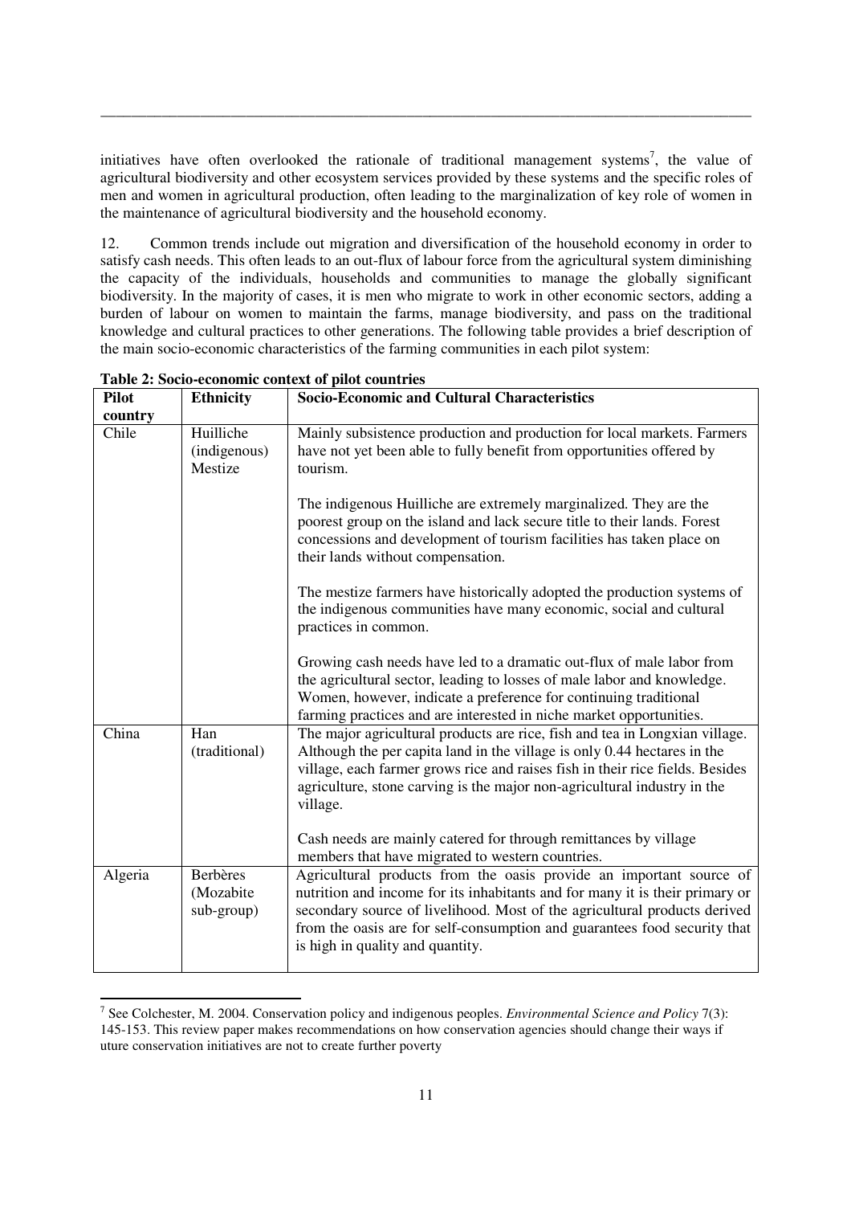initiatives have often overlooked the rationale of traditional management systems[7], the value of agricultural biodiversity and other ecosystem services provided by these systems and the specific roles of men and women in agricultural production, often leading to the marginalization of key role of women in the maintenance of agricultural biodiversity and the household economy.

12. Common trends include out migration and diversification of the household economy in order to satisfy cash needs. This often leads to an out-flux of labour force from the agricultural system diminishing the capacity of the individuals, households and communities to manage the globally significant biodiversity. In the majority of cases, it is men who migrate to work in other economic sectors, adding a burden of labour on women to maintain the farms, manage biodiversity, and pass on the traditional knowledge and cultural practices to other generations. The following table provides a brief description of the main socio-economic characteristics of the farming communities in each pilot system:

**Table 2: Socio-economic context of pilot countries**

| Pilot country | Ethnicity | Socio-Economic and Cultural Characteristics |
|---|---|---|
| Chile | Huilliche (indigenous) Mestize | Mainly subsistence production and production for local markets. Farmers have not yet been able to fully benefit from opportunities offered by tourism.<br><br>The indigenous Huilliche are extremely marginalized. They are the poorest group on the island and lack secure title to their lands. Forest concessions and development of tourism facilities has taken place on their lands without compensation.<br><br>The mestize farmers have historically adopted the production systems of the indigenous communities have many economic, social and cultural practices in common.<br><br>Growing cash needs have led to a dramatic out-flux of male labor from the agricultural sector, leading to losses of male labor and knowledge. Women, however, indicate a preference for continuing traditional farming practices and are interested in niche market opportunities. |
| China | Han (traditional) | The major agricultural products are rice, fish and tea in Longxian village. Although the per capita land in the village is only 0.44 hectares in the village, each farmer grows rice and raises fish in their rice fields. Besides agriculture, stone carving is the major non-agricultural industry in the village.<br><br>Cash needs are mainly catered for through remittances by village members that have migrated to western countries. |
| Algeria | Berbères (Mozabite sub-group) | Agricultural products from the oasis provide an important source of nutrition and income for its inhabitants and for many it is their primary or secondary source of livelihood. Most of the agricultural products derived from the oasis are for self-consumption and guarantees food security that is high in quality and quantity. |

[7] See Colchester, M. 2004. Conservation policy and indigenous peoples. *Environmental Science and Policy* 7(3): 145-153. This review paper makes recommendations on how conservation agencies should change their ways if uture conservation initiatives are not to create further poverty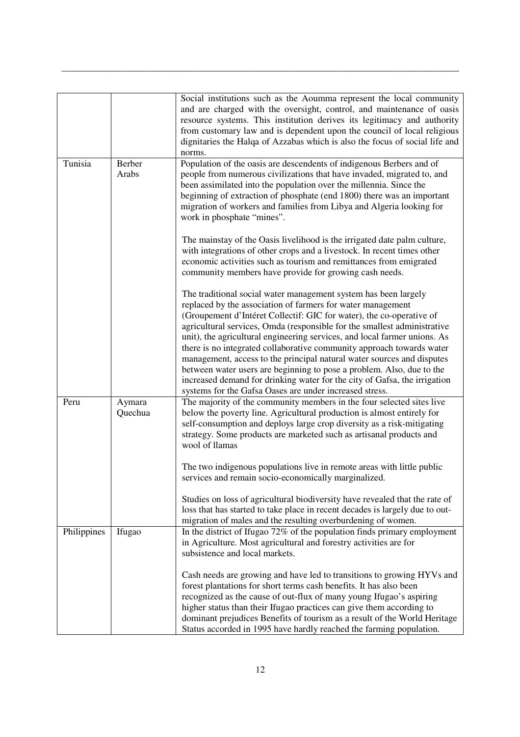| | | |
|---|---|---|
| | | Social institutions such as the Aoumma represent the local community and are charged with the oversight, control, and maintenance of oasis resource systems. This institution derives its legitimacy and authority from customary law and is dependent upon the council of local religious dignitaries the Halqa of Azzabas which is also the focus of social life and norms. |
| Tunisia | Berber<br>Arabs | Population of the oasis are descendents of indigenous Berbers and of people from numerous civilizations that have invaded, migrated to, and been assimilated into the population over the millennia. Since the beginning of extraction of phosphate (end 1800) there was an important migration of workers and families from Libya and Algeria looking for work in phosphate "mines".<br><br>The mainstay of the Oasis livelihood is the irrigated date palm culture, with integrations of other crops and a livestock. In recent times other economic activities such as tourism and remittances from emigrated community members have provide for growing cash needs.<br><br>The traditional social water management system has been largely replaced by the association of farmers for water management (Groupement d'Intéret Collectif: GIC for water), the co-operative of agricultural services, Omda (responsible for the smallest administrative unit), the agricultural engineering services, and local farmer unions. As there is no integrated collaborative community approach towards water management, access to the principal natural water sources and disputes between water users are beginning to pose a problem. Also, due to the increased demand for drinking water for the city of Gafsa, the irrigation systems for the Gafsa Oases are under increased stress. |
| Peru | Aymara<br>Quechua | The majority of the community members in the four selected sites live below the poverty line. Agricultural production is almost entirely for self-consumption and deploys large crop diversity as a risk-mitigating strategy. Some products are marketed such as artisanal products and wool of llamas<br><br>The two indigenous populations live in remote areas with little public services and remain socio-economically marginalized.<br><br>Studies on loss of agricultural biodiversity have revealed that the rate of loss that has started to take place in recent decades is largely due to out-migration of males and the resulting overburdening of women. |
| Philippines | Ifugao | In the district of Ifugao 72% of the population finds primary employment in Agriculture. Most agricultural and forestry activities are for subsistence and local markets.<br><br>Cash needs are growing and have led to transitions to growing HYVs and forest plantations for short terms cash benefits. It has also been recognized as the cause of out-flux of many young Ifugao's aspiring higher status than their Ifugao practices can give them according to dominant prejudices Benefits of tourism as a result of the World Heritage Status accorded in 1995 have hardly reached the farming population. |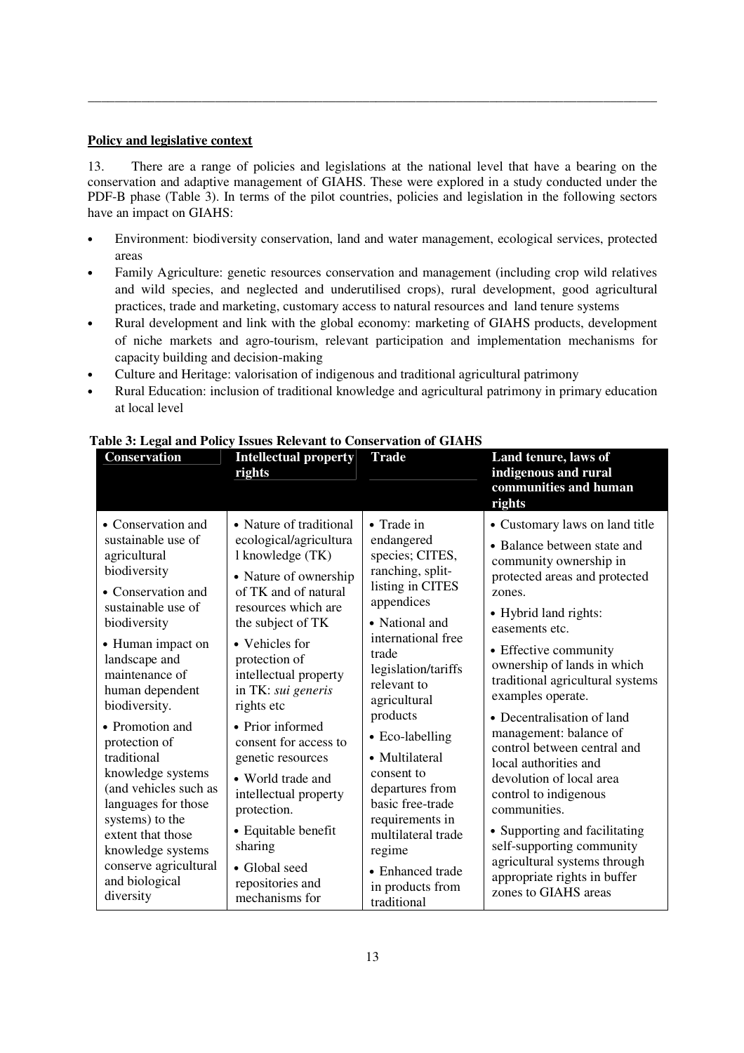**Policy and legislative context**

13. There are a range of policies and legislations at the national level that have a bearing on the conservation and adaptive management of GIAHS. These were explored in a study conducted under the PDF-B phase (Table 3). In terms of the pilot countries, policies and legislation in the following sectors have an impact on GIAHS:

- Environment: biodiversity conservation, land and water management, ecological services, protected areas
- Family Agriculture: genetic resources conservation and management (including crop wild relatives and wild species, and neglected and underutilised crops), rural development, good agricultural practices, trade and marketing, customary access to natural resources and land tenure systems
- Rural development and link with the global economy: marketing of GIAHS products, development of niche markets and agro-tourism, relevant participation and implementation mechanisms for capacity building and decision-making
- Culture and Heritage: valorisation of indigenous and traditional agricultural patrimony
- Rural Education: inclusion of traditional knowledge and agricultural patrimony in primary education at local level

**Table 3: Legal and Policy Issues Relevant to Conservation of GIAHS**

| Conservation | Intellectual property rights | Trade | Land tenure, laws of indigenous and rural communities and human rights |
|---|---|---|---|
| • Conservation and sustainable use of agricultural biodiversity<br>• Conservation and sustainable use of biodiversity<br>• Human impact on landscape and maintenance of human dependent biodiversity.<br>• Promotion and protection of traditional knowledge systems (and vehicles such as languages for those systems) to the extent that those knowledge systems conserve agricultural and biological diversity | • Nature of traditional ecological/agricultural knowledge (TK)<br>• Nature of ownership of TK and of natural resources which are the subject of TK<br>• Vehicles for protection of intellectual property in TK: *sui generis* rights etc<br>• Prior informed consent for access to genetic resources<br>• World trade and intellectual property protection.<br>• Equitable benefit sharing<br>• Global seed repositories and mechanisms for | • Trade in endangered species; CITES, ranching, split-listing in CITES appendices<br>• National and international free trade legislation/tariffs relevant to agricultural products<br>• Eco-labelling<br>• Multilateral consent to departures from basic free-trade requirements in multilateral trade regime<br>• Enhanced trade in products from traditional | • Customary laws on land title<br>• Balance between state and community ownership in protected areas and protected zones.<br>• Hybrid land rights: easements etc.<br>• Effective community ownership of lands in which traditional agricultural systems examples operate.<br>• Decentralisation of land management: balance of control between central and local authorities and devolution of local area control to indigenous communities.<br>• Supporting and facilitating self-supporting community agricultural systems through appropriate rights in buffer zones to GIAHS areas |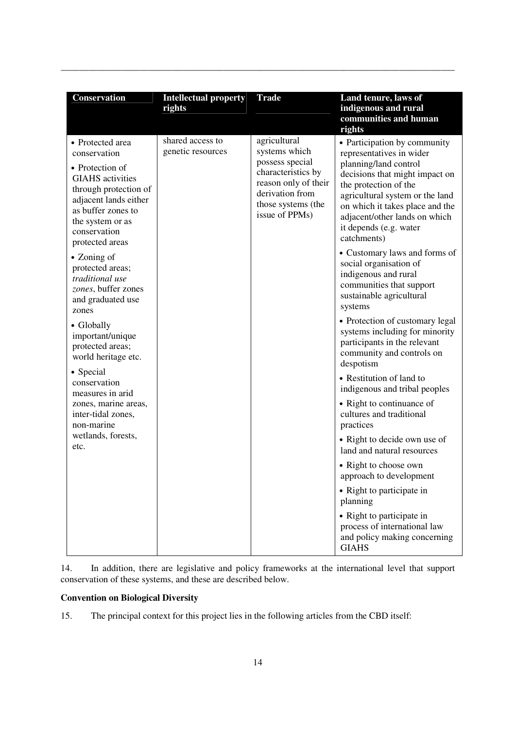| Conservation | Intellectual property rights | Trade | Land tenure, laws of indigenous and rural communities and human rights |
|---|---|---|---|
| • Protected area conservation<br>• Protection of GIAHS activities through protection of adjacent lands either as buffer zones to the system or as conservation protected areas<br>• Zoning of protected areas; *traditional use zones*, buffer zones and graduated use zones<br>• Globally important/unique protected areas; world heritage etc.<br>• Special conservation measures in arid zones, marine areas, inter-tidal zones, non-marine wetlands, forests, etc. | shared access to genetic resources | agricultural systems which possess special characteristics by reason only of their derivation from those systems (the issue of PPMs) | • Participation by community representatives in wider planning/land control decisions that might impact on the protection of the agricultural system or the land on which it takes place and the adjacent/other lands on which it depends (e.g. water catchments)<br>• Customary laws and forms of social organisation of indigenous and rural communities that support sustainable agricultural systems<br>• Protection of customary legal systems including for minority participants in the relevant community and controls on despotism<br>• Restitution of land to indigenous and tribal peoples<br>• Right to continuance of cultures and traditional practices<br>• Right to decide own use of land and natural resources<br>• Right to choose own approach to development<br>• Right to participate in planning<br>• Right to participate in process of international law and policy making concerning GIAHS |

14. In addition, there are legislative and policy frameworks at the international level that support conservation of these systems, and these are described below.

**Convention on Biological Diversity**

15. The principal context for this project lies in the following articles from the CBD itself: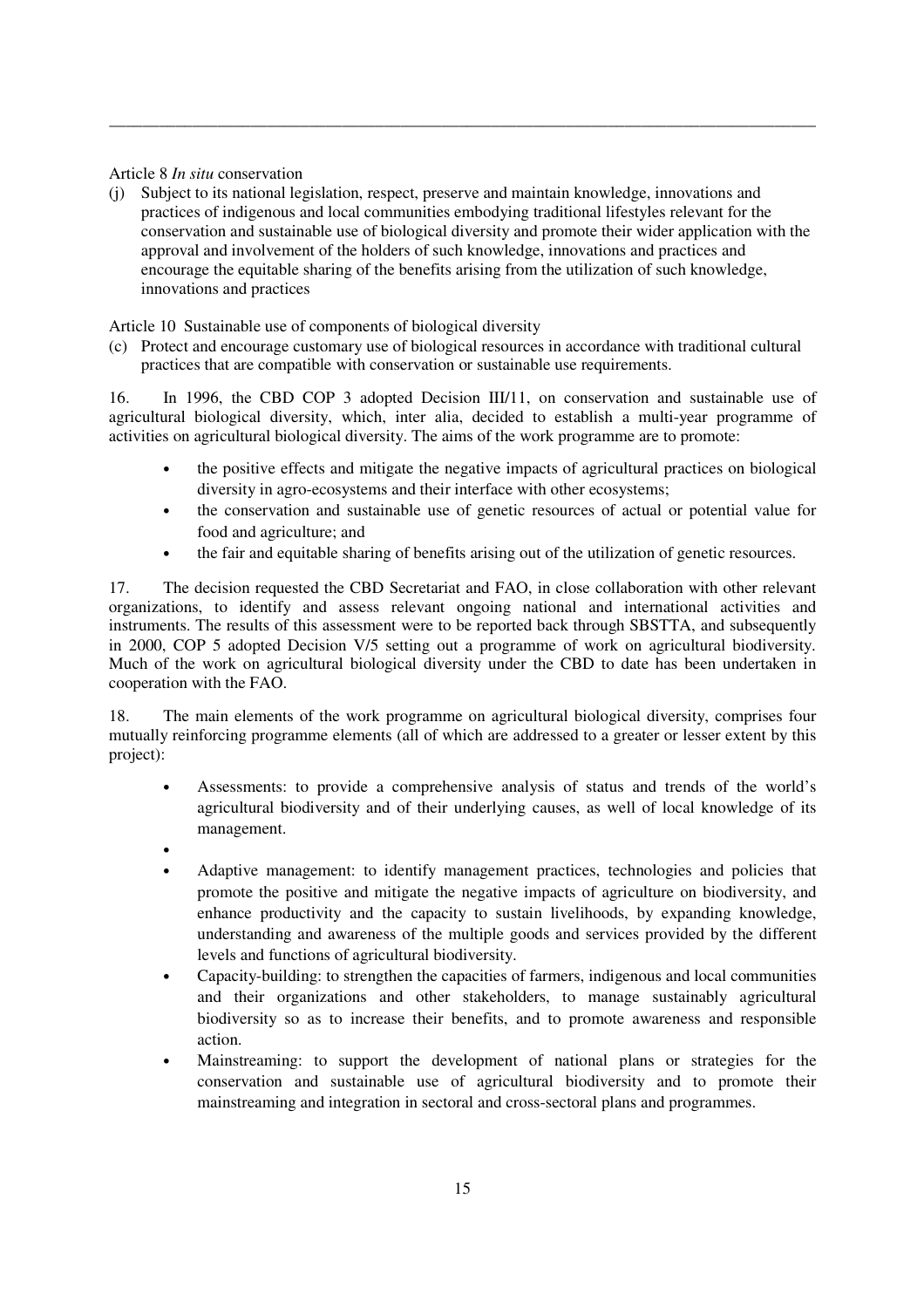Article 8 *In situ* conservation

(j) Subject to its national legislation, respect, preserve and maintain knowledge, innovations and practices of indigenous and local communities embodying traditional lifestyles relevant for the conservation and sustainable use of biological diversity and promote their wider application with the approval and involvement of the holders of such knowledge, innovations and practices and encourage the equitable sharing of the benefits arising from the utilization of such knowledge, innovations and practices

Article 10 Sustainable use of components of biological diversity

(c) Protect and encourage customary use of biological resources in accordance with traditional cultural practices that are compatible with conservation or sustainable use requirements.

16. In 1996, the CBD COP 3 adopted Decision III/11, on conservation and sustainable use of agricultural biological diversity, which, inter alia, decided to establish a multi-year programme of activities on agricultural biological diversity. The aims of the work programme are to promote:

- the positive effects and mitigate the negative impacts of agricultural practices on biological diversity in agro-ecosystems and their interface with other ecosystems;
- the conservation and sustainable use of genetic resources of actual or potential value for food and agriculture; and
- the fair and equitable sharing of benefits arising out of the utilization of genetic resources.

17. The decision requested the CBD Secretariat and FAO, in close collaboration with other relevant organizations, to identify and assess relevant ongoing national and international activities and instruments. The results of this assessment were to be reported back through SBSTTA, and subsequently in 2000, COP 5 adopted Decision V/5 setting out a programme of work on agricultural biodiversity. Much of the work on agricultural biological diversity under the CBD to date has been undertaken in cooperation with the FAO.

18. The main elements of the work programme on agricultural biological diversity, comprises four mutually reinforcing programme elements (all of which are addressed to a greater or lesser extent by this project):

- Assessments: to provide a comprehensive analysis of status and trends of the world's agricultural biodiversity and of their underlying causes, as well of local knowledge of its management.
- Adaptive management: to identify management practices, technologies and policies that promote the positive and mitigate the negative impacts of agriculture on biodiversity, and enhance productivity and the capacity to sustain livelihoods, by expanding knowledge, understanding and awareness of the multiple goods and services provided by the different levels and functions of agricultural biodiversity.
- Capacity-building: to strengthen the capacities of farmers, indigenous and local communities and their organizations and other stakeholders, to manage sustainably agricultural biodiversity so as to increase their benefits, and to promote awareness and responsible action.
- Mainstreaming: to support the development of national plans or strategies for the conservation and sustainable use of agricultural biodiversity and to promote their mainstreaming and integration in sectoral and cross-sectoral plans and programmes.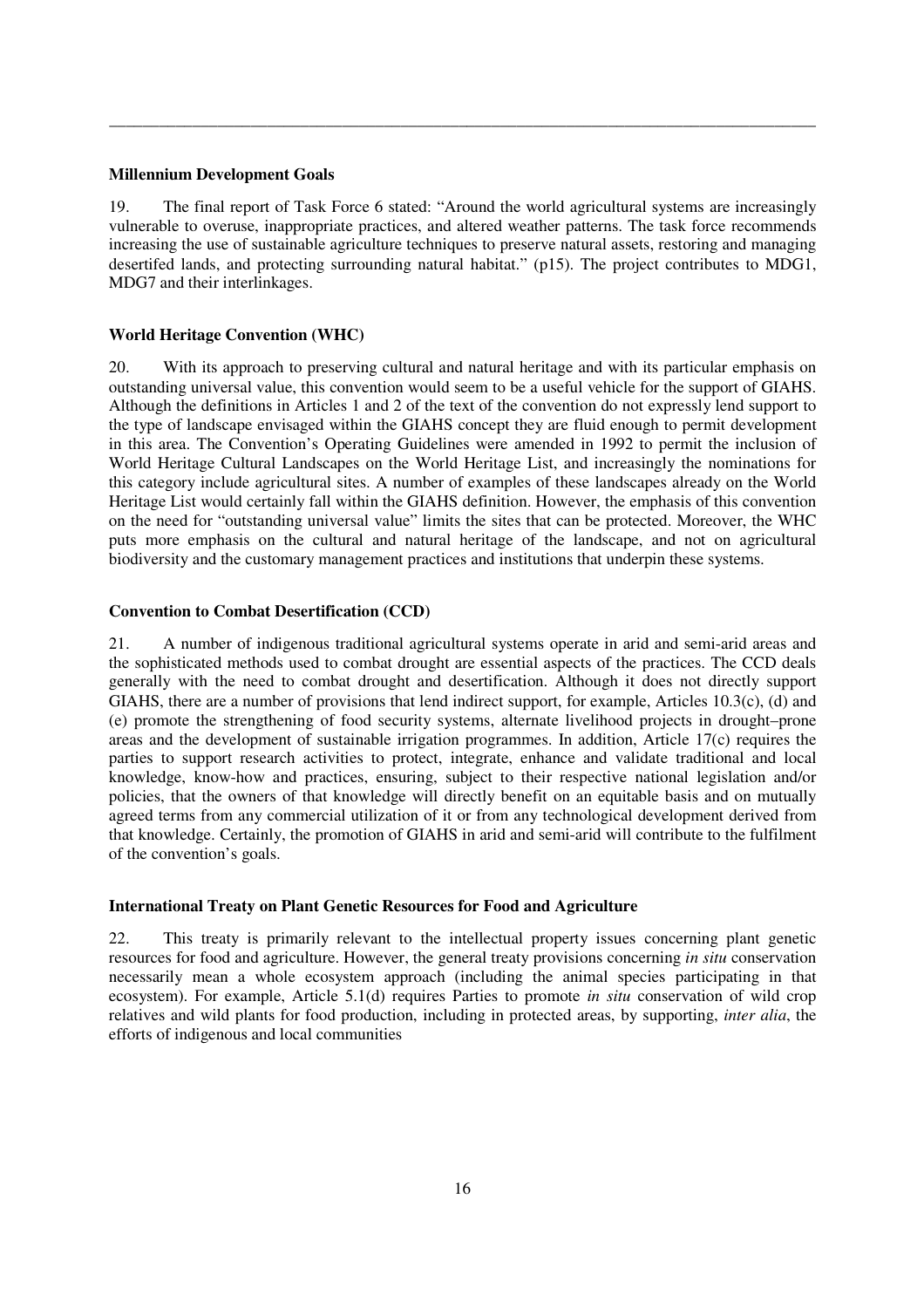**Millennium Development Goals**

19. The final report of Task Force 6 stated: "Around the world agricultural systems are increasingly vulnerable to overuse, inappropriate practices, and altered weather patterns. The task force recommends increasing the use of sustainable agriculture techniques to preserve natural assets, restoring and managing desertifed lands, and protecting surrounding natural habitat." (p15). The project contributes to MDG1, MDG7 and their interlinkages.

**World Heritage Convention (WHC)**

20. With its approach to preserving cultural and natural heritage and with its particular emphasis on outstanding universal value, this convention would seem to be a useful vehicle for the support of GIAHS. Although the definitions in Articles 1 and 2 of the text of the convention do not expressly lend support to the type of landscape envisaged within the GIAHS concept they are fluid enough to permit development in this area. The Convention's Operating Guidelines were amended in 1992 to permit the inclusion of World Heritage Cultural Landscapes on the World Heritage List, and increasingly the nominations for this category include agricultural sites. A number of examples of these landscapes already on the World Heritage List would certainly fall within the GIAHS definition. However, the emphasis of this convention on the need for "outstanding universal value" limits the sites that can be protected. Moreover, the WHC puts more emphasis on the cultural and natural heritage of the landscape, and not on agricultural biodiversity and the customary management practices and institutions that underpin these systems.

**Convention to Combat Desertification (CCD)**

21. A number of indigenous traditional agricultural systems operate in arid and semi-arid areas and the sophisticated methods used to combat drought are essential aspects of the practices. The CCD deals generally with the need to combat drought and desertification. Although it does not directly support GIAHS, there are a number of provisions that lend indirect support, for example, Articles 10.3(c), (d) and (e) promote the strengthening of food security systems, alternate livelihood projects in drought–prone areas and the development of sustainable irrigation programmes. In addition, Article 17(c) requires the parties to support research activities to protect, integrate, enhance and validate traditional and local knowledge, know-how and practices, ensuring, subject to their respective national legislation and/or policies, that the owners of that knowledge will directly benefit on an equitable basis and on mutually agreed terms from any commercial utilization of it or from any technological development derived from that knowledge. Certainly, the promotion of GIAHS in arid and semi-arid will contribute to the fulfilment of the convention's goals.

**International Treaty on Plant Genetic Resources for Food and Agriculture**

22. This treaty is primarily relevant to the intellectual property issues concerning plant genetic resources for food and agriculture. However, the general treaty provisions concerning *in situ* conservation necessarily mean a whole ecosystem approach (including the animal species participating in that ecosystem). For example, Article 5.1(d) requires Parties to promote *in situ* conservation of wild crop relatives and wild plants for food production, including in protected areas, by supporting, *inter alia*, the efforts of indigenous and local communities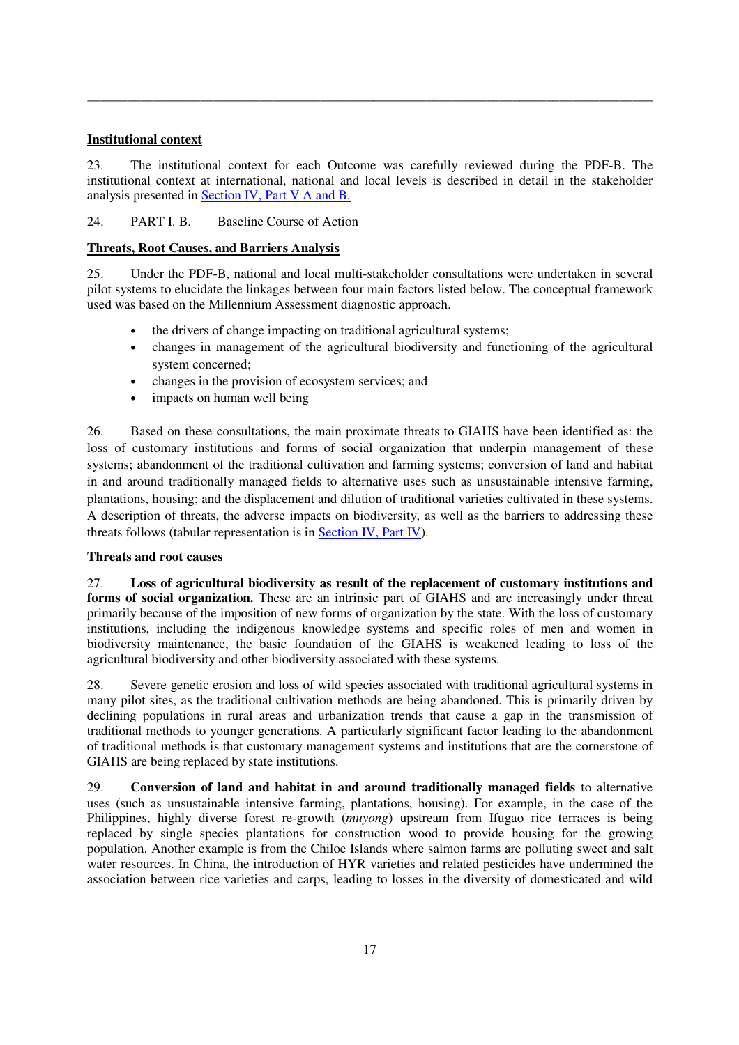**Institutional context**

23. The institutional context for each Outcome was carefully reviewed during the PDF-B. The institutional context at international, national and local levels is described in detail in the stakeholder analysis presented in Section IV, Part V A and B.

24. PART I. B. Baseline Course of Action

**Threats, Root Causes, and Barriers Analysis**

25. Under the PDF-B, national and local multi-stakeholder consultations were undertaken in several pilot systems to elucidate the linkages between four main factors listed below. The conceptual framework used was based on the Millennium Assessment diagnostic approach.

- the drivers of change impacting on traditional agricultural systems;
- changes in management of the agricultural biodiversity and functioning of the agricultural system concerned;
- changes in the provision of ecosystem services; and
- impacts on human well being

26. Based on these consultations, the main proximate threats to GIAHS have been identified as: the loss of customary institutions and forms of social organization that underpin management of these systems; abandonment of the traditional cultivation and farming systems; conversion of land and habitat in and around traditionally managed fields to alternative uses such as unsustainable intensive farming, plantations, housing; and the displacement and dilution of traditional varieties cultivated in these systems. A description of threats, the adverse impacts on biodiversity, as well as the barriers to addressing these threats follows (tabular representation is in Section IV, Part IV).

**Threats and root causes**

27. **Loss of agricultural biodiversity as result of the replacement of customary institutions and forms of social organization.** These are an intrinsic part of GIAHS and are increasingly under threat primarily because of the imposition of new forms of organization by the state. With the loss of customary institutions, including the indigenous knowledge systems and specific roles of men and women in biodiversity maintenance, the basic foundation of the GIAHS is weakened leading to loss of the agricultural biodiversity and other biodiversity associated with these systems.

28. Severe genetic erosion and loss of wild species associated with traditional agricultural systems in many pilot sites, as the traditional cultivation methods are being abandoned. This is primarily driven by declining populations in rural areas and urbanization trends that cause a gap in the transmission of traditional methods to younger generations. A particularly significant factor leading to the abandonment of traditional methods is that customary management systems and institutions that are the cornerstone of GIAHS are being replaced by state institutions.

29. **Conversion of land and habitat in and around traditionally managed fields** to alternative uses (such as unsustainable intensive farming, plantations, housing). For example, in the case of the Philippines, highly diverse forest re-growth (*muyong*) upstream from Ifugao rice terraces is being replaced by single species plantations for construction wood to provide housing for the growing population. Another example is from the Chiloe Islands where salmon farms are polluting sweet and salt water resources. In China, the introduction of HYR varieties and related pesticides have undermined the association between rice varieties and carps, leading to losses in the diversity of domesticated and wild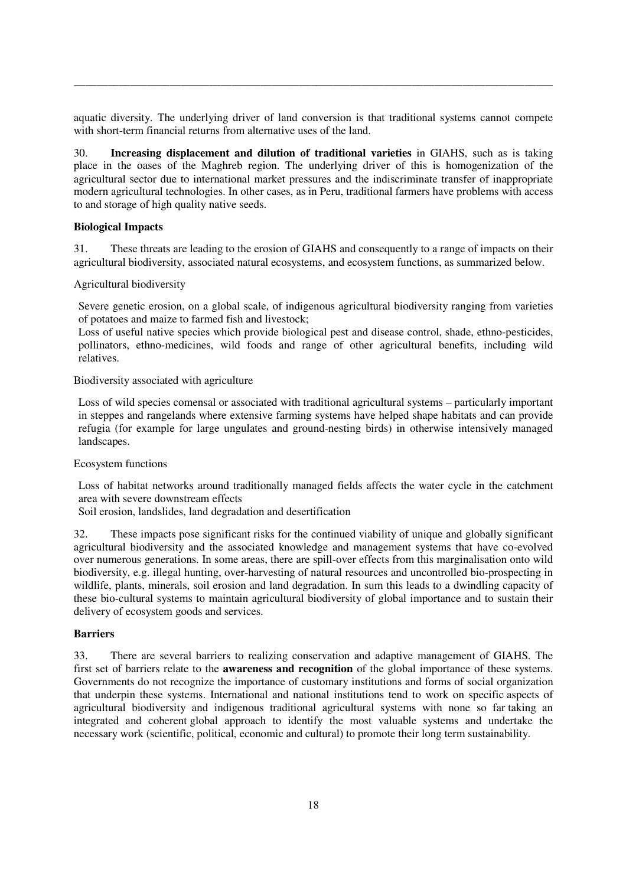aquatic diversity. The underlying driver of land conversion is that traditional systems cannot compete with short-term financial returns from alternative uses of the land.

30. **Increasing displacement and dilution of traditional varieties** in GIAHS, such as is taking place in the oases of the Maghreb region. The underlying driver of this is homogenization of the agricultural sector due to international market pressures and the indiscriminate transfer of inappropriate modern agricultural technologies. In other cases, as in Peru, traditional farmers have problems with access to and storage of high quality native seeds.

**Biological Impacts**

31. These threats are leading to the erosion of GIAHS and consequently to a range of impacts on their agricultural biodiversity, associated natural ecosystems, and ecosystem functions, as summarized below.

Agricultural biodiversity

Severe genetic erosion, on a global scale, of indigenous agricultural biodiversity ranging from varieties of potatoes and maize to farmed fish and livestock;

Loss of useful native species which provide biological pest and disease control, shade, ethno-pesticides, pollinators, ethno-medicines, wild foods and range of other agricultural benefits, including wild relatives.

Biodiversity associated with agriculture

Loss of wild species comensal or associated with traditional agricultural systems – particularly important in steppes and rangelands where extensive farming systems have helped shape habitats and can provide refugia (for example for large ungulates and ground-nesting birds) in otherwise intensively managed landscapes.

Ecosystem functions

Loss of habitat networks around traditionally managed fields affects the water cycle in the catchment area with severe downstream effects

Soil erosion, landslides, land degradation and desertification

32. These impacts pose significant risks for the continued viability of unique and globally significant agricultural biodiversity and the associated knowledge and management systems that have co-evolved over numerous generations. In some areas, there are spill-over effects from this marginalisation onto wild biodiversity, e.g. illegal hunting, over-harvesting of natural resources and uncontrolled bio-prospecting in wildlife, plants, minerals, soil erosion and land degradation. In sum this leads to a dwindling capacity of these bio-cultural systems to maintain agricultural biodiversity of global importance and to sustain their delivery of ecosystem goods and services.

**Barriers**

33. There are several barriers to realizing conservation and adaptive management of GIAHS. The first set of barriers relate to the **awareness and recognition** of the global importance of these systems. Governments do not recognize the importance of customary institutions and forms of social organization that underpin these systems. International and national institutions tend to work on specific aspects of agricultural biodiversity and indigenous traditional agricultural systems with none so far taking an integrated and coherent global approach to identify the most valuable systems and undertake the necessary work (scientific, political, economic and cultural) to promote their long term sustainability.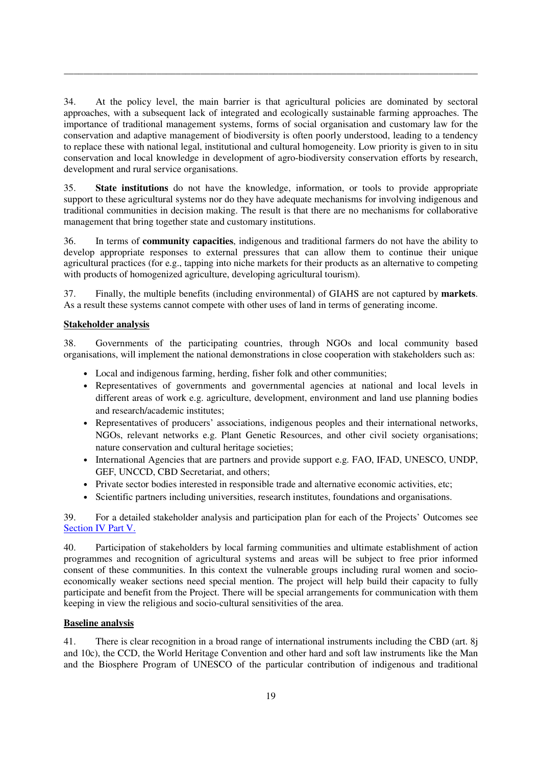34. At the policy level, the main barrier is that agricultural policies are dominated by sectoral approaches, with a subsequent lack of integrated and ecologically sustainable farming approaches. The importance of traditional management systems, forms of social organisation and customary law for the conservation and adaptive management of biodiversity is often poorly understood, leading to a tendency to replace these with national legal, institutional and cultural homogeneity. Low priority is given to in situ conservation and local knowledge in development of agro-biodiversity conservation efforts by research, development and rural service organisations.

35. **State institutions** do not have the knowledge, information, or tools to provide appropriate support to these agricultural systems nor do they have adequate mechanisms for involving indigenous and traditional communities in decision making. The result is that there are no mechanisms for collaborative management that bring together state and customary institutions.

36. In terms of **community capacities**, indigenous and traditional farmers do not have the ability to develop appropriate responses to external pressures that can allow them to continue their unique agricultural practices (for e.g., tapping into niche markets for their products as an alternative to competing with products of homogenized agriculture, developing agricultural tourism).

37. Finally, the multiple benefits (including environmental) of GIAHS are not captured by **markets**. As a result these systems cannot compete with other uses of land in terms of generating income.

**Stakeholder analysis**

38. Governments of the participating countries, through NGOs and local community based organisations, will implement the national demonstrations in close cooperation with stakeholders such as:

- Local and indigenous farming, herding, fisher folk and other communities;
- Representatives of governments and governmental agencies at national and local levels in different areas of work e.g. agriculture, development, environment and land use planning bodies and research/academic institutes;
- Representatives of producers' associations, indigenous peoples and their international networks, NGOs, relevant networks e.g. Plant Genetic Resources, and other civil society organisations; nature conservation and cultural heritage societies;
- International Agencies that are partners and provide support e.g. FAO, IFAD, UNESCO, UNDP, GEF, UNCCD, CBD Secretariat, and others;
- Private sector bodies interested in responsible trade and alternative economic activities, etc;
- Scientific partners including universities, research institutes, foundations and organisations.

39. For a detailed stakeholder analysis and participation plan for each of the Projects' Outcomes see Section IV Part V.

40. Participation of stakeholders by local farming communities and ultimate establishment of action programmes and recognition of agricultural systems and areas will be subject to free prior informed consent of these communities. In this context the vulnerable groups including rural women and socio-economically weaker sections need special mention. The project will help build their capacity to fully participate and benefit from the Project. There will be special arrangements for communication with them keeping in view the religious and socio-cultural sensitivities of the area.

**Baseline analysis**

41. There is clear recognition in a broad range of international instruments including the CBD (art. 8j and 10c), the CCD, the World Heritage Convention and other hard and soft law instruments like the Man and the Biosphere Program of UNESCO of the particular contribution of indigenous and traditional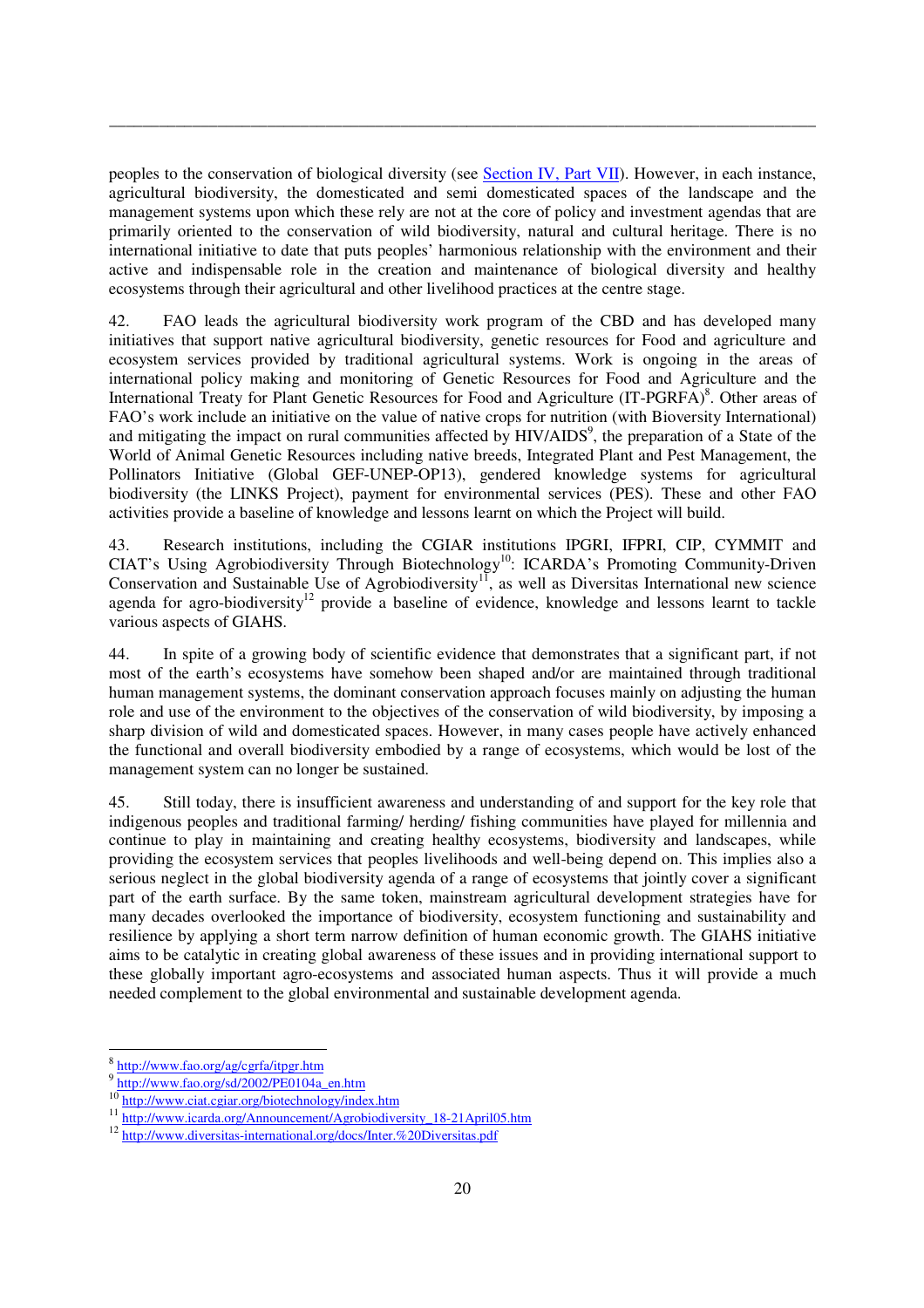peoples to the conservation of biological diversity (see Section IV, Part VII). However, in each instance, agricultural biodiversity, the domesticated and semi domesticated spaces of the landscape and the management systems upon which these rely are not at the core of policy and investment agendas that are primarily oriented to the conservation of wild biodiversity, natural and cultural heritage. There is no international initiative to date that puts peoples' harmonious relationship with the environment and their active and indispensable role in the creation and maintenance of biological diversity and healthy ecosystems through their agricultural and other livelihood practices at the centre stage.

42. FAO leads the agricultural biodiversity work program of the CBD and has developed many initiatives that support native agricultural biodiversity, genetic resources for Food and agriculture and ecosystem services provided by traditional agricultural systems. Work is ongoing in the areas of international policy making and monitoring of Genetic Resources for Food and Agriculture and the International Treaty for Plant Genetic Resources for Food and Agriculture (IT-PGRFA)[8]. Other areas of FAO's work include an initiative on the value of native crops for nutrition (with Bioversity International) and mitigating the impact on rural communities affected by HIV/AIDS[9], the preparation of a State of the World of Animal Genetic Resources including native breeds, Integrated Plant and Pest Management, the Pollinators Initiative (Global GEF-UNEP-OP13), gendered knowledge systems for agricultural biodiversity (the LINKS Project), payment for environmental services (PES). These and other FAO activities provide a baseline of knowledge and lessons learnt on which the Project will build.

43. Research institutions, including the CGIAR institutions IPGRI, IFPRI, CIP, CYMMIT and CIAT's Using Agrobiodiversity Through Biotechnology[10]: ICARDA's Promoting Community-Driven Conservation and Sustainable Use of Agrobiodiversity[11], as well as Diversitas International new science agenda for agro-biodiversity[12] provide a baseline of evidence, knowledge and lessons learnt to tackle various aspects of GIAHS.

44. In spite of a growing body of scientific evidence that demonstrates that a significant part, if not most of the earth's ecosystems have somehow been shaped and/or are maintained through traditional human management systems, the dominant conservation approach focuses mainly on adjusting the human role and use of the environment to the objectives of the conservation of wild biodiversity, by imposing a sharp division of wild and domesticated spaces. However, in many cases people have actively enhanced the functional and overall biodiversity embodied by a range of ecosystems, which would be lost of the management system can no longer be sustained.

45. Still today, there is insufficient awareness and understanding of and support for the key role that indigenous peoples and traditional farming/ herding/ fishing communities have played for millennia and continue to play in maintaining and creating healthy ecosystems, biodiversity and landscapes, while providing the ecosystem services that peoples livelihoods and well-being depend on. This implies also a serious neglect in the global biodiversity agenda of a range of ecosystems that jointly cover a significant part of the earth surface. By the same token, mainstream agricultural development strategies have for many decades overlooked the importance of biodiversity, ecosystem functioning and sustainability and resilience by applying a short term narrow definition of human economic growth. The GIAHS initiative aims to be catalytic in creating global awareness of these issues and in providing international support to these globally important agro-ecosystems and associated human aspects. Thus it will provide a much needed complement to the global environmental and sustainable development agenda.

[8] http://www.fao.org/ag/cgrfa/itpgr.htm

[9] http://www.fao.org/sd/2002/PE0104a_en.htm

[10] http://www.ciat.cgiar.org/biotechnology/index.htm

[11] http://www.icarda.org/Announcement/Agrobiodiversity_18-21April05.htm

[12] http://www.diversitas-international.org/docs/Inter.%20Diversitas.pdf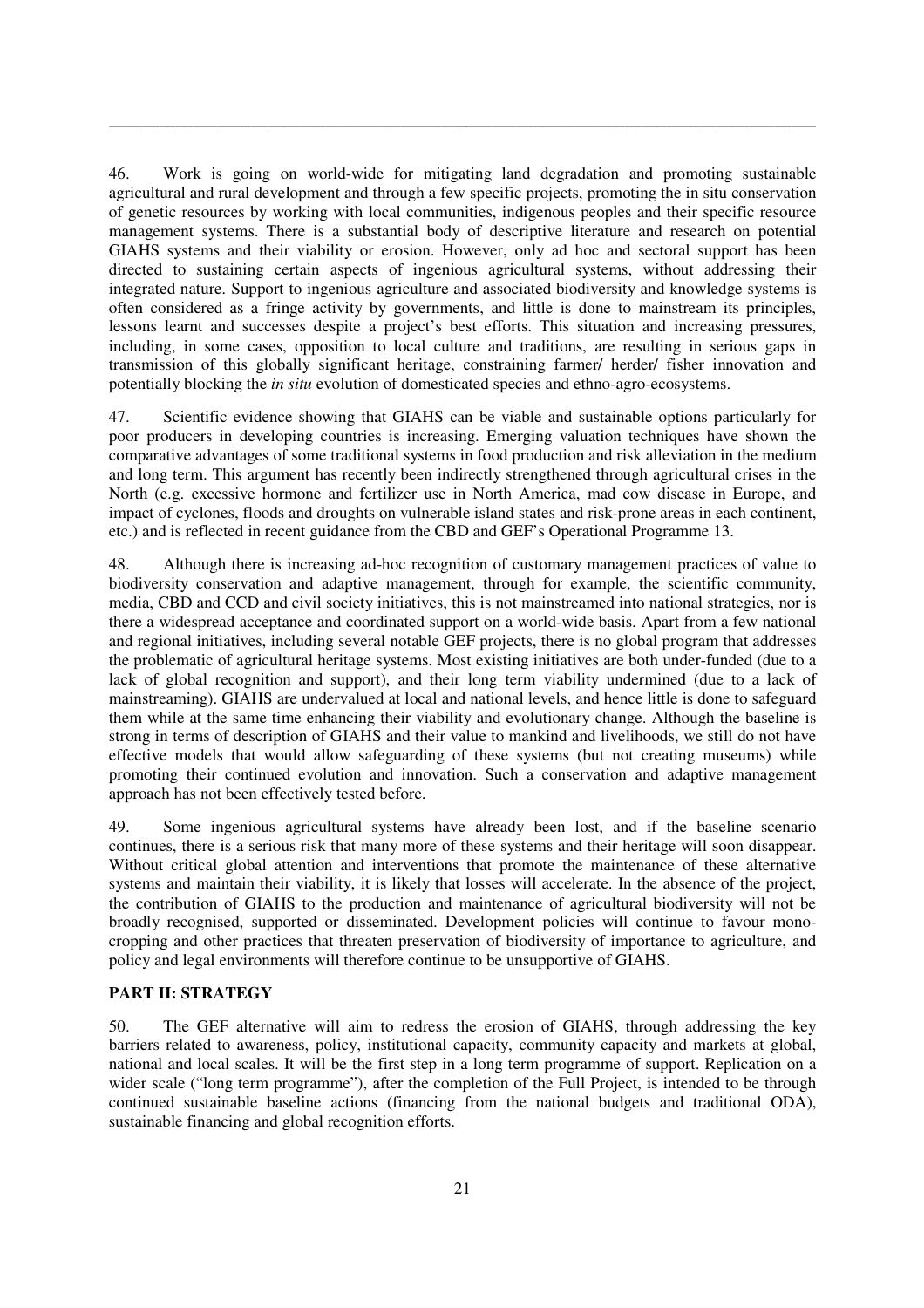46. Work is going on world-wide for mitigating land degradation and promoting sustainable agricultural and rural development and through a few specific projects, promoting the in situ conservation of genetic resources by working with local communities, indigenous peoples and their specific resource management systems. There is a substantial body of descriptive literature and research on potential GIAHS systems and their viability or erosion. However, only ad hoc and sectoral support has been directed to sustaining certain aspects of ingenious agricultural systems, without addressing their integrated nature. Support to ingenious agriculture and associated biodiversity and knowledge systems is often considered as a fringe activity by governments, and little is done to mainstream its principles, lessons learnt and successes despite a project's best efforts. This situation and increasing pressures, including, in some cases, opposition to local culture and traditions, are resulting in serious gaps in transmission of this globally significant heritage, constraining farmer/ herder/ fisher innovation and potentially blocking the *in situ* evolution of domesticated species and ethno-agro-ecosystems.

47. Scientific evidence showing that GIAHS can be viable and sustainable options particularly for poor producers in developing countries is increasing. Emerging valuation techniques have shown the comparative advantages of some traditional systems in food production and risk alleviation in the medium and long term. This argument has recently been indirectly strengthened through agricultural crises in the North (e.g. excessive hormone and fertilizer use in North America, mad cow disease in Europe, and impact of cyclones, floods and droughts on vulnerable island states and risk-prone areas in each continent, etc.) and is reflected in recent guidance from the CBD and GEF's Operational Programme 13.

48. Although there is increasing ad-hoc recognition of customary management practices of value to biodiversity conservation and adaptive management, through for example, the scientific community, media, CBD and CCD and civil society initiatives, this is not mainstreamed into national strategies, nor is there a widespread acceptance and coordinated support on a world-wide basis. Apart from a few national and regional initiatives, including several notable GEF projects, there is no global program that addresses the problematic of agricultural heritage systems. Most existing initiatives are both under-funded (due to a lack of global recognition and support), and their long term viability undermined (due to a lack of mainstreaming). GIAHS are undervalued at local and national levels, and hence little is done to safeguard them while at the same time enhancing their viability and evolutionary change. Although the baseline is strong in terms of description of GIAHS and their value to mankind and livelihoods, we still do not have effective models that would allow safeguarding of these systems (but not creating museums) while promoting their continued evolution and innovation. Such a conservation and adaptive management approach has not been effectively tested before.

49. Some ingenious agricultural systems have already been lost, and if the baseline scenario continues, there is a serious risk that many more of these systems and their heritage will soon disappear. Without critical global attention and interventions that promote the maintenance of these alternative systems and maintain their viability, it is likely that losses will accelerate. In the absence of the project, the contribution of GIAHS to the production and maintenance of agricultural biodiversity will not be broadly recognised, supported or disseminated. Development policies will continue to favour mono-cropping and other practices that threaten preservation of biodiversity of importance to agriculture, and policy and legal environments will therefore continue to be unsupportive of GIAHS.

## PART II: STRATEGY

50. The GEF alternative will aim to redress the erosion of GIAHS, through addressing the key barriers related to awareness, policy, institutional capacity, community capacity and markets at global, national and local scales. It will be the first step in a long term programme of support. Replication on a wider scale ("long term programme"), after the completion of the Full Project, is intended to be through continued sustainable baseline actions (financing from the national budgets and traditional ODA), sustainable financing and global recognition efforts.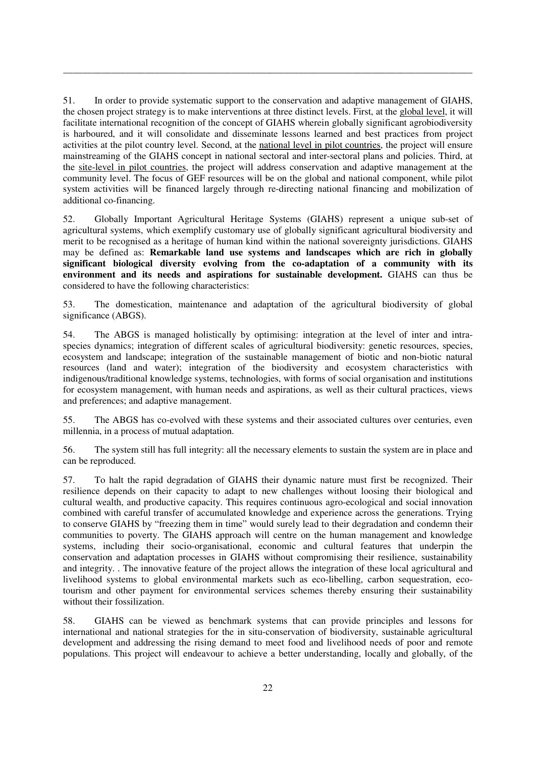51. In order to provide systematic support to the conservation and adaptive management of GIAHS, the chosen project strategy is to make interventions at three distinct levels. First, at the global level, it will facilitate international recognition of the concept of GIAHS wherein globally significant agrobiodiversity is harboured, and it will consolidate and disseminate lessons learned and best practices from project activities at the pilot country level. Second, at the national level in pilot countries, the project will ensure mainstreaming of the GIAHS concept in national sectoral and inter-sectoral plans and policies. Third, at the site-level in pilot countries, the project will address conservation and adaptive management at the community level. The focus of GEF resources will be on the global and national component, while pilot system activities will be financed largely through re-directing national financing and mobilization of additional co-financing.

52. Globally Important Agricultural Heritage Systems (GIAHS) represent a unique sub-set of agricultural systems, which exemplify customary use of globally significant agricultural biodiversity and merit to be recognised as a heritage of human kind within the national sovereignty jurisdictions. GIAHS may be defined as: **Remarkable land use systems and landscapes which are rich in globally significant biological diversity evolving from the co-adaptation of a community with its environment and its needs and aspirations for sustainable development.** GIAHS can thus be considered to have the following characteristics:

53. The domestication, maintenance and adaptation of the agricultural biodiversity of global significance (ABGS).

54. The ABGS is managed holistically by optimising: integration at the level of inter and intra-species dynamics; integration of different scales of agricultural biodiversity: genetic resources, species, ecosystem and landscape; integration of the sustainable management of biotic and non-biotic natural resources (land and water); integration of the biodiversity and ecosystem characteristics with indigenous/traditional knowledge systems, technologies, with forms of social organisation and institutions for ecosystem management, with human needs and aspirations, as well as their cultural practices, views and preferences; and adaptive management.

55. The ABGS has co-evolved with these systems and their associated cultures over centuries, even millennia, in a process of mutual adaptation.

56. The system still has full integrity: all the necessary elements to sustain the system are in place and can be reproduced.

57. To halt the rapid degradation of GIAHS their dynamic nature must first be recognized. Their resilience depends on their capacity to adapt to new challenges without loosing their biological and cultural wealth, and productive capacity. This requires continuous agro-ecological and social innovation combined with careful transfer of accumulated knowledge and experience across the generations. Trying to conserve GIAHS by "freezing them in time" would surely lead to their degradation and condemn their communities to poverty. The GIAHS approach will centre on the human management and knowledge systems, including their socio-organisational, economic and cultural features that underpin the conservation and adaptation processes in GIAHS without compromising their resilience, sustainability and integrity. . The innovative feature of the project allows the integration of these local agricultural and livelihood systems to global environmental markets such as eco-libelling, carbon sequestration, eco-tourism and other payment for environmental services schemes thereby ensuring their sustainability without their fossilization.

58. GIAHS can be viewed as benchmark systems that can provide principles and lessons for international and national strategies for the in situ-conservation of biodiversity, sustainable agricultural development and addressing the rising demand to meet food and livelihood needs of poor and remote populations. This project will endeavour to achieve a better understanding, locally and globally, of the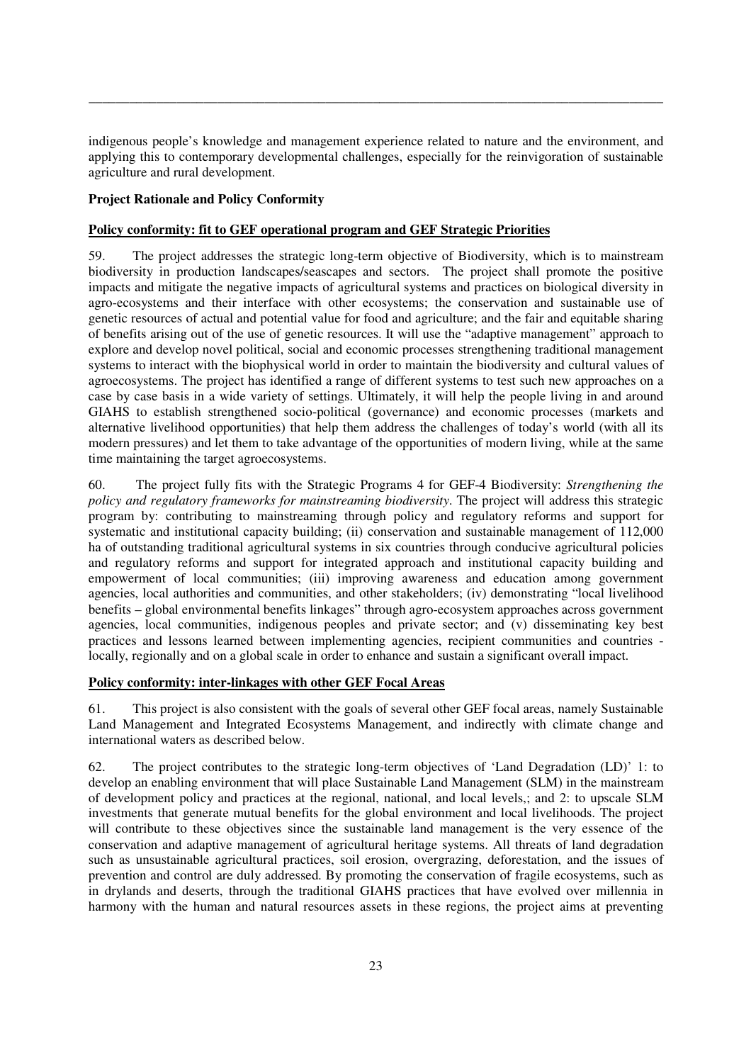indigenous people's knowledge and management experience related to nature and the environment, and applying this to contemporary developmental challenges, especially for the reinvigoration of sustainable agriculture and rural development.

**Project Rationale and Policy Conformity**

**Policy conformity: fit to GEF operational program and GEF Strategic Priorities**

59. The project addresses the strategic long-term objective of Biodiversity, which is to mainstream biodiversity in production landscapes/seascapes and sectors. The project shall promote the positive impacts and mitigate the negative impacts of agricultural systems and practices on biological diversity in agro-ecosystems and their interface with other ecosystems; the conservation and sustainable use of genetic resources of actual and potential value for food and agriculture; and the fair and equitable sharing of benefits arising out of the use of genetic resources. It will use the "adaptive management" approach to explore and develop novel political, social and economic processes strengthening traditional management systems to interact with the biophysical world in order to maintain the biodiversity and cultural values of agroecosystems. The project has identified a range of different systems to test such new approaches on a case by case basis in a wide variety of settings. Ultimately, it will help the people living in and around GIAHS to establish strengthened socio-political (governance) and economic processes (markets and alternative livelihood opportunities) that help them address the challenges of today's world (with all its modern pressures) and let them to take advantage of the opportunities of modern living, while at the same time maintaining the target agroecosystems.

60. The project fully fits with the Strategic Programs 4 for GEF-4 Biodiversity: *Strengthening the policy and regulatory frameworks for mainstreaming biodiversity*. The project will address this strategic program by: contributing to mainstreaming through policy and regulatory reforms and support for systematic and institutional capacity building; (ii) conservation and sustainable management of 112,000 ha of outstanding traditional agricultural systems in six countries through conducive agricultural policies and regulatory reforms and support for integrated approach and institutional capacity building and empowerment of local communities; (iii) improving awareness and education among government agencies, local authorities and communities, and other stakeholders; (iv) demonstrating "local livelihood benefits – global environmental benefits linkages" through agro-ecosystem approaches across government agencies, local communities, indigenous peoples and private sector; and (v) disseminating key best practices and lessons learned between implementing agencies, recipient communities and countries - locally, regionally and on a global scale in order to enhance and sustain a significant overall impact.

**Policy conformity: inter-linkages with other GEF Focal Areas**

61. This project is also consistent with the goals of several other GEF focal areas, namely Sustainable Land Management and Integrated Ecosystems Management, and indirectly with climate change and international waters as described below.

62. The project contributes to the strategic long-term objectives of 'Land Degradation (LD)' 1: to develop an enabling environment that will place Sustainable Land Management (SLM) in the mainstream of development policy and practices at the regional, national, and local levels,; and 2: to upscale SLM investments that generate mutual benefits for the global environment and local livelihoods. The project will contribute to these objectives since the sustainable land management is the very essence of the conservation and adaptive management of agricultural heritage systems. All threats of land degradation such as unsustainable agricultural practices, soil erosion, overgrazing, deforestation, and the issues of prevention and control are duly addressed. By promoting the conservation of fragile ecosystems, such as in drylands and deserts, through the traditional GIAHS practices that have evolved over millennia in harmony with the human and natural resources assets in these regions, the project aims at preventing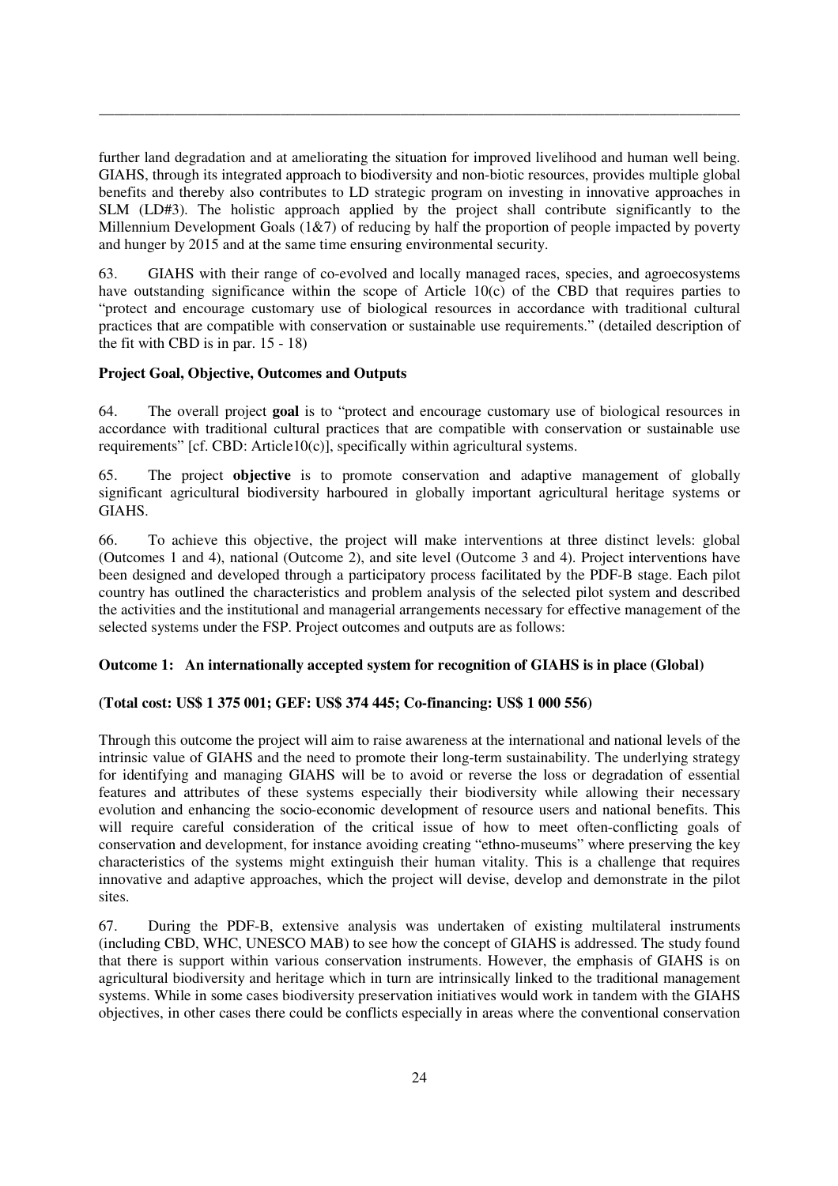further land degradation and at ameliorating the situation for improved livelihood and human well being. GIAHS, through its integrated approach to biodiversity and non-biotic resources, provides multiple global benefits and thereby also contributes to LD strategic program on investing in innovative approaches in SLM (LD#3). The holistic approach applied by the project shall contribute significantly to the Millennium Development Goals (1&7) of reducing by half the proportion of people impacted by poverty and hunger by 2015 and at the same time ensuring environmental security.

63. GIAHS with their range of co-evolved and locally managed races, species, and agroecosystems have outstanding significance within the scope of Article 10(c) of the CBD that requires parties to "protect and encourage customary use of biological resources in accordance with traditional cultural practices that are compatible with conservation or sustainable use requirements." (detailed description of the fit with CBD is in par. 15 - 18)

**Project Goal, Objective, Outcomes and Outputs**

64. The overall project **goal** is to "protect and encourage customary use of biological resources in accordance with traditional cultural practices that are compatible with conservation or sustainable use requirements" [cf. CBD: Article10(c)], specifically within agricultural systems.

65. The project **objective** is to promote conservation and adaptive management of globally significant agricultural biodiversity harboured in globally important agricultural heritage systems or GIAHS.

66. To achieve this objective, the project will make interventions at three distinct levels: global (Outcomes 1 and 4), national (Outcome 2), and site level (Outcome 3 and 4). Project interventions have been designed and developed through a participatory process facilitated by the PDF-B stage. Each pilot country has outlined the characteristics and problem analysis of the selected pilot system and described the activities and the institutional and managerial arrangements necessary for effective management of the selected systems under the FSP. Project outcomes and outputs are as follows:

**Outcome 1: An internationally accepted system for recognition of GIAHS is in place (Global)**

**(Total cost: US$ 1 375 001; GEF: US$ 374 445; Co-financing: US$ 1 000 556)**

Through this outcome the project will aim to raise awareness at the international and national levels of the intrinsic value of GIAHS and the need to promote their long-term sustainability. The underlying strategy for identifying and managing GIAHS will be to avoid or reverse the loss or degradation of essential features and attributes of these systems especially their biodiversity while allowing their necessary evolution and enhancing the socio-economic development of resource users and national benefits. This will require careful consideration of the critical issue of how to meet often-conflicting goals of conservation and development, for instance avoiding creating "ethno-museums" where preserving the key characteristics of the systems might extinguish their human vitality. This is a challenge that requires innovative and adaptive approaches, which the project will devise, develop and demonstrate in the pilot sites.

67. During the PDF-B, extensive analysis was undertaken of existing multilateral instruments (including CBD, WHC, UNESCO MAB) to see how the concept of GIAHS is addressed. The study found that there is support within various conservation instruments. However, the emphasis of GIAHS is on agricultural biodiversity and heritage which in turn are intrinsically linked to the traditional management systems. While in some cases biodiversity preservation initiatives would work in tandem with the GIAHS objectives, in other cases there could be conflicts especially in areas where the conventional conservation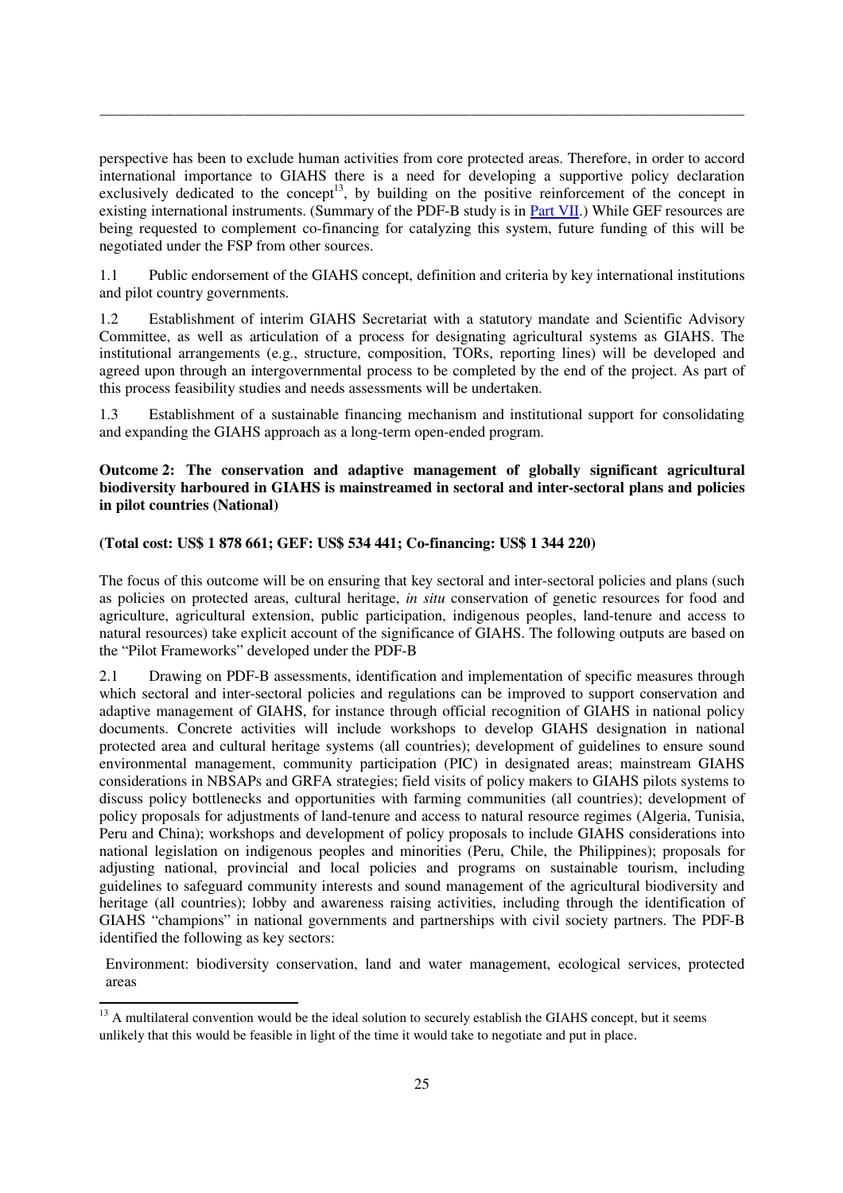perspective has been to exclude human activities from core protected areas. Therefore, in order to accord international importance to GIAHS there is a need for developing a supportive policy declaration exclusively dedicated to the concept[13], by building on the positive reinforcement of the concept in existing international instruments. (Summary of the PDF-B study is in Part VII.) While GEF resources are being requested to complement co-financing for catalyzing this system, future funding of this will be negotiated under the FSP from other sources.

1.1 Public endorsement of the GIAHS concept, definition and criteria by key international institutions and pilot country governments.

1.2 Establishment of interim GIAHS Secretariat with a statutory mandate and Scientific Advisory Committee, as well as articulation of a process for designating agricultural systems as GIAHS. The institutional arrangements (e.g., structure, composition, TORs, reporting lines) will be developed and agreed upon through an intergovernmental process to be completed by the end of the project. As part of this process feasibility studies and needs assessments will be undertaken.

1.3 Establishment of a sustainable financing mechanism and institutional support for consolidating and expanding the GIAHS approach as a long-term open-ended program.

**Outcome 2: The conservation and adaptive management of globally significant agricultural biodiversity harboured in GIAHS is mainstreamed in sectoral and inter-sectoral plans and policies in pilot countries (National)**

**(Total cost: US$ 1 878 661; GEF: US$ 534 441; Co-financing: US$ 1 344 220)**

The focus of this outcome will be on ensuring that key sectoral and inter-sectoral policies and plans (such as policies on protected areas, cultural heritage, *in situ* conservation of genetic resources for food and agriculture, agricultural extension, public participation, indigenous peoples, land-tenure and access to natural resources) take explicit account of the significance of GIAHS. The following outputs are based on the "Pilot Frameworks" developed under the PDF-B

2.1 Drawing on PDF-B assessments, identification and implementation of specific measures through which sectoral and inter-sectoral policies and regulations can be improved to support conservation and adaptive management of GIAHS, for instance through official recognition of GIAHS in national policy documents. Concrete activities will include workshops to develop GIAHS designation in national protected area and cultural heritage systems (all countries); development of guidelines to ensure sound environmental management, community participation (PIC) in designated areas; mainstream GIAHS considerations in NBSAPs and GRFA strategies; field visits of policy makers to GIAHS pilots systems to discuss policy bottlenecks and opportunities with farming communities (all countries); development of policy proposals for adjustments of land-tenure and access to natural resource regimes (Algeria, Tunisia, Peru and China); workshops and development of policy proposals to include GIAHS considerations into national legislation on indigenous peoples and minorities (Peru, Chile, the Philippines); proposals for adjusting national, provincial and local policies and programs on sustainable tourism, including guidelines to safeguard community interests and sound management of the agricultural biodiversity and heritage (all countries); lobby and awareness raising activities, including through the identification of GIAHS "champions" in national governments and partnerships with civil society partners. The PDF-B identified the following as key sectors:

Environment: biodiversity conservation, land and water management, ecological services, protected areas

[13] A multilateral convention would be the ideal solution to securely establish the GIAHS concept, but it seems unlikely that this would be feasible in light of the time it would take to negotiate and put in place.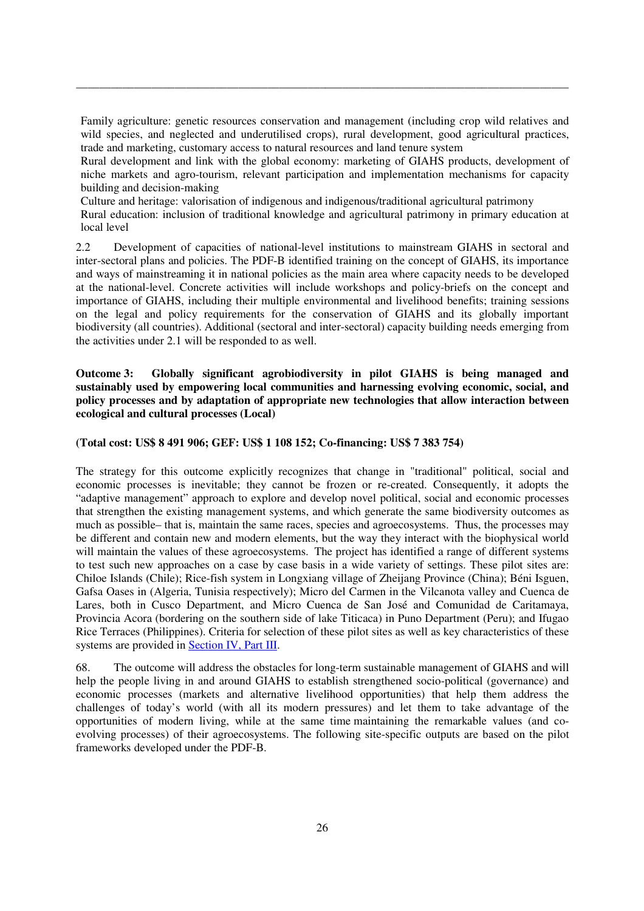Family agriculture: genetic resources conservation and management (including crop wild relatives and wild species, and neglected and underutilised crops), rural development, good agricultural practices, trade and marketing, customary access to natural resources and land tenure system

Rural development and link with the global economy: marketing of GIAHS products, development of niche markets and agro-tourism, relevant participation and implementation mechanisms for capacity building and decision-making

Culture and heritage: valorisation of indigenous and indigenous/traditional agricultural patrimony

Rural education: inclusion of traditional knowledge and agricultural patrimony in primary education at local level

2.2 Development of capacities of national-level institutions to mainstream GIAHS in sectoral and inter-sectoral plans and policies. The PDF-B identified training on the concept of GIAHS, its importance and ways of mainstreaming it in national policies as the main area where capacity needs to be developed at the national-level. Concrete activities will include workshops and policy-briefs on the concept and importance of GIAHS, including their multiple environmental and livelihood benefits; training sessions on the legal and policy requirements for the conservation of GIAHS and its globally important biodiversity (all countries). Additional (sectoral and inter-sectoral) capacity building needs emerging from the activities under 2.1 will be responded to as well.

**Outcome 3: Globally significant agrobiodiversity in pilot GIAHS is being managed and sustainably used by empowering local communities and harnessing evolving economic, social, and policy processes and by adaptation of appropriate new technologies that allow interaction between ecological and cultural processes (Local)**

**(Total cost: US$ 8 491 906; GEF: US$ 1 108 152; Co-financing: US$ 7 383 754)**

The strategy for this outcome explicitly recognizes that change in "traditional" political, social and economic processes is inevitable; they cannot be frozen or re-created. Consequently, it adopts the "adaptive management" approach to explore and develop novel political, social and economic processes that strengthen the existing management systems, and which generate the same biodiversity outcomes as much as possible– that is, maintain the same races, species and agroecosystems. Thus, the processes may be different and contain new and modern elements, but the way they interact with the biophysical world will maintain the values of these agroecosystems. The project has identified a range of different systems to test such new approaches on a case by case basis in a wide variety of settings. These pilot sites are: Chiloe Islands (Chile); Rice-fish system in Longxiang village of Zheijang Province (China); Béni Isguen, Gafsa Oases in (Algeria, Tunisia respectively); Micro del Carmen in the Vilcanota valley and Cuenca de Lares, both in Cusco Department, and Micro Cuenca de San José and Comunidad de Caritamaya, Provincia Acora (bordering on the southern side of lake Titicaca) in Puno Department (Peru); and Ifugao Rice Terraces (Philippines). Criteria for selection of these pilot sites as well as key characteristics of these systems are provided in Section IV, Part III.

68. The outcome will address the obstacles for long-term sustainable management of GIAHS and will help the people living in and around GIAHS to establish strengthened socio-political (governance) and economic processes (markets and alternative livelihood opportunities) that help them address the challenges of today's world (with all its modern pressures) and let them to take advantage of the opportunities of modern living, while at the same time maintaining the remarkable values (and co-evolving processes) of their agroecosystems. The following site-specific outputs are based on the pilot frameworks developed under the PDF-B.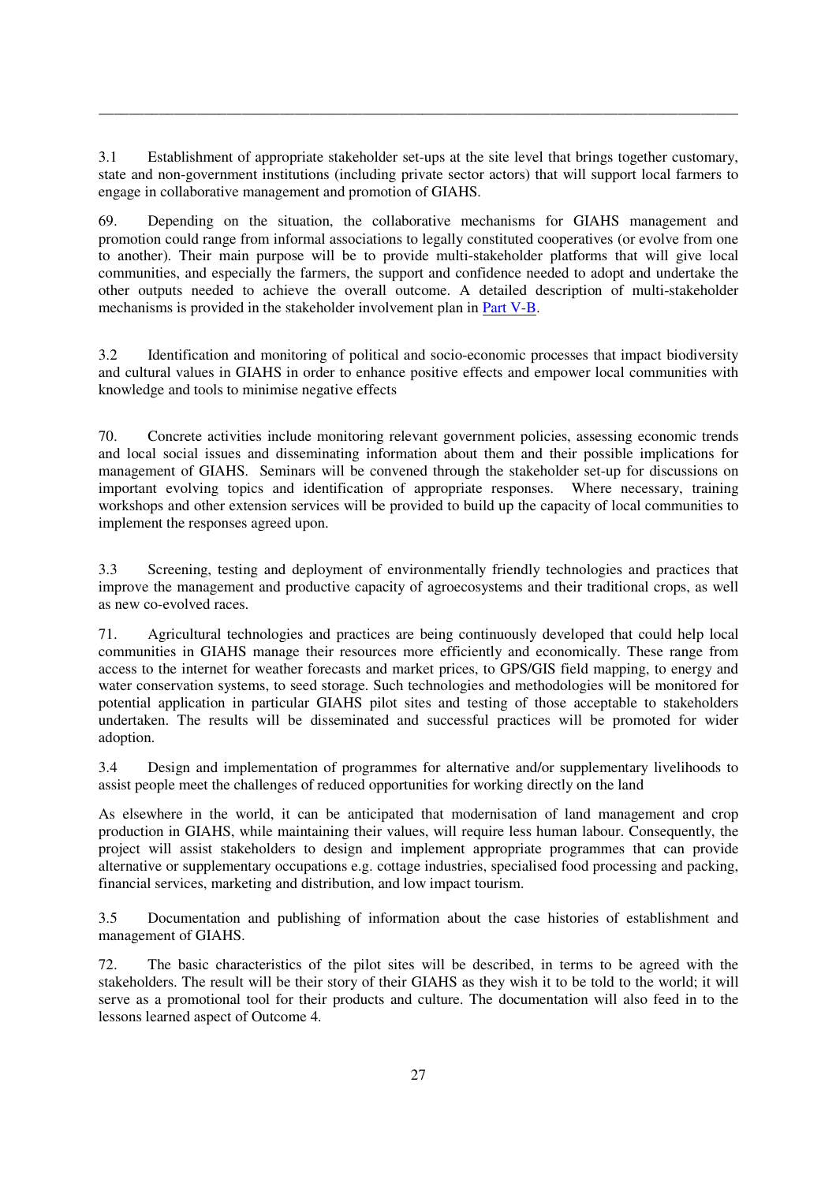3.1 Establishment of appropriate stakeholder set-ups at the site level that brings together customary, state and non-government institutions (including private sector actors) that will support local farmers to engage in collaborative management and promotion of GIAHS.

69. Depending on the situation, the collaborative mechanisms for GIAHS management and promotion could range from informal associations to legally constituted cooperatives (or evolve from one to another). Their main purpose will be to provide multi-stakeholder platforms that will give local communities, and especially the farmers, the support and confidence needed to adopt and undertake the other outputs needed to achieve the overall outcome. A detailed description of multi-stakeholder mechanisms is provided in the stakeholder involvement plan in Part V-B.

3.2 Identification and monitoring of political and socio-economic processes that impact biodiversity and cultural values in GIAHS in order to enhance positive effects and empower local communities with knowledge and tools to minimise negative effects

70. Concrete activities include monitoring relevant government policies, assessing economic trends and local social issues and disseminating information about them and their possible implications for management of GIAHS. Seminars will be convened through the stakeholder set-up for discussions on important evolving topics and identification of appropriate responses. Where necessary, training workshops and other extension services will be provided to build up the capacity of local communities to implement the responses agreed upon.

3.3 Screening, testing and deployment of environmentally friendly technologies and practices that improve the management and productive capacity of agroecosystems and their traditional crops, as well as new co-evolved races.

71. Agricultural technologies and practices are being continuously developed that could help local communities in GIAHS manage their resources more efficiently and economically. These range from access to the internet for weather forecasts and market prices, to GPS/GIS field mapping, to energy and water conservation systems, to seed storage. Such technologies and methodologies will be monitored for potential application in particular GIAHS pilot sites and testing of those acceptable to stakeholders undertaken. The results will be disseminated and successful practices will be promoted for wider adoption.

3.4 Design and implementation of programmes for alternative and/or supplementary livelihoods to assist people meet the challenges of reduced opportunities for working directly on the land

As elsewhere in the world, it can be anticipated that modernisation of land management and crop production in GIAHS, while maintaining their values, will require less human labour. Consequently, the project will assist stakeholders to design and implement appropriate programmes that can provide alternative or supplementary occupations e.g. cottage industries, specialised food processing and packing, financial services, marketing and distribution, and low impact tourism.

3.5 Documentation and publishing of information about the case histories of establishment and management of GIAHS.

72. The basic characteristics of the pilot sites will be described, in terms to be agreed with the stakeholders. The result will be their story of their GIAHS as they wish it to be told to the world; it will serve as a promotional tool for their products and culture. The documentation will also feed in to the lessons learned aspect of Outcome 4.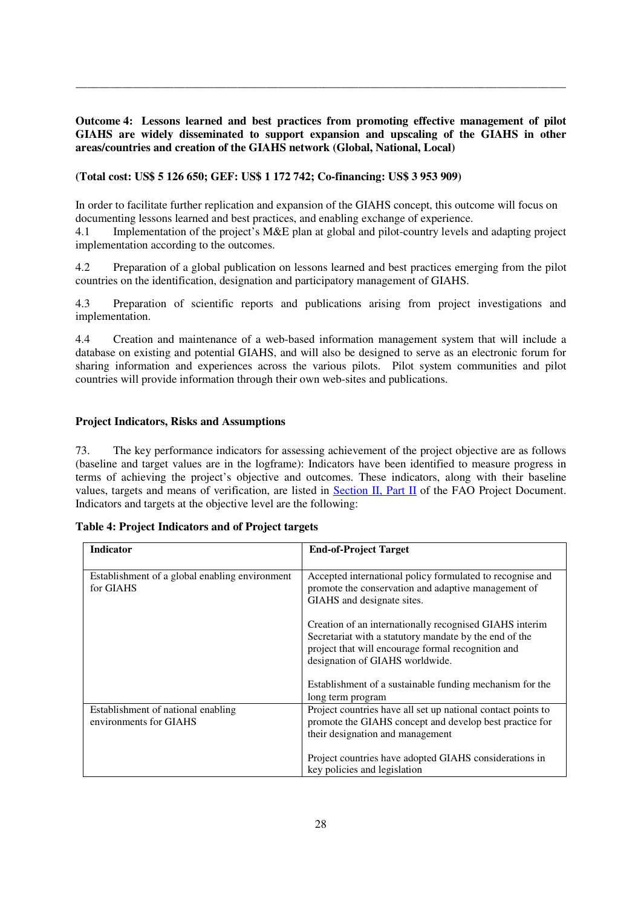**Outcome 4: Lessons learned and best practices from promoting effective management of pilot GIAHS are widely disseminated to support expansion and upscaling of the GIAHS in other areas/countries and creation of the GIAHS network (Global, National, Local)**

**(Total cost: US$ 5 126 650; GEF: US$ 1 172 742; Co-financing: US$ 3 953 909)**

In order to facilitate further replication and expansion of the GIAHS concept, this outcome will focus on documenting lessons learned and best practices, and enabling exchange of experience.

4.1 Implementation of the project's M&E plan at global and pilot-country levels and adapting project implementation according to the outcomes.

4.2 Preparation of a global publication on lessons learned and best practices emerging from the pilot countries on the identification, designation and participatory management of GIAHS.

4.3 Preparation of scientific reports and publications arising from project investigations and implementation.

4.4 Creation and maintenance of a web-based information management system that will include a database on existing and potential GIAHS, and will also be designed to serve as an electronic forum for sharing information and experiences across the various pilots. Pilot system communities and pilot countries will provide information through their own web-sites and publications.

**Project Indicators, Risks and Assumptions**

73. The key performance indicators for assessing achievement of the project objective are as follows (baseline and target values are in the logframe): Indicators have been identified to measure progress in terms of achieving the project's objective and outcomes. These indicators, along with their baseline values, targets and means of verification, are listed in Section II, Part II of the FAO Project Document. Indicators and targets at the objective level are the following:

**Table 4: Project Indicators and of Project targets**

| Indicator | End-of-Project Target |
|---|---|
| Establishment of a global enabling environment for GIAHS | Accepted international policy formulated to recognise and promote the conservation and adaptive management of GIAHS and designate sites.<br><br>Creation of an internationally recognised GIAHS interim Secretariat with a statutory mandate by the end of the project that will encourage formal recognition and designation of GIAHS worldwide.<br><br>Establishment of a sustainable funding mechanism for the long term program |
| Establishment of national enabling environments for GIAHS | Project countries have all set up national contact points to promote the GIAHS concept and develop best practice for their designation and management<br><br>Project countries have adopted GIAHS considerations in key policies and legislation |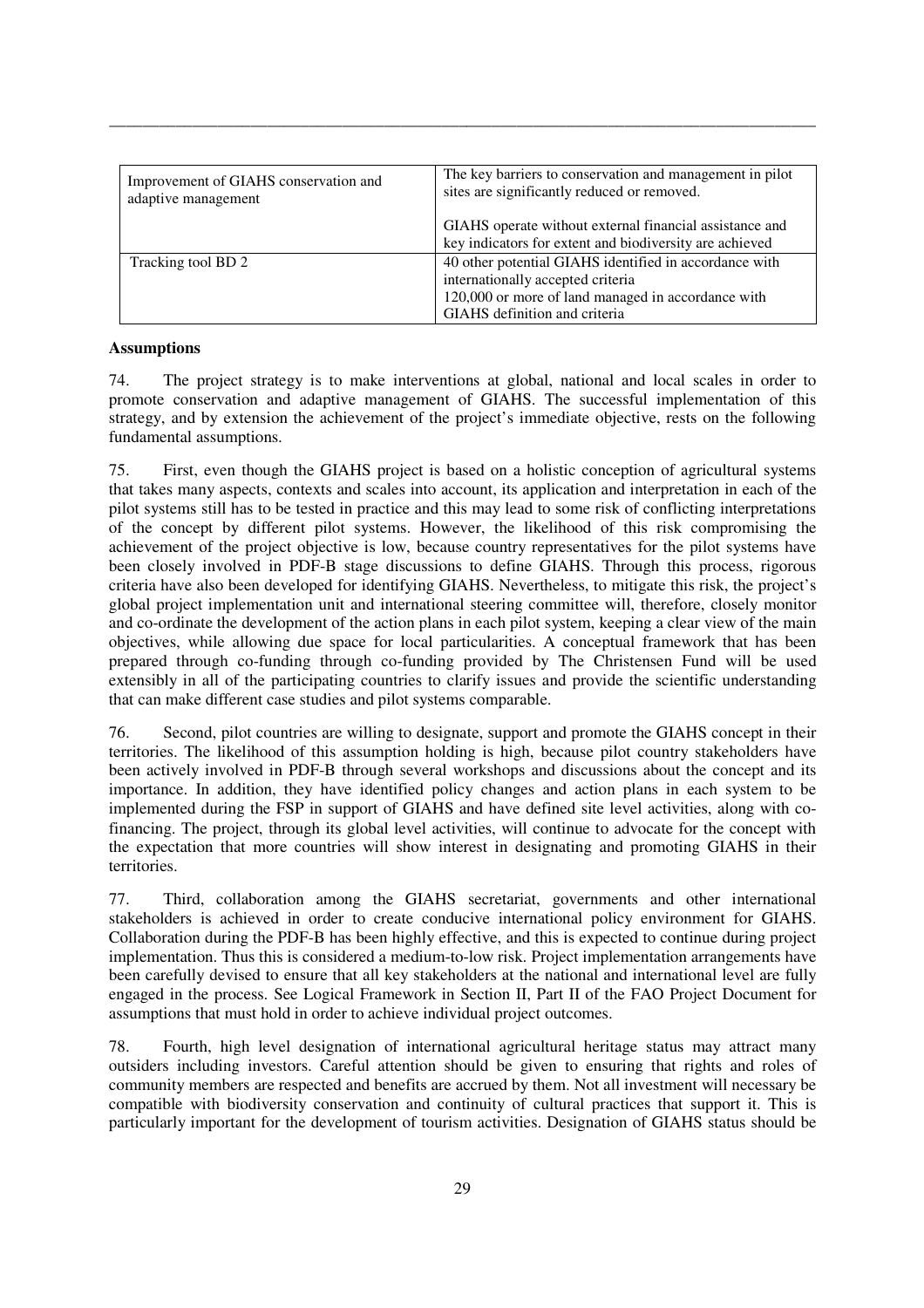| Improvement of GIAHS conservation and adaptive management | The key barriers to conservation and management in pilot sites are significantly reduced or removed.<br><br>GIAHS operate without external financial assistance and key indicators for extent and biodiversity are achieved |
|---|---|
| Tracking tool BD 2 | 40 other potential GIAHS identified in accordance with internationally accepted criteria<br>120,000 or more of land managed in accordance with GIAHS definition and criteria |

**Assumptions**

74. The project strategy is to make interventions at global, national and local scales in order to promote conservation and adaptive management of GIAHS. The successful implementation of this strategy, and by extension the achievement of the project's immediate objective, rests on the following fundamental assumptions.

75. First, even though the GIAHS project is based on a holistic conception of agricultural systems that takes many aspects, contexts and scales into account, its application and interpretation in each of the pilot systems still has to be tested in practice and this may lead to some risk of conflicting interpretations of the concept by different pilot systems. However, the likelihood of this risk compromising the achievement of the project objective is low, because country representatives for the pilot systems have been closely involved in PDF-B stage discussions to define GIAHS. Through this process, rigorous criteria have also been developed for identifying GIAHS. Nevertheless, to mitigate this risk, the project's global project implementation unit and international steering committee will, therefore, closely monitor and co-ordinate the development of the action plans in each pilot system, keeping a clear view of the main objectives, while allowing due space for local particularities. A conceptual framework that has been prepared through co-funding through co-funding provided by The Christensen Fund will be used extensibly in all of the participating countries to clarify issues and provide the scientific understanding that can make different case studies and pilot systems comparable.

76. Second, pilot countries are willing to designate, support and promote the GIAHS concept in their territories. The likelihood of this assumption holding is high, because pilot country stakeholders have been actively involved in PDF-B through several workshops and discussions about the concept and its importance. In addition, they have identified policy changes and action plans in each system to be implemented during the FSP in support of GIAHS and have defined site level activities, along with co-financing. The project, through its global level activities, will continue to advocate for the concept with the expectation that more countries will show interest in designating and promoting GIAHS in their territories.

77. Third, collaboration among the GIAHS secretariat, governments and other international stakeholders is achieved in order to create conducive international policy environment for GIAHS. Collaboration during the PDF-B has been highly effective, and this is expected to continue during project implementation. Thus this is considered a medium-to-low risk. Project implementation arrangements have been carefully devised to ensure that all key stakeholders at the national and international level are fully engaged in the process. See Logical Framework in Section II, Part II of the FAO Project Document for assumptions that must hold in order to achieve individual project outcomes.

78. Fourth, high level designation of international agricultural heritage status may attract many outsiders including investors. Careful attention should be given to ensuring that rights and roles of community members are respected and benefits are accrued by them. Not all investment will necessary be compatible with biodiversity conservation and continuity of cultural practices that support it. This is particularly important for the development of tourism activities. Designation of GIAHS status should be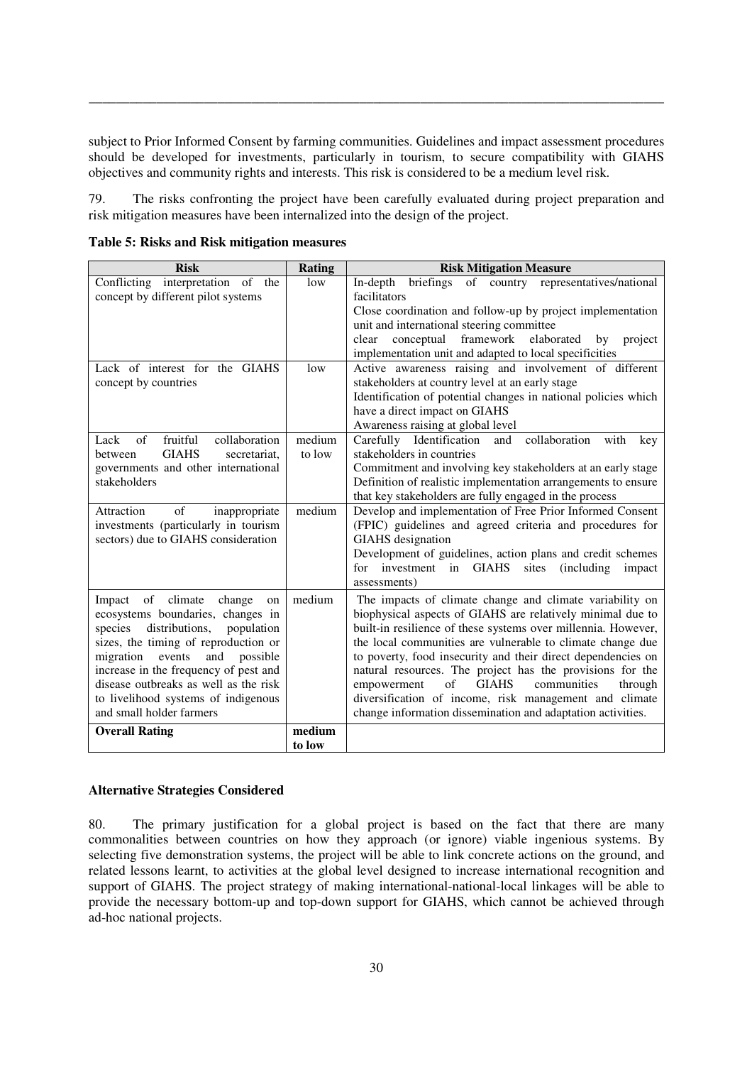subject to Prior Informed Consent by farming communities. Guidelines and impact assessment procedures should be developed for investments, particularly in tourism, to secure compatibility with GIAHS objectives and community rights and interests. This risk is considered to be a medium level risk.

79. The risks confronting the project have been carefully evaluated during project preparation and risk mitigation measures have been internalized into the design of the project.

**Table 5: Risks and Risk mitigation measures**

| Risk | Rating | Risk Mitigation Measure |
|---|---|---|
| Conflicting interpretation of the concept by different pilot systems | low | In-depth briefings of country representatives/national facilitators<br>Close coordination and follow-up by project implementation unit and international steering committee<br>clear conceptual framework elaborated by project implementation unit and adapted to local specificities |
| Lack of interest for the GIAHS concept by countries | low | Active awareness raising and involvement of different stakeholders at country level at an early stage<br>Identification of potential changes in national policies which have a direct impact on GIAHS<br>Awareness raising at global level |
| Lack of fruitful collaboration between GIAHS secretariat, governments and other international stakeholders | medium to low | Carefully Identification and collaboration with key stakeholders in countries<br>Commitment and involving key stakeholders at an early stage<br>Definition of realistic implementation arrangements to ensure that key stakeholders are fully engaged in the process |
| Attraction of inappropriate investments (particularly in tourism sectors) due to GIAHS consideration | medium | Develop and implementation of Free Prior Informed Consent (FPIC) guidelines and agreed criteria and procedures for GIAHS designation<br>Development of guidelines, action plans and credit schemes for investment in GIAHS sites (including impact assessments) |
| Impact of climate change on ecosystems boundaries, changes in species distributions, population sizes, the timing of reproduction or migration events and possible increase in the frequency of pest and disease outbreaks as well as the risk to livelihood systems of indigenous and small holder farmers | medium | The impacts of climate change and climate variability on biophysical aspects of GIAHS are relatively minimal due to built-in resilience of these systems over millennia. However, the local communities are vulnerable to climate change due to poverty, food insecurity and their direct dependencies on natural resources. The project has the provisions for the empowerment of GIAHS communities through diversification of income, risk management and climate change information dissemination and adaptation activities. |
| **Overall Rating** | **medium to low** | |

**Alternative Strategies Considered**

80. The primary justification for a global project is based on the fact that there are many commonalities between countries on how they approach (or ignore) viable ingenious systems. By selecting five demonstration systems, the project will be able to link concrete actions on the ground, and related lessons learnt, to activities at the global level designed to increase international recognition and support of GIAHS. The project strategy of making international-national-local linkages will be able to provide the necessary bottom-up and top-down support for GIAHS, which cannot be achieved through ad-hoc national projects.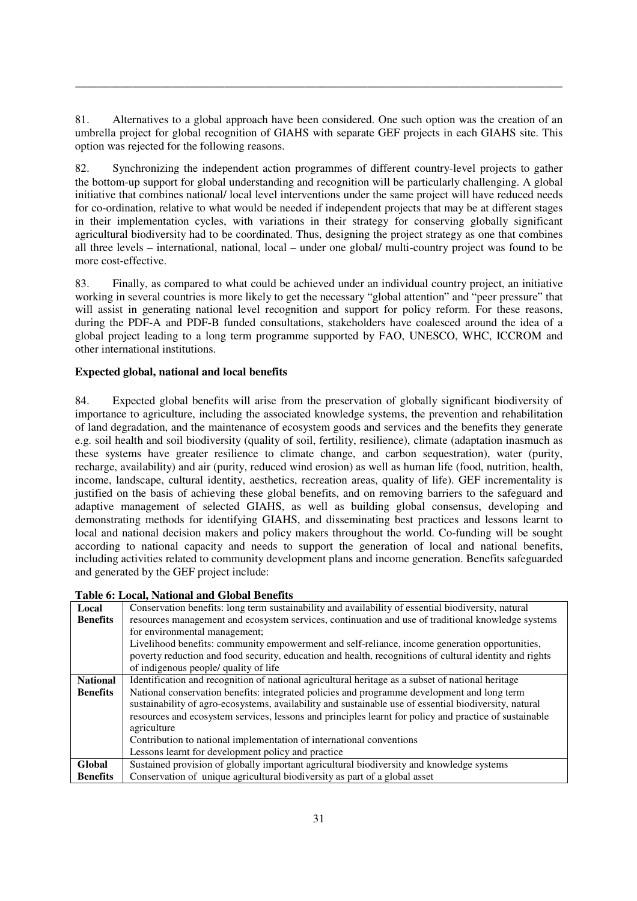81. Alternatives to a global approach have been considered. One such option was the creation of an umbrella project for global recognition of GIAHS with separate GEF projects in each GIAHS site. This option was rejected for the following reasons.

82. Synchronizing the independent action programmes of different country-level projects to gather the bottom-up support for global understanding and recognition will be particularly challenging. A global initiative that combines national/ local level interventions under the same project will have reduced needs for co-ordination, relative to what would be needed if independent projects that may be at different stages in their implementation cycles, with variations in their strategy for conserving globally significant agricultural biodiversity had to be coordinated. Thus, designing the project strategy as one that combines all three levels – international, national, local – under one global/ multi-country project was found to be more cost-effective.

83. Finally, as compared to what could be achieved under an individual country project, an initiative working in several countries is more likely to get the necessary "global attention" and "peer pressure" that will assist in generating national level recognition and support for policy reform. For these reasons, during the PDF-A and PDF-B funded consultations, stakeholders have coalesced around the idea of a global project leading to a long term programme supported by FAO, UNESCO, WHC, ICCROM and other international institutions.

**Expected global, national and local benefits**

84. Expected global benefits will arise from the preservation of globally significant biodiversity of importance to agriculture, including the associated knowledge systems, the prevention and rehabilitation of land degradation, and the maintenance of ecosystem goods and services and the benefits they generate e.g. soil health and soil biodiversity (quality of soil, fertility, resilience), climate (adaptation inasmuch as these systems have greater resilience to climate change, and carbon sequestration), water (purity, recharge, availability) and air (purity, reduced wind erosion) as well as human life (food, nutrition, health, income, landscape, cultural identity, aesthetics, recreation areas, quality of life). GEF incrementality is justified on the basis of achieving these global benefits, and on removing barriers to the safeguard and adaptive management of selected GIAHS, as well as building global consensus, developing and demonstrating methods for identifying GIAHS, and disseminating best practices and lessons learnt to local and national decision makers and policy makers throughout the world. Co-funding will be sought according to national capacity and needs to support the generation of local and national benefits, including activities related to community development plans and income generation. Benefits safeguarded and generated by the GEF project include:

**Table 6: Local, National and Global Benefits**

| | |
|---|---|
| **Local Benefits** | Conservation benefits: long term sustainability and availability of essential biodiversity, natural resources management and ecosystem services, continuation and use of traditional knowledge systems for environmental management;<br>Livelihood benefits: community empowerment and self-reliance, income generation opportunities, poverty reduction and food security, education and health, recognitions of cultural identity and rights of indigenous people/ quality of life |
| **National Benefits** | Identification and recognition of national agricultural heritage as a subset of national heritage<br>National conservation benefits: integrated policies and programme development and long term sustainability of agro-ecosystems, availability and sustainable use of essential biodiversity, natural resources and ecosystem services, lessons and principles learnt for policy and practice of sustainable agriculture<br>Contribution to national implementation of international conventions<br>Lessons learnt for development policy and practice |
| **Global Benefits** | Sustained provision of globally important agricultural biodiversity and knowledge systems<br>Conservation of unique agricultural biodiversity as part of a global asset |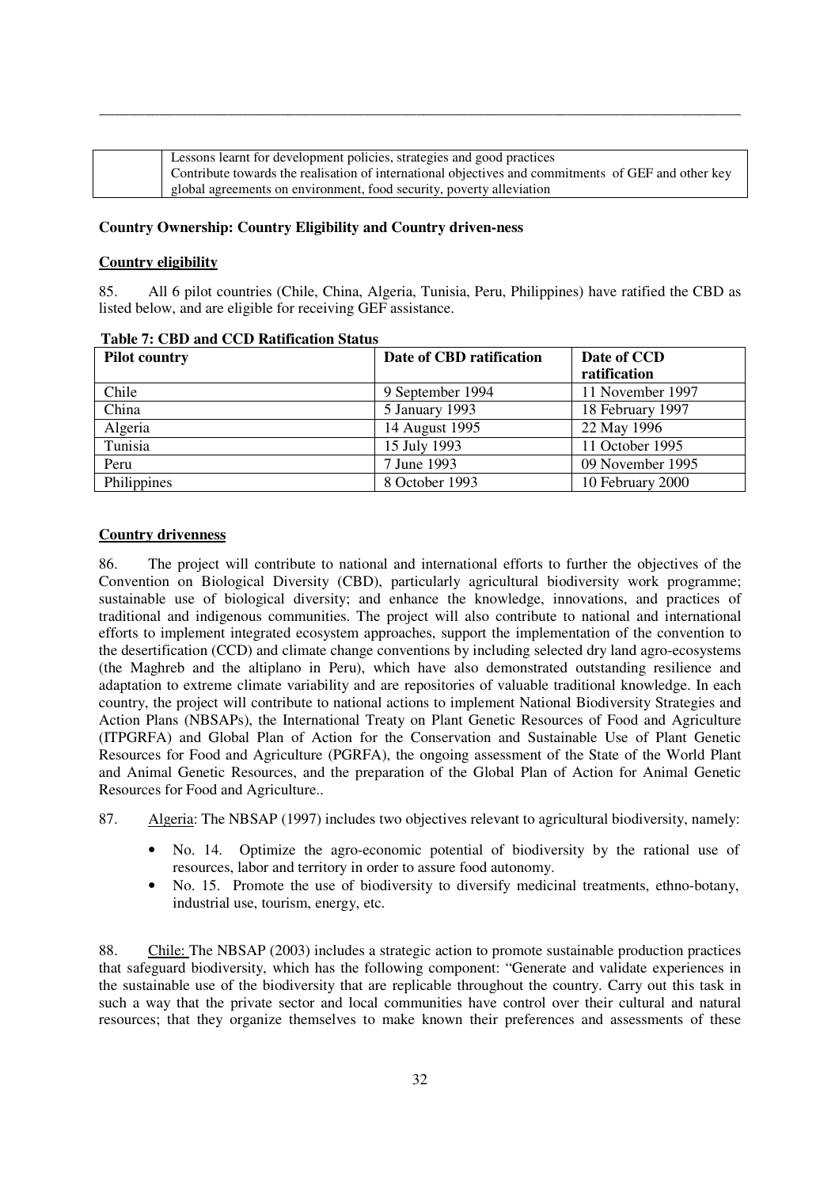| | |
|---|---|
| | Lessons learnt for development policies, strategies and good practices<br>Contribute towards the realisation of international objectives and commitments of GEF and other key global agreements on environment, food security, poverty alleviation |

**Country Ownership: Country Eligibility and Country driven-ness**

**Country eligibility**

85. All 6 pilot countries (Chile, China, Algeria, Tunisia, Peru, Philippines) have ratified the CBD as listed below, and are eligible for receiving GEF assistance.

**Table 7: CBD and CCD Ratification Status**

| Pilot country | Date of CBD ratification | Date of CCD ratification |
|---|---|---|
| Chile | 9 September 1994 | 11 November 1997 |
| China | 5 January 1993 | 18 February 1997 |
| Algeria | 14 August 1995 | 22 May 1996 |
| Tunisia | 15 July 1993 | 11 October 1995 |
| Peru | 7 June 1993 | 09 November 1995 |
| Philippines | 8 October 1993 | 10 February 2000 |

**Country drivenness**

86. The project will contribute to national and international efforts to further the objectives of the Convention on Biological Diversity (CBD), particularly agricultural biodiversity work programme; sustainable use of biological diversity; and enhance the knowledge, innovations, and practices of traditional and indigenous communities. The project will also contribute to national and international efforts to implement integrated ecosystem approaches, support the implementation of the convention to the desertification (CCD) and climate change conventions by including selected dry land agro-ecosystems (the Maghreb and the altiplano in Peru), which have also demonstrated outstanding resilience and adaptation to extreme climate variability and are repositories of valuable traditional knowledge. In each country, the project will contribute to national actions to implement National Biodiversity Strategies and Action Plans (NBSAPs), the International Treaty on Plant Genetic Resources of Food and Agriculture (ITPGRFA) and Global Plan of Action for the Conservation and Sustainable Use of Plant Genetic Resources for Food and Agriculture (PGRFA), the ongoing assessment of the State of the World Plant and Animal Genetic Resources, and the preparation of the Global Plan of Action for Animal Genetic Resources for Food and Agriculture..

87. Algeria: The NBSAP (1997) includes two objectives relevant to agricultural biodiversity, namely:

- No. 14. Optimize the agro-economic potential of biodiversity by the rational use of resources, labor and territory in order to assure food autonomy.
- No. 15. Promote the use of biodiversity to diversify medicinal treatments, ethno-botany, industrial use, tourism, energy, etc.

88. Chile: The NBSAP (2003) includes a strategic action to promote sustainable production practices that safeguard biodiversity, which has the following component: "Generate and validate experiences in the sustainable use of the biodiversity that are replicable throughout the country. Carry out this task in such a way that the private sector and local communities have control over their cultural and natural resources; that they organize themselves to make known their preferences and assessments of these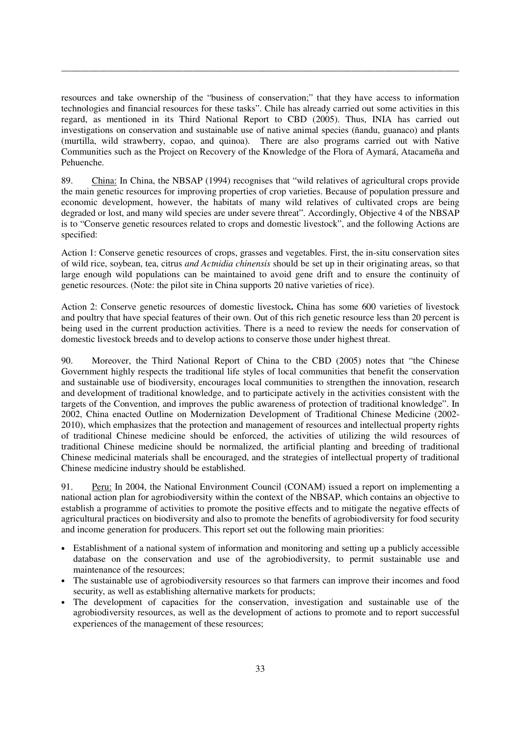resources and take ownership of the "business of conservation;" that they have access to information technologies and financial resources for these tasks". Chile has already carried out some activities in this regard, as mentioned in its Third National Report to CBD (2005). Thus, INIA has carried out investigations on conservation and sustainable use of native animal species (ñandu, guanaco) and plants (murtilla, wild strawberry, copao, and quinoa). There are also programs carried out with Native Communities such as the Project on Recovery of the Knowledge of the Flora of Aymará, Atacameña and Pehuenche.

89. China: In China, the NBSAP (1994) recognises that "wild relatives of agricultural crops provide the main genetic resources for improving properties of crop varieties. Because of population pressure and economic development, however, the habitats of many wild relatives of cultivated crops are being degraded or lost, and many wild species are under severe threat". Accordingly, Objective 4 of the NBSAP is to "Conserve genetic resources related to crops and domestic livestock", and the following Actions are specified:

Action 1: Conserve genetic resources of crops, grasses and vegetables. First, the in-situ conservation sites of wild rice, soybean, tea, citrus *and Actnidia chinensis* should be set up in their originating areas, so that large enough wild populations can be maintained to avoid gene drift and to ensure the continuity of genetic resources. (Note: the pilot site in China supports 20 native varieties of rice).

Action 2: Conserve genetic resources of domestic livestock**.** China has some 600 varieties of livestock and poultry that have special features of their own. Out of this rich genetic resource less than 20 percent is being used in the current production activities. There is a need to review the needs for conservation of domestic livestock breeds and to develop actions to conserve those under highest threat.

90. Moreover, the Third National Report of China to the CBD (2005) notes that "the Chinese Government highly respects the traditional life styles of local communities that benefit the conservation and sustainable use of biodiversity, encourages local communities to strengthen the innovation, research and development of traditional knowledge, and to participate actively in the activities consistent with the targets of the Convention, and improves the public awareness of protection of traditional knowledge". In 2002, China enacted Outline on Modernization Development of Traditional Chinese Medicine (2002-2010), which emphasizes that the protection and management of resources and intellectual property rights of traditional Chinese medicine should be enforced, the activities of utilizing the wild resources of traditional Chinese medicine should be normalized, the artificial planting and breeding of traditional Chinese medicinal materials shall be encouraged, and the strategies of intellectual property of traditional Chinese medicine industry should be established.

91. Peru: In 2004, the National Environment Council (CONAM) issued a report on implementing a national action plan for agrobiodiversity within the context of the NBSAP, which contains an objective to establish a programme of activities to promote the positive effects and to mitigate the negative effects of agricultural practices on biodiversity and also to promote the benefits of agrobiodiversity for food security and income generation for producers. This report set out the following main priorities:

- Establishment of a national system of information and monitoring and setting up a publicly accessible database on the conservation and use of the agrobiodiversity, to permit sustainable use and maintenance of the resources;
- The sustainable use of agrobiodiversity resources so that farmers can improve their incomes and food security, as well as establishing alternative markets for products;
- The development of capacities for the conservation, investigation and sustainable use of the agrobiodiversity resources, as well as the development of actions to promote and to report successful experiences of the management of these resources;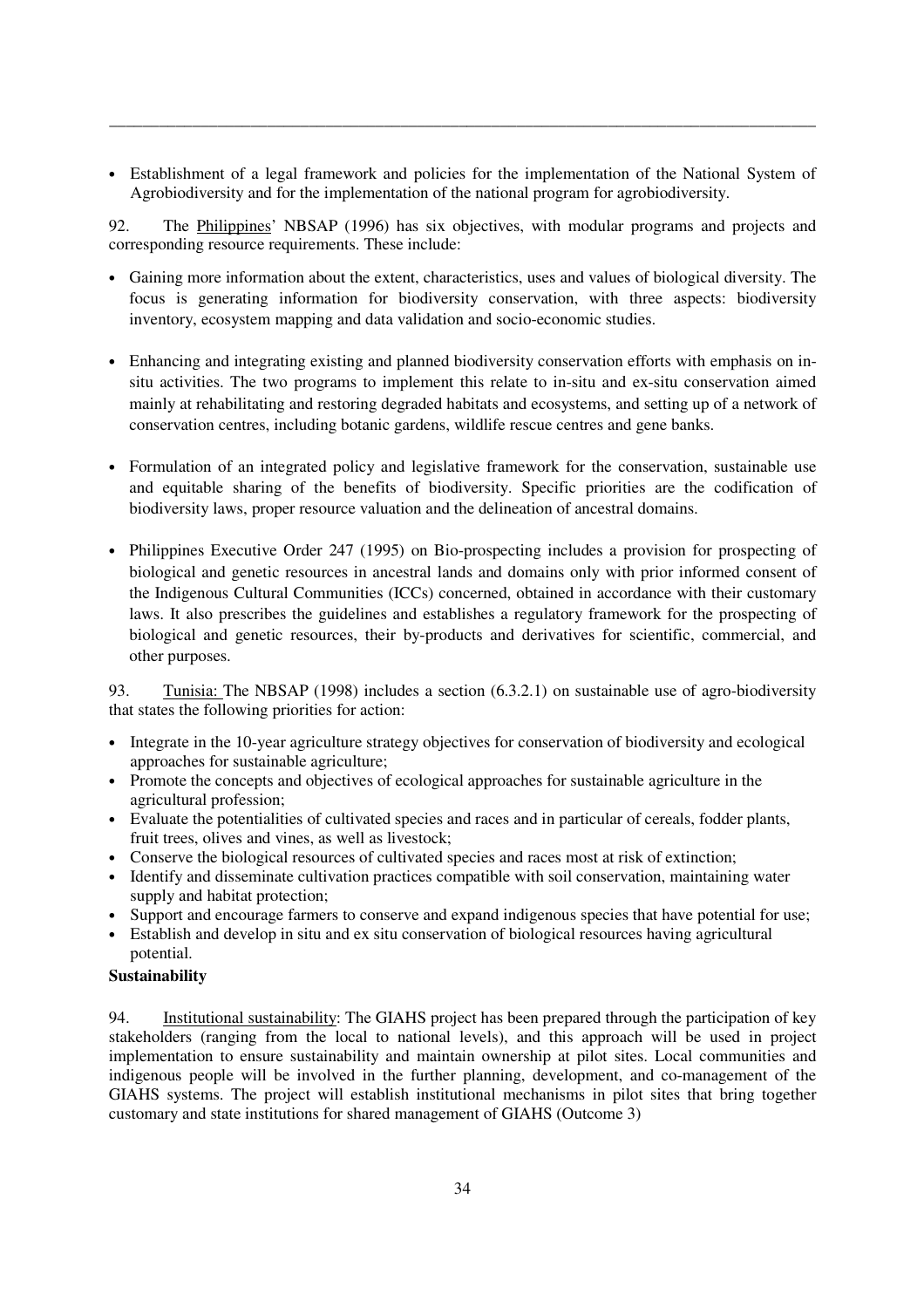- Establishment of a legal framework and policies for the implementation of the National System of Agrobiodiversity and for the implementation of the national program for agrobiodiversity.

92. The Philippines' NBSAP (1996) has six objectives, with modular programs and projects and corresponding resource requirements. These include:

- Gaining more information about the extent, characteristics, uses and values of biological diversity. The focus is generating information for biodiversity conservation, with three aspects: biodiversity inventory, ecosystem mapping and data validation and socio-economic studies.

- Enhancing and integrating existing and planned biodiversity conservation efforts with emphasis on in-situ activities. The two programs to implement this relate to in-situ and ex-situ conservation aimed mainly at rehabilitating and restoring degraded habitats and ecosystems, and setting up of a network of conservation centres, including botanic gardens, wildlife rescue centres and gene banks.

- Formulation of an integrated policy and legislative framework for the conservation, sustainable use and equitable sharing of the benefits of biodiversity. Specific priorities are the codification of biodiversity laws, proper resource valuation and the delineation of ancestral domains.

- Philippines Executive Order 247 (1995) on Bio-prospecting includes a provision for prospecting of biological and genetic resources in ancestral lands and domains only with prior informed consent of the Indigenous Cultural Communities (ICCs) concerned, obtained in accordance with their customary laws. It also prescribes the guidelines and establishes a regulatory framework for the prospecting of biological and genetic resources, their by-products and derivatives for scientific, commercial, and other purposes.

93. Tunisia: The NBSAP (1998) includes a section (6.3.2.1) on sustainable use of agro-biodiversity that states the following priorities for action:

- Integrate in the 10-year agriculture strategy objectives for conservation of biodiversity and ecological approaches for sustainable agriculture;
- Promote the concepts and objectives of ecological approaches for sustainable agriculture in the agricultural profession;
- Evaluate the potentialities of cultivated species and races and in particular of cereals, fodder plants, fruit trees, olives and vines, as well as livestock;
- Conserve the biological resources of cultivated species and races most at risk of extinction;
- Identify and disseminate cultivation practices compatible with soil conservation, maintaining water supply and habitat protection;
- Support and encourage farmers to conserve and expand indigenous species that have potential for use;
- Establish and develop in situ and ex situ conservation of biological resources having agricultural potential.

**Sustainability**

94. Institutional sustainability: The GIAHS project has been prepared through the participation of key stakeholders (ranging from the local to national levels), and this approach will be used in project implementation to ensure sustainability and maintain ownership at pilot sites. Local communities and indigenous people will be involved in the further planning, development, and co-management of the GIAHS systems. The project will establish institutional mechanisms in pilot sites that bring together customary and state institutions for shared management of GIAHS (Outcome 3)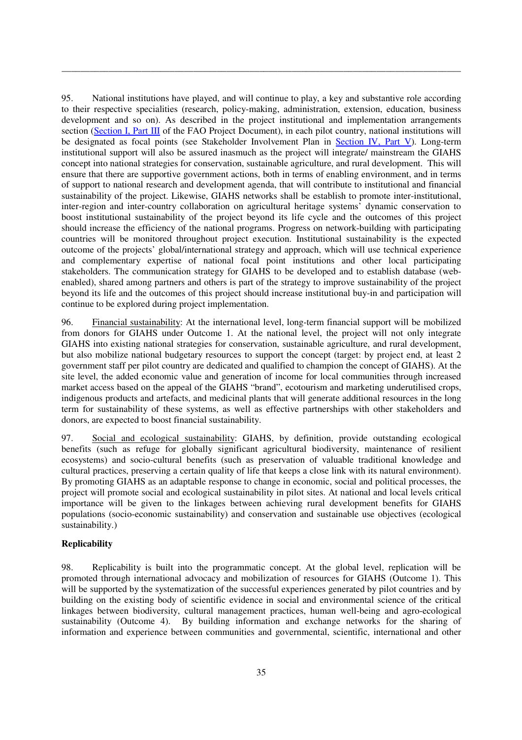95. National institutions have played, and will continue to play, a key and substantive role according to their respective specialities (research, policy-making, administration, extension, education, business development and so on). As described in the project institutional and implementation arrangements section (Section I, Part III of the FAO Project Document), in each pilot country, national institutions will be designated as focal points (see Stakeholder Involvement Plan in Section IV, Part V). Long-term institutional support will also be assured inasmuch as the project will integrate/ mainstream the GIAHS concept into national strategies for conservation, sustainable agriculture, and rural development. This will ensure that there are supportive government actions, both in terms of enabling environment, and in terms of support to national research and development agenda, that will contribute to institutional and financial sustainability of the project. Likewise, GIAHS networks shall be establish to promote inter-institutional, inter-region and inter-country collaboration on agricultural heritage systems' dynamic conservation to boost institutional sustainability of the project beyond its life cycle and the outcomes of this project should increase the efficiency of the national programs. Progress on network-building with participating countries will be monitored throughout project execution. Institutional sustainability is the expected outcome of the projects' global/international strategy and approach, which will use technical experience and complementary expertise of national focal point institutions and other local participating stakeholders. The communication strategy for GIAHS to be developed and to establish database (web-enabled), shared among partners and others is part of the strategy to improve sustainability of the project beyond its life and the outcomes of this project should increase institutional buy-in and participation will continue to be explored during project implementation.

96. Financial sustainability: At the international level, long-term financial support will be mobilized from donors for GIAHS under Outcome 1. At the national level, the project will not only integrate GIAHS into existing national strategies for conservation, sustainable agriculture, and rural development, but also mobilize national budgetary resources to support the concept (target: by project end, at least 2 government staff per pilot country are dedicated and qualified to champion the concept of GIAHS). At the site level, the added economic value and generation of income for local communities through increased market access based on the appeal of the GIAHS "brand", ecotourism and marketing underutilised crops, indigenous products and artefacts, and medicinal plants that will generate additional resources in the long term for sustainability of these systems, as well as effective partnerships with other stakeholders and donors, are expected to boost financial sustainability.

97. Social and ecological sustainability: GIAHS, by definition, provide outstanding ecological benefits (such as refuge for globally significant agricultural biodiversity, maintenance of resilient ecosystems) and socio-cultural benefits (such as preservation of valuable traditional knowledge and cultural practices, preserving a certain quality of life that keeps a close link with its natural environment). By promoting GIAHS as an adaptable response to change in economic, social and political processes, the project will promote social and ecological sustainability in pilot sites. At national and local levels critical importance will be given to the linkages between achieving rural development benefits for GIAHS populations (socio-economic sustainability) and conservation and sustainable use objectives (ecological sustainability.)

**Replicability**

98. Replicability is built into the programmatic concept. At the global level, replication will be promoted through international advocacy and mobilization of resources for GIAHS (Outcome 1). This will be supported by the systematization of the successful experiences generated by pilot countries and by building on the existing body of scientific evidence in social and environmental science of the critical linkages between biodiversity, cultural management practices, human well-being and agro-ecological sustainability (Outcome 4). By building information and exchange networks for the sharing of information and experience between communities and governmental, scientific, international and other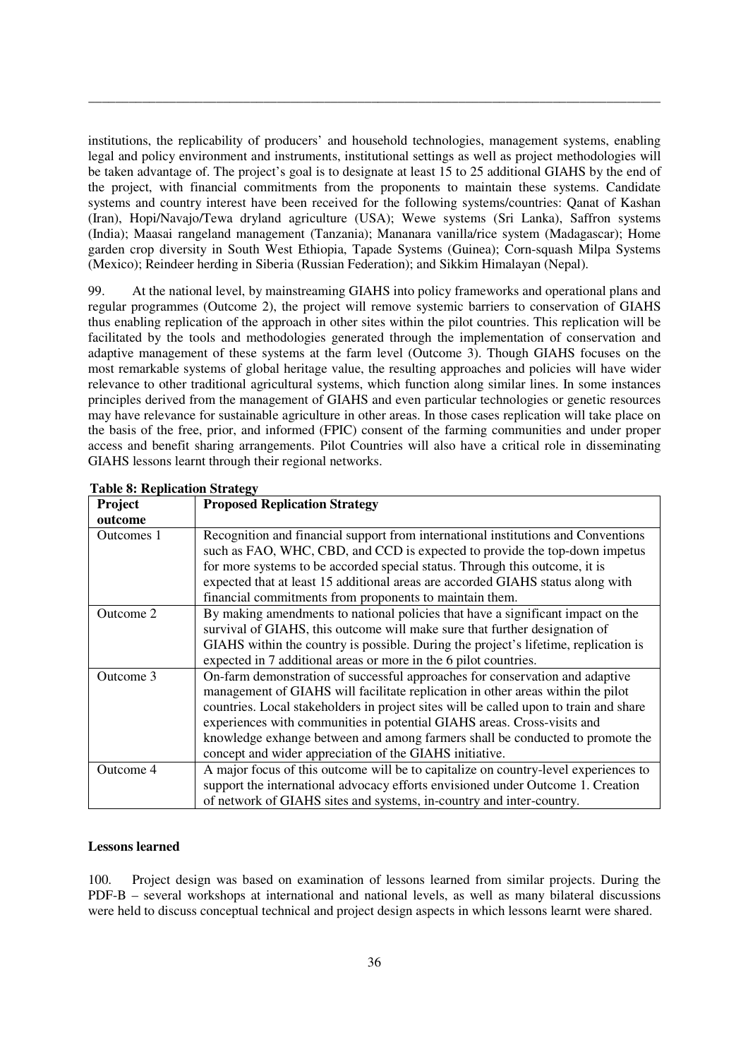institutions, the replicability of producers' and household technologies, management systems, enabling legal and policy environment and instruments, institutional settings as well as project methodologies will be taken advantage of. The project's goal is to designate at least 15 to 25 additional GIAHS by the end of the project, with financial commitments from the proponents to maintain these systems. Candidate systems and country interest have been received for the following systems/countries: Qanat of Kashan (Iran), Hopi/Navajo/Tewa dryland agriculture (USA); Wewe systems (Sri Lanka), Saffron systems (India); Maasai rangeland management (Tanzania); Mananara vanilla/rice system (Madagascar); Home garden crop diversity in South West Ethiopia, Tapade Systems (Guinea); Corn-squash Milpa Systems (Mexico); Reindeer herding in Siberia (Russian Federation); and Sikkim Himalayan (Nepal).

99. At the national level, by mainstreaming GIAHS into policy frameworks and operational plans and regular programmes (Outcome 2), the project will remove systemic barriers to conservation of GIAHS thus enabling replication of the approach in other sites within the pilot countries. This replication will be facilitated by the tools and methodologies generated through the implementation of conservation and adaptive management of these systems at the farm level (Outcome 3). Though GIAHS focuses on the most remarkable systems of global heritage value, the resulting approaches and policies will have wider relevance to other traditional agricultural systems, which function along similar lines. In some instances principles derived from the management of GIAHS and even particular technologies or genetic resources may have relevance for sustainable agriculture in other areas. In those cases replication will take place on the basis of the free, prior, and informed (FPIC) consent of the farming communities and under proper access and benefit sharing arrangements. Pilot Countries will also have a critical role in disseminating GIAHS lessons learnt through their regional networks.

**Table 8: Replication Strategy**

| Project outcome | Proposed Replication Strategy |
|---|---|
| Outcomes 1 | Recognition and financial support from international institutions and Conventions such as FAO, WHC, CBD, and CCD is expected to provide the top-down impetus for more systems to be accorded special status. Through this outcome, it is expected that at least 15 additional areas are accorded GIAHS status along with financial commitments from proponents to maintain them. |
| Outcome 2 | By making amendments to national policies that have a significant impact on the survival of GIAHS, this outcome will make sure that further designation of GIAHS within the country is possible. During the project's lifetime, replication is expected in 7 additional areas or more in the 6 pilot countries. |
| Outcome 3 | On-farm demonstration of successful approaches for conservation and adaptive management of GIAHS will facilitate replication in other areas within the pilot countries. Local stakeholders in project sites will be called upon to train and share experiences with communities in potential GIAHS areas. Cross-visits and knowledge exhange between and among farmers shall be conducted to promote the concept and wider appreciation of the GIAHS initiative. |
| Outcome 4 | A major focus of this outcome will be to capitalize on country-level experiences to support the international advocacy efforts envisioned under Outcome 1. Creation of network of GIAHS sites and systems, in-country and inter-country. |

**Lessons learned**

100. Project design was based on examination of lessons learned from similar projects. During the PDF-B – several workshops at international and national levels, as well as many bilateral discussions were held to discuss conceptual technical and project design aspects in which lessons learnt were shared.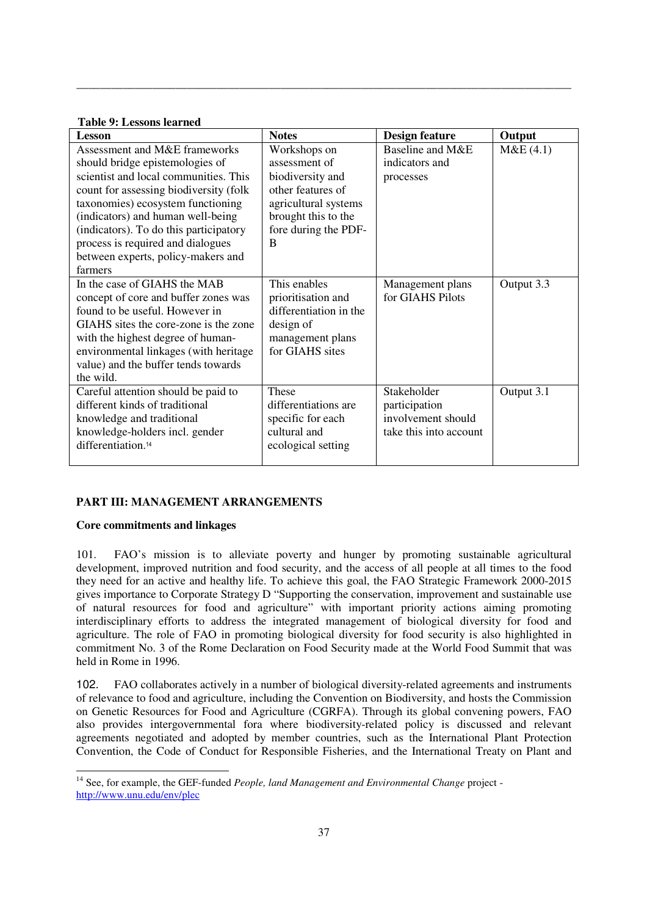**Table 9: Lessons learned**

| Lesson | Notes | Design feature | Output |
| --- | --- | --- | --- |
| Assessment and M&E frameworks should bridge epistemologies of scientist and local communities. This count for assessing biodiversity (folk taxonomies) ecosystem functioning (indicators) and human well-being (indicators). To do this participatory process is required and dialogues between experts, policy-makers and farmers | Workshops on assessment of biodiversity and other features of agricultural systems brought this to the fore during the PDF-B | Baseline and M&E indicators and processes | M&E (4.1) |
| In the case of GIAHS the MAB concept of core and buffer zones was found to be useful. However in GIAHS sites the core-zone is the zone with the highest degree of human-environmental linkages (with heritage value) and the buffer tends towards the wild. | This enables prioritisation and differentiation in the design of management plans for GIAHS sites | Management plans for GIAHS Pilots | Output 3.3 |
| Careful attention should be paid to different kinds of traditional knowledge and traditional knowledge-holders incl. gender differentiation.[14] | These differentiations are specific for each cultural and ecological setting | Stakeholder participation involvement should take this into account | Output 3.1 |

## PART III: MANAGEMENT ARRANGEMENTS

### Core commitments and linkages

101. FAO's mission is to alleviate poverty and hunger by promoting sustainable agricultural development, improved nutrition and food security, and the access of all people at all times to the food they need for an active and healthy life. To achieve this goal, the FAO Strategic Framework 2000-2015 gives importance to Corporate Strategy D "Supporting the conservation, improvement and sustainable use of natural resources for food and agriculture" with important priority actions aiming promoting interdisciplinary efforts to address the integrated management of biological diversity for food and agriculture. The role of FAO in promoting biological diversity for food security is also highlighted in commitment No. 3 of the Rome Declaration on Food Security made at the World Food Summit that was held in Rome in 1996.

102. FAO collaborates actively in a number of biological diversity-related agreements and instruments of relevance to food and agriculture, including the Convention on Biodiversity, and hosts the Commission on Genetic Resources for Food and Agriculture (CGRFA). Through its global convening powers, FAO also provides intergovernmental fora where biodiversity-related policy is discussed and relevant agreements negotiated and adopted by member countries, such as the International Plant Protection Convention, the Code of Conduct for Responsible Fisheries, and the International Treaty on Plant and

[14] See, for example, the GEF-funded *People, land Management and Environmental Change* project - http://www.unu.edu/env/plec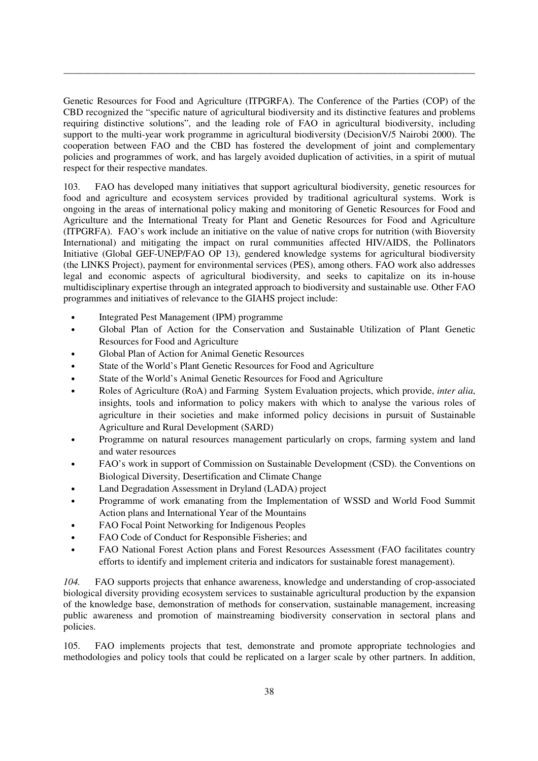Genetic Resources for Food and Agriculture (ITPGRFA). The Conference of the Parties (COP) of the CBD recognized the "specific nature of agricultural biodiversity and its distinctive features and problems requiring distinctive solutions", and the leading role of FAO in agricultural biodiversity, including support to the multi-year work programme in agricultural biodiversity (DecisionV/5 Nairobi 2000). The cooperation between FAO and the CBD has fostered the development of joint and complementary policies and programmes of work, and has largely avoided duplication of activities, in a spirit of mutual respect for their respective mandates.

103. FAO has developed many initiatives that support agricultural biodiversity, genetic resources for food and agriculture and ecosystem services provided by traditional agricultural systems. Work is ongoing in the areas of international policy making and monitoring of Genetic Resources for Food and Agriculture and the International Treaty for Plant and Genetic Resources for Food and Agriculture (ITPGRFA). FAO's work include an initiative on the value of native crops for nutrition (with Bioversity International) and mitigating the impact on rural communities affected HIV/AIDS, the Pollinators Initiative (Global GEF-UNEP/FAO OP 13), gendered knowledge systems for agricultural biodiversity (the LINKS Project), payment for environmental services (PES), among others. FAO work also addresses legal and economic aspects of agricultural biodiversity, and seeks to capitalize on its in-house multidisciplinary expertise through an integrated approach to biodiversity and sustainable use. Other FAO programmes and initiatives of relevance to the GIAHS project include:

- Integrated Pest Management (IPM) programme
- Global Plan of Action for the Conservation and Sustainable Utilization of Plant Genetic Resources for Food and Agriculture
- Global Plan of Action for Animal Genetic Resources
- State of the World's Plant Genetic Resources for Food and Agriculture
- State of the World's Animal Genetic Resources for Food and Agriculture
- Roles of Agriculture (RoA) and Farming System Evaluation projects, which provide, *inter alia*, insights, tools and information to policy makers with which to analyse the various roles of agriculture in their societies and make informed policy decisions in pursuit of Sustainable Agriculture and Rural Development (SARD)
- Programme on natural resources management particularly on crops, farming system and land and water resources
- FAO's work in support of Commission on Sustainable Development (CSD). the Conventions on Biological Diversity, Desertification and Climate Change
- Land Degradation Assessment in Dryland (LADA) project
- Programme of work emanating from the Implementation of WSSD and World Food Summit Action plans and International Year of the Mountains
- FAO Focal Point Networking for Indigenous Peoples
- FAO Code of Conduct for Responsible Fisheries; and
- FAO National Forest Action plans and Forest Resources Assessment (FAO facilitates country efforts to identify and implement criteria and indicators for sustainable forest management).

*104.* FAO supports projects that enhance awareness, knowledge and understanding of crop-associated biological diversity providing ecosystem services to sustainable agricultural production by the expansion of the knowledge base, demonstration of methods for conservation, sustainable management, increasing public awareness and promotion of mainstreaming biodiversity conservation in sectoral plans and policies.

105. FAO implements projects that test, demonstrate and promote appropriate technologies and methodologies and policy tools that could be replicated on a larger scale by other partners. In addition,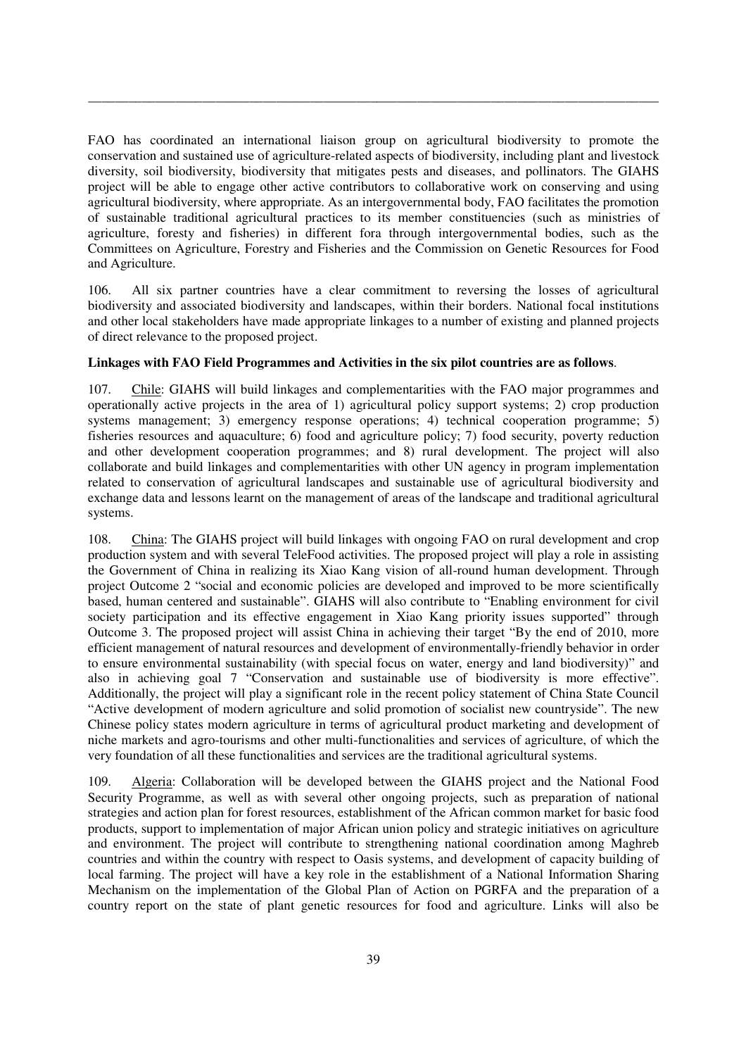FAO has coordinated an international liaison group on agricultural biodiversity to promote the conservation and sustained use of agriculture-related aspects of biodiversity, including plant and livestock diversity, soil biodiversity, biodiversity that mitigates pests and diseases, and pollinators. The GIAHS project will be able to engage other active contributors to collaborative work on conserving and using agricultural biodiversity, where appropriate. As an intergovernmental body, FAO facilitates the promotion of sustainable traditional agricultural practices to its member constituencies (such as ministries of agriculture, foresty and fisheries) in different fora through intergovernmental bodies, such as the Committees on Agriculture, Forestry and Fisheries and the Commission on Genetic Resources for Food and Agriculture.

106. All six partner countries have a clear commitment to reversing the losses of agricultural biodiversity and associated biodiversity and landscapes, within their borders. National focal institutions and other local stakeholders have made appropriate linkages to a number of existing and planned projects of direct relevance to the proposed project.

**Linkages with FAO Field Programmes and Activities in the six pilot countries are as follows**.

107. Chile: GIAHS will build linkages and complementarities with the FAO major programmes and operationally active projects in the area of 1) agricultural policy support systems; 2) crop production systems management; 3) emergency response operations; 4) technical cooperation programme; 5) fisheries resources and aquaculture; 6) food and agriculture policy; 7) food security, poverty reduction and other development cooperation programmes; and 8) rural development. The project will also collaborate and build linkages and complementarities with other UN agency in program implementation related to conservation of agricultural landscapes and sustainable use of agricultural biodiversity and exchange data and lessons learnt on the management of areas of the landscape and traditional agricultural systems.

108. China: The GIAHS project will build linkages with ongoing FAO on rural development and crop production system and with several TeleFood activities. The proposed project will play a role in assisting the Government of China in realizing its Xiao Kang vision of all-round human development. Through project Outcome 2 "social and economic policies are developed and improved to be more scientifically based, human centered and sustainable". GIAHS will also contribute to "Enabling environment for civil society participation and its effective engagement in Xiao Kang priority issues supported" through Outcome 3. The proposed project will assist China in achieving their target "By the end of 2010, more efficient management of natural resources and development of environmentally-friendly behavior in order to ensure environmental sustainability (with special focus on water, energy and land biodiversity)" and also in achieving goal 7 "Conservation and sustainable use of biodiversity is more effective". Additionally, the project will play a significant role in the recent policy statement of China State Council "Active development of modern agriculture and solid promotion of socialist new countryside". The new Chinese policy states modern agriculture in terms of agricultural product marketing and development of niche markets and agro-tourisms and other multi-functionalities and services of agriculture, of which the very foundation of all these functionalities and services are the traditional agricultural systems.

109. Algeria: Collaboration will be developed between the GIAHS project and the National Food Security Programme, as well as with several other ongoing projects, such as preparation of national strategies and action plan for forest resources, establishment of the African common market for basic food products, support to implementation of major African union policy and strategic initiatives on agriculture and environment. The project will contribute to strengthening national coordination among Maghreb countries and within the country with respect to Oasis systems, and development of capacity building of local farming. The project will have a key role in the establishment of a National Information Sharing Mechanism on the implementation of the Global Plan of Action on PGRFA and the preparation of a country report on the state of plant genetic resources for food and agriculture. Links will also be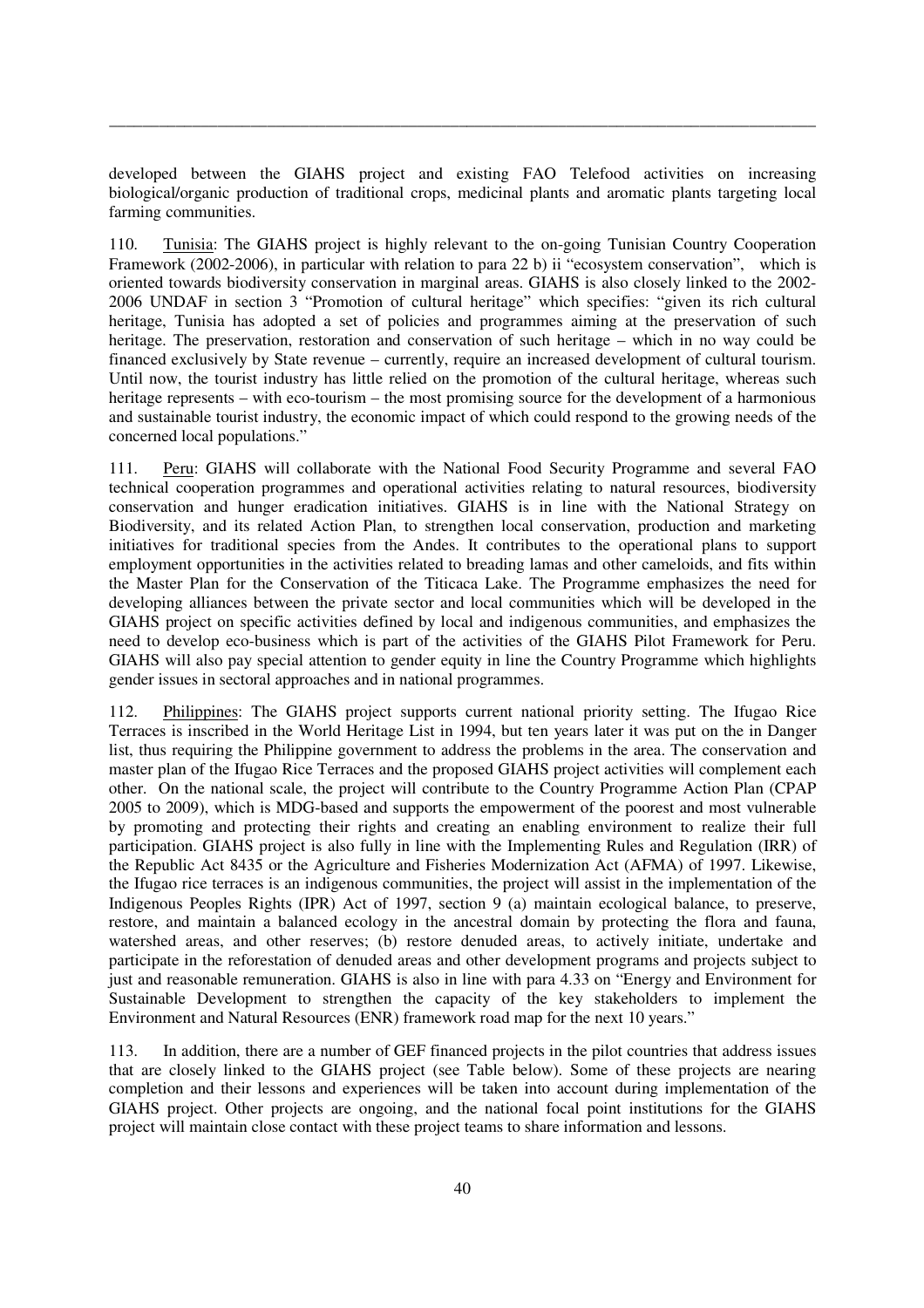developed between the GIAHS project and existing FAO Telefood activities on increasing biological/organic production of traditional crops, medicinal plants and aromatic plants targeting local farming communities.

110. Tunisia: The GIAHS project is highly relevant to the on-going Tunisian Country Cooperation Framework (2002-2006), in particular with relation to para 22 b) ii "ecosystem conservation", which is oriented towards biodiversity conservation in marginal areas. GIAHS is also closely linked to the 2002-2006 UNDAF in section 3 "Promotion of cultural heritage" which specifies: "given its rich cultural heritage, Tunisia has adopted a set of policies and programmes aiming at the preservation of such heritage. The preservation, restoration and conservation of such heritage – which in no way could be financed exclusively by State revenue – currently, require an increased development of cultural tourism. Until now, the tourist industry has little relied on the promotion of the cultural heritage, whereas such heritage represents – with eco-tourism – the most promising source for the development of a harmonious and sustainable tourist industry, the economic impact of which could respond to the growing needs of the concerned local populations."

111. Peru: GIAHS will collaborate with the National Food Security Programme and several FAO technical cooperation programmes and operational activities relating to natural resources, biodiversity conservation and hunger eradication initiatives. GIAHS is in line with the National Strategy on Biodiversity, and its related Action Plan, to strengthen local conservation, production and marketing initiatives for traditional species from the Andes. It contributes to the operational plans to support employment opportunities in the activities related to breading lamas and other cameloids, and fits within the Master Plan for the Conservation of the Titicaca Lake. The Programme emphasizes the need for developing alliances between the private sector and local communities which will be developed in the GIAHS project on specific activities defined by local and indigenous communities, and emphasizes the need to develop eco-business which is part of the activities of the GIAHS Pilot Framework for Peru. GIAHS will also pay special attention to gender equity in line the Country Programme which highlights gender issues in sectoral approaches and in national programmes.

112. Philippines: The GIAHS project supports current national priority setting. The Ifugao Rice Terraces is inscribed in the World Heritage List in 1994, but ten years later it was put on the in Danger list, thus requiring the Philippine government to address the problems in the area. The conservation and master plan of the Ifugao Rice Terraces and the proposed GIAHS project activities will complement each other. On the national scale, the project will contribute to the Country Programme Action Plan (CPAP 2005 to 2009), which is MDG-based and supports the empowerment of the poorest and most vulnerable by promoting and protecting their rights and creating an enabling environment to realize their full participation. GIAHS project is also fully in line with the Implementing Rules and Regulation (IRR) of the Republic Act 8435 or the Agriculture and Fisheries Modernization Act (AFMA) of 1997. Likewise, the Ifugao rice terraces is an indigenous communities, the project will assist in the implementation of the Indigenous Peoples Rights (IPR) Act of 1997, section 9 (a) maintain ecological balance, to preserve, restore, and maintain a balanced ecology in the ancestral domain by protecting the flora and fauna, watershed areas, and other reserves; (b) restore denuded areas, to actively initiate, undertake and participate in the reforestation of denuded areas and other development programs and projects subject to just and reasonable remuneration. GIAHS is also in line with para 4.33 on "Energy and Environment for Sustainable Development to strengthen the capacity of the key stakeholders to implement the Environment and Natural Resources (ENR) framework road map for the next 10 years."

113. In addition, there are a number of GEF financed projects in the pilot countries that address issues that are closely linked to the GIAHS project (see Table below). Some of these projects are nearing completion and their lessons and experiences will be taken into account during implementation of the GIAHS project. Other projects are ongoing, and the national focal point institutions for the GIAHS project will maintain close contact with these project teams to share information and lessons.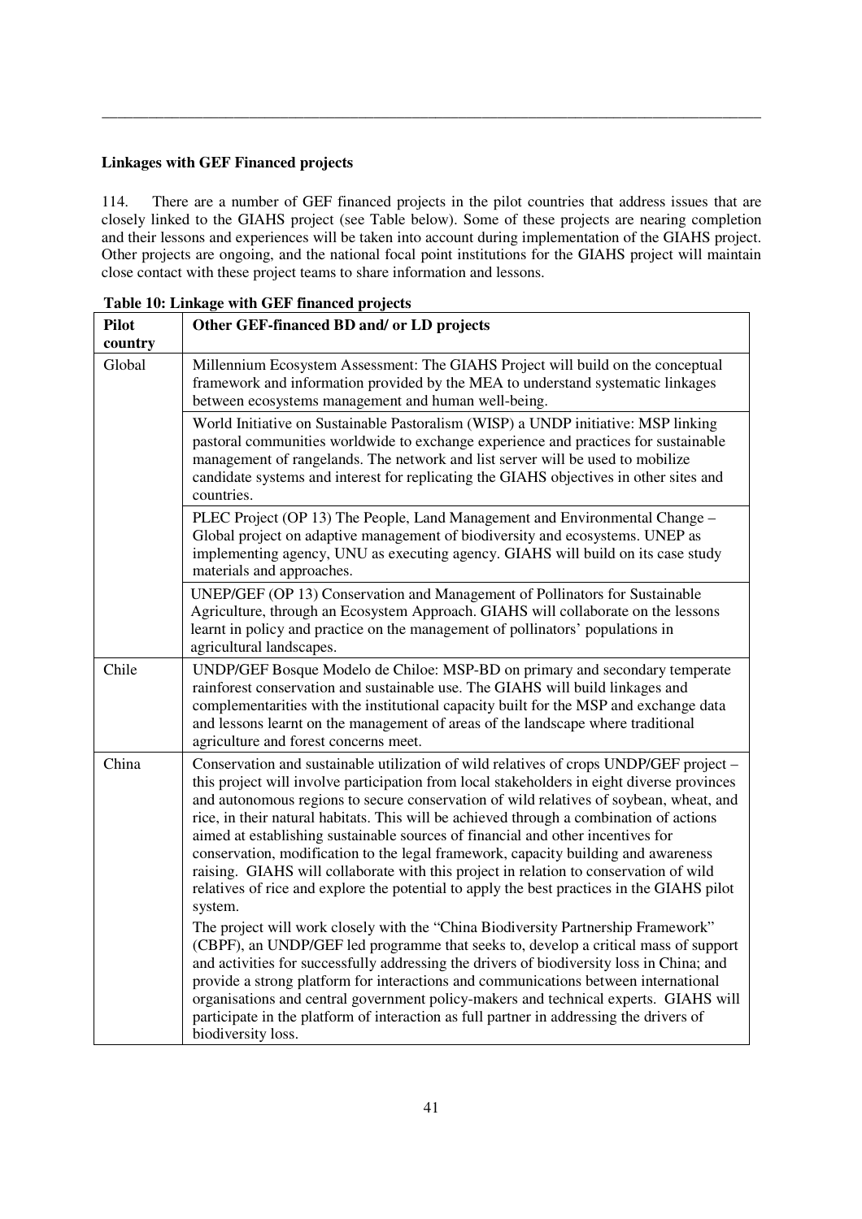**Linkages with GEF Financed projects**

114. There are a number of GEF financed projects in the pilot countries that address issues that are closely linked to the GIAHS project (see Table below). Some of these projects are nearing completion and their lessons and experiences will be taken into account during implementation of the GIAHS project. Other projects are ongoing, and the national focal point institutions for the GIAHS project will maintain close contact with these project teams to share information and lessons.

**Table 10: Linkage with GEF financed projects**

| Pilot country | Other GEF-financed BD and/ or LD projects |
|---|---|
| Global | Millennium Ecosystem Assessment: The GIAHS Project will build on the conceptual framework and information provided by the MEA to understand systematic linkages between ecosystems management and human well-being. |
| | World Initiative on Sustainable Pastoralism (WISP) a UNDP initiative: MSP linking pastoral communities worldwide to exchange experience and practices for sustainable management of rangelands. The network and list server will be used to mobilize candidate systems and interest for replicating the GIAHS objectives in other sites and countries. |
| | PLEC Project (OP 13) The People, Land Management and Environmental Change – Global project on adaptive management of biodiversity and ecosystems. UNEP as implementing agency, UNU as executing agency. GIAHS will build on its case study materials and approaches. |
| | UNEP/GEF (OP 13) Conservation and Management of Pollinators for Sustainable Agriculture, through an Ecosystem Approach. GIAHS will collaborate on the lessons learnt in policy and practice on the management of pollinators' populations in agricultural landscapes. |
| Chile | UNDP/GEF Bosque Modelo de Chiloe: MSP-BD on primary and secondary temperate rainforest conservation and sustainable use. The GIAHS will build linkages and complementarities with the institutional capacity built for the MSP and exchange data and lessons learnt on the management of areas of the landscape where traditional agriculture and forest concerns meet. |
| China | Conservation and sustainable utilization of wild relatives of crops UNDP/GEF project – this project will involve participation from local stakeholders in eight diverse provinces and autonomous regions to secure conservation of wild relatives of soybean, wheat, and rice, in their natural habitats. This will be achieved through a combination of actions aimed at establishing sustainable sources of financial and other incentives for conservation, modification to the legal framework, capacity building and awareness raising. GIAHS will collaborate with this project in relation to conservation of wild relatives of rice and explore the potential to apply the best practices in the GIAHS pilot system. The project will work closely with the "China Biodiversity Partnership Framework" (CBPF), an UNDP/GEF led programme that seeks to, develop a critical mass of support and activities for successfully addressing the drivers of biodiversity loss in China; and provide a strong platform for interactions and communications between international organisations and central government policy-makers and technical experts. GIAHS will participate in the platform of interaction as full partner in addressing the drivers of biodiversity loss. |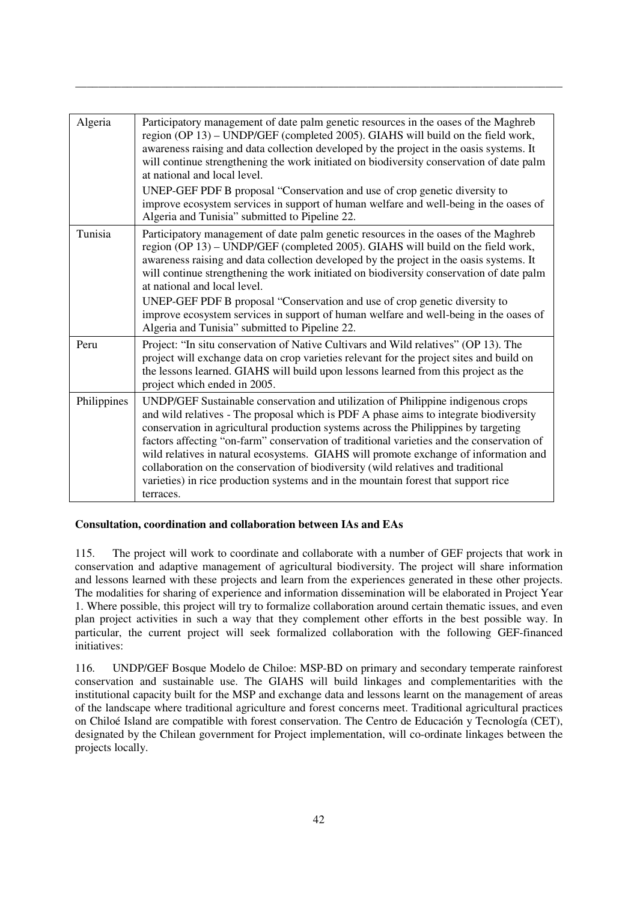| Algeria | Participatory management of date palm genetic resources in the oases of the Maghreb region (OP 13) – UNDP/GEF (completed 2005). GIAHS will build on the field work, awareness raising and data collection developed by the project in the oasis systems. It will continue strengthening the work initiated on biodiversity conservation of date palm at national and local level.<br>UNEP-GEF PDF B proposal "Conservation and use of crop genetic diversity to improve ecosystem services in support of human welfare and well-being in the oases of Algeria and Tunisia" submitted to Pipeline 22. |
|---|---|
| Tunisia | Participatory management of date palm genetic resources in the oases of the Maghreb region (OP 13) – UNDP/GEF (completed 2005). GIAHS will build on the field work, awareness raising and data collection developed by the project in the oasis systems. It will continue strengthening the work initiated on biodiversity conservation of date palm at national and local level.<br>UNEP-GEF PDF B proposal "Conservation and use of crop genetic diversity to improve ecosystem services in support of human welfare and well-being in the oases of Algeria and Tunisia" submitted to Pipeline 22. |
| Peru | Project: "In situ conservation of Native Cultivars and Wild relatives" (OP 13). The project will exchange data on crop varieties relevant for the project sites and build on the lessons learned. GIAHS will build upon lessons learned from this project as the project which ended in 2005. |
| Philippines | UNDP/GEF Sustainable conservation and utilization of Philippine indigenous crops and wild relatives - The proposal which is PDF A phase aims to integrate biodiversity conservation in agricultural production systems across the Philippines by targeting factors affecting "on-farm" conservation of traditional varieties and the conservation of wild relatives in natural ecosystems. GIAHS will promote exchange of information and collaboration on the conservation of biodiversity (wild relatives and traditional varieties) in rice production systems and in the mountain forest that support rice terraces. |

**Consultation, coordination and collaboration between IAs and EAs**

115. The project will work to coordinate and collaborate with a number of GEF projects that work in conservation and adaptive management of agricultural biodiversity. The project will share information and lessons learned with these projects and learn from the experiences generated in these other projects. The modalities for sharing of experience and information dissemination will be elaborated in Project Year 1. Where possible, this project will try to formalize collaboration around certain thematic issues, and even plan project activities in such a way that they complement other efforts in the best possible way. In particular, the current project will seek formalized collaboration with the following GEF-financed initiatives:

116. UNDP/GEF Bosque Modelo de Chiloe: MSP-BD on primary and secondary temperate rainforest conservation and sustainable use. The GIAHS will build linkages and complementarities with the institutional capacity built for the MSP and exchange data and lessons learnt on the management of areas of the landscape where traditional agriculture and forest concerns meet. Traditional agricultural practices on Chiloé Island are compatible with forest conservation. The Centro de Educación y Tecnología (CET), designated by the Chilean government for Project implementation, will co-ordinate linkages between the projects locally.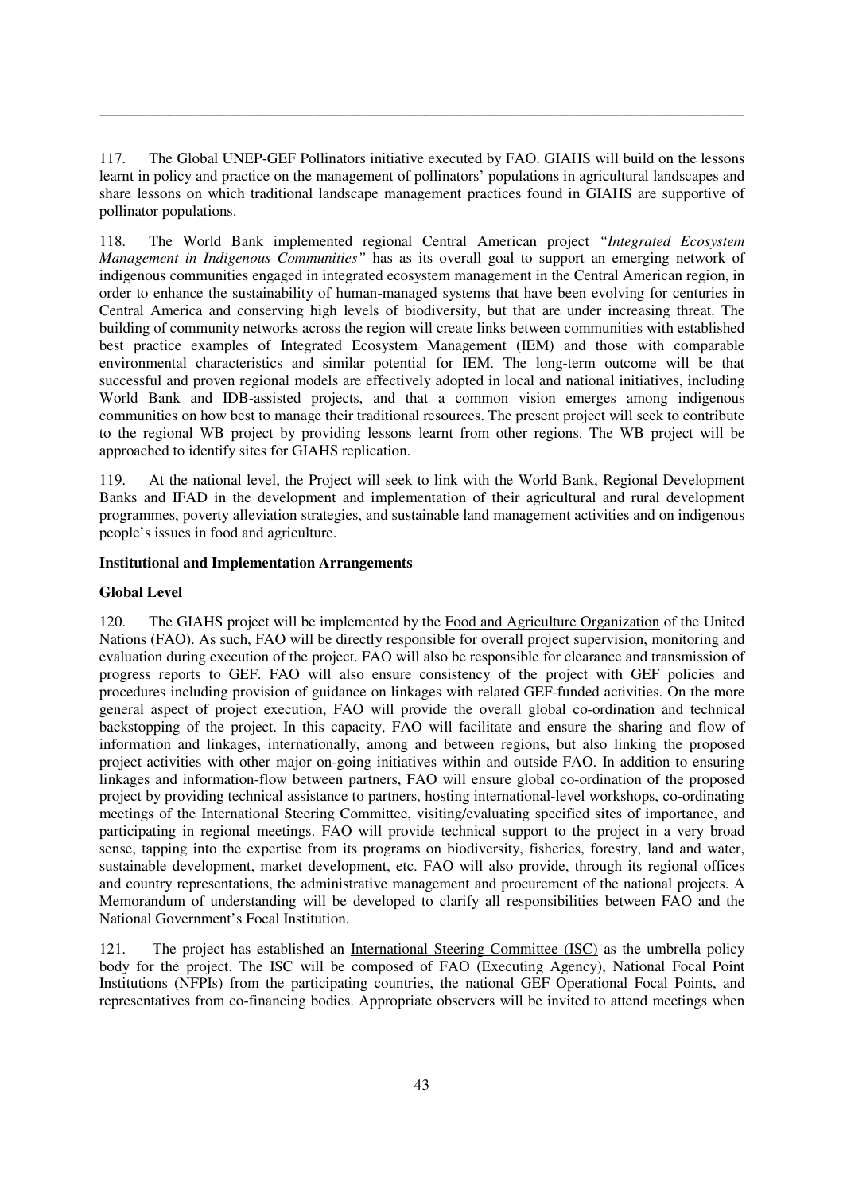117. The Global UNEP-GEF Pollinators initiative executed by FAO. GIAHS will build on the lessons learnt in policy and practice on the management of pollinators' populations in agricultural landscapes and share lessons on which traditional landscape management practices found in GIAHS are supportive of pollinator populations.

118. The World Bank implemented regional Central American project *"Integrated Ecosystem Management in Indigenous Communities"* has as its overall goal to support an emerging network of indigenous communities engaged in integrated ecosystem management in the Central American region, in order to enhance the sustainability of human-managed systems that have been evolving for centuries in Central America and conserving high levels of biodiversity, but that are under increasing threat. The building of community networks across the region will create links between communities with established best practice examples of Integrated Ecosystem Management (IEM) and those with comparable environmental characteristics and similar potential for IEM. The long-term outcome will be that successful and proven regional models are effectively adopted in local and national initiatives, including World Bank and IDB-assisted projects, and that a common vision emerges among indigenous communities on how best to manage their traditional resources. The present project will seek to contribute to the regional WB project by providing lessons learnt from other regions. The WB project will be approached to identify sites for GIAHS replication.

119. At the national level, the Project will seek to link with the World Bank, Regional Development Banks and IFAD in the development and implementation of their agricultural and rural development programmes, poverty alleviation strategies, and sustainable land management activities and on indigenous people's issues in food and agriculture.

**Institutional and Implementation Arrangements**

**Global Level**

120. The GIAHS project will be implemented by the Food and Agriculture Organization of the United Nations (FAO). As such, FAO will be directly responsible for overall project supervision, monitoring and evaluation during execution of the project. FAO will also be responsible for clearance and transmission of progress reports to GEF. FAO will also ensure consistency of the project with GEF policies and procedures including provision of guidance on linkages with related GEF-funded activities. On the more general aspect of project execution, FAO will provide the overall global co-ordination and technical backstopping of the project. In this capacity, FAO will facilitate and ensure the sharing and flow of information and linkages, internationally, among and between regions, but also linking the proposed project activities with other major on-going initiatives within and outside FAO. In addition to ensuring linkages and information-flow between partners, FAO will ensure global co-ordination of the proposed project by providing technical assistance to partners, hosting international-level workshops, co-ordinating meetings of the International Steering Committee, visiting/evaluating specified sites of importance, and participating in regional meetings. FAO will provide technical support to the project in a very broad sense, tapping into the expertise from its programs on biodiversity, fisheries, forestry, land and water, sustainable development, market development, etc. FAO will also provide, through its regional offices and country representations, the administrative management and procurement of the national projects. A Memorandum of understanding will be developed to clarify all responsibilities between FAO and the National Government's Focal Institution.

121. The project has established an International Steering Committee (ISC) as the umbrella policy body for the project. The ISC will be composed of FAO (Executing Agency), National Focal Point Institutions (NFPIs) from the participating countries, the national GEF Operational Focal Points, and representatives from co-financing bodies. Appropriate observers will be invited to attend meetings when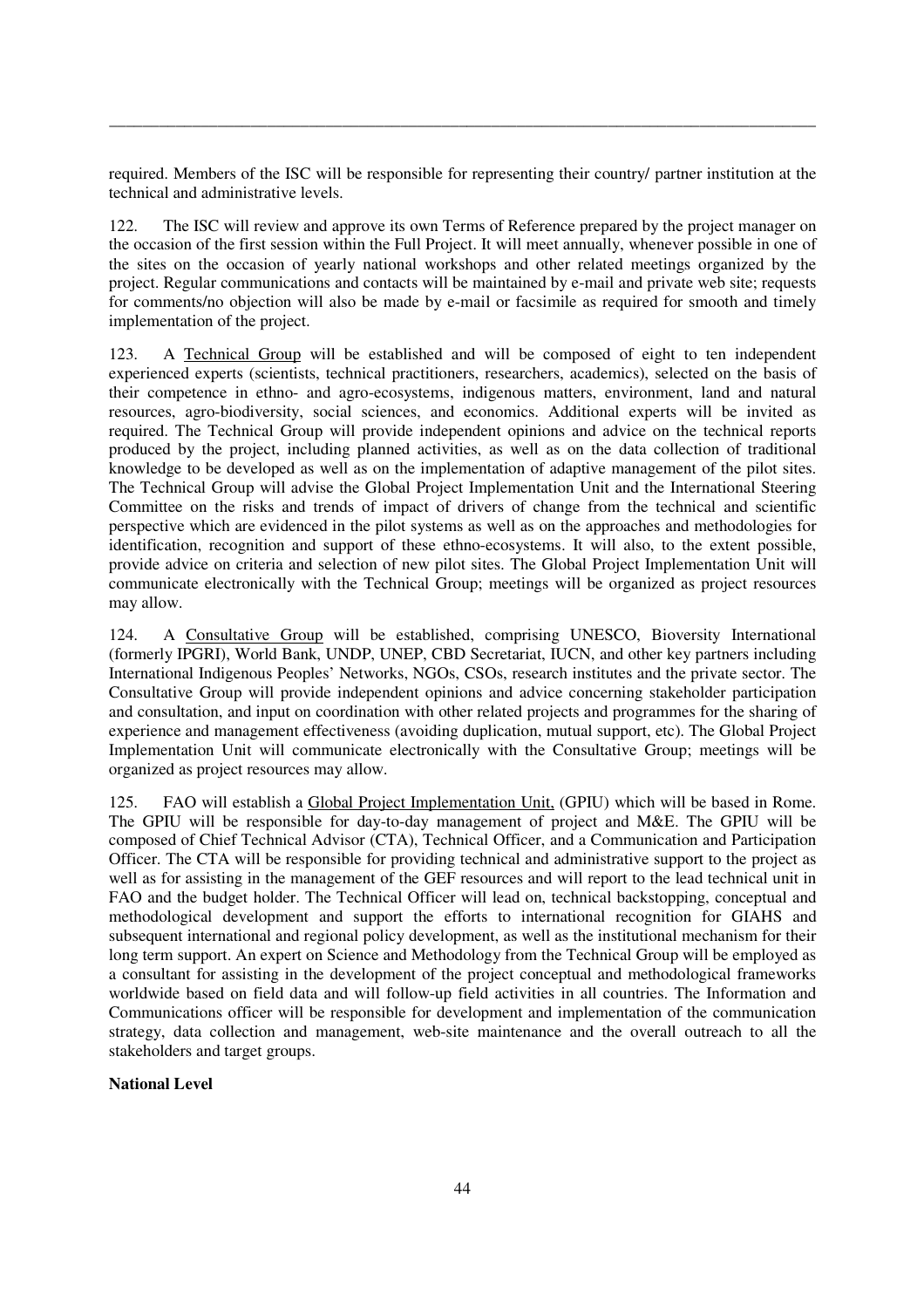required. Members of the ISC will be responsible for representing their country/ partner institution at the technical and administrative levels.

122. The ISC will review and approve its own Terms of Reference prepared by the project manager on the occasion of the first session within the Full Project. It will meet annually, whenever possible in one of the sites on the occasion of yearly national workshops and other related meetings organized by the project. Regular communications and contacts will be maintained by e-mail and private web site; requests for comments/no objection will also be made by e-mail or facsimile as required for smooth and timely implementation of the project.

123. A Technical Group will be established and will be composed of eight to ten independent experienced experts (scientists, technical practitioners, researchers, academics), selected on the basis of their competence in ethno- and agro-ecosystems, indigenous matters, environment, land and natural resources, agro-biodiversity, social sciences, and economics. Additional experts will be invited as required. The Technical Group will provide independent opinions and advice on the technical reports produced by the project, including planned activities, as well as on the data collection of traditional knowledge to be developed as well as on the implementation of adaptive management of the pilot sites. The Technical Group will advise the Global Project Implementation Unit and the International Steering Committee on the risks and trends of impact of drivers of change from the technical and scientific perspective which are evidenced in the pilot systems as well as on the approaches and methodologies for identification, recognition and support of these ethno-ecosystems. It will also, to the extent possible, provide advice on criteria and selection of new pilot sites. The Global Project Implementation Unit will communicate electronically with the Technical Group; meetings will be organized as project resources may allow.

124. A Consultative Group will be established, comprising UNESCO, Bioversity International (formerly IPGRI), World Bank, UNDP, UNEP, CBD Secretariat, IUCN, and other key partners including International Indigenous Peoples' Networks, NGOs, CSOs, research institutes and the private sector. The Consultative Group will provide independent opinions and advice concerning stakeholder participation and consultation, and input on coordination with other related projects and programmes for the sharing of experience and management effectiveness (avoiding duplication, mutual support, etc). The Global Project Implementation Unit will communicate electronically with the Consultative Group; meetings will be organized as project resources may allow.

125. FAO will establish a Global Project Implementation Unit, (GPIU) which will be based in Rome. The GPIU will be responsible for day-to-day management of project and M&E. The GPIU will be composed of Chief Technical Advisor (CTA), Technical Officer, and a Communication and Participation Officer. The CTA will be responsible for providing technical and administrative support to the project as well as for assisting in the management of the GEF resources and will report to the lead technical unit in FAO and the budget holder. The Technical Officer will lead on, technical backstopping, conceptual and methodological development and support the efforts to international recognition for GIAHS and subsequent international and regional policy development, as well as the institutional mechanism for their long term support. An expert on Science and Methodology from the Technical Group will be employed as a consultant for assisting in the development of the project conceptual and methodological frameworks worldwide based on field data and will follow-up field activities in all countries. The Information and Communications officer will be responsible for development and implementation of the communication strategy, data collection and management, web-site maintenance and the overall outreach to all the stakeholders and target groups.

**National Level**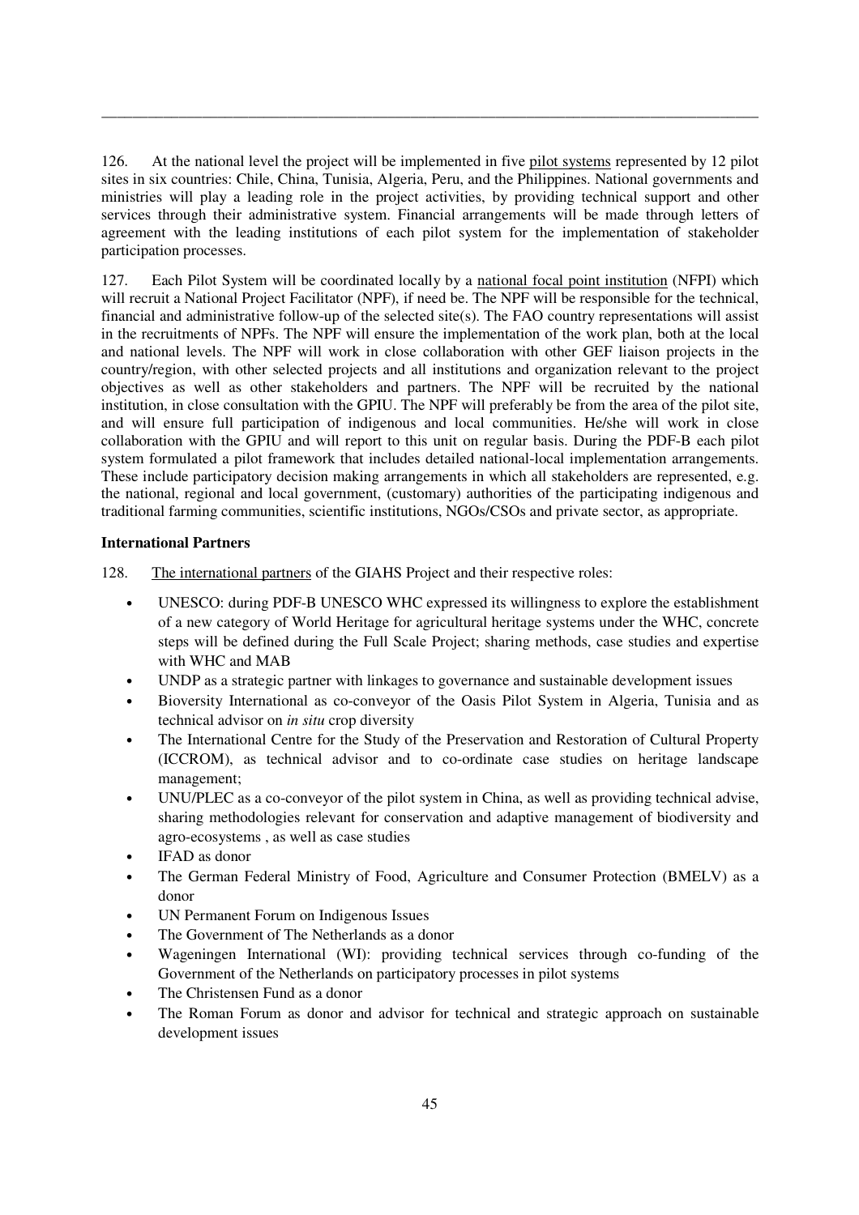126. At the national level the project will be implemented in five pilot systems represented by 12 pilot sites in six countries: Chile, China, Tunisia, Algeria, Peru, and the Philippines. National governments and ministries will play a leading role in the project activities, by providing technical support and other services through their administrative system. Financial arrangements will be made through letters of agreement with the leading institutions of each pilot system for the implementation of stakeholder participation processes.

127. Each Pilot System will be coordinated locally by a national focal point institution (NFPI) which will recruit a National Project Facilitator (NPF), if need be. The NPF will be responsible for the technical, financial and administrative follow-up of the selected site(s). The FAO country representations will assist in the recruitments of NPFs. The NPF will ensure the implementation of the work plan, both at the local and national levels. The NPF will work in close collaboration with other GEF liaison projects in the country/region, with other selected projects and all institutions and organization relevant to the project objectives as well as other stakeholders and partners. The NPF will be recruited by the national institution, in close consultation with the GPIU. The NPF will preferably be from the area of the pilot site, and will ensure full participation of indigenous and local communities. He/she will work in close collaboration with the GPIU and will report to this unit on regular basis. During the PDF-B each pilot system formulated a pilot framework that includes detailed national-local implementation arrangements. These include participatory decision making arrangements in which all stakeholders are represented, e.g. the national, regional and local government, (customary) authorities of the participating indigenous and traditional farming communities, scientific institutions, NGOs/CSOs and private sector, as appropriate.

**International Partners**

128. The international partners of the GIAHS Project and their respective roles:

- UNESCO: during PDF-B UNESCO WHC expressed its willingness to explore the establishment of a new category of World Heritage for agricultural heritage systems under the WHC, concrete steps will be defined during the Full Scale Project; sharing methods, case studies and expertise with WHC and MAB
- UNDP as a strategic partner with linkages to governance and sustainable development issues
- Bioversity International as co-conveyor of the Oasis Pilot System in Algeria, Tunisia and as technical advisor on *in situ* crop diversity
- The International Centre for the Study of the Preservation and Restoration of Cultural Property (ICCROM), as technical advisor and to co-ordinate case studies on heritage landscape management;
- UNU/PLEC as a co-conveyor of the pilot system in China, as well as providing technical advise, sharing methodologies relevant for conservation and adaptive management of biodiversity and agro-ecosystems , as well as case studies
- IFAD as donor
- The German Federal Ministry of Food, Agriculture and Consumer Protection (BMELV) as a donor
- UN Permanent Forum on Indigenous Issues
- The Government of The Netherlands as a donor
- Wageningen International (WI): providing technical services through co-funding of the Government of the Netherlands on participatory processes in pilot systems
- The Christensen Fund as a donor
- The Roman Forum as donor and advisor for technical and strategic approach on sustainable development issues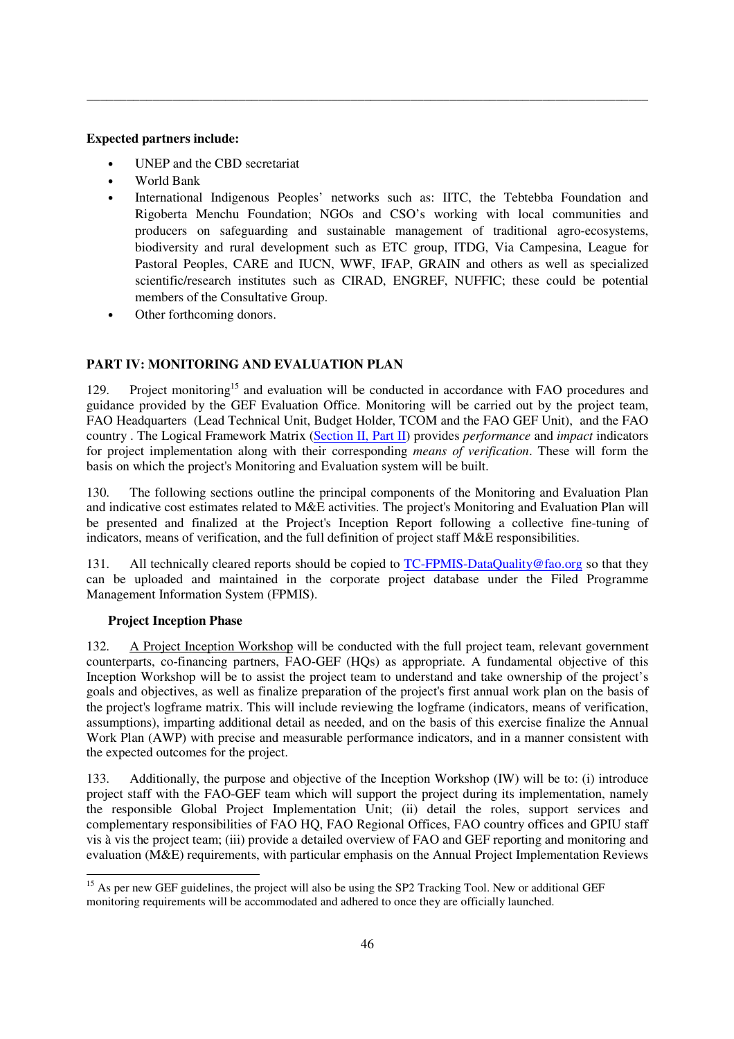**Expected partners include:**

- UNEP and the CBD secretariat
- World Bank
- International Indigenous Peoples' networks such as: IITC, the Tebtebba Foundation and Rigoberta Menchu Foundation; NGOs and CSO's working with local communities and producers on safeguarding and sustainable management of traditional agro-ecosystems, biodiversity and rural development such as ETC group, ITDG, Via Campesina, League for Pastoral Peoples, CARE and IUCN, WWF, IFAP, GRAIN and others as well as specialized scientific/research institutes such as CIRAD, ENGREF, NUFFIC; these could be potential members of the Consultative Group.
- Other forthcoming donors.

## PART IV: MONITORING AND EVALUATION PLAN

129. Project monitoring[15] and evaluation will be conducted in accordance with FAO procedures and guidance provided by the GEF Evaluation Office. Monitoring will be carried out by the project team, FAO Headquarters (Lead Technical Unit, Budget Holder, TCOM and the FAO GEF Unit), and the FAO country . The Logical Framework Matrix (Section II, Part II) provides *performance* and *impact* indicators for project implementation along with their corresponding *means of verification*. These will form the basis on which the project's Monitoring and Evaluation system will be built.

130. The following sections outline the principal components of the Monitoring and Evaluation Plan and indicative cost estimates related to M&E activities. The project's Monitoring and Evaluation Plan will be presented and finalized at the Project's Inception Report following a collective fine-tuning of indicators, means of verification, and the full definition of project staff M&E responsibilities.

131. All technically cleared reports should be copied to TC-FPMIS-DataQuality@fao.org so that they can be uploaded and maintained in the corporate project database under the Filed Programme Management Information System (FPMIS).

### Project Inception Phase

132. A Project Inception Workshop will be conducted with the full project team, relevant government counterparts, co-financing partners, FAO-GEF (HQs) as appropriate. A fundamental objective of this Inception Workshop will be to assist the project team to understand and take ownership of the project's goals and objectives, as well as finalize preparation of the project's first annual work plan on the basis of the project's logframe matrix. This will include reviewing the logframe (indicators, means of verification, assumptions), imparting additional detail as needed, and on the basis of this exercise finalize the Annual Work Plan (AWP) with precise and measurable performance indicators, and in a manner consistent with the expected outcomes for the project.

133. Additionally, the purpose and objective of the Inception Workshop (IW) will be to: (i) introduce project staff with the FAO-GEF team which will support the project during its implementation, namely the responsible Global Project Implementation Unit; (ii) detail the roles, support services and complementary responsibilities of FAO HQ, FAO Regional Offices, FAO country offices and GPIU staff vis à vis the project team; (iii) provide a detailed overview of FAO and GEF reporting and monitoring and evaluation (M&E) requirements, with particular emphasis on the Annual Project Implementation Reviews

---

[15] As per new GEF guidelines, the project will also be using the SP2 Tracking Tool. New or additional GEF monitoring requirements will be accommodated and adhered to once they are officially launched.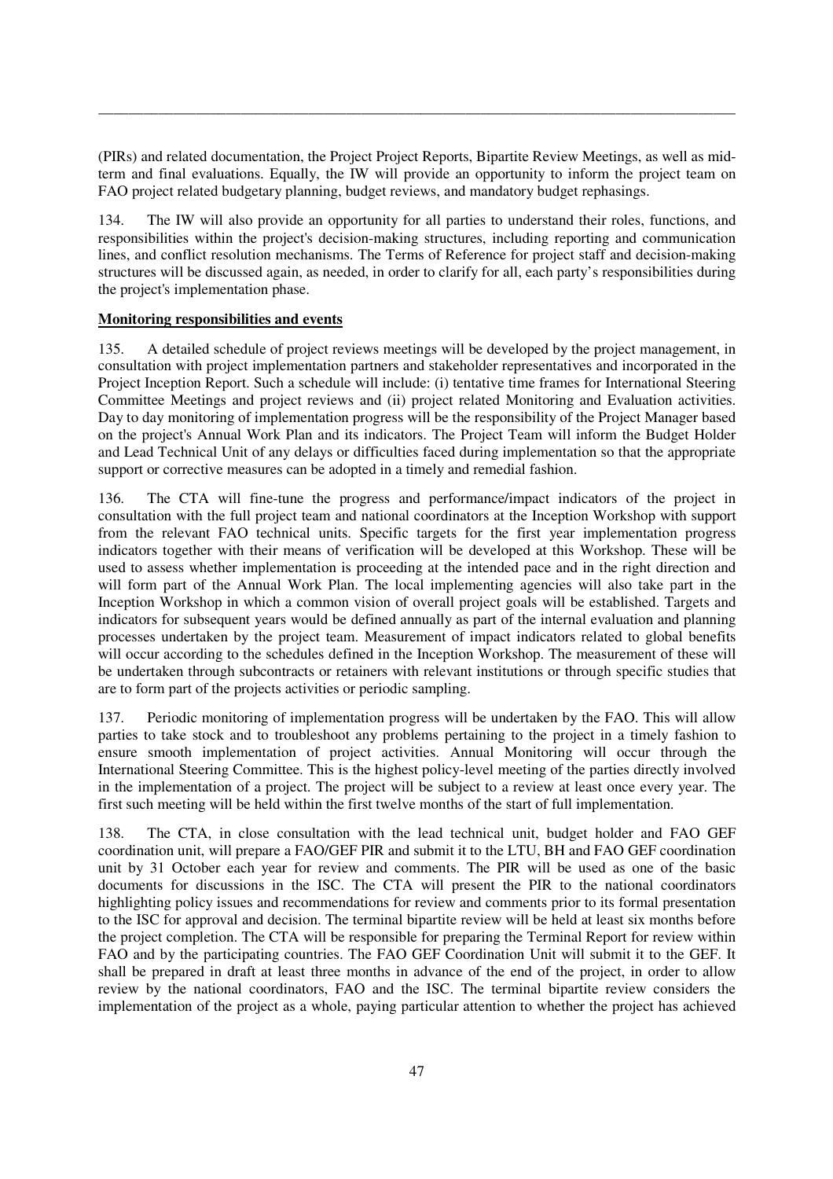(PIRs) and related documentation, the Project Project Reports, Bipartite Review Meetings, as well as mid-term and final evaluations. Equally, the IW will provide an opportunity to inform the project team on FAO project related budgetary planning, budget reviews, and mandatory budget rephasings.

134. The IW will also provide an opportunity for all parties to understand their roles, functions, and responsibilities within the project's decision-making structures, including reporting and communication lines, and conflict resolution mechanisms. The Terms of Reference for project staff and decision-making structures will be discussed again, as needed, in order to clarify for all, each party's responsibilities during the project's implementation phase.

**Monitoring responsibilities and events**

135. A detailed schedule of project reviews meetings will be developed by the project management, in consultation with project implementation partners and stakeholder representatives and incorporated in the Project Inception Report. Such a schedule will include: (i) tentative time frames for International Steering Committee Meetings and project reviews and (ii) project related Monitoring and Evaluation activities. Day to day monitoring of implementation progress will be the responsibility of the Project Manager based on the project's Annual Work Plan and its indicators. The Project Team will inform the Budget Holder and Lead Technical Unit of any delays or difficulties faced during implementation so that the appropriate support or corrective measures can be adopted in a timely and remedial fashion.

136. The CTA will fine-tune the progress and performance/impact indicators of the project in consultation with the full project team and national coordinators at the Inception Workshop with support from the relevant FAO technical units. Specific targets for the first year implementation progress indicators together with their means of verification will be developed at this Workshop. These will be used to assess whether implementation is proceeding at the intended pace and in the right direction and will form part of the Annual Work Plan. The local implementing agencies will also take part in the Inception Workshop in which a common vision of overall project goals will be established. Targets and indicators for subsequent years would be defined annually as part of the internal evaluation and planning processes undertaken by the project team. Measurement of impact indicators related to global benefits will occur according to the schedules defined in the Inception Workshop. The measurement of these will be undertaken through subcontracts or retainers with relevant institutions or through specific studies that are to form part of the projects activities or periodic sampling.

137. Periodic monitoring of implementation progress will be undertaken by the FAO. This will allow parties to take stock and to troubleshoot any problems pertaining to the project in a timely fashion to ensure smooth implementation of project activities. Annual Monitoring will occur through the International Steering Committee. This is the highest policy-level meeting of the parties directly involved in the implementation of a project. The project will be subject to a review at least once every year. The first such meeting will be held within the first twelve months of the start of full implementation.

138. The CTA, in close consultation with the lead technical unit, budget holder and FAO GEF coordination unit, will prepare a FAO/GEF PIR and submit it to the LTU, BH and FAO GEF coordination unit by 31 October each year for review and comments. The PIR will be used as one of the basic documents for discussions in the ISC. The CTA will present the PIR to the national coordinators highlighting policy issues and recommendations for review and comments prior to its formal presentation to the ISC for approval and decision. The terminal bipartite review will be held at least six months before the project completion. The CTA will be responsible for preparing the Terminal Report for review within FAO and by the participating countries. The FAO GEF Coordination Unit will submit it to the GEF. It shall be prepared in draft at least three months in advance of the end of the project, in order to allow review by the national coordinators, FAO and the ISC. The terminal bipartite review considers the implementation of the project as a whole, paying particular attention to whether the project has achieved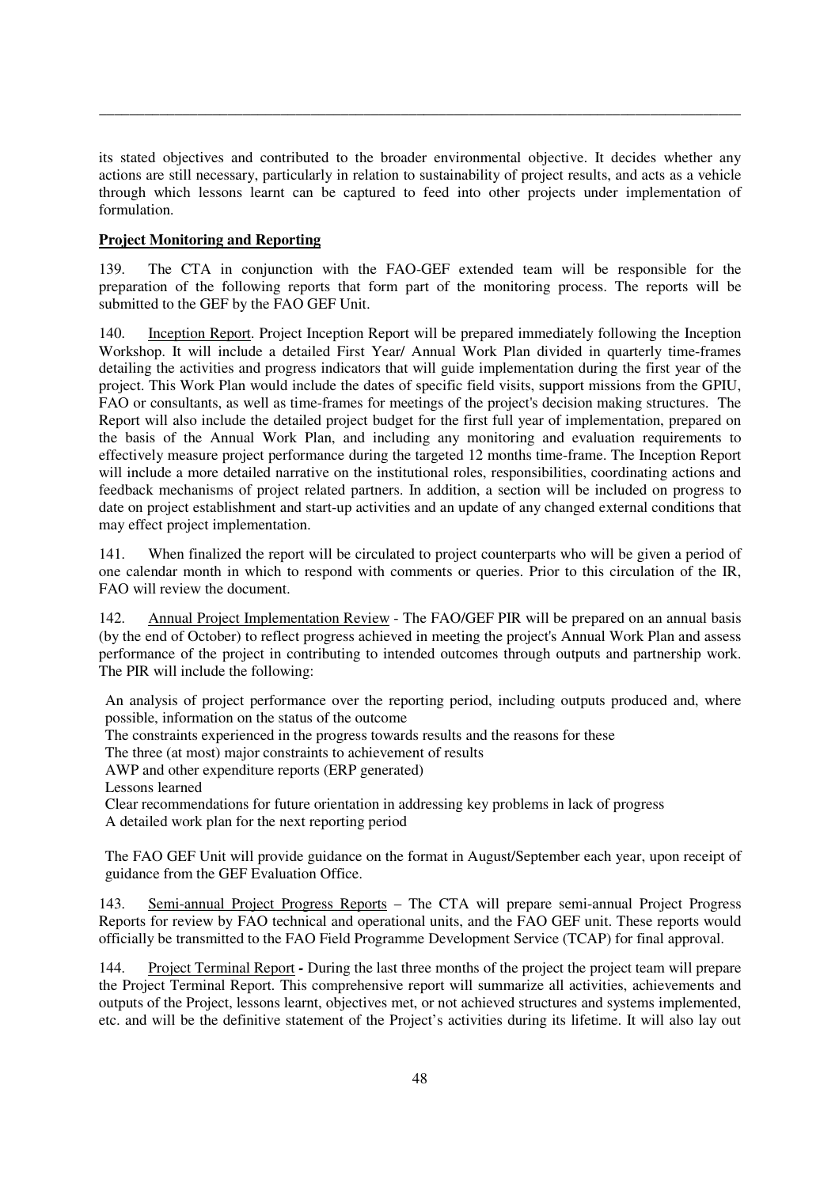its stated objectives and contributed to the broader environmental objective. It decides whether any actions are still necessary, particularly in relation to sustainability of project results, and acts as a vehicle through which lessons learnt can be captured to feed into other projects under implementation of formulation.

**Project Monitoring and Reporting**

139. The CTA in conjunction with the FAO-GEF extended team will be responsible for the preparation of the following reports that form part of the monitoring process. The reports will be submitted to the GEF by the FAO GEF Unit.

140. Inception Report. Project Inception Report will be prepared immediately following the Inception Workshop. It will include a detailed First Year/ Annual Work Plan divided in quarterly time-frames detailing the activities and progress indicators that will guide implementation during the first year of the project. This Work Plan would include the dates of specific field visits, support missions from the GPIU, FAO or consultants, as well as time-frames for meetings of the project's decision making structures. The Report will also include the detailed project budget for the first full year of implementation, prepared on the basis of the Annual Work Plan, and including any monitoring and evaluation requirements to effectively measure project performance during the targeted 12 months time-frame. The Inception Report will include a more detailed narrative on the institutional roles, responsibilities, coordinating actions and feedback mechanisms of project related partners. In addition, a section will be included on progress to date on project establishment and start-up activities and an update of any changed external conditions that may effect project implementation.

141. When finalized the report will be circulated to project counterparts who will be given a period of one calendar month in which to respond with comments or queries. Prior to this circulation of the IR, FAO will review the document.

142. Annual Project Implementation Review - The FAO/GEF PIR will be prepared on an annual basis (by the end of October) to reflect progress achieved in meeting the project's Annual Work Plan and assess performance of the project in contributing to intended outcomes through outputs and partnership work. The PIR will include the following:

- An analysis of project performance over the reporting period, including outputs produced and, where possible, information on the status of the outcome
- The constraints experienced in the progress towards results and the reasons for these
- The three (at most) major constraints to achievement of results
- AWP and other expenditure reports (ERP generated)
- Lessons learned
- Clear recommendations for future orientation in addressing key problems in lack of progress
- A detailed work plan for the next reporting period

The FAO GEF Unit will provide guidance on the format in August/September each year, upon receipt of guidance from the GEF Evaluation Office.

143. Semi-annual Project Progress Reports – The CTA will prepare semi-annual Project Progress Reports for review by FAO technical and operational units, and the FAO GEF unit. These reports would officially be transmitted to the FAO Field Programme Development Service (TCAP) for final approval.

144. Project Terminal Report **-** During the last three months of the project the project team will prepare the Project Terminal Report. This comprehensive report will summarize all activities, achievements and outputs of the Project, lessons learnt, objectives met, or not achieved structures and systems implemented, etc. and will be the definitive statement of the Project's activities during its lifetime. It will also lay out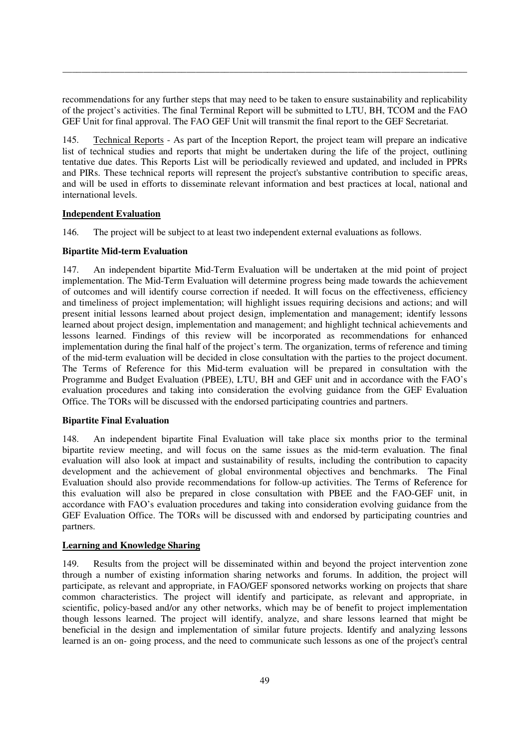recommendations for any further steps that may need to be taken to ensure sustainability and replicability of the project's activities. The final Terminal Report will be submitted to LTU, BH, TCOM and the FAO GEF Unit for final approval. The FAO GEF Unit will transmit the final report to the GEF Secretariat.

145. Technical Reports - As part of the Inception Report, the project team will prepare an indicative list of technical studies and reports that might be undertaken during the life of the project, outlining tentative due dates. This Reports List will be periodically reviewed and updated, and included in PPRs and PIRs. These technical reports will represent the project's substantive contribution to specific areas, and will be used in efforts to disseminate relevant information and best practices at local, national and international levels.

**Independent Evaluation**

146. The project will be subject to at least two independent external evaluations as follows.

**Bipartite Mid-term Evaluation**

147. An independent bipartite Mid-Term Evaluation will be undertaken at the mid point of project implementation. The Mid-Term Evaluation will determine progress being made towards the achievement of outcomes and will identify course correction if needed. It will focus on the effectiveness, efficiency and timeliness of project implementation; will highlight issues requiring decisions and actions; and will present initial lessons learned about project design, implementation and management; identify lessons learned about project design, implementation and management; and highlight technical achievements and lessons learned. Findings of this review will be incorporated as recommendations for enhanced implementation during the final half of the project's term. The organization, terms of reference and timing of the mid-term evaluation will be decided in close consultation with the parties to the project document. The Terms of Reference for this Mid-term evaluation will be prepared in consultation with the Programme and Budget Evaluation (PBEE), LTU, BH and GEF unit and in accordance with the FAO's evaluation procedures and taking into consideration the evolving guidance from the GEF Evaluation Office. The TORs will be discussed with the endorsed participating countries and partners.

**Bipartite Final Evaluation**

148. An independent bipartite Final Evaluation will take place six months prior to the terminal bipartite review meeting, and will focus on the same issues as the mid-term evaluation. The final evaluation will also look at impact and sustainability of results, including the contribution to capacity development and the achievement of global environmental objectives and benchmarks. The Final Evaluation should also provide recommendations for follow-up activities. The Terms of Reference for this evaluation will also be prepared in close consultation with PBEE and the FAO-GEF unit, in accordance with FAO's evaluation procedures and taking into consideration evolving guidance from the GEF Evaluation Office. The TORs will be discussed with and endorsed by participating countries and partners.

**Learning and Knowledge Sharing**

149. Results from the project will be disseminated within and beyond the project intervention zone through a number of existing information sharing networks and forums. In addition, the project will participate, as relevant and appropriate, in FAO/GEF sponsored networks working on projects that share common characteristics. The project will identify and participate, as relevant and appropriate, in scientific, policy-based and/or any other networks, which may be of benefit to project implementation though lessons learned. The project will identify, analyze, and share lessons learned that might be beneficial in the design and implementation of similar future projects. Identify and analyzing lessons learned is an on- going process, and the need to communicate such lessons as one of the project's central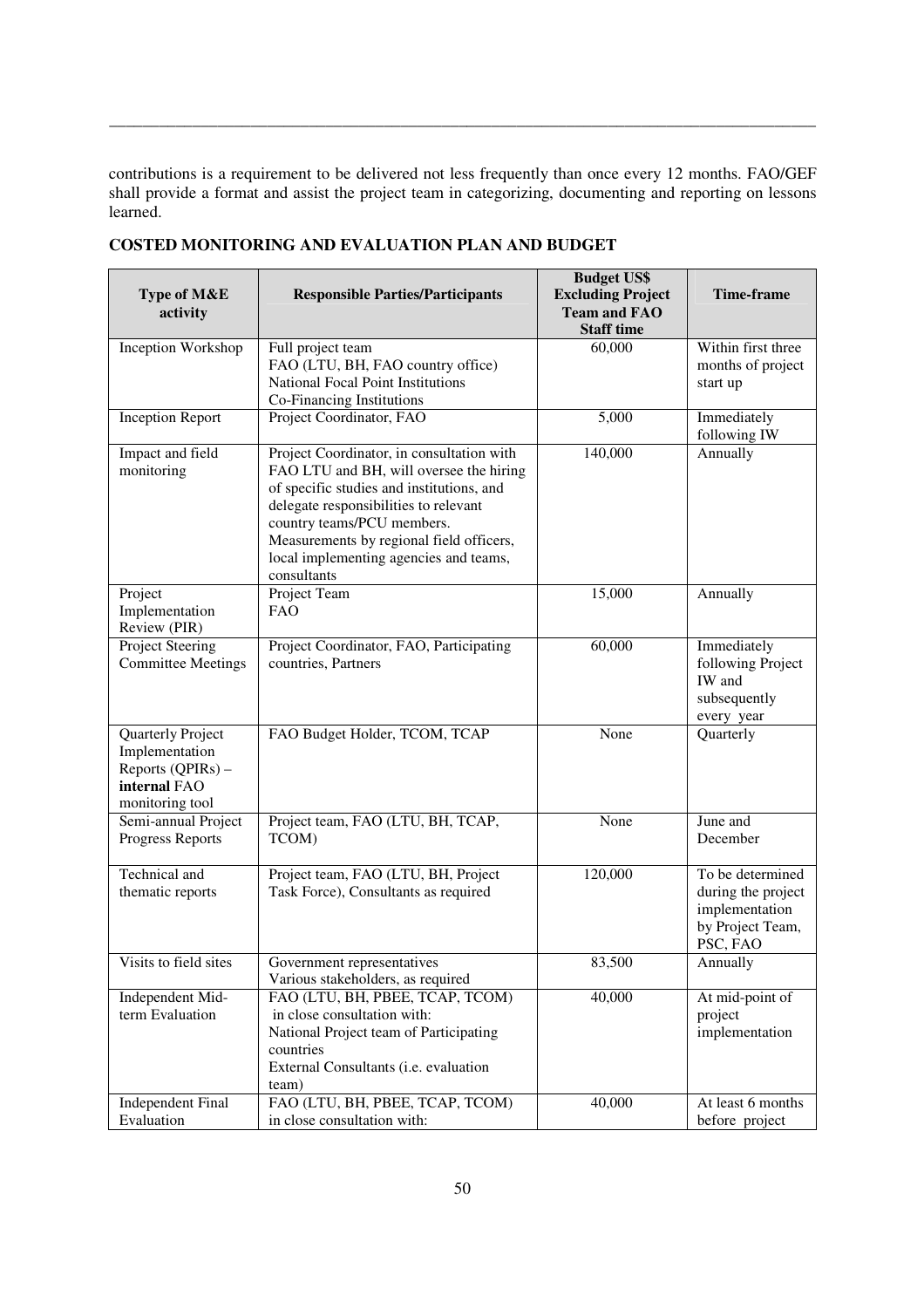contributions is a requirement to be delivered not less frequently than once every 12 months. FAO/GEF shall provide a format and assist the project team in categorizing, documenting and reporting on lessons learned.

**COSTED MONITORING AND EVALUATION PLAN AND BUDGET**

| Type of M&E activity | Responsible Parties/Participants | Budget US$ Excluding Project Team and FAO Staff time | Time-frame |
|---|---|---|---|
| Inception Workshop | Full project team<br>FAO (LTU, BH, FAO country office)<br>National Focal Point Institutions<br>Co-Financing Institutions | 60,000 | Within first three months of project start up |
| Inception Report | Project Coordinator, FAO | 5,000 | Immediately following IW |
| Impact and field monitoring | Project Coordinator, in consultation with FAO LTU and BH, will oversee the hiring of specific studies and institutions, and delegate responsibilities to relevant country teams/PCU members.<br>Measurements by regional field officers, local implementing agencies and teams, consultants | 140,000 | Annually |
| Project Implementation Review (PIR) | Project Team<br>FAO | 15,000 | Annually |
| Project Steering Committee Meetings | Project Coordinator, FAO, Participating countries, Partners | 60,000 | Immediately following Project IW and subsequently every year |
| Quarterly Project Implementation Reports (QPIRs) – **internal** FAO monitoring tool | FAO Budget Holder, TCOM, TCAP | None | Quarterly |
| Semi-annual Project Progress Reports | Project team, FAO (LTU, BH, TCAP, TCOM) | None | June and December |
| Technical and thematic reports | Project team, FAO (LTU, BH, Project Task Force), Consultants as required | 120,000 | To be determined during the project implementation by Project Team, PSC, FAO |
| Visits to field sites | Government representatives<br>Various stakeholders, as required | 83,500 | Annually |
| Independent Mid-term Evaluation | FAO (LTU, BH, PBEE, TCAP, TCOM) in close consultation with:<br>National Project team of Participating countries<br>External Consultants (i.e. evaluation team) | 40,000 | At mid-point of project implementation |
| Independent Final Evaluation | FAO (LTU, BH, PBEE, TCAP, TCOM) in close consultation with: | 40,000 | At least 6 months before project |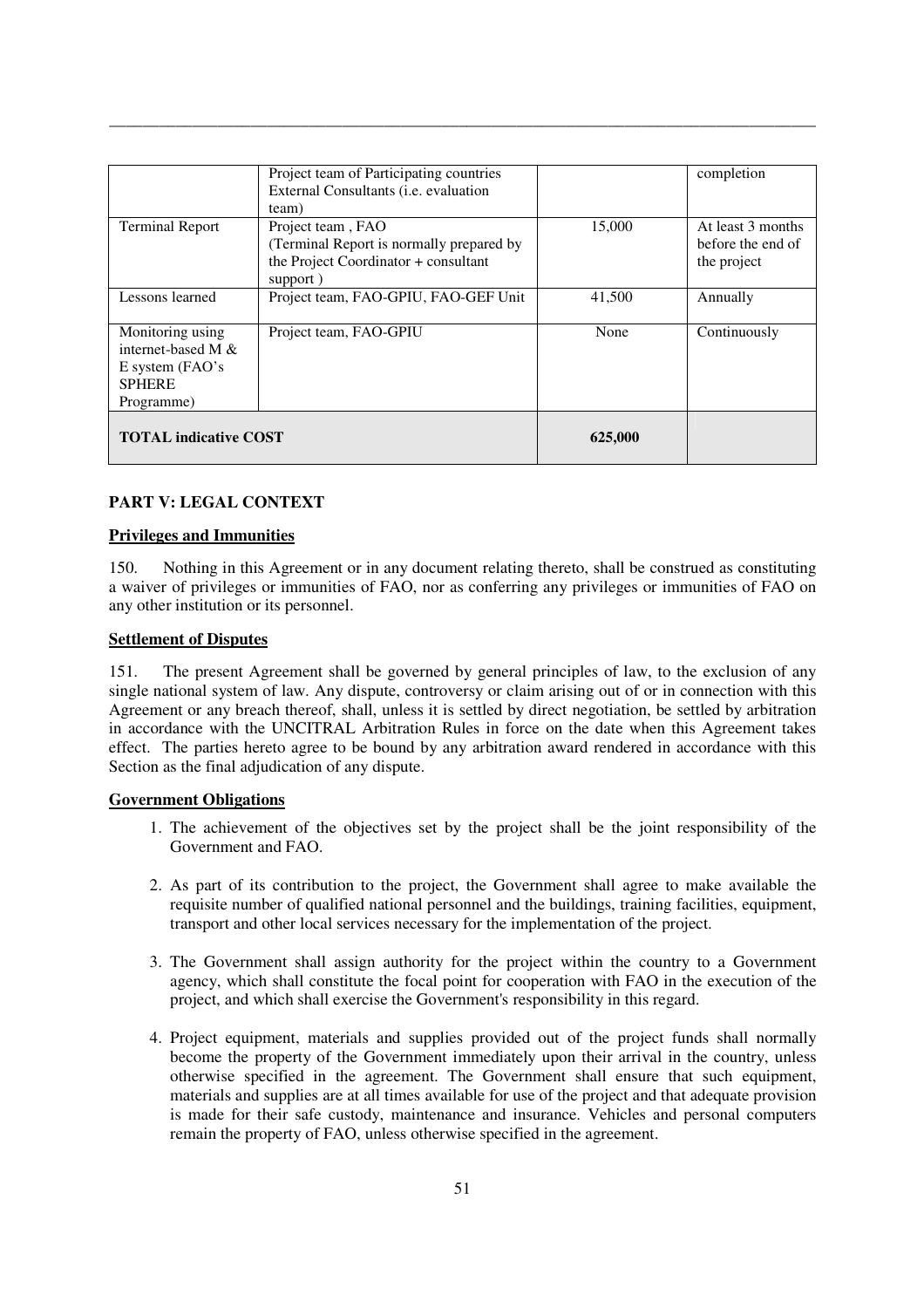| | | | |
|---|---|---|---|
| | Project team of Participating countries<br>External Consultants (i.e. evaluation team) | | completion |
| Terminal Report | Project team , FAO<br>(Terminal Report is normally prepared by the Project Coordinator + consultant support ) | 15,000 | At least 3 months before the end of the project |
| Lessons learned | Project team, FAO-GPIU, FAO-GEF Unit | 41,500 | Annually |
| Monitoring using internet-based M & E system (FAO's SPHERE Programme) | Project team, FAO-GPIU | None | Continuously |
| **TOTAL indicative COST** | | **625,000** | |

## PART V: LEGAL CONTEXT

### Privileges and Immunities

150. Nothing in this Agreement or in any document relating thereto, shall be construed as constituting a waiver of privileges or immunities of FAO, nor as conferring any privileges or immunities of FAO on any other institution or its personnel.

### Settlement of Disputes

151. The present Agreement shall be governed by general principles of law, to the exclusion of any single national system of law. Any dispute, controversy or claim arising out of or in connection with this Agreement or any breach thereof, shall, unless it is settled by direct negotiation, be settled by arbitration in accordance with the UNCITRAL Arbitration Rules in force on the date when this Agreement takes effect. The parties hereto agree to be bound by any arbitration award rendered in accordance with this Section as the final adjudication of any dispute.

### Government Obligations

1. The achievement of the objectives set by the project shall be the joint responsibility of the Government and FAO.

2. As part of its contribution to the project, the Government shall agree to make available the requisite number of qualified national personnel and the buildings, training facilities, equipment, transport and other local services necessary for the implementation of the project.

3. The Government shall assign authority for the project within the country to a Government agency, which shall constitute the focal point for cooperation with FAO in the execution of the project, and which shall exercise the Government's responsibility in this regard.

4. Project equipment, materials and supplies provided out of the project funds shall normally become the property of the Government immediately upon their arrival in the country, unless otherwise specified in the agreement. The Government shall ensure that such equipment, materials and supplies are at all times available for use of the project and that adequate provision is made for their safe custody, maintenance and insurance. Vehicles and personal computers remain the property of FAO, unless otherwise specified in the agreement.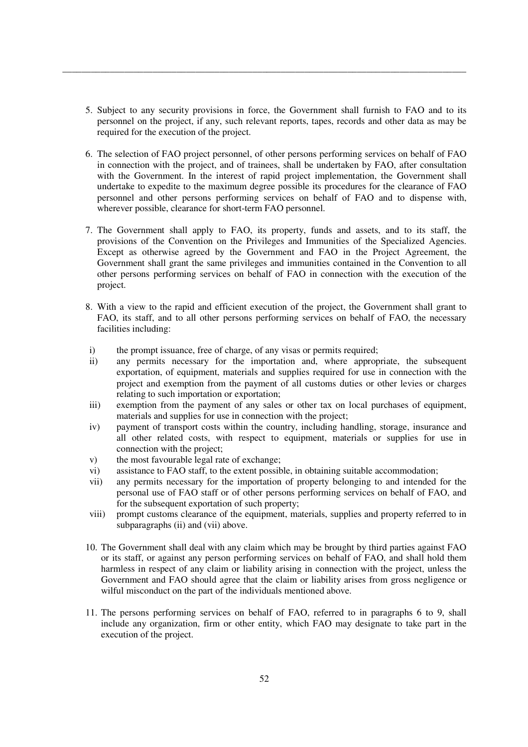5. Subject to any security provisions in force, the Government shall furnish to FAO and to its personnel on the project, if any, such relevant reports, tapes, records and other data as may be required for the execution of the project.

6. The selection of FAO project personnel, of other persons performing services on behalf of FAO in connection with the project, and of trainees, shall be undertaken by FAO, after consultation with the Government. In the interest of rapid project implementation, the Government shall undertake to expedite to the maximum degree possible its procedures for the clearance of FAO personnel and other persons performing services on behalf of FAO and to dispense with, wherever possible, clearance for short-term FAO personnel.

7. The Government shall apply to FAO, its property, funds and assets, and to its staff, the provisions of the Convention on the Privileges and Immunities of the Specialized Agencies. Except as otherwise agreed by the Government and FAO in the Project Agreement, the Government shall grant the same privileges and immunities contained in the Convention to all other persons performing services on behalf of FAO in connection with the execution of the project.

8. With a view to the rapid and efficient execution of the project, the Government shall grant to FAO, its staff, and to all other persons performing services on behalf of FAO, the necessary facilities including:

   i) the prompt issuance, free of charge, of any visas or permits required;
   ii) any permits necessary for the importation and, where appropriate, the subsequent exportation, of equipment, materials and supplies required for use in connection with the project and exemption from the payment of all customs duties or other levies or charges relating to such importation or exportation;
   iii) exemption from the payment of any sales or other tax on local purchases of equipment, materials and supplies for use in connection with the project;
   iv) payment of transport costs within the country, including handling, storage, insurance and all other related costs, with respect to equipment, materials or supplies for use in connection with the project;
   v) the most favourable legal rate of exchange;
   vi) assistance to FAO staff, to the extent possible, in obtaining suitable accommodation;
   vii) any permits necessary for the importation of property belonging to and intended for the personal use of FAO staff or of other persons performing services on behalf of FAO, and for the subsequent exportation of such property;
   viii) prompt customs clearance of the equipment, materials, supplies and property referred to in subparagraphs (ii) and (vii) above.

10. The Government shall deal with any claim which may be brought by third parties against FAO or its staff, or against any person performing services on behalf of FAO, and shall hold them harmless in respect of any claim or liability arising in connection with the project, unless the Government and FAO should agree that the claim or liability arises from gross negligence or wilful misconduct on the part of the individuals mentioned above.

11. The persons performing services on behalf of FAO, referred to in paragraphs 6 to 9, shall include any organization, firm or other entity, which FAO may designate to take part in the execution of the project.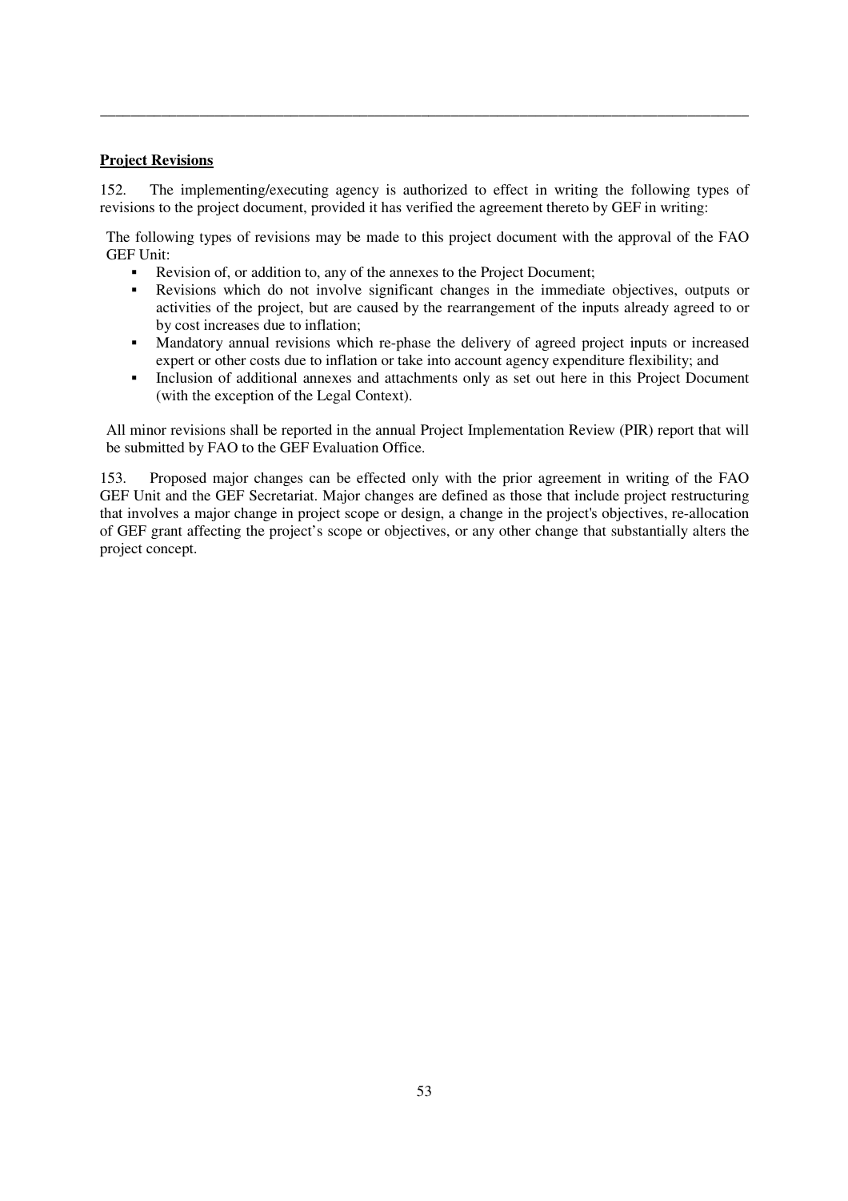**Project Revisions**

152. The implementing/executing agency is authorized to effect in writing the following types of revisions to the project document, provided it has verified the agreement thereto by GEF in writing:

The following types of revisions may be made to this project document with the approval of the FAO GEF Unit:

- Revision of, or addition to, any of the annexes to the Project Document;
- Revisions which do not involve significant changes in the immediate objectives, outputs or activities of the project, but are caused by the rearrangement of the inputs already agreed to or by cost increases due to inflation;
- Mandatory annual revisions which re-phase the delivery of agreed project inputs or increased expert or other costs due to inflation or take into account agency expenditure flexibility; and
- Inclusion of additional annexes and attachments only as set out here in this Project Document (with the exception of the Legal Context).

All minor revisions shall be reported in the annual Project Implementation Review (PIR) report that will be submitted by FAO to the GEF Evaluation Office.

153. Proposed major changes can be effected only with the prior agreement in writing of the FAO GEF Unit and the GEF Secretariat. Major changes are defined as those that include project restructuring that involves a major change in project scope or design, a change in the project's objectives, re-allocation of GEF grant affecting the project's scope or objectives, or any other change that substantially alters the project concept.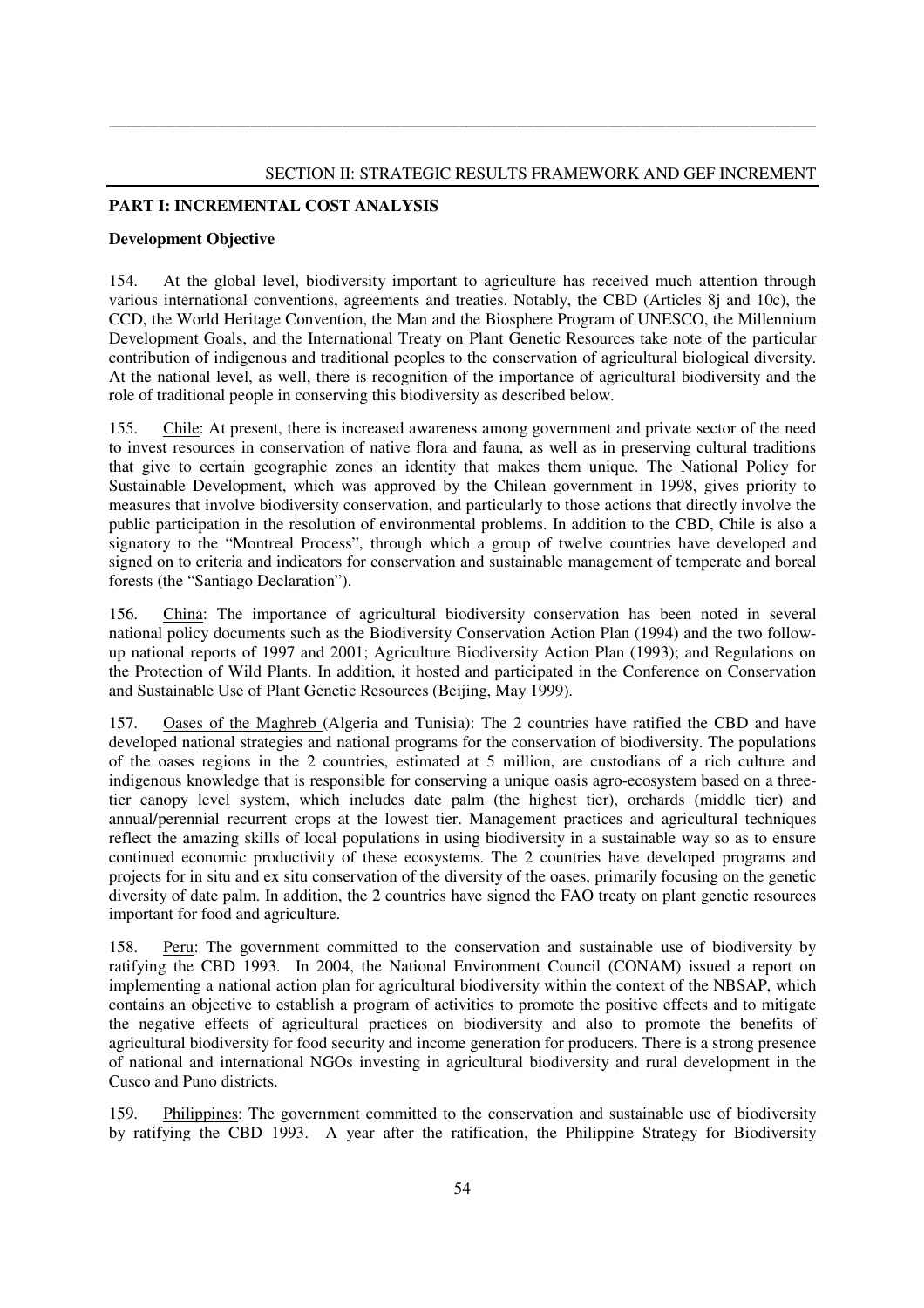SECTION II: STRATEGIC RESULTS FRAMEWORK AND GEF INCREMENT

## PART I: INCREMENTAL COST ANALYSIS

### Development Objective

154. At the global level, biodiversity important to agriculture has received much attention through various international conventions, agreements and treaties. Notably, the CBD (Articles 8j and 10c), the CCD, the World Heritage Convention, the Man and the Biosphere Program of UNESCO, the Millennium Development Goals, and the International Treaty on Plant Genetic Resources take note of the particular contribution of indigenous and traditional peoples to the conservation of agricultural biological diversity. At the national level, as well, there is recognition of the importance of agricultural biodiversity and the role of traditional people in conserving this biodiversity as described below.

155. Chile: At present, there is increased awareness among government and private sector of the need to invest resources in conservation of native flora and fauna, as well as in preserving cultural traditions that give to certain geographic zones an identity that makes them unique. The National Policy for Sustainable Development, which was approved by the Chilean government in 1998, gives priority to measures that involve biodiversity conservation, and particularly to those actions that directly involve the public participation in the resolution of environmental problems. In addition to the CBD, Chile is also a signatory to the "Montreal Process", through which a group of twelve countries have developed and signed on to criteria and indicators for conservation and sustainable management of temperate and boreal forests (the "Santiago Declaration").

156. China: The importance of agricultural biodiversity conservation has been noted in several national policy documents such as the Biodiversity Conservation Action Plan (1994) and the two follow-up national reports of 1997 and 2001; Agriculture Biodiversity Action Plan (1993); and Regulations on the Protection of Wild Plants. In addition, it hosted and participated in the Conference on Conservation and Sustainable Use of Plant Genetic Resources (Beijing, May 1999).

157. Oases of the Maghreb (Algeria and Tunisia): The 2 countries have ratified the CBD and have developed national strategies and national programs for the conservation of biodiversity. The populations of the oases regions in the 2 countries, estimated at 5 million, are custodians of a rich culture and indigenous knowledge that is responsible for conserving a unique oasis agro-ecosystem based on a three-tier canopy level system, which includes date palm (the highest tier), orchards (middle tier) and annual/perennial recurrent crops at the lowest tier. Management practices and agricultural techniques reflect the amazing skills of local populations in using biodiversity in a sustainable way so as to ensure continued economic productivity of these ecosystems. The 2 countries have developed programs and projects for in situ and ex situ conservation of the diversity of the oases, primarily focusing on the genetic diversity of date palm. In addition, the 2 countries have signed the FAO treaty on plant genetic resources important for food and agriculture.

158. Peru: The government committed to the conservation and sustainable use of biodiversity by ratifying the CBD 1993. In 2004, the National Environment Council (CONAM) issued a report on implementing a national action plan for agricultural biodiversity within the context of the NBSAP, which contains an objective to establish a program of activities to promote the positive effects and to mitigate the negative effects of agricultural practices on biodiversity and also to promote the benefits of agricultural biodiversity for food security and income generation for producers. There is a strong presence of national and international NGOs investing in agricultural biodiversity and rural development in the Cusco and Puno districts.

159. Philippines: The government committed to the conservation and sustainable use of biodiversity by ratifying the CBD 1993. A year after the ratification, the Philippine Strategy for Biodiversity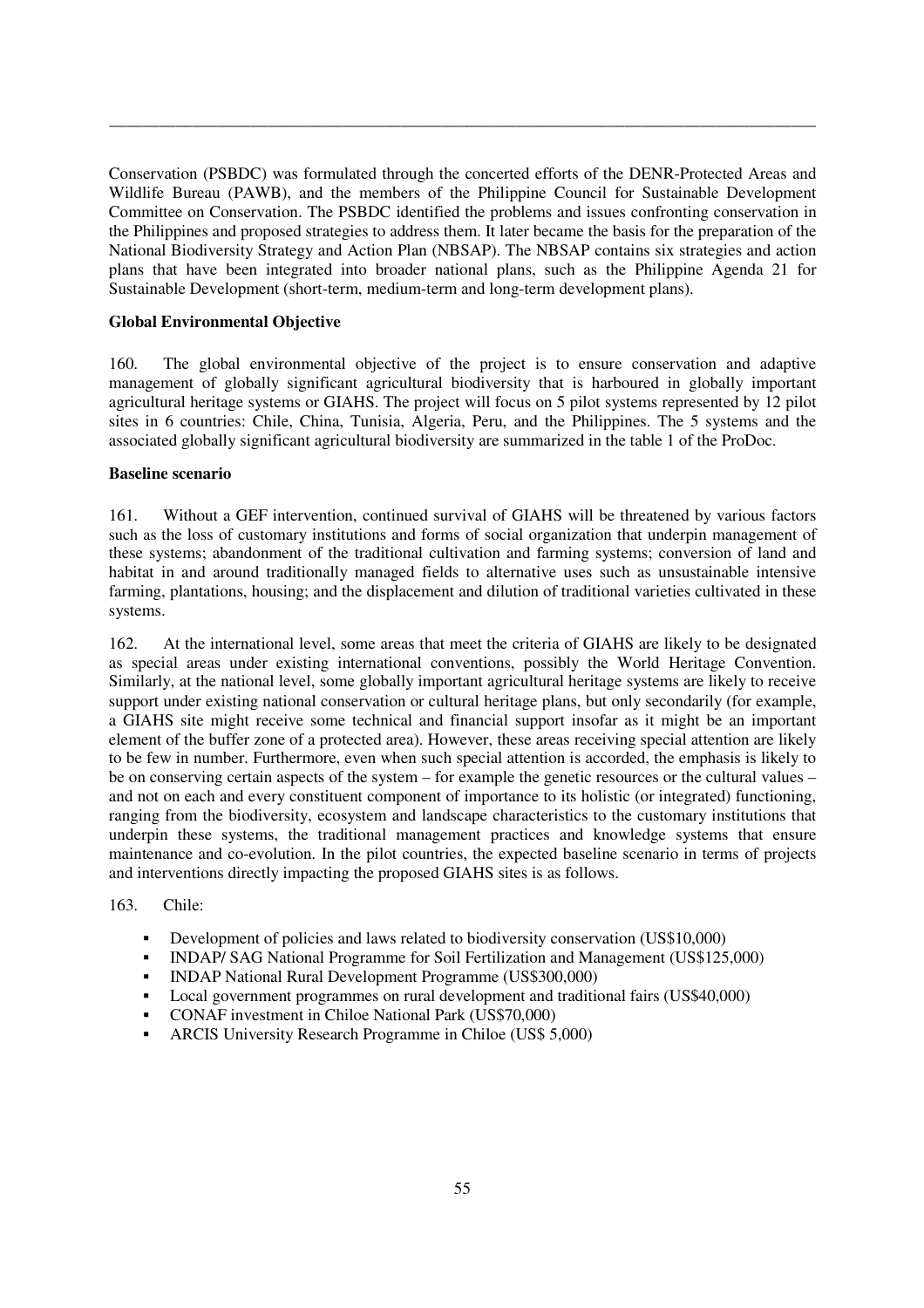Conservation (PSBDC) was formulated through the concerted efforts of the DENR-Protected Areas and Wildlife Bureau (PAWB), and the members of the Philippine Council for Sustainable Development Committee on Conservation. The PSBDC identified the problems and issues confronting conservation in the Philippines and proposed strategies to address them. It later became the basis for the preparation of the National Biodiversity Strategy and Action Plan (NBSAP). The NBSAP contains six strategies and action plans that have been integrated into broader national plans, such as the Philippine Agenda 21 for Sustainable Development (short-term, medium-term and long-term development plans).

**Global Environmental Objective**

160. The global environmental objective of the project is to ensure conservation and adaptive management of globally significant agricultural biodiversity that is harboured in globally important agricultural heritage systems or GIAHS. The project will focus on 5 pilot systems represented by 12 pilot sites in 6 countries: Chile, China, Tunisia, Algeria, Peru, and the Philippines. The 5 systems and the associated globally significant agricultural biodiversity are summarized in the table 1 of the ProDoc.

**Baseline scenario**

161. Without a GEF intervention, continued survival of GIAHS will be threatened by various factors such as the loss of customary institutions and forms of social organization that underpin management of these systems; abandonment of the traditional cultivation and farming systems; conversion of land and habitat in and around traditionally managed fields to alternative uses such as unsustainable intensive farming, plantations, housing; and the displacement and dilution of traditional varieties cultivated in these systems.

162. At the international level, some areas that meet the criteria of GIAHS are likely to be designated as special areas under existing international conventions, possibly the World Heritage Convention. Similarly, at the national level, some globally important agricultural heritage systems are likely to receive support under existing national conservation or cultural heritage plans, but only secondarily (for example, a GIAHS site might receive some technical and financial support insofar as it might be an important element of the buffer zone of a protected area). However, these areas receiving special attention are likely to be few in number. Furthermore, even when such special attention is accorded, the emphasis is likely to be on conserving certain aspects of the system – for example the genetic resources or the cultural values – and not on each and every constituent component of importance to its holistic (or integrated) functioning, ranging from the biodiversity, ecosystem and landscape characteristics to the customary institutions that underpin these systems, the traditional management practices and knowledge systems that ensure maintenance and co-evolution. In the pilot countries, the expected baseline scenario in terms of projects and interventions directly impacting the proposed GIAHS sites is as follows.

163. Chile:

- Development of policies and laws related to biodiversity conservation (US$10,000)
- INDAP/ SAG National Programme for Soil Fertilization and Management (US$125,000)
- INDAP National Rural Development Programme (US$300,000)
- Local government programmes on rural development and traditional fairs (US$40,000)
- CONAF investment in Chiloe National Park (US$70,000)
- ARCIS University Research Programme in Chiloe (US$ 5,000)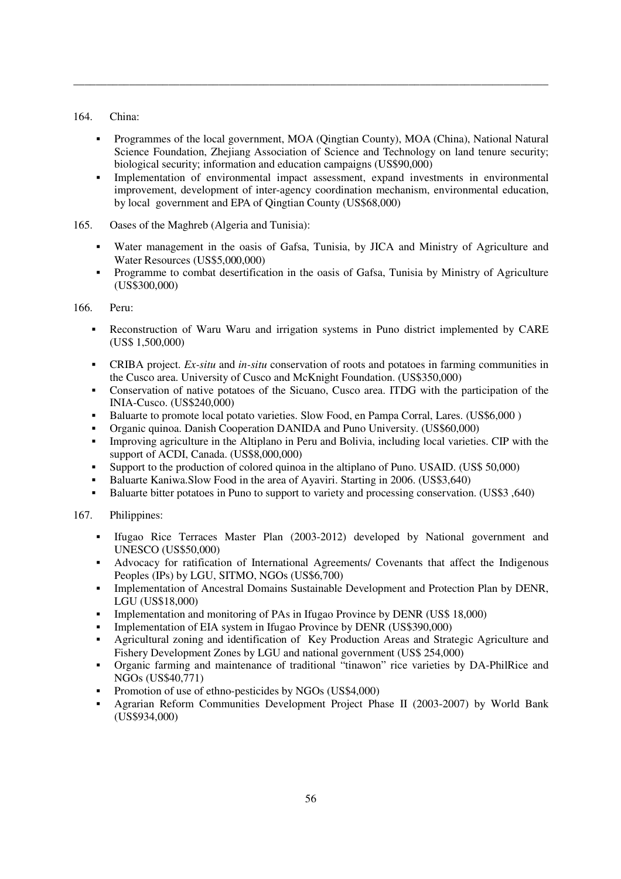164. China:

- Programmes of the local government, MOA (Qingtian County), MOA (China), National Natural Science Foundation, Zhejiang Association of Science and Technology on land tenure security; biological security; information and education campaigns (US$90,000)
- Implementation of environmental impact assessment, expand investments in environmental improvement, development of inter-agency coordination mechanism, environmental education, by local government and EPA of Qingtian County (US$68,000)

165. Oases of the Maghreb (Algeria and Tunisia):

- Water management in the oasis of Gafsa, Tunisia, by JICA and Ministry of Agriculture and Water Resources (US$5,000,000)
- Programme to combat desertification in the oasis of Gafsa, Tunisia by Ministry of Agriculture (US$300,000)

166. Peru:

- Reconstruction of Waru Waru and irrigation systems in Puno district implemented by CARE (US$ 1,500,000)
- CRIBA project. *Ex-situ* and *in-situ* conservation of roots and potatoes in farming communities in the Cusco area. University of Cusco and McKnight Foundation. (US$350,000)
- Conservation of native potatoes of the Sicuano, Cusco area. ITDG with the participation of the INIA-Cusco. (US$240,000)
- Baluarte to promote local potato varieties. Slow Food, en Pampa Corral, Lares. (US$6,000 )
- Organic quinoa. Danish Cooperation DANIDA and Puno University. (US$60,000)
- Improving agriculture in the Altiplano in Peru and Bolivia, including local varieties. CIP with the support of ACDI, Canada. (US$8,000,000)
- Support to the production of colored quinoa in the altiplano of Puno. USAID. (US$ 50,000)
- Baluarte Kaniwa.Slow Food in the area of Ayaviri. Starting in 2006. (US$3,640)
- Baluarte bitter potatoes in Puno to support to variety and processing conservation. (US$3 ,640)

167. Philippines:

- Ifugao Rice Terraces Master Plan (2003-2012) developed by National government and UNESCO (US$50,000)
- Advocacy for ratification of International Agreements/ Covenants that affect the Indigenous Peoples (IPs) by LGU, SITMO, NGOs (US$6,700)
- Implementation of Ancestral Domains Sustainable Development and Protection Plan by DENR, LGU (US$18,000)
- Implementation and monitoring of PAs in Ifugao Province by DENR (US$ 18,000)
- Implementation of EIA system in Ifugao Province by DENR (US$390,000)
- Agricultural zoning and identification of Key Production Areas and Strategic Agriculture and Fishery Development Zones by LGU and national government (US$ 254,000)
- Organic farming and maintenance of traditional "tinawon" rice varieties by DA-PhilRice and NGOs (US$40,771)
- Promotion of use of ethno-pesticides by NGOs (US$4,000)
- Agrarian Reform Communities Development Project Phase II (2003-2007) by World Bank (US$934,000)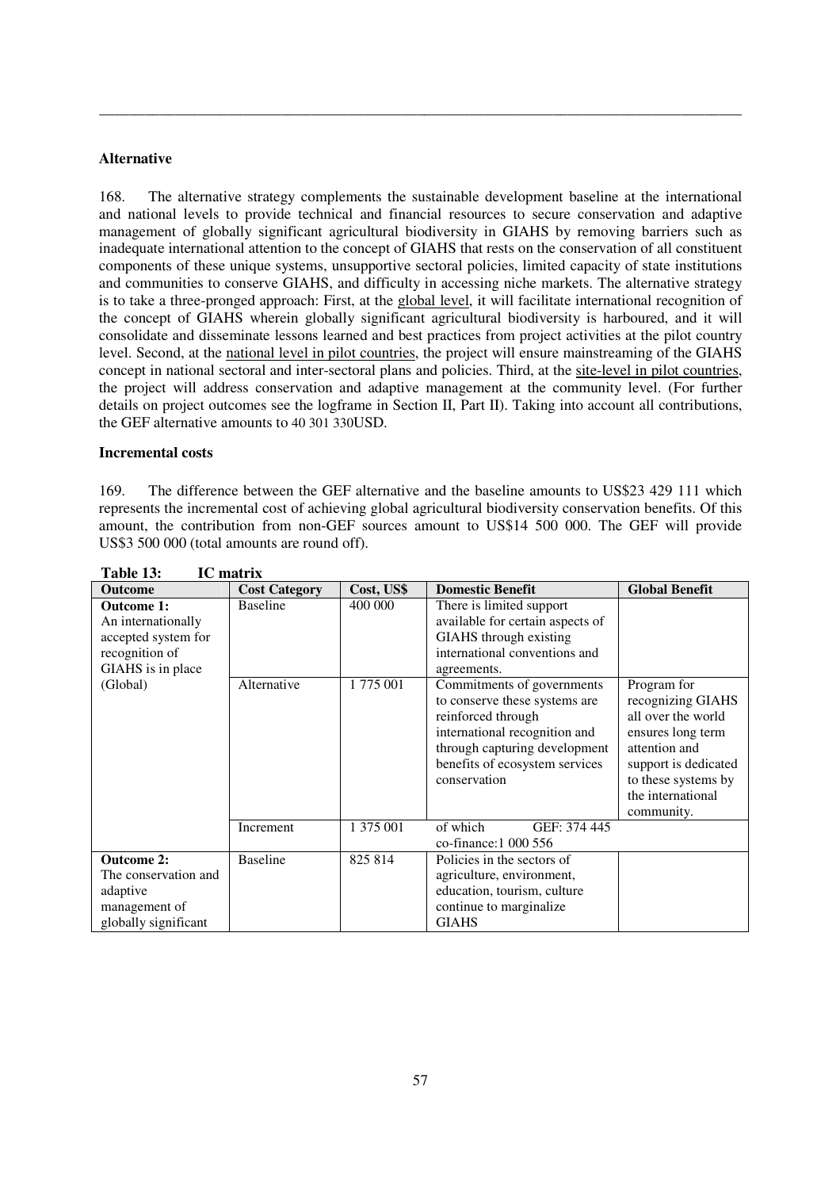### Alternative

168. The alternative strategy complements the sustainable development baseline at the international and national levels to provide technical and financial resources to secure conservation and adaptive management of globally significant agricultural biodiversity in GIAHS by removing barriers such as inadequate international attention to the concept of GIAHS that rests on the conservation of all constituent components of these unique systems, unsupportive sectoral policies, limited capacity of state institutions and communities to conserve GIAHS, and difficulty in accessing niche markets. The alternative strategy is to take a three-pronged approach: First, at the global level, it will facilitate international recognition of the concept of GIAHS wherein globally significant agricultural biodiversity is harboured, and it will consolidate and disseminate lessons learned and best practices from project activities at the pilot country level. Second, at the national level in pilot countries, the project will ensure mainstreaming of the GIAHS concept in national sectoral and inter-sectoral plans and policies. Third, at the site-level in pilot countries, the project will address conservation and adaptive management at the community level. (For further details on project outcomes see the logframe in Section II, Part II). Taking into account all contributions, the GEF alternative amounts to 40 301 330USD.

### Incremental costs

169. The difference between the GEF alternative and the baseline amounts to US$23 429 111 which represents the incremental cost of achieving global agricultural biodiversity conservation benefits. Of this amount, the contribution from non-GEF sources amount to US$14 500 000. The GEF will provide US$3 500 000 (total amounts are round off).

**Table 13: IC matrix**

| Outcome | Cost Category | Cost, US$ | Domestic Benefit | Global Benefit |
|---|---|---|---|---|
| **Outcome 1:** An internationally accepted system for recognition of GIAHS is in place (Global) | Baseline | 400 000 | There is limited support available for certain aspects of GIAHS through existing international conventions and agreements. | |
| | Alternative | 1 775 001 | Commitments of governments to conserve these systems are reinforced through international recognition and through capturing development benefits of ecosystem services conservation | Program for recognizing GIAHS all over the world ensures long term attention and support is dedicated to these systems by the international community. |
| | Increment | 1 375 001 | of which GEF: 374 445 co-finance:1 000 556 | |
| **Outcome 2:** The conservation and adaptive management of globally significant | Baseline | 825 814 | Policies in the sectors of agriculture, environment, education, tourism, culture continue to marginalize GIAHS | |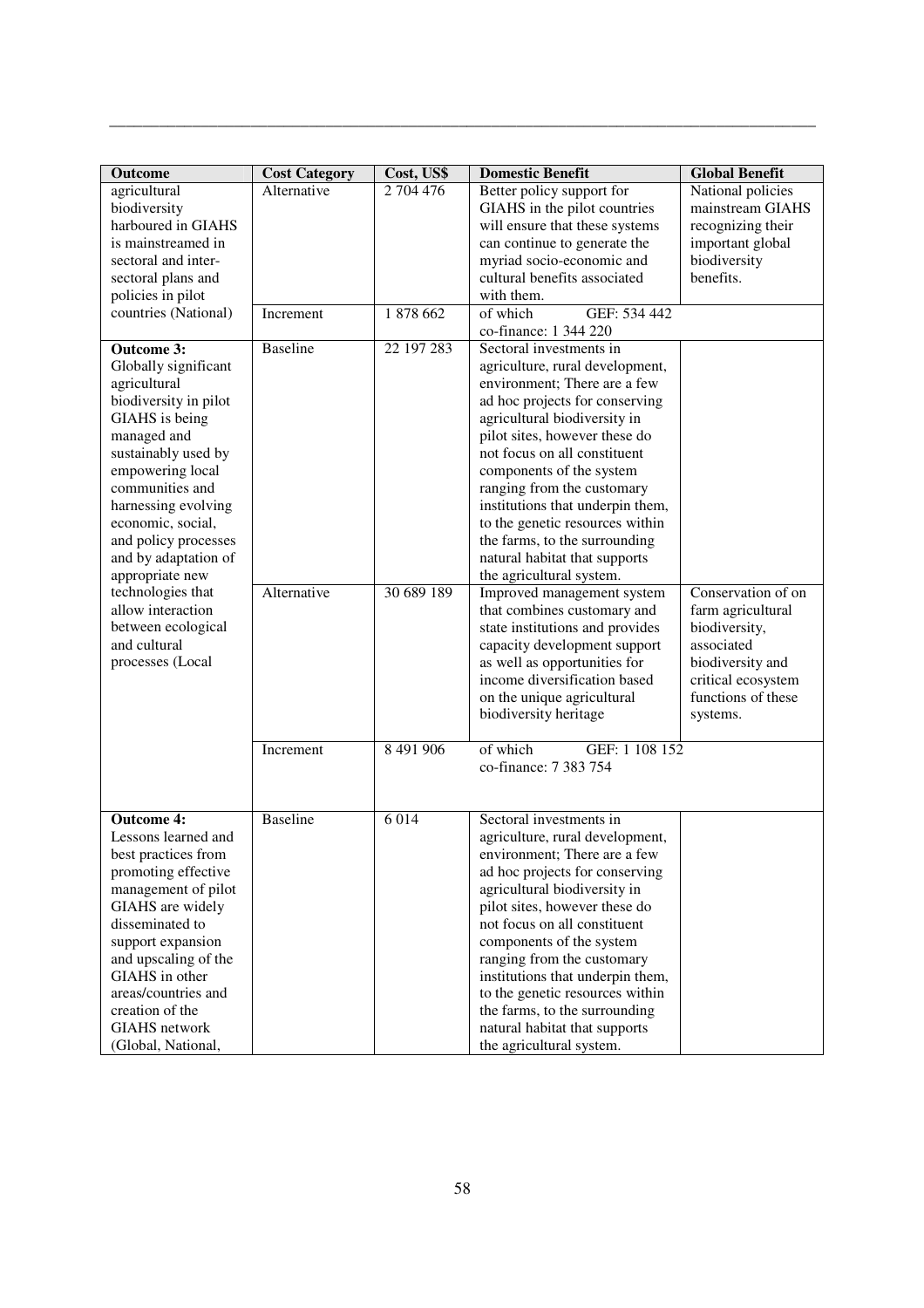| Outcome | Cost Category | Cost, US$ | Domestic Benefit | Global Benefit |
|---|---|---|---|---|
| agricultural biodiversity harboured in GIAHS is mainstreamed in sectoral and inter-sectoral plans and policies in pilot countries (National) | Alternative | 2 704 476 | Better policy support for GIAHS in the pilot countries will ensure that these systems can continue to generate the myriad socio-economic and cultural benefits associated with them. | National policies mainstream GIAHS recognizing their important global biodiversity benefits. |
| | Increment | 1 878 662 | of which GEF: 534 442 co-finance: 1 344 220 | |
| **Outcome 3:** Globally significant agricultural biodiversity in pilot GIAHS is being managed and sustainably used by empowering local communities and harnessing evolving economic, social, and policy processes and by adaptation of appropriate new technologies that allow interaction between ecological and cultural processes (Local | Baseline | 22 197 283 | Sectoral investments in agriculture, rural development, environment; There are a few ad hoc projects for conserving agricultural biodiversity in pilot sites, however these do not focus on all constituent components of the system ranging from the customary institutions that underpin them, to the genetic resources within the farms, to the surrounding natural habitat that supports the agricultural system. | |
| | Alternative | 30 689 189 | Improved management system that combines customary and state institutions and provides capacity development support as well as opportunities for income diversification based on the unique agricultural biodiversity heritage | Conservation of on farm agricultural biodiversity, associated biodiversity and critical ecosystem functions of these systems. |
| | Increment | 8 491 906 | of which GEF: 1 108 152 co-finance: 7 383 754 | |
| **Outcome 4:** Lessons learned and best practices from promoting effective management of pilot GIAHS are widely disseminated to support expansion and upscaling of the GIAHS in other areas/countries and creation of the GIAHS network (Global, National, | Baseline | 6 014 | Sectoral investments in agriculture, rural development, environment; There are a few ad hoc projects for conserving agricultural biodiversity in pilot sites, however these do not focus on all constituent components of the system ranging from the customary institutions that underpin them, to the genetic resources within the farms, to the surrounding natural habitat that supports the agricultural system. | |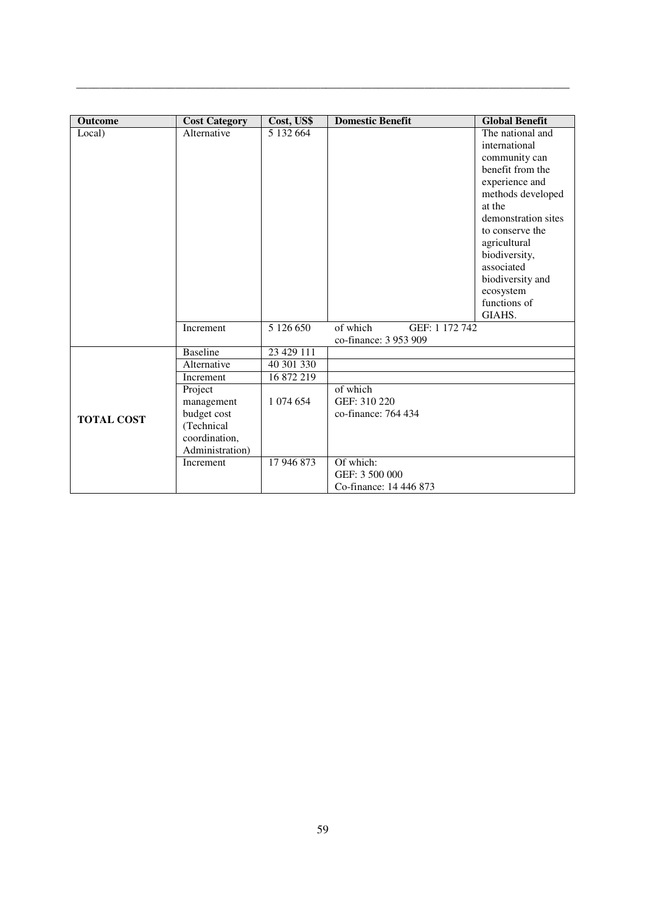| Outcome | Cost Category | Cost, US$ | Domestic Benefit | Global Benefit |
|---|---|---|---|---|
| Local) | Alternative | 5 132 664 | | The national and international community can benefit from the experience and methods developed at the demonstration sites to conserve the agricultural biodiversity, associated biodiversity and ecosystem functions of GIAHS. |
| | Increment | 5 126 650 | of which GEF: 1 172 742<br>co-finance: 3 953 909 | |
| **TOTAL COST** | Baseline | 23 429 111 | | |
| | Alternative | 40 301 330 | | |
| | Increment | 16 872 219 | | |
| | Project management budget cost (Technical coordination, Administration) | 1 074 654 | of which<br>GEF: 310 220<br>co-finance: 764 434 | |
| | Increment | 17 946 873 | Of which:<br>GEF: 3 500 000<br>Co-finance: 14 446 873 | |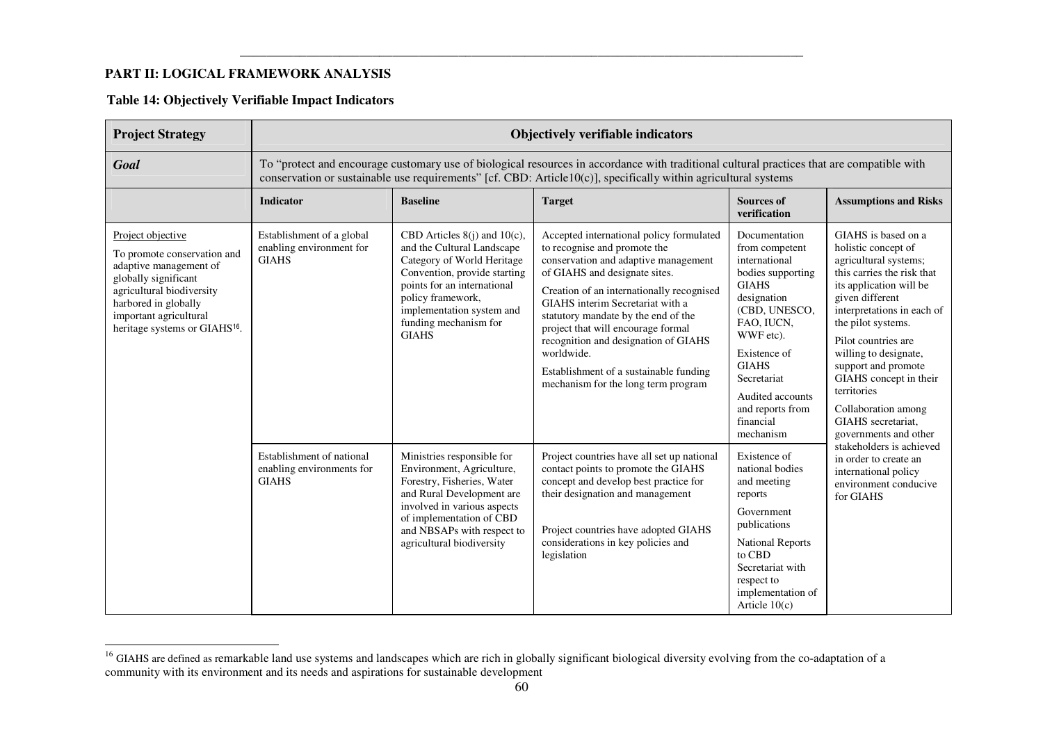## PART II: LOGICAL FRAMEWORK ANALYSIS

### Table 14: Objectively Verifiable Impact Indicators

| **Project Strategy** | **Objectively verifiable indicators** | | | | |
|---|---|---|---|---|---|
| ***Goal*** | To "protect and encourage customary use of biological resources in accordance with traditional cultural practices that are compatible with conservation or sustainable use requirements" [cf. CBD: Article10(c)], specifically within agricultural systems | | | | |
| | **Indicator** | **Baseline** | **Target** | **Sources of verification** | **Assumptions and Risks** |
| Project objective<br><br>To promote conservation and adaptive management of globally significant agricultural biodiversity harbored in globally important agricultural heritage systems or GIAHS[16]. | Establishment of a global enabling environment for GIAHS | CBD Articles 8(j) and 10(c), and the Cultural Landscape Category of World Heritage Convention, provide starting points for an international policy framework, implementation system and funding mechanism for GIAHS | Accepted international policy formulated to recognise and promote the conservation and adaptive management of GIAHS and designate sites.<br><br>Creation of an internationally recognised GIAHS interim Secretariat with a statutory mandate by the end of the project that will encourage formal recognition and designation of GIAHS worldwide.<br><br>Establishment of a sustainable funding mechanism for the long term program | Documentation from competent international bodies supporting GIAHS designation (CBD, UNESCO, FAO, IUCN, WWF etc).<br><br>Existence of GIAHS Secretariat<br><br>Audited accounts and reports from financial mechanism | GIAHS is based on a holistic concept of agricultural systems; this carries the risk that its application will be given different interpretations in each of the pilot systems.<br><br>Pilot countries are willing to designate, support and promote GIAHS concept in their territories<br><br>Collaboration among GIAHS secretariat, governments and other stakeholders is achieved in order to create an international policy environment conducive for GIAHS |
| | Establishment of national enabling environments for GIAHS | Ministries responsible for Environment, Agriculture, Forestry, Fisheries, Water and Rural Development are involved in various aspects of implementation of CBD and NBSAPs with respect to agricultural biodiversity | Project countries have all set up national contact points to promote the GIAHS concept and develop best practice for their designation and management<br><br>Project countries have adopted GIAHS considerations in key policies and legislation | Existence of national bodies and meeting reports<br><br>Government publications<br><br>National Reports to CBD Secretariat with respect to implementation of Article 10(c) | |

[16] GIAHS are defined as remarkable land use systems and landscapes which are rich in globally significant biological diversity evolving from the co-adaptation of a community with its environment and its needs and aspirations for sustainable development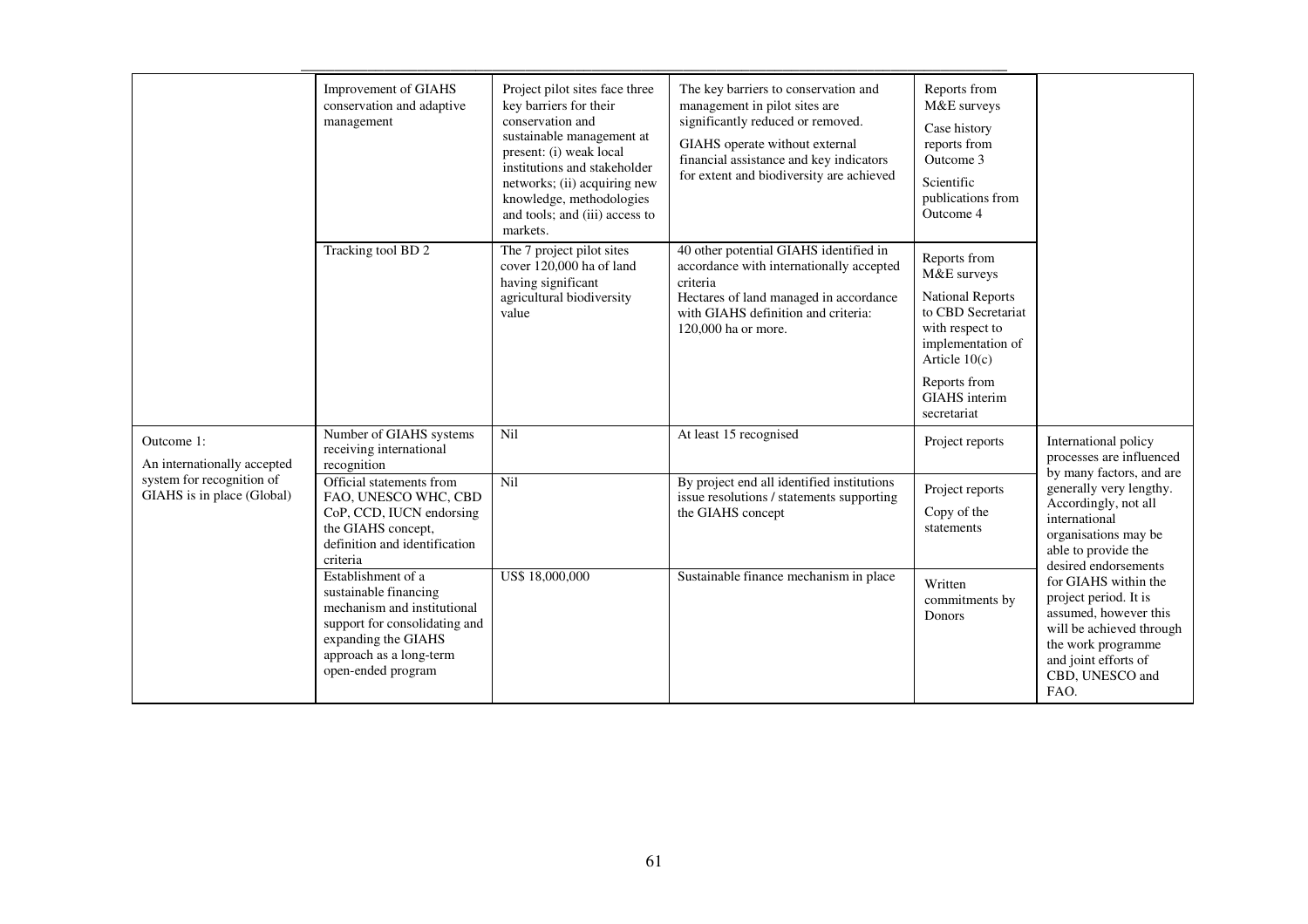| | | | | | |
|---|---|---|---|---|---|
| | Improvement of GIAHS conservation and adaptive management | Project pilot sites face three key barriers for their conservation and sustainable management at present: (i) weak local institutions and stakeholder networks; (ii) acquiring new knowledge, methodologies and tools; and (iii) access to markets. | The key barriers to conservation and management in pilot sites are significantly reduced or removed.<br><br>GIAHS operate without external financial assistance and key indicators for extent and biodiversity are achieved | Reports from M&E surveys<br><br>Case history reports from Outcome 3<br><br>Scientific publications from Outcome 4 | |
| | Tracking tool BD 2 | The 7 project pilot sites cover 120,000 ha of land having significant agricultural biodiversity value | 40 other potential GIAHS identified in accordance with internationally accepted criteria<br>Hectares of land managed in accordance with GIAHS definition and criteria: 120,000 ha or more. | Reports from M&E surveys<br><br>National Reports to CBD Secretariat with respect to implementation of Article 10(c)<br><br>Reports from GIAHS interim secretariat | |
| Outcome 1:<br>An internationally accepted system for recognition of GIAHS is in place (Global) | Number of GIAHS systems receiving international recognition | Nil | At least 15 recognised | Project reports | International policy processes are influenced by many factors, and are generally very lengthy. Accordingly, not all international organisations may be able to provide the desired endorsements for GIAHS within the project period. It is assumed, however this will be achieved through the work programme and joint efforts of CBD, UNESCO and FAO. |
| | Official statements from FAO, UNESCO WHC, CBD CoP, CCD, IUCN endorsing the GIAHS concept, definition and identification criteria | Nil | By project end all identified institutions issue resolutions / statements supporting the GIAHS concept | Project reports<br><br>Copy of the statements | |
| | Establishment of a sustainable financing mechanism and institutional support for consolidating and expanding the GIAHS approach as a long-term open-ended program | US$ 18,000,000 | Sustainable finance mechanism in place | Written commitments by Donors | |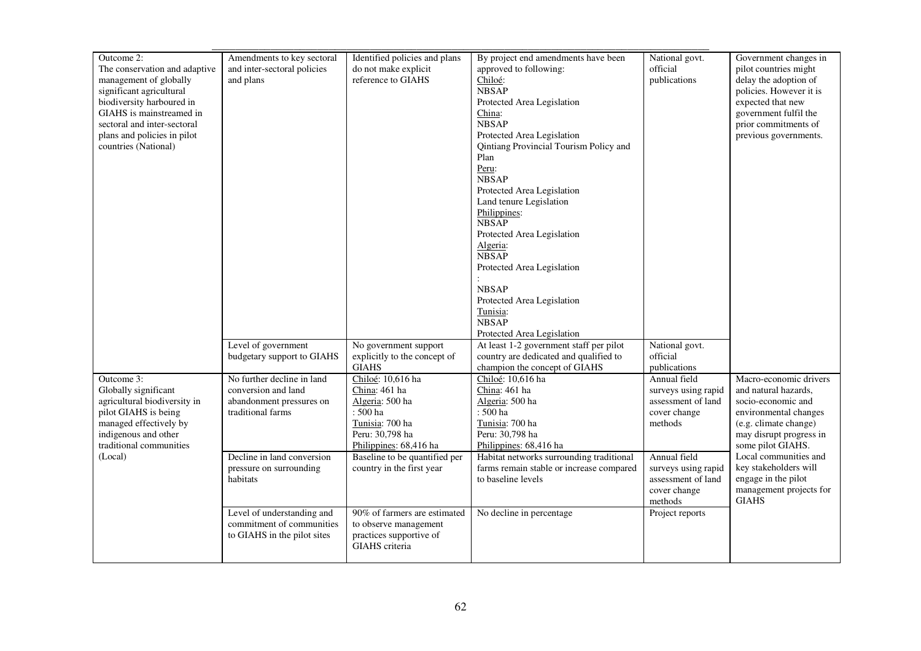| Outcome 2: The conservation and adaptive management of globally significant agricultural biodiversity harboured in GIAHS is mainstreamed in sectoral and inter-sectoral plans and policies in pilot countries (National) | Amendments to key sectoral and inter-sectoral policies and plans | Identified policies and plans do not make explicit reference to GIAHS | By project end amendments have been approved to following: Chiloé: NBSAP Protected Area Legislation China: NBSAP Protected Area Legislation Qintiang Provincial Tourism Policy and Plan Peru: NBSAP Protected Area Legislation Land tenure Legislation Philippines: NBSAP Protected Area Legislation Algeria: NBSAP Protected Area Legislation : NBSAP Protected Area Legislation Tunisia: NBSAP Protected Area Legislation | National govt. official publications | Government changes in pilot countries might delay the adoption of policies. However it is expected that new government fulfil the prior commitments of previous governments. |
|---|---|---|---|---|---|
| | Level of government budgetary support to GIAHS | No government support explicitly to the concept of GIAHS | At least 1-2 government staff per pilot country are dedicated and qualified to champion the concept of GIAHS | National govt. official publications | |
| Outcome 3: Globally significant agricultural biodiversity in pilot GIAHS is being managed effectively by indigenous and other traditional communities (Local) | No further decline in land conversion and land abandonment pressures on traditional farms | Chiloé: 10,616 ha China: 461 ha Algeria: 500 ha : 500 ha Tunisia: 700 ha Peru: 30,798 ha Philippines: 68,416 ha | Chiloé: 10,616 ha China: 461 ha Algeria: 500 ha : 500 ha Tunisia: 700 ha Peru: 30,798 ha Philippines: 68,416 ha | Annual field surveys using rapid assessment of land cover change methods | Macro-economic drivers and natural hazards, socio-economic and environmental changes (e.g. climate change) may disrupt progress in some pilot GIAHS. Local communities and key stakeholders will engage in the pilot management projects for GIAHS |
| | Decline in land conversion pressure on surrounding habitats | Baseline to be quantified per country in the first year | Habitat networks surrounding traditional farms remain stable or increase compared to baseline levels | Annual field surveys using rapid assessment of land cover change methods | |
| | Level of understanding and commitment of communities to GIAHS in the pilot sites | 90% of farmers are estimated to observe management practices supportive of GIAHS criteria | No decline in percentage | Project reports | |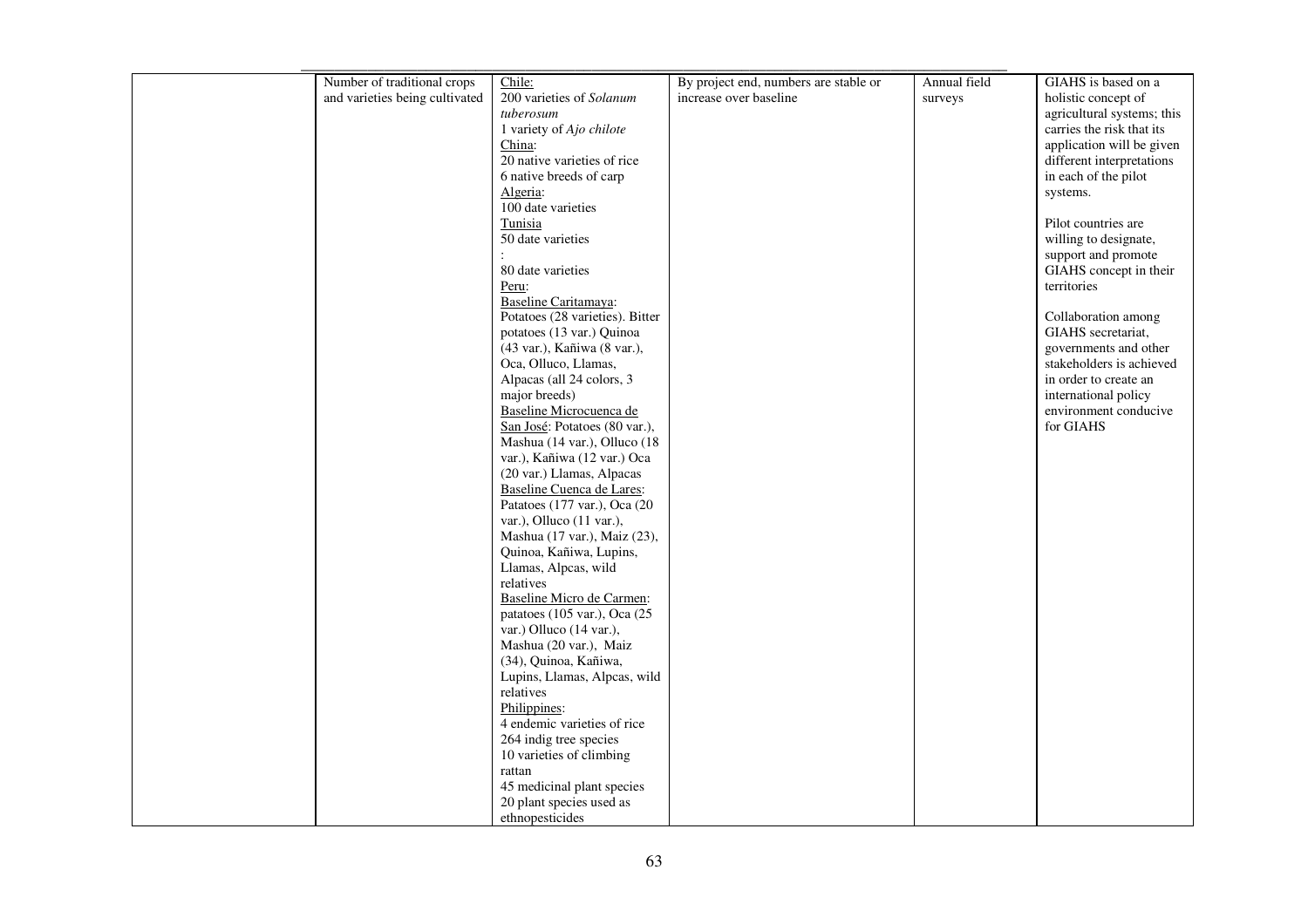| | | | | | |
|---|---|---|---|---|---|
| | Number of traditional crops and varieties being cultivated | Chile:<br>200 varieties of *Solanum tuberosum*<br>1 variety of *Ajo chilote*<br>China:<br>20 native varieties of rice<br>6 native breeds of carp<br>Algeria:<br>100 date varieties<br>Tunisia<br>50 date varieties<br>:<br>80 date varieties<br>Peru:<br>Baseline Caritamaya:<br>Potatoes (28 varieties). Bitter potatoes (13 var.) Quinoa (43 var.), Kañiwa (8 var.), Oca, Olluco, Llamas, Alpacas (all 24 colors, 3 major breeds)<br>Baseline Microcuenca de San José: Potatoes (80 var.), Mashua (14 var.), Olluco (18 var.), Kañiwa (12 var.) Oca (20 var.) Llamas, Alpacas<br>Baseline Cuenca de Lares: Patatoes (177 var.), Oca (20 var.), Olluco (11 var.), Mashua (17 var.), Maiz (23), Quinoa, Kañiwa, Lupins, Llamas, Alpcas, wild relatives<br>Baseline Micro de Carmen: patatoes (105 var.), Oca (25 var.) Olluco (14 var.), Mashua (20 var.), Maiz (34), Quinoa, Kañiwa, Lupins, Llamas, Alpcas, wild relatives<br>Philippines:<br>4 endemic varieties of rice<br>264 indig tree species<br>10 varieties of climbing rattan<br>45 medicinal plant species<br>20 plant species used as ethnopesticides | By project end, numbers are stable or increase over baseline | Annual field surveys | GIAHS is based on a holistic concept of agricultural systems; this carries the risk that its application will be given different interpretations in each of the pilot systems.<br><br>Pilot countries are willing to designate, support and promote GIAHS concept in their territories<br><br>Collaboration among GIAHS secretariat, governments and other stakeholders is achieved in order to create an international policy environment conducive for GIAHS |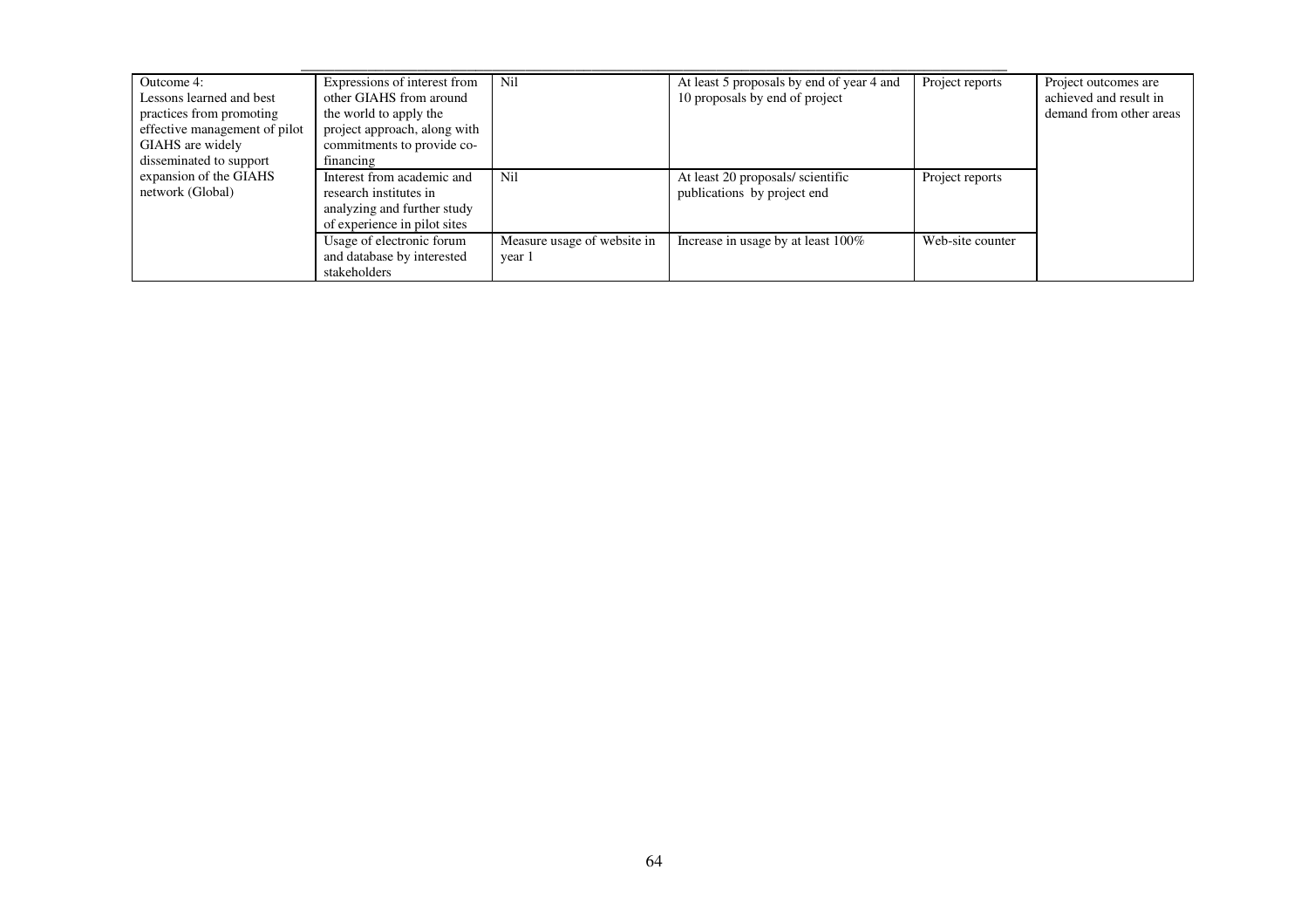| Outcome 4: Lessons learned and best practices from promoting effective management of pilot GIAHS are widely disseminated to support expansion of the GIAHS network (Global) | Expressions of interest from other GIAHS from around the world to apply the project approach, along with commitments to provide co-financing | Nil | At least 5 proposals by end of year 4 and 10 proposals by end of project | Project reports | Project outcomes are achieved and result in demand from other areas |
|---|---|---|---|---|---|
| | Interest from academic and research institutes in analyzing and further study of experience in pilot sites | Nil | At least 20 proposals/ scientific publications by project end | Project reports | |
| | Usage of electronic forum and database by interested stakeholders | Measure usage of website in year 1 | Increase in usage by at least 100% | Web-site counter | |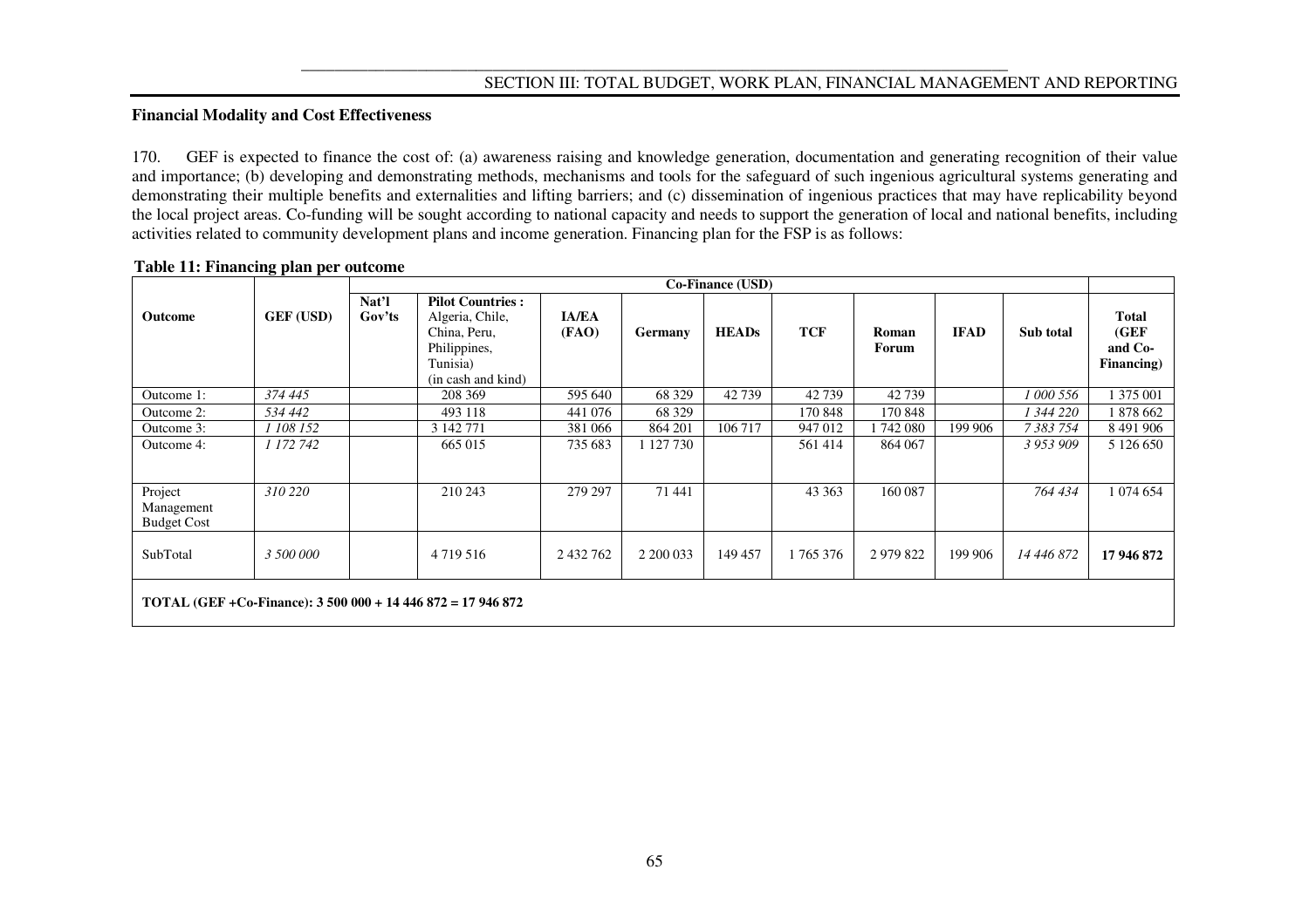**Financial Modality and Cost Effectiveness**

170. GEF is expected to finance the cost of: (a) awareness raising and knowledge generation, documentation and generating recognition of their value and importance; (b) developing and demonstrating methods, mechanisms and tools for the safeguard of such ingenious agricultural systems generating and demonstrating their multiple benefits and externalities and lifting barriers; and (c) dissemination of ingenious practices that may have replicability beyond the local project areas. Co-funding will be sought according to national capacity and needs to support the generation of local and national benefits, including activities related to community development plans and income generation. Financing plan for the FSP is as follows:

**Table 11: Financing plan per outcome**

| Outcome | GEF (USD) | Co-Finance (USD) | | | | | | | | | Total (GEF and Co-Financing) |
|---|---|---|---|---|---|---|---|---|---|---|---|
| | | Nat'l Gov'ts | Pilot Countries : Algeria, Chile, China, Peru, Philippines, Tunisia) (in cash and kind) | IA/EA (FAO) | Germany | HEADs | TCF | Roman Forum | IFAD | Sub total | |
| Outcome 1: | *374 445* | | 208 369 | 595 640 | 68 329 | 42 739 | 42 739 | 42 739 | | *1 000 556* | 1 375 001 |
| Outcome 2: | *534 442* | | 493 118 | 441 076 | 68 329 | | 170 848 | 170 848 | | *1 344 220* | 1 878 662 |
| Outcome 3: | *1 108 152* | | 3 142 771 | 381 066 | 864 201 | 106 717 | 947 012 | 1 742 080 | 199 906 | *7 383 754* | 8 491 906 |
| Outcome 4: | *1 172 742* | | 665 015 | 735 683 | 1 127 730 | | 561 414 | 864 067 | | *3 953 909* | 5 126 650 |
| Project Management Budget Cost | *310 220* | | 210 243 | 279 297 | 71 441 | | 43 363 | 160 087 | | *764 434* | 1 074 654 |
| SubTotal | *3 500 000* | | 4 719 516 | 2 432 762 | 2 200 033 | 149 457 | 1 765 376 | 2 979 822 | 199 906 | *14 446 872* | **17 946 872** |
| **TOTAL (GEF +Co-Finance): 3 500 000 + 14 446 872 = 17 946 872** | | | | | | | | | | | |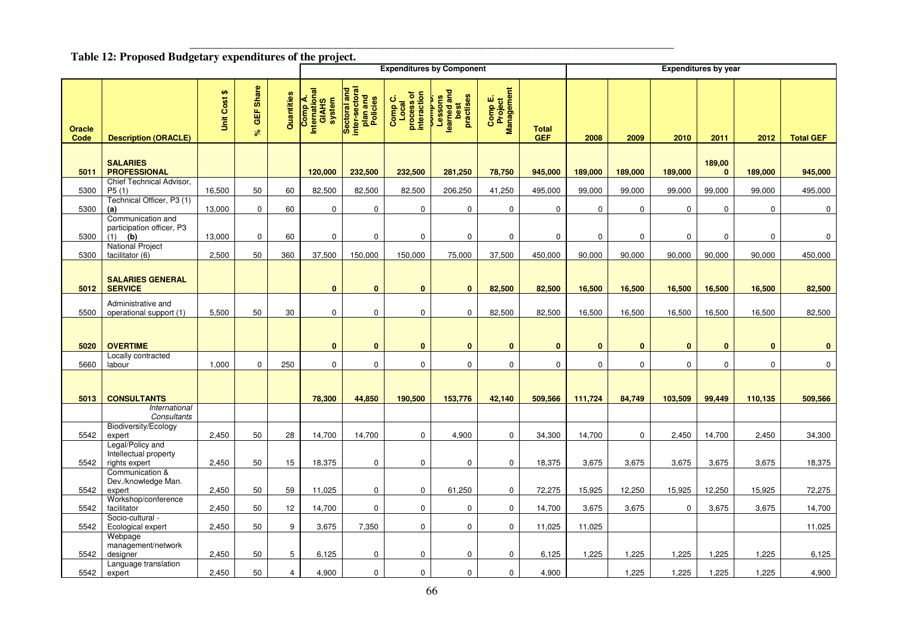**Table 12: Proposed Budgetary expenditures of the project.**

| Oracle Code | Description (ORACLE) | Unit Cost $ | % GEF Share | Quantities | Expenditures by Component | | | | | | Expenditures by year | | | | | |
|---|---|---|---|---|---|---|---|---|---|---|---|---|---|---|---|---|
| | | | | | Comp A. International GIAHS system | Sectoral and inter-sectoral plan and Policies | Comp C. Local process of interaction | Comp D. Lessons learned and best practises | Comp E. Project Management | Total GEF | 2008 | 2009 | 2010 | 2011 | 2012 | Total GEF |
| **5011** | **SALARIES PROFESSIONAL** | | | | **120,000** | **232,500** | **232,500** | **281,250** | **78,750** | **945,000** | **189,000** | **189,000** | **189,000** | **189,000** | **189,000** | **945,000** |
| 5300 | Chief Technical Advisor, P5 (1) | 16,500 | 50 | 60 | 82,500 | 82,500 | 82,500 | 206,250 | 41,250 | 495,000 | 99,000 | 99,000 | 99,000 | 99,000 | 99,000 | 495,000 |
| 5300 | Technical Officer, P3 (1) **(a)** | 13,000 | 0 | 60 | 0 | 0 | 0 | 0 | 0 | 0 | 0 | 0 | 0 | 0 | 0 | 0 |
| 5300 | Communication and participation officer, P3 (1) **(b)** | 13,000 | 0 | 60 | 0 | 0 | 0 | 0 | 0 | 0 | 0 | 0 | 0 | 0 | 0 | 0 |
| 5300 | National Project facilitator (6) | 2,500 | 50 | 360 | 37,500 | 150,000 | 150,000 | 75,000 | 37,500 | 450,000 | 90,000 | 90,000 | 90,000 | 90,000 | 90,000 | 450,000 |
| **5012** | **SALARIES GENERAL SERVICE** | | | | **0** | **0** | **0** | **0** | **82,500** | **82,500** | **16,500** | **16,500** | **16,500** | **16,500** | **16,500** | **82,500** |
| 5500 | Administrative and operational support (1) | 5,500 | 50 | 30 | 0 | 0 | 0 | 0 | 82,500 | 82,500 | 16,500 | 16,500 | 16,500 | 16,500 | 16,500 | 82,500 |
| **5020** | **OVERTIME** | | | | **0** | **0** | **0** | **0** | **0** | **0** | **0** | **0** | **0** | **0** | **0** | **0** |
| 5660 | Locally contracted labour | 1,000 | 0 | 250 | 0 | 0 | 0 | 0 | 0 | 0 | 0 | 0 | 0 | 0 | 0 | 0 |
| **5013** | **CONSULTANTS** | | | | **78,300** | **44,850** | **190,500** | **153,776** | **42,140** | **509,566** | **111,724** | **84,749** | **103,509** | **99,449** | **110,135** | **509,566** |
| | *International Consultants* | | | | | | | | | | | | | | | |
| 5542 | Biodiversity/Ecology expert | 2,450 | 50 | 28 | 14,700 | 14,700 | 0 | 4,900 | 0 | 34,300 | 14,700 | 0 | 2,450 | 14,700 | 2,450 | 34,300 |
| 5542 | Legal/Policy and Intellectual property rights expert | 2,450 | 50 | 15 | 18,375 | 0 | 0 | 0 | 0 | 18,375 | 3,675 | 3,675 | 3,675 | 3,675 | 3,675 | 18,375 |
| 5542 | Communication & Dev./knowledge Man. expert | 2,450 | 50 | 59 | 11,025 | 0 | 0 | 61,250 | 0 | 72,275 | 15,925 | 12,250 | 15,925 | 12,250 | 15,925 | 72,275 |
| 5542 | Workshop/conference facilitator | 2,450 | 50 | 12 | 14,700 | 0 | 0 | 0 | 0 | 14,700 | 3,675 | 3,675 | 0 | 3,675 | 3,675 | 14,700 |
| 5542 | Socio-cultural - Ecological expert | 2,450 | 50 | 9 | 3,675 | 7,350 | 0 | 0 | 0 | 11,025 | 11,025 | | | | | 11,025 |
| 5542 | Webpage management/network designer | 2,450 | 50 | 5 | 6,125 | 0 | 0 | 0 | 0 | 6,125 | 1,225 | 1,225 | 1,225 | 1,225 | 1,225 | 6,125 |
| 5542 | Language translation expert | 2,450 | 50 | 4 | 4,900 | 0 | 0 | 0 | 0 | 4,900 | | 1,225 | 1,225 | 1,225 | 1,225 | 4,900 |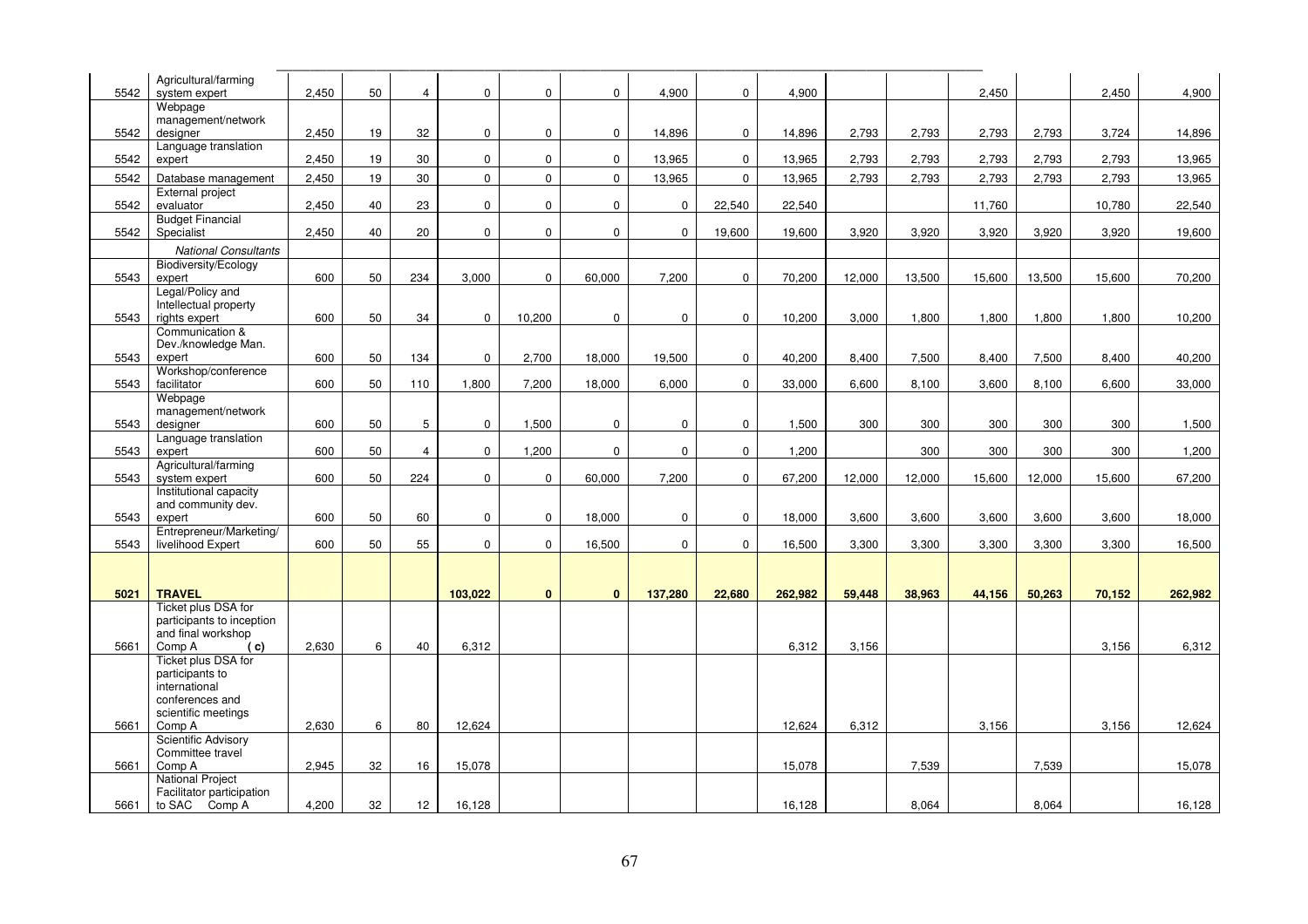| | | | | | | | | | | | | | | | | |
|---|---|---|---|---|---|---|---|---|---|---|---|---|---|---|---|---|
| 5542 | Agricultural/farming system expert | 2,450 | 50 | 4 | 0 | 0 | 0 | 4,900 | 0 | 4,900 | | | 2,450 | | 2,450 | 4,900 |
| 5542 | Webpage management/network designer | 2,450 | 19 | 32 | 0 | 0 | 0 | 14,896 | 0 | 14,896 | 2,793 | 2,793 | 2,793 | 2,793 | 3,724 | 14,896 |
| 5542 | Language translation expert | 2,450 | 19 | 30 | 0 | 0 | 0 | 13,965 | 0 | 13,965 | 2,793 | 2,793 | 2,793 | 2,793 | 2,793 | 13,965 |
| 5542 | Database management | 2,450 | 19 | 30 | 0 | 0 | 0 | 13,965 | 0 | 13,965 | 2,793 | 2,793 | 2,793 | 2,793 | 2,793 | 13,965 |
| 5542 | External project evaluator | 2,450 | 40 | 23 | 0 | 0 | 0 | 0 | 22,540 | 22,540 | | | 11,760 | | 10,780 | 22,540 |
| 5542 | Budget Financial Specialist | 2,450 | 40 | 20 | 0 | 0 | 0 | 0 | 19,600 | 19,600 | 3,920 | 3,920 | 3,920 | 3,920 | 3,920 | 19,600 |
| | *National Consultants* | | | | | | | | | | | | | | | |
| 5543 | Biodiversity/Ecology expert | 600 | 50 | 234 | 3,000 | 0 | 60,000 | 7,200 | 0 | 70,200 | 12,000 | 13,500 | 15,600 | 13,500 | 15,600 | 70,200 |
| 5543 | Legal/Policy and Intellectual property rights expert | 600 | 50 | 34 | 0 | 10,200 | 0 | 0 | 0 | 10,200 | 3,000 | 1,800 | 1,800 | 1,800 | 1,800 | 10,200 |
| 5543 | Communication & Dev./knowledge Man. expert | 600 | 50 | 134 | 0 | 2,700 | 18,000 | 19,500 | 0 | 40,200 | 8,400 | 7,500 | 8,400 | 7,500 | 8,400 | 40,200 |
| 5543 | Workshop/conference facilitator | 600 | 50 | 110 | 1,800 | 7,200 | 18,000 | 6,000 | 0 | 33,000 | 6,600 | 8,100 | 3,600 | 8,100 | 6,600 | 33,000 |
| 5543 | Webpage management/network designer | 600 | 50 | 5 | 0 | 1,500 | 0 | 0 | 0 | 1,500 | 300 | 300 | 300 | 300 | 300 | 1,500 |
| 5543 | Language translation expert | 600 | 50 | 4 | 0 | 1,200 | 0 | 0 | 0 | 1,200 | | 300 | 300 | 300 | 300 | 1,200 |
| 5543 | Agricultural/farming system expert | 600 | 50 | 224 | 0 | 0 | 60,000 | 7,200 | 0 | 67,200 | 12,000 | 12,000 | 15,600 | 12,000 | 15,600 | 67,200 |
| 5543 | Institutional capacity and community dev. expert | 600 | 50 | 60 | 0 | 0 | 18,000 | 0 | 0 | 18,000 | 3,600 | 3,600 | 3,600 | 3,600 | 3,600 | 18,000 |
| 5543 | Entrepreneur/Marketing/ livelihood Expert | 600 | 50 | 55 | 0 | 0 | 16,500 | 0 | 0 | 16,500 | 3,300 | 3,300 | 3,300 | 3,300 | 3,300 | 16,500 |
| **5021** | **TRAVEL** | | | | **103,022** | **0** | **0** | **137,280** | **22,680** | **262,982** | **59,448** | **38,963** | **44,156** | **50,263** | **70,152** | **262,982** |
| 5661 | Ticket plus DSA for participants to inception and final workshop Comp A ( c) | 2,630 | 6 | 40 | 6,312 | | | | | 6,312 | 3,156 | | | | 3,156 | 6,312 |
| 5661 | Ticket plus DSA for participants to international conferences and scientific meetings Comp A | 2,630 | 6 | 80 | 12,624 | | | | | 12,624 | 6,312 | | 3,156 | | 3,156 | 12,624 |
| 5661 | Scientific Advisory Committee travel Comp A | 2,945 | 32 | 16 | 15,078 | | | | | 15,078 | | 7,539 | | 7,539 | | 15,078 |
| 5661 | National Project Facilitator participation to SAC Comp A | 4,200 | 32 | 12 | 16,128 | | | | | 16,128 | | 8,064 | | 8,064 | | 16,128 |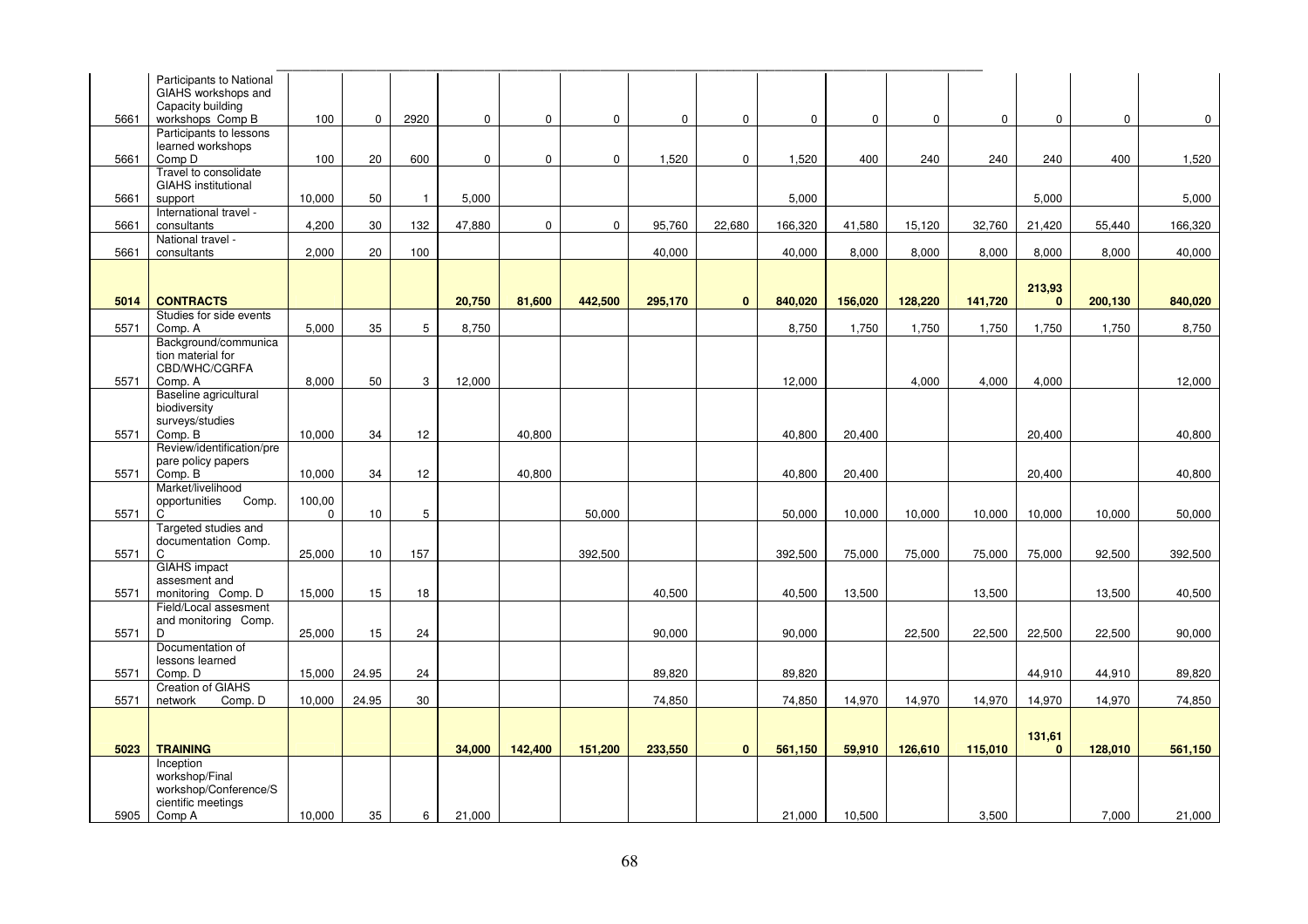| | | | | | | | | | | | | | | | | |
|---|---|---|---|---|---|---|---|---|---|---|---|---|---|---|---|---|
| 5661 | Participants to National GIAHS workshops and Capacity building workshops Comp B | 100 | 0 | 2920 | 0 | 0 | 0 | 0 | 0 | 0 | 0 | 0 | 0 | 0 | 0 | 0 |
| 5661 | Participants to lessons learned workshops Comp D | 100 | 20 | 600 | 0 | 0 | 0 | 1,520 | 0 | 1,520 | 400 | 240 | 240 | 240 | 400 | 1,520 |
| 5661 | Travel to consolidate GIAHS institutional support | 10,000 | 50 | 1 | 5,000 | | | | | 5,000 | | | | 5,000 | | 5,000 |
| 5661 | International travel - consultants | 4,200 | 30 | 132 | 47,880 | 0 | 0 | 95,760 | 22,680 | 166,320 | 41,580 | 15,120 | 32,760 | 21,420 | 55,440 | 166,320 |
| 5661 | National travel - consultants | 2,000 | 20 | 100 | | | | 40,000 | | 40,000 | 8,000 | 8,000 | 8,000 | 8,000 | 8,000 | 40,000 |
| **5014** | **CONTRACTS** | | | | **20,750** | **81,600** | **442,500** | **295,170** | **0** | **840,020** | **156,020** | **128,220** | **141,720** | **213,930** | **200,130** | **840,020** |
| 5571 | Studies for side events Comp. A | 5,000 | 35 | 5 | 8,750 | | | | | 8,750 | 1,750 | 1,750 | 1,750 | 1,750 | 1,750 | 8,750 |
| 5571 | Background/communication material for CBD/WHC/CGRFA Comp. A | 8,000 | 50 | 3 | 12,000 | | | | | 12,000 | | 4,000 | 4,000 | 4,000 | | 12,000 |
| 5571 | Baseline agricultural biodiversity surveys/studies Comp. B | 10,000 | 34 | 12 | | 40,800 | | | | 40,800 | 20,400 | | | 20,400 | | 40,800 |
| 5571 | Review/identification/prepare policy papers Comp. B | 10,000 | 34 | 12 | | 40,800 | | | | 40,800 | 20,400 | | | 20,400 | | 40,800 |
| 5571 | Market/livelihood opportunities Comp. C | 100,000 | 10 | 5 | | | 50,000 | | | 50,000 | 10,000 | 10,000 | 10,000 | 10,000 | 10,000 | 50,000 |
| 5571 | Targeted studies and documentation Comp. C | 25,000 | 10 | 157 | | | 392,500 | | | 392,500 | 75,000 | 75,000 | 75,000 | 75,000 | 92,500 | 392,500 |
| 5571 | GIAHS impact assesment and monitoring Comp. D | 15,000 | 15 | 18 | | | | 40,500 | | 40,500 | 13,500 | | 13,500 | | 13,500 | 40,500 |
| 5571 | Field/Local assesment and monitoring Comp. D | 25,000 | 15 | 24 | | | | 90,000 | | 90,000 | | 22,500 | 22,500 | 22,500 | 22,500 | 90,000 |
| 5571 | Documentation of lessons learned Comp. D | 15,000 | 24.95 | 24 | | | | 89,820 | | 89,820 | | | | 44,910 | 44,910 | 89,820 |
| 5571 | Creation of GIAHS network Comp. D | 10,000 | 24.95 | 30 | | | | 74,850 | | 74,850 | 14,970 | 14,970 | 14,970 | 14,970 | 14,970 | 74,850 |
| **5023** | **TRAINING** | | | | **34,000** | **142,400** | **151,200** | **233,550** | **0** | **561,150** | **59,910** | **126,610** | **115,010** | **131,610** | **128,010** | **561,150** |
| 5905 | Inception workshop/Final workshop/Conference/Scientific meetings Comp A | 10,000 | 35 | 6 | 21,000 | | | | | 21,000 | 10,500 | | 3,500 | | 7,000 | 21,000 |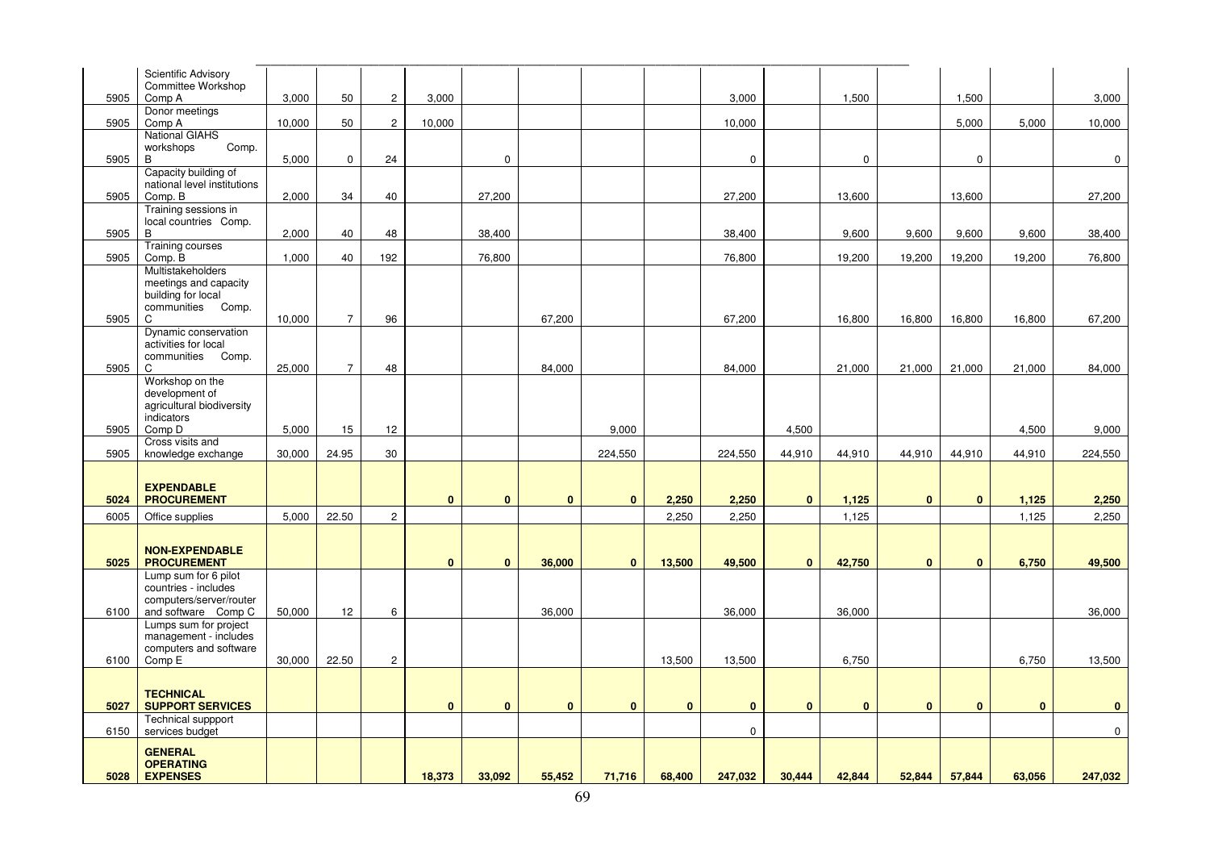| | | | | | | | | | | | | | | | | |
|---|---|---|---|---|---|---|---|---|---|---|---|---|---|---|---|---|
| 5905 | Scientific Advisory Committee Workshop Comp A | 3,000 | 50 | 2 | 3,000 | | | | | 3,000 | | 1,500 | | 1,500 | | 3,000 |
| 5905 | Donor meetings Comp A | 10,000 | 50 | 2 | 10,000 | | | | | 10,000 | | | | 5,000 | 5,000 | 10,000 |
| 5905 | National GIAHS workshops Comp. B | 5,000 | 0 | 24 | | 0 | | | | 0 | | 0 | | 0 | | 0 |
| 5905 | Capacity building of national level institutions Comp. B | 2,000 | 34 | 40 | | 27,200 | | | | 27,200 | | 13,600 | | 13,600 | | 27,200 |
| 5905 | Training sessions in local countries Comp. B | 2,000 | 40 | 48 | | 38,400 | | | | 38,400 | | 9,600 | 9,600 | 9,600 | 9,600 | 38,400 |
| 5905 | Training courses Comp. B | 1,000 | 40 | 192 | | 76,800 | | | | 76,800 | | 19,200 | 19,200 | 19,200 | 19,200 | 76,800 |
| 5905 | Multistakeholders meetings and capacity building for local communities Comp. C | 10,000 | 7 | 96 | | | 67,200 | | | 67,200 | | 16,800 | 16,800 | 16,800 | 16,800 | 67,200 |
| 5905 | Dynamic conservation activities for local communities Comp. C | 25,000 | 7 | 48 | | | 84,000 | | | 84,000 | | 21,000 | 21,000 | 21,000 | 21,000 | 84,000 |
| 5905 | Workshop on the development of agricultural biodiversity indicators Comp D | 5,000 | 15 | 12 | | | | 9,000 | | | 4,500 | | | | 4,500 | 9,000 |
| 5905 | Cross visits and knowledge exchange | 30,000 | 24.95 | 30 | | | | 224,550 | | 224,550 | 44,910 | 44,910 | 44,910 | 44,910 | 44,910 | 224,550 |
| **5024** | **EXPENDABLE PROCUREMENT** | | | | **0** | **0** | **0** | **0** | **2,250** | **2,250** | **0** | **1,125** | **0** | **0** | **1,125** | **2,250** |
| 6005 | Office supplies | 5,000 | 22.50 | 2 | | | | | 2,250 | 2,250 | | 1,125 | | | 1,125 | 2,250 |
| **5025** | **NON-EXPENDABLE PROCUREMENT** | | | | **0** | **0** | **36,000** | **0** | **13,500** | **49,500** | **0** | **42,750** | **0** | **0** | **6,750** | **49,500** |
| 6100 | Lump sum for 6 pilot countries - includes computers/server/router and software Comp C | 50,000 | 12 | 6 | | | 36,000 | | | 36,000 | | 36,000 | | | | 36,000 |
| 6100 | Lumps sum for project management - includes computers and software Comp E | 30,000 | 22.50 | 2 | | | | | 13,500 | 13,500 | | 6,750 | | | 6,750 | 13,500 |
| **5027** | **TECHNICAL SUPPORT SERVICES** | | | | **0** | **0** | **0** | **0** | **0** | **0** | **0** | **0** | **0** | **0** | **0** | **0** |
| 6150 | Technical suppport services budget | | | | | | | | | 0 | | | | | | 0 |
| **5028** | **GENERAL OPERATING EXPENSES** | | | | **18,373** | **33,092** | **55,452** | **71,716** | **68,400** | **247,032** | **30,444** | **42,844** | **52,844** | **57,844** | **63,056** | **247,032** |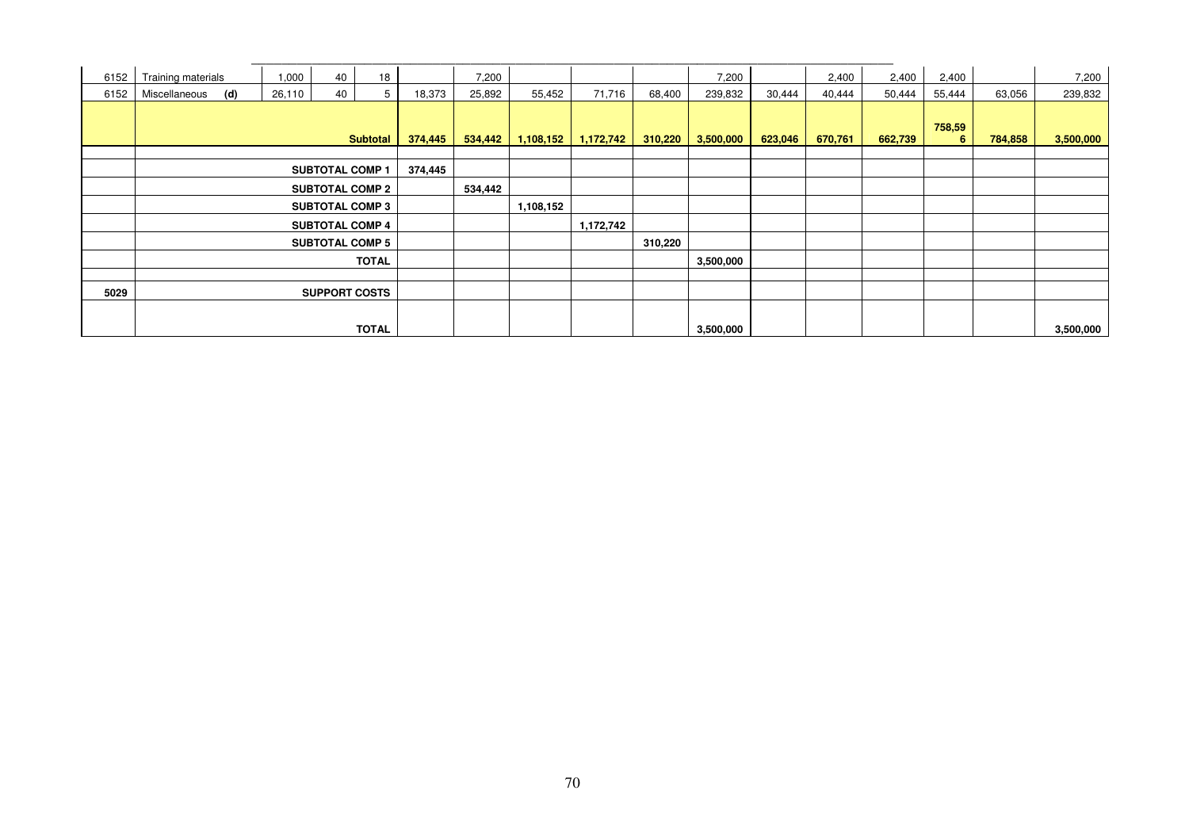| | | | | | | | | | | | | | | | | |
|---|---|---|---|---|---|---|---|---|---|---|---|---|---|---|---|---|
| 6152 | Training materials | 1,000 | 40 | 18 | | 7,200 | | | | 7,200 | | 2,400 | 2,400 | 2,400 | | 7,200 |
| 6152 | Miscellaneous **(d)** | 26,110 | 40 | 5 | 18,373 | 25,892 | 55,452 | 71,716 | 68,400 | 239,832 | 30,444 | 40,444 | 50,444 | 55,444 | 63,056 | 239,832 |
| | | | | **Subtotal** | **374,445** | **534,442** | **1,108,152** | **1,172,742** | **310,220** | **3,500,000** | **623,046** | **670,761** | **662,739** | **758,596** | **784,858** | **3,500,000** |
| | | | | | | | | | | | | | | | | |
| | **SUBTOTAL COMP 1** | | | | **374,445** | | | | | | | | | | | |
| | **SUBTOTAL COMP 2** | | | | | **534,442** | | | | | | | | | | |
| | **SUBTOTAL COMP 3** | | | | | | **1,108,152** | | | | | | | | | |
| | **SUBTOTAL COMP 4** | | | | | | | **1,172,742** | | | | | | | | |
| | **SUBTOTAL COMP 5** | | | | | | | | **310,220** | | | | | | | |
| | **TOTAL** | | | | | | | | | **3,500,000** | | | | | | |
| | | | | | | | | | | | | | | | | |
| **5029** | **SUPPORT COSTS** | | | | | | | | | | | | | | | |
| | **TOTAL** | | | | | | | | | **3,500,000** | | | | | | **3,500,000** |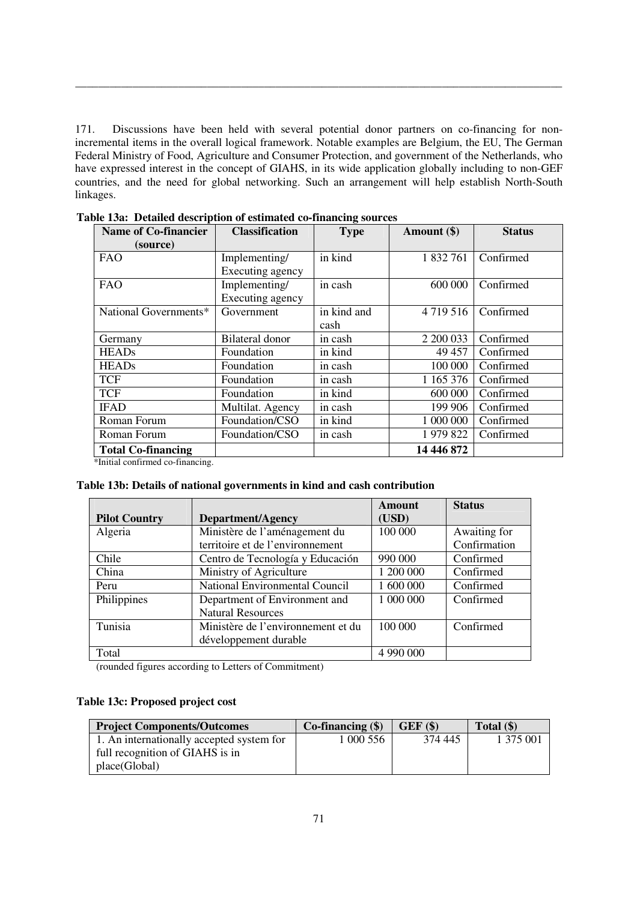171. Discussions have been held with several potential donor partners on co-financing for non-incremental items in the overall logical framework. Notable examples are Belgium, the EU, The German Federal Ministry of Food, Agriculture and Consumer Protection, and government of the Netherlands, who have expressed interest in the concept of GIAHS, in its wide application globally including to non-GEF countries, and the need for global networking. Such an arrangement will help establish North-South linkages.

**Table 13a: Detailed description of estimated co-financing sources**

| Name of Co-financier (source) | Classification | Type | Amount ($) | Status |
|---|---|---|---|---|
| FAO | Implementing/ Executing agency | in kind | 1 832 761 | Confirmed |
| FAO | Implementing/ Executing agency | in cash | 600 000 | Confirmed |
| National Governments* | Government | in kind and cash | 4 719 516 | Confirmed |
| Germany | Bilateral donor | in cash | 2 200 033 | Confirmed |
| HEADs | Foundation | in kind | 49 457 | Confirmed |
| HEADs | Foundation | in cash | 100 000 | Confirmed |
| TCF | Foundation | in cash | 1 165 376 | Confirmed |
| TCF | Foundation | in kind | 600 000 | Confirmed |
| IFAD | Multilat. Agency | in cash | 199 906 | Confirmed |
| Roman Forum | Foundation/CSO | in kind | 1 000 000 | Confirmed |
| Roman Forum | Foundation/CSO | in cash | 1 979 822 | Confirmed |
| **Total Co-financing** | | | **14 446 872** | |

*Initial confirmed co-financing.

**Table 13b: Details of national governments in kind and cash contribution**

| Pilot Country | Department/Agency | Amount (USD) | Status |
|---|---|---|---|
| Algeria | Ministère de l'aménagement du territoire et de l'environnement | 100 000 | Awaiting for Confirmation |
| Chile | Centro de Tecnología y Educación | 990 000 | Confirmed |
| China | Ministry of Agriculture | 1 200 000 | Confirmed |
| Peru | National Environmental Council | 1 600 000 | Confirmed |
| Philippines | Department of Environment and Natural Resources | 1 000 000 | Confirmed |
| Tunisia | Ministère de l'environnement et du développement durable | 100 000 | Confirmed |
| Total | | 4 990 000 | |

(rounded figures according to Letters of Commitment)

**Table 13c: Proposed project cost**

| Project Components/Outcomes | Co-financing ($) | GEF ($) | Total ($) |
|---|---|---|---|
| 1. An internationally accepted system for full recognition of GIAHS is in place(Global) | 1 000 556 | 374 445 | 1 375 001 |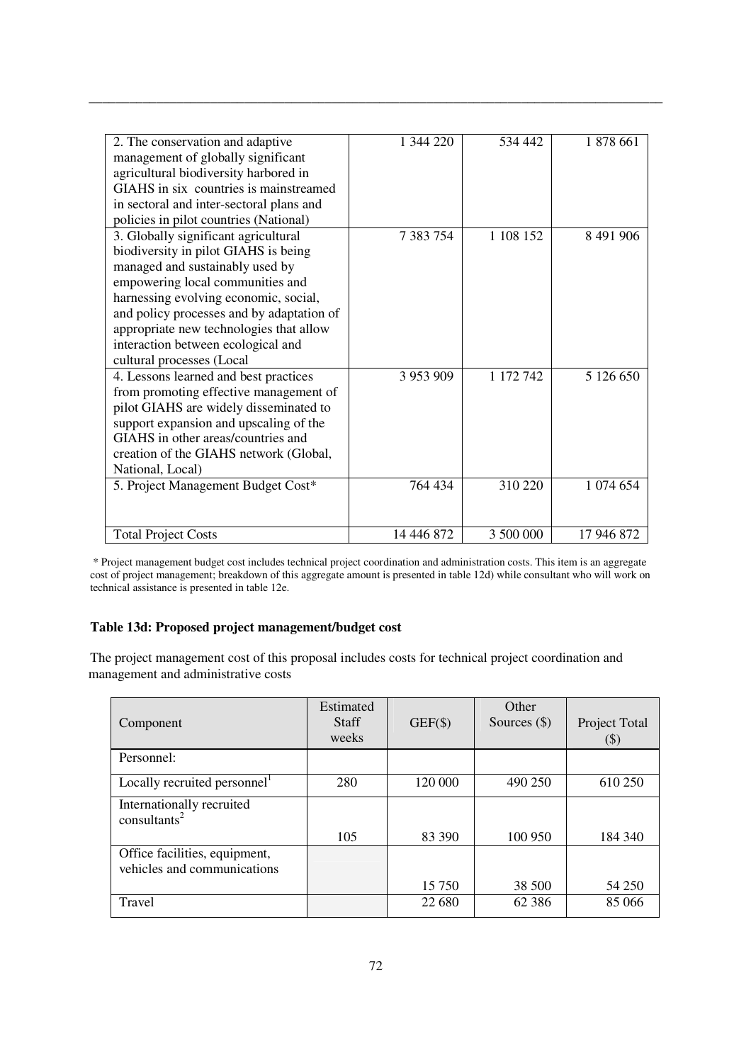| | | | |
|---|---|---|---|
| 2. The conservation and adaptive management of globally significant agricultural biodiversity harbored in GIAHS in six countries is mainstreamed in sectoral and inter-sectoral plans and policies in pilot countries (National) | 1 344 220 | 534 442 | 1 878 661 |
| 3. Globally significant agricultural biodiversity in pilot GIAHS is being managed and sustainably used by empowering local communities and harnessing evolving economic, social, and policy processes and by adaptation of appropriate new technologies that allow interaction between ecological and cultural processes (Local | 7 383 754 | 1 108 152 | 8 491 906 |
| 4. Lessons learned and best practices from promoting effective management of pilot GIAHS are widely disseminated to support expansion and upscaling of the GIAHS in other areas/countries and creation of the GIAHS network (Global, National, Local) | 3 953 909 | 1 172 742 | 5 126 650 |
| 5. Project Management Budget Cost* | 764 434 | 310 220 | 1 074 654 |
| Total Project Costs | 14 446 872 | 3 500 000 | 17 946 872 |

* Project management budget cost includes technical project coordination and administration costs. This item is an aggregate cost of project management; breakdown of this aggregate amount is presented in table 12d) while consultant who will work on technical assistance is presented in table 12e.

**Table 13d: Proposed project management/budget cost**

The project management cost of this proposal includes costs for technical project coordination and management and administrative costs

| Component | Estimated Staff weeks | GEF($) | Other Sources ($) | Project Total ($) |
|---|---|---|---|---|
| Personnel: | | | | |
| Locally recruited personnel[1] | 280 | 120 000 | 490 250 | 610 250 |
| Internationally recruited consultants[2] | 105 | 83 390 | 100 950 | 184 340 |
| Office facilities, equipment, vehicles and communications | | 15 750 | 38 500 | 54 250 |
| Travel | | 22 680 | 62 386 | 85 066 |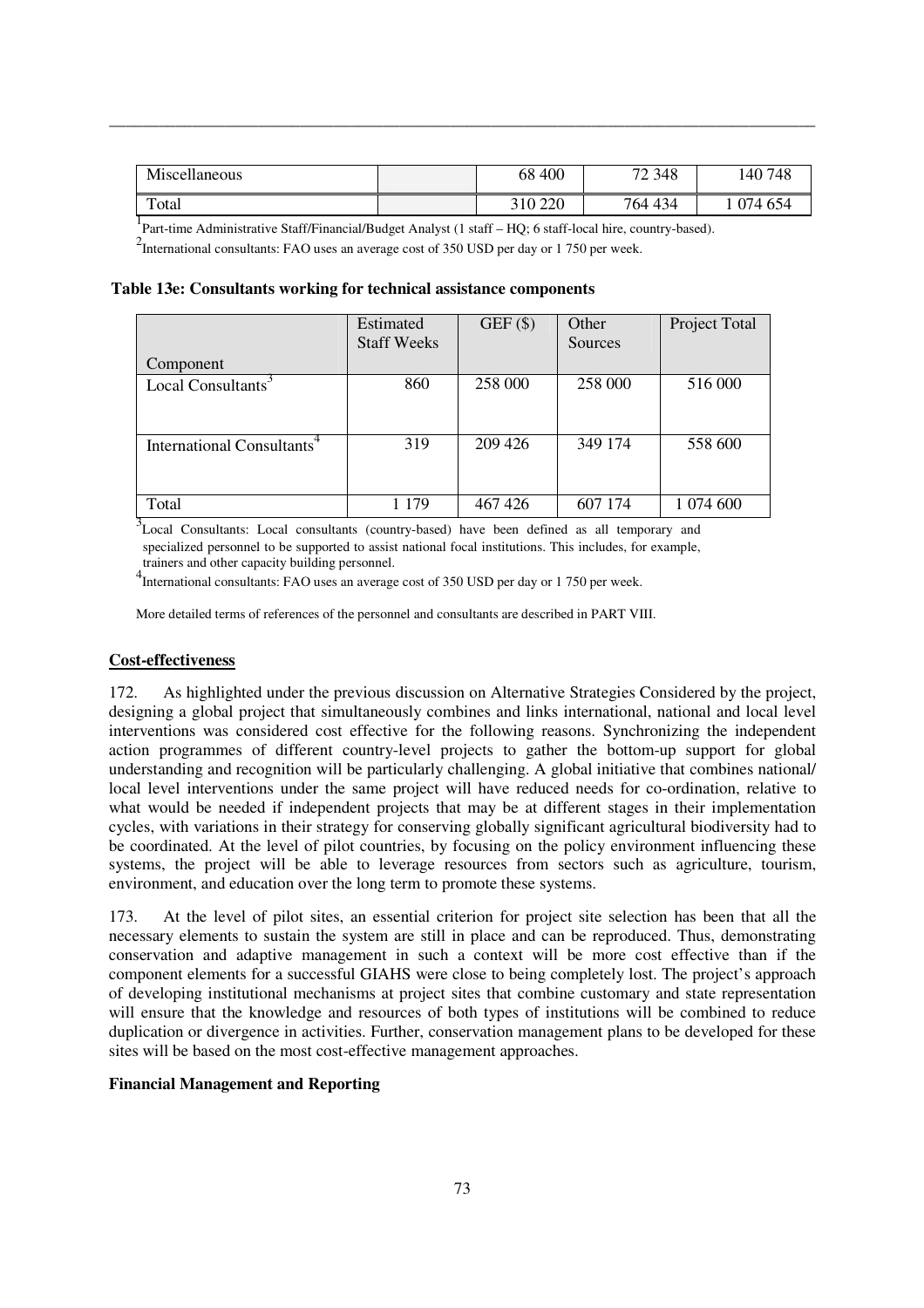| Miscellaneous | | 68 400 | 72 348 | 140 748 |
|---|---|---|---|---|
| Total | | 310 220 | 764 434 | 1 074 654 |

[1]Part-time Administrative Staff/Financial/Budget Analyst (1 staff – HQ; 6 staff-local hire, country-based).

[2]International consultants: FAO uses an average cost of 350 USD per day or 1 750 per week.

**Table 13e: Consultants working for technical assistance components**

| Component | Estimated Staff Weeks | GEF ($) | Other Sources | Project Total |
|---|---|---|---|---|
| Local Consultants[3] | 860 | 258 000 | 258 000 | 516 000 |
| International Consultants[4] | 319 | 209 426 | 349 174 | 558 600 |
| Total | 1 179 | 467 426 | 607 174 | 1 074 600 |

[3]Local Consultants: Local consultants (country-based) have been defined as all temporary and specialized personnel to be supported to assist national focal institutions. This includes, for example, trainers and other capacity building personnel.

[4]International consultants: FAO uses an average cost of 350 USD per day or 1 750 per week.

More detailed terms of references of the personnel and consultants are described in PART VIII.

## Cost-effectiveness

172. As highlighted under the previous discussion on Alternative Strategies Considered by the project, designing a global project that simultaneously combines and links international, national and local level interventions was considered cost effective for the following reasons. Synchronizing the independent action programmes of different country-level projects to gather the bottom-up support for global understanding and recognition will be particularly challenging. A global initiative that combines national/ local level interventions under the same project will have reduced needs for co-ordination, relative to what would be needed if independent projects that may be at different stages in their implementation cycles, with variations in their strategy for conserving globally significant agricultural biodiversity had to be coordinated. At the level of pilot countries, by focusing on the policy environment influencing these systems, the project will be able to leverage resources from sectors such as agriculture, tourism, environment, and education over the long term to promote these systems.

173. At the level of pilot sites, an essential criterion for project site selection has been that all the necessary elements to sustain the system are still in place and can be reproduced. Thus, demonstrating conservation and adaptive management in such a context will be more cost effective than if the component elements for a successful GIAHS were close to being completely lost. The project's approach of developing institutional mechanisms at project sites that combine customary and state representation will ensure that the knowledge and resources of both types of institutions will be combined to reduce duplication or divergence in activities. Further, conservation management plans to be developed for these sites will be based on the most cost-effective management approaches.

## Financial Management and Reporting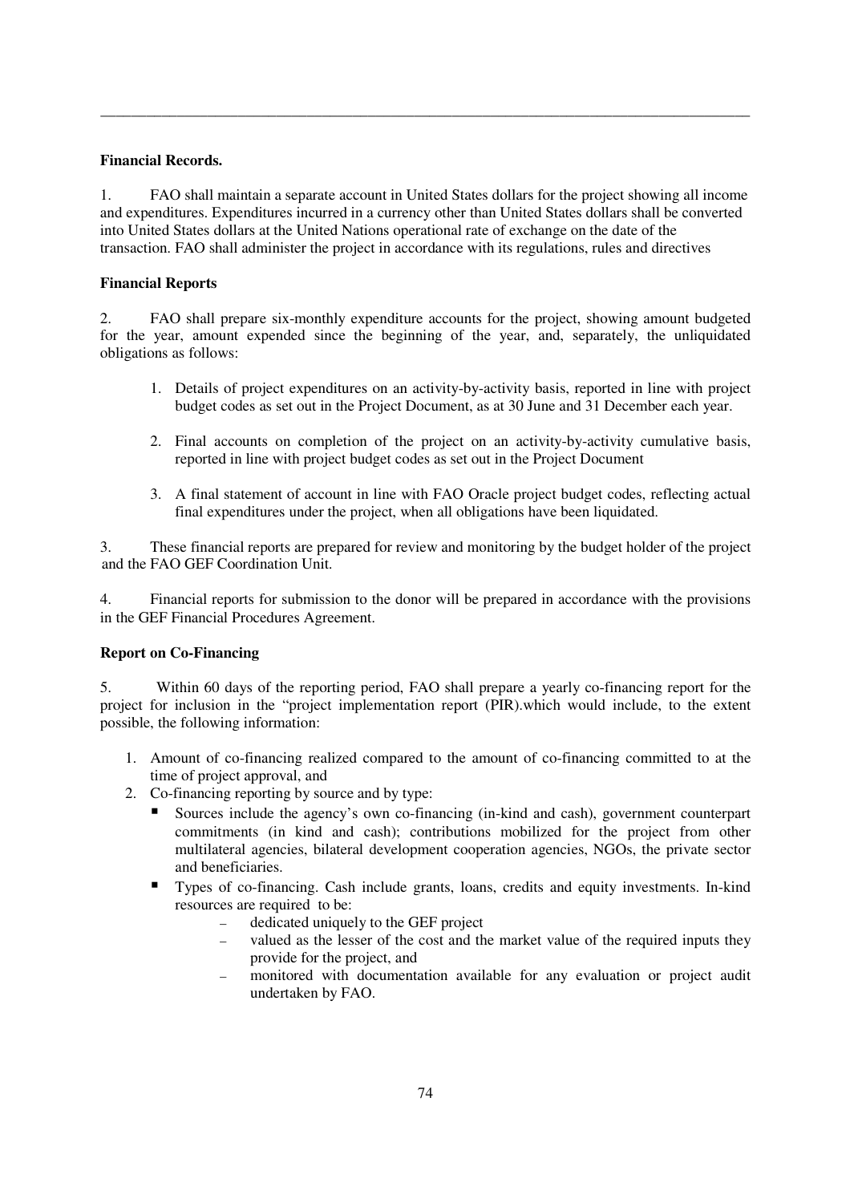**Financial Records.**

1. FAO shall maintain a separate account in United States dollars for the project showing all income and expenditures. Expenditures incurred in a currency other than United States dollars shall be converted into United States dollars at the United Nations operational rate of exchange on the date of the transaction. FAO shall administer the project in accordance with its regulations, rules and directives

**Financial Reports**

2. FAO shall prepare six-monthly expenditure accounts for the project, showing amount budgeted for the year, amount expended since the beginning of the year, and, separately, the unliquidated obligations as follows:

   1. Details of project expenditures on an activity-by-activity basis, reported in line with project budget codes as set out in the Project Document, as at 30 June and 31 December each year.

   2. Final accounts on completion of the project on an activity-by-activity cumulative basis, reported in line with project budget codes as set out in the Project Document

   3. A final statement of account in line with FAO Oracle project budget codes, reflecting actual final expenditures under the project, when all obligations have been liquidated.

3. These financial reports are prepared for review and monitoring by the budget holder of the project and the FAO GEF Coordination Unit.

4. Financial reports for submission to the donor will be prepared in accordance with the provisions in the GEF Financial Procedures Agreement.

**Report on Co-Financing**

5. Within 60 days of the reporting period, FAO shall prepare a yearly co-financing report for the project for inclusion in the "project implementation report (PIR).which would include, to the extent possible, the following information:

1. Amount of co-financing realized compared to the amount of co-financing committed to at the time of project approval, and
2. Co-financing reporting by source and by type:
   - Sources include the agency's own co-financing (in-kind and cash), government counterpart commitments (in kind and cash); contributions mobilized for the project from other multilateral agencies, bilateral development cooperation agencies, NGOs, the private sector and beneficiaries.
   - Types of co-financing. Cash include grants, loans, credits and equity investments. In-kind resources are required to be:
     - dedicated uniquely to the GEF project
     - valued as the lesser of the cost and the market value of the required inputs they provide for the project, and
     - monitored with documentation available for any evaluation or project audit undertaken by FAO.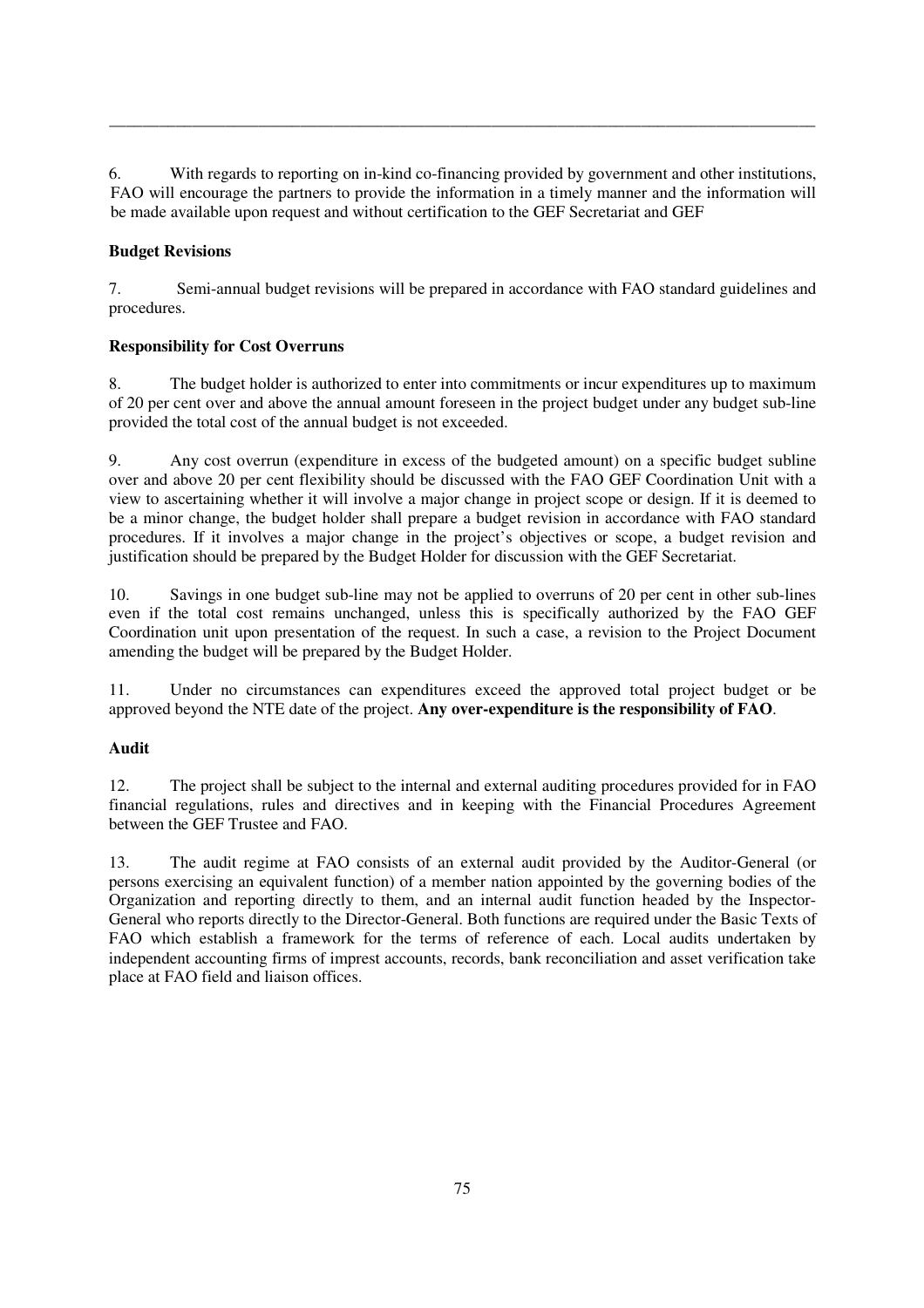6. With regards to reporting on in-kind co-financing provided by government and other institutions, FAO will encourage the partners to provide the information in a timely manner and the information will be made available upon request and without certification to the GEF Secretariat and GEF

**Budget Revisions**

7. Semi-annual budget revisions will be prepared in accordance with FAO standard guidelines and procedures.

**Responsibility for Cost Overruns**

8. The budget holder is authorized to enter into commitments or incur expenditures up to maximum of 20 per cent over and above the annual amount foreseen in the project budget under any budget sub-line provided the total cost of the annual budget is not exceeded.

9. Any cost overrun (expenditure in excess of the budgeted amount) on a specific budget subline over and above 20 per cent flexibility should be discussed with the FAO GEF Coordination Unit with a view to ascertaining whether it will involve a major change in project scope or design. If it is deemed to be a minor change, the budget holder shall prepare a budget revision in accordance with FAO standard procedures. If it involves a major change in the project's objectives or scope, a budget revision and justification should be prepared by the Budget Holder for discussion with the GEF Secretariat.

10. Savings in one budget sub-line may not be applied to overruns of 20 per cent in other sub-lines even if the total cost remains unchanged, unless this is specifically authorized by the FAO GEF Coordination unit upon presentation of the request. In such a case, a revision to the Project Document amending the budget will be prepared by the Budget Holder.

11. Under no circumstances can expenditures exceed the approved total project budget or be approved beyond the NTE date of the project. **Any over-expenditure is the responsibility of FAO**.

**Audit**

12. The project shall be subject to the internal and external auditing procedures provided for in FAO financial regulations, rules and directives and in keeping with the Financial Procedures Agreement between the GEF Trustee and FAO.

13. The audit regime at FAO consists of an external audit provided by the Auditor-General (or persons exercising an equivalent function) of a member nation appointed by the governing bodies of the Organization and reporting directly to them, and an internal audit function headed by the Inspector-General who reports directly to the Director-General. Both functions are required under the Basic Texts of FAO which establish a framework for the terms of reference of each. Local audits undertaken by independent accounting firms of imprest accounts, records, bank reconciliation and asset verification take place at FAO field and liaison offices.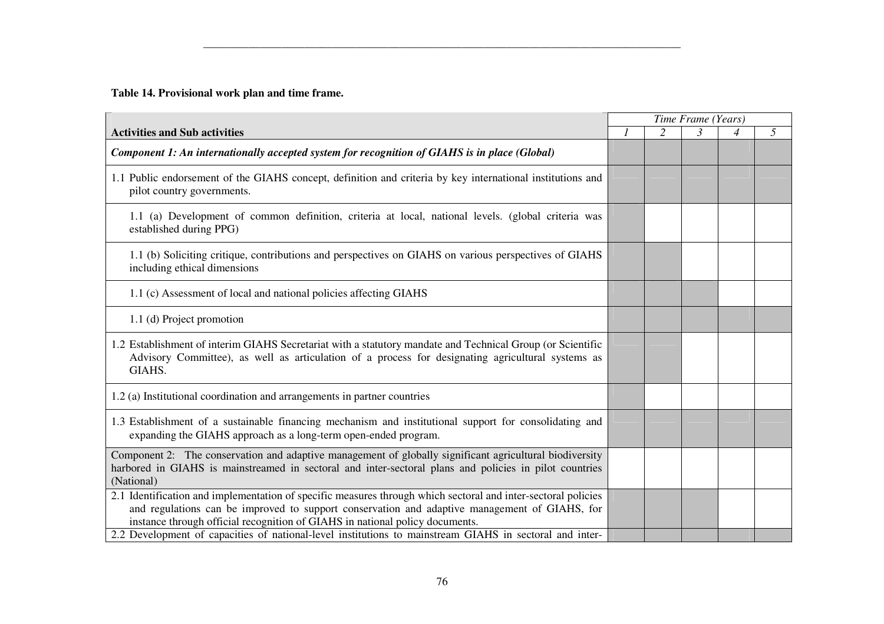**Table 14. Provisional work plan and time frame.**

| Activities and Sub activities | Time Frame (Years) | | | | |
|---|---|---|---|---|---|
| | *1* | *2* | *3* | *4* | *5* |
| ***Component 1: An internationally accepted system for recognition of GIAHS is in place (Global)*** | X | X | X | X | X |
| 1.1 Public endorsement of the GIAHS concept, definition and criteria by key international institutions and pilot country governments. | X | X | X | X | X |
| 1.1 (a) Development of common definition, criteria at local, national levels. (global criteria was established during PPG) | X | | | | |
| 1.1 (b) Soliciting critique, contributions and perspectives on GIAHS on various perspectives of GIAHS including ethical dimensions | X | X | | | |
| 1.1 (c) Assessment of local and national policies affecting GIAHS | X | X | X | | |
| 1.1 (d) Project promotion | X | X | X | X | X |
| 1.2 Establishment of interim GIAHS Secretariat with a statutory mandate and Technical Group (or Scientific Advisory Committee), as well as articulation of a process for designating agricultural systems as GIAHS. | X | X | | | |
| 1.2 (a) Institutional coordination and arrangements in partner countries | X | | | | |
| 1.3 Establishment of a sustainable financing mechanism and institutional support for consolidating and expanding the GIAHS approach as a long-term open-ended program. | X | X | X | X | X |
| Component 2: The conservation and adaptive management of globally significant agricultural biodiversity harbored in GIAHS is mainstreamed in sectoral and inter-sectoral plans and policies in pilot countries (National) | | | | | |
| 2.1 Identification and implementation of specific measures through which sectoral and inter-sectoral policies and regulations can be improved to support conservation and adaptive management of GIAHS, for instance through official recognition of GIAHS in national policy documents. | X | X | X | | |
| 2.2 Development of capacities of national-level institutions to mainstream GIAHS in sectoral and inter- | X | X | X | X | X |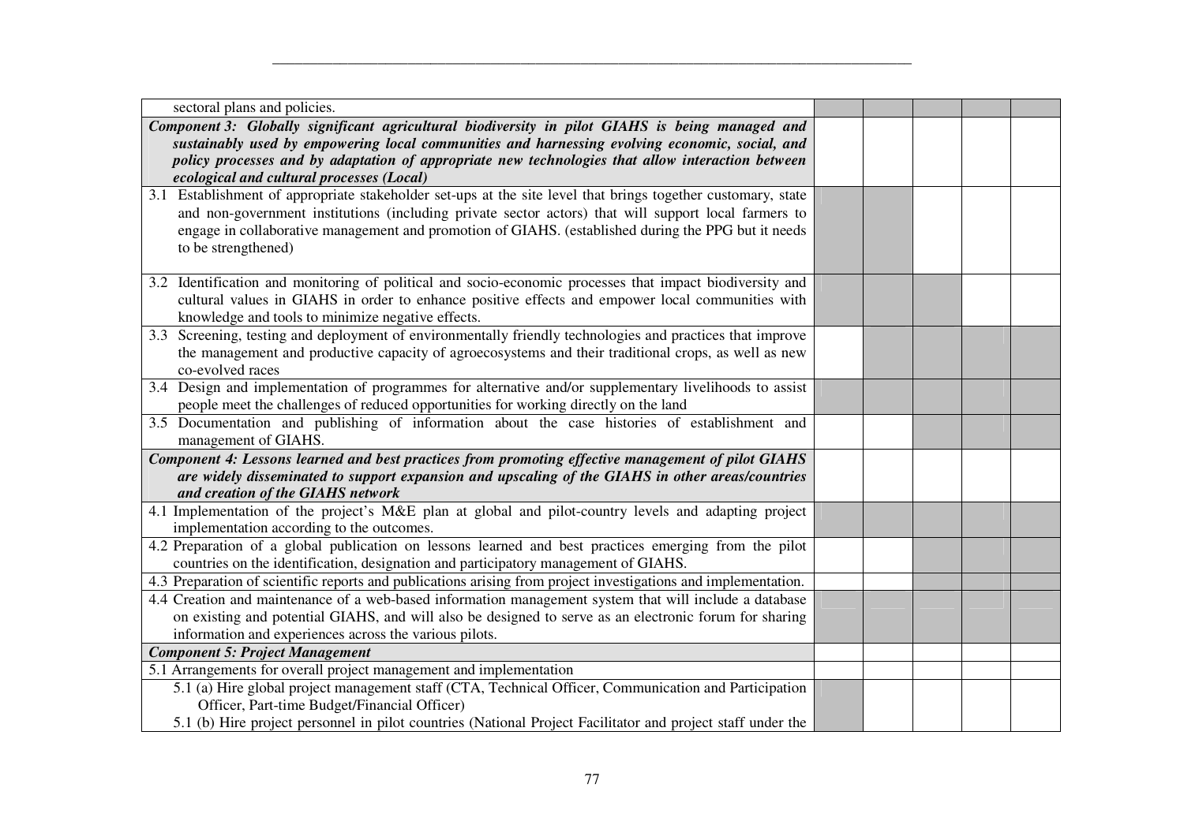| | | | | | |
|---|---|---|---|---|---|
| sectoral plans and policies. | | | | | |
| ***Component 3: Globally significant agricultural biodiversity in pilot GIAHS is being managed and sustainably used by empowering local communities and harnessing evolving economic, social, and policy processes and by adaptation of appropriate new technologies that allow interaction between ecological and cultural processes (Local)*** | | | | | |
| 3.1 Establishment of appropriate stakeholder set-ups at the site level that brings together customary, state and non-government institutions (including private sector actors) that will support local farmers to engage in collaborative management and promotion of GIAHS. (established during the PPG but it needs to be strengthened) | | | | | |
| 3.2 Identification and monitoring of political and socio-economic processes that impact biodiversity and cultural values in GIAHS in order to enhance positive effects and empower local communities with knowledge and tools to minimize negative effects. | | | | | |
| 3.3 Screening, testing and deployment of environmentally friendly technologies and practices that improve the management and productive capacity of agroecosystems and their traditional crops, as well as new co-evolved races | | | | | |
| 3.4 Design and implementation of programmes for alternative and/or supplementary livelihoods to assist people meet the challenges of reduced opportunities for working directly on the land | | | | | |
| 3.5 Documentation and publishing of information about the case histories of establishment and management of GIAHS. | | | | | |
| ***Component 4: Lessons learned and best practices from promoting effective management of pilot GIAHS are widely disseminated to support expansion and upscaling of the GIAHS in other areas/countries and creation of the GIAHS network*** | | | | | |
| 4.1 Implementation of the project's M&E plan at global and pilot-country levels and adapting project implementation according to the outcomes. | | | | | |
| 4.2 Preparation of a global publication on lessons learned and best practices emerging from the pilot countries on the identification, designation and participatory management of GIAHS. | | | | | |
| 4.3 Preparation of scientific reports and publications arising from project investigations and implementation. | | | | | |
| 4.4 Creation and maintenance of a web-based information management system that will include a database on existing and potential GIAHS, and will also be designed to serve as an electronic forum for sharing information and experiences across the various pilots. | | | | | |
| ***Component 5: Project Management*** | | | | | |
| 5.1 Arrangements for overall project management and implementation | | | | | |
| 5.1 (a) Hire global project management staff (CTA, Technical Officer, Communication and Participation Officer, Part-time Budget/Financial Officer)<br>5.1 (b) Hire project personnel in pilot countries (National Project Facilitator and project staff under the | | | | | |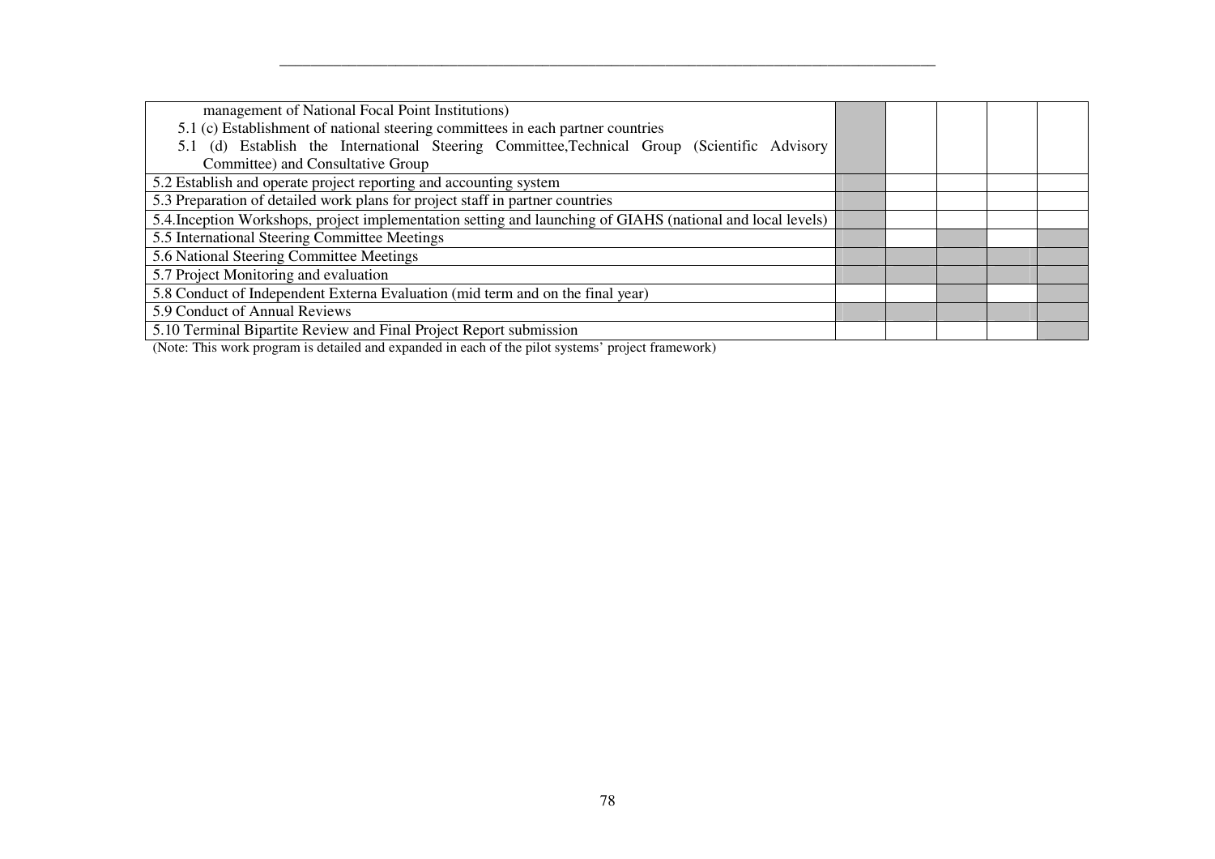| | | | | | |
|---|---|---|---|---|---|
| management of National Focal Point Institutions)<br>5.1 (c) Establishment of national steering committees in each partner countries<br>5.1 (d) Establish the International Steering Committee,Technical Group (Scientific Advisory Committee) and Consultative Group | | | | | |
| 5.2 Establish and operate project reporting and accounting system | | | | | |
| 5.3 Preparation of detailed work plans for project staff in partner countries | | | | | |
| 5.4.Inception Workshops, project implementation setting and launching of GIAHS (national and local levels) | | | | | |
| 5.5 International Steering Committee Meetings | | | | | |
| 5.6 National Steering Committee Meetings | | | | | |
| 5.7 Project Monitoring and evaluation | | | | | |
| 5.8 Conduct of Independent Externa Evaluation (mid term and on the final year) | | | | | |
| 5.9 Conduct of Annual Reviews | | | | | |
| 5.10 Terminal Bipartite Review and Final Project Report submission | | | | | |

(Note: This work program is detailed and expanded in each of the pilot systems' project framework)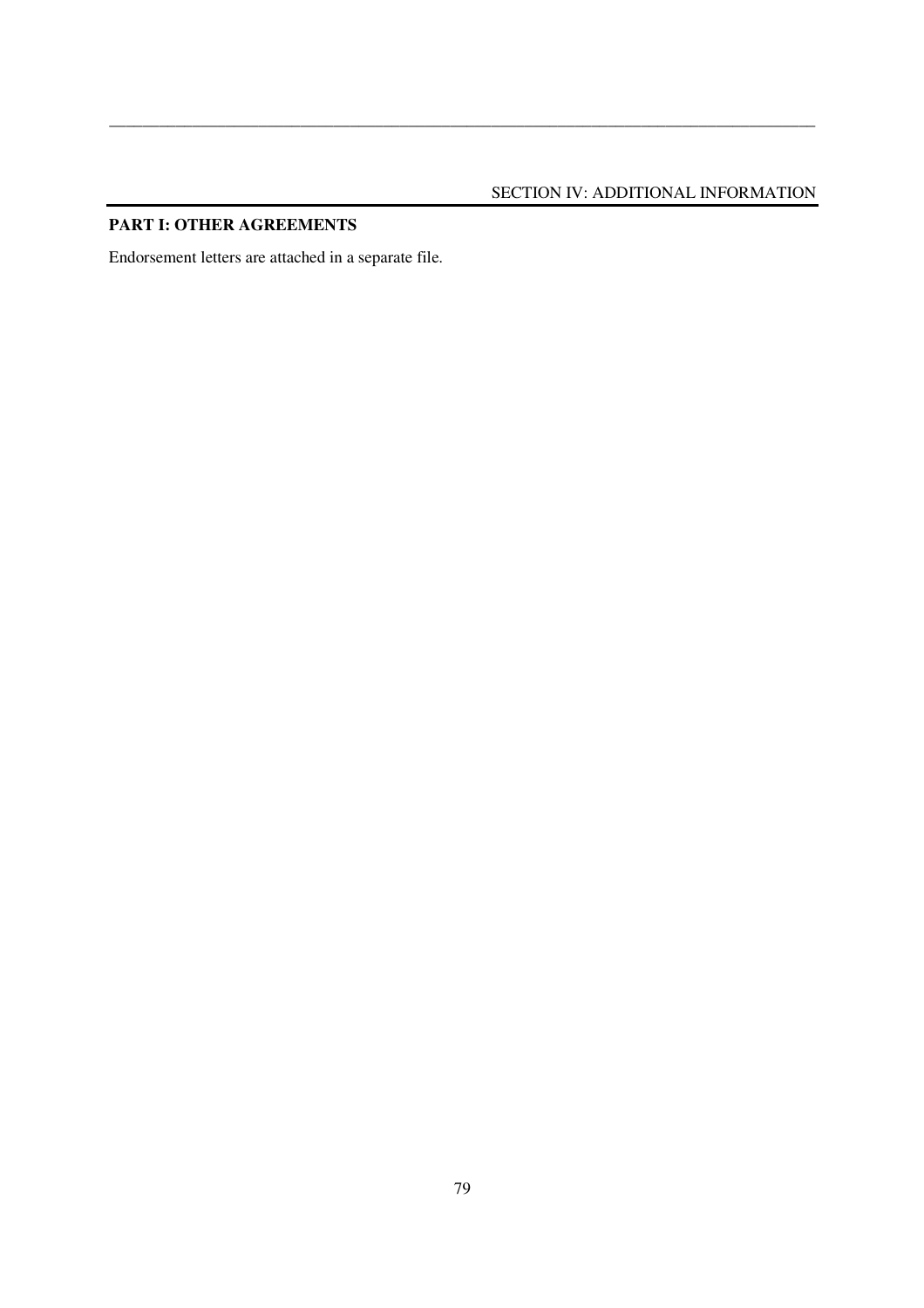SECTION IV: ADDITIONAL INFORMATION

## PART I: OTHER AGREEMENTS

Endorsement letters are attached in a separate file.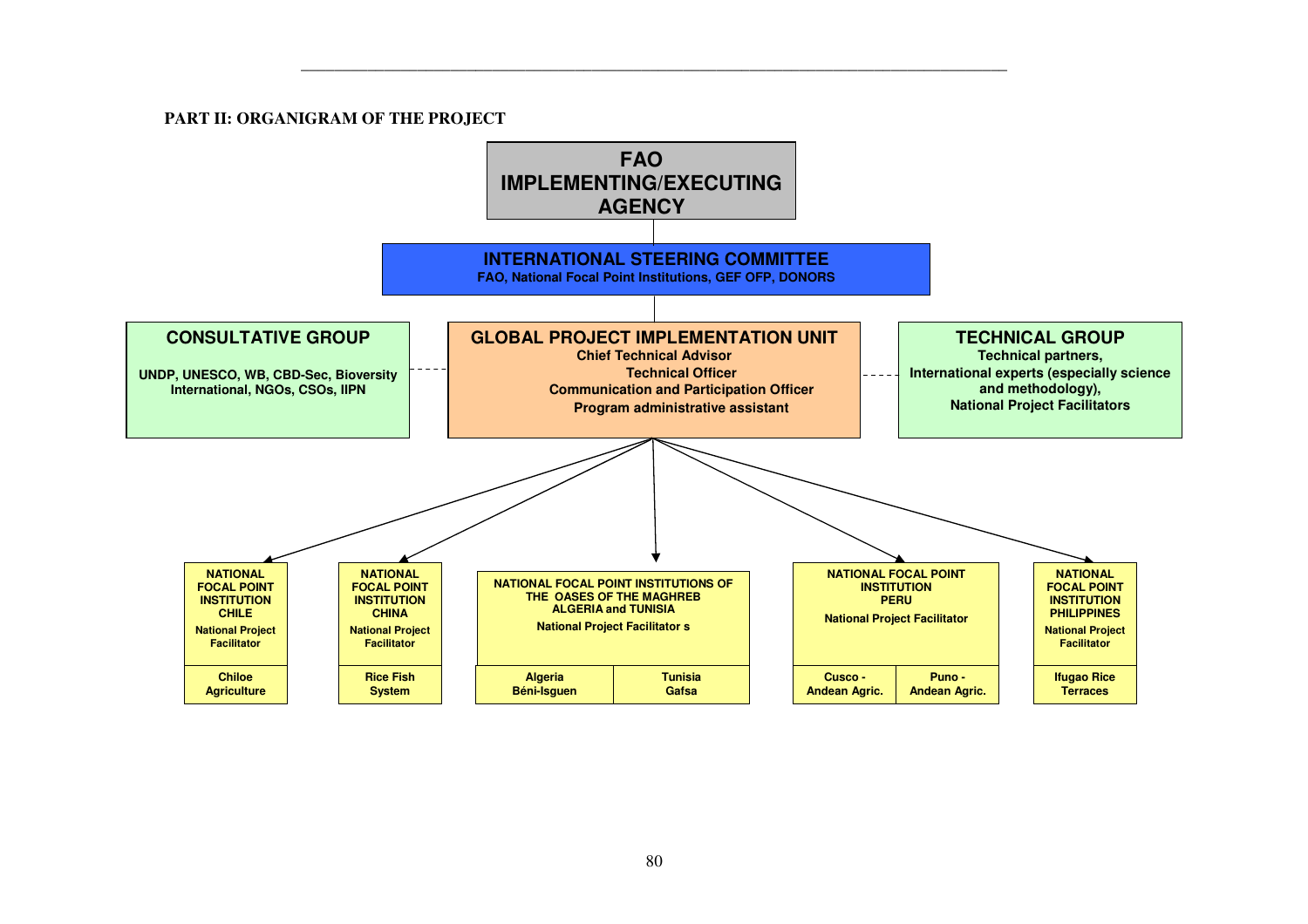**PART II: ORGANIGRAM OF THE PROJECT**

**FAO IMPLEMENTING/EXECUTING AGENCY**

**INTERNATIONAL STEERING COMMITTEE**
FAO, National Focal Point Institutions, GEF OFP, DONORS

**CONSULTATIVE GROUP**
UNDP, UNESCO, WB, CBD-Sec, Bioversity International, NGOs, CSOs, IIPN

**GLOBAL PROJECT IMPLEMENTATION UNIT**
Chief Technical Advisor
Technical Officer
Communication and Participation Officer
Program administrative assistant

**TECHNICAL GROUP**
Technical partners,
International experts (especially science and methodology),
National Project Facilitators

**NATIONAL FOCAL POINT INSTITUTION CHILE**
National Project Facilitator
- Chiloe Agriculture

**NATIONAL FOCAL POINT INSTITUTION CHINA**
National Project Facilitator
- Rice Fish System

**NATIONAL FOCAL POINT INSTITUTIONS OF THE OASES OF THE MAGHREB ALGERIA and TUNISIA**
National Project Facilitator s
- Algeria Béni-Isguen
- Tunisia Gafsa

**NATIONAL FOCAL POINT INSTITUTION PERU**
National Project Facilitator
- Cusco - Andean Agric.
- Puno - Andean Agric.

**NATIONAL FOCAL POINT INSTITUTION PHILIPPINES**
National Project Facilitator
- Ifugao Rice Terraces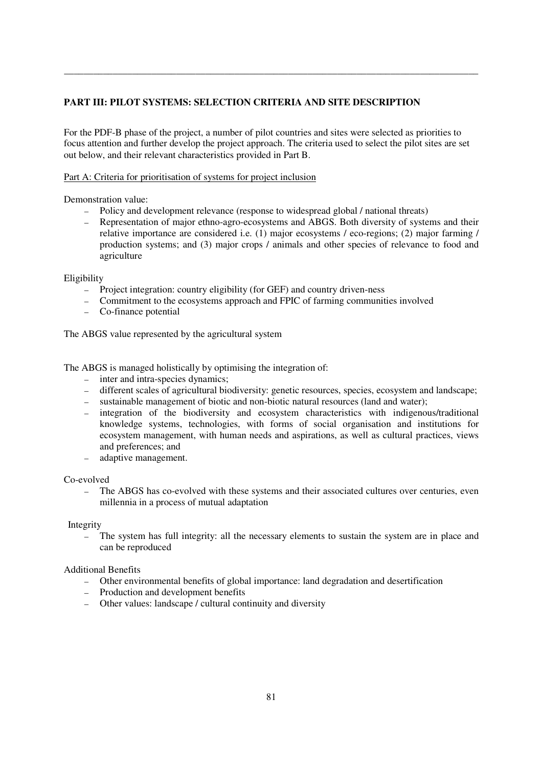## PART III: PILOT SYSTEMS: SELECTION CRITERIA AND SITE DESCRIPTION

For the PDF-B phase of the project, a number of pilot countries and sites were selected as priorities to focus attention and further develop the project approach. The criteria used to select the pilot sites are set out below, and their relevant characteristics provided in Part B.

Part A: Criteria for prioritisation of systems for project inclusion

Demonstration value:

- Policy and development relevance (response to widespread global / national threats)
- Representation of major ethno-agro-ecosystems and ABGS. Both diversity of systems and their relative importance are considered i.e. (1) major ecosystems / eco-regions; (2) major farming / production systems; and (3) major crops / animals and other species of relevance to food and agriculture

Eligibility

- Project integration: country eligibility (for GEF) and country driven-ness
- Commitment to the ecosystems approach and FPIC of farming communities involved
- Co-finance potential

The ABGS value represented by the agricultural system

The ABGS is managed holistically by optimising the integration of:

- inter and intra-species dynamics;
- different scales of agricultural biodiversity: genetic resources, species, ecosystem and landscape;
- sustainable management of biotic and non-biotic natural resources (land and water);
- integration of the biodiversity and ecosystem characteristics with indigenous/traditional knowledge systems, technologies, with forms of social organisation and institutions for ecosystem management, with human needs and aspirations, as well as cultural practices, views and preferences; and
- adaptive management.

Co-evolved

- The ABGS has co-evolved with these systems and their associated cultures over centuries, even millennia in a process of mutual adaptation

Integrity

- The system has full integrity: all the necessary elements to sustain the system are in place and can be reproduced

Additional Benefits

- Other environmental benefits of global importance: land degradation and desertification
- Production and development benefits
- Other values: landscape / cultural continuity and diversity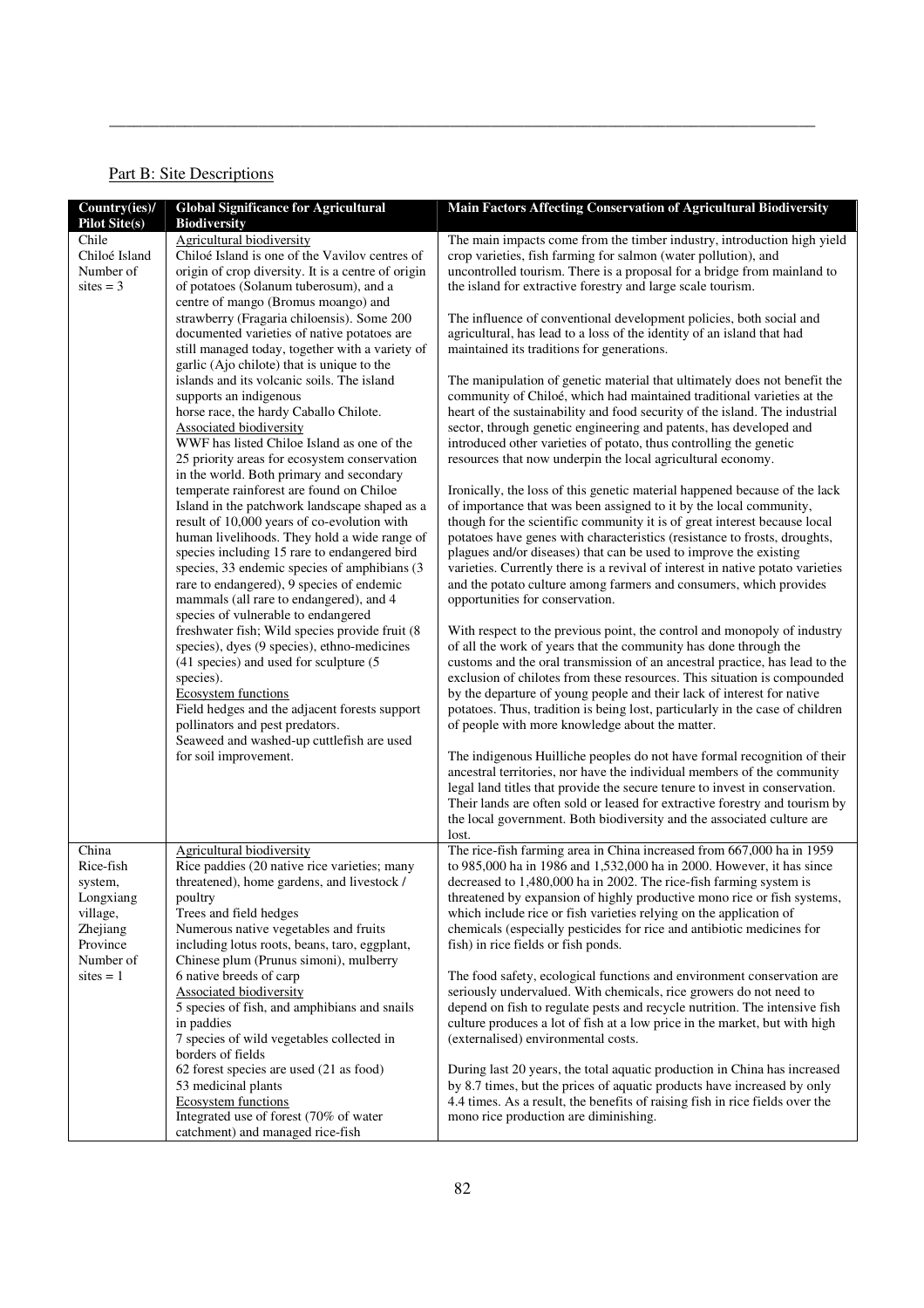## Part B: Site Descriptions

| Country(ies)/ Pilot Site(s) | Global Significance for Agricultural Biodiversity | Main Factors Affecting Conservation of Agricultural Biodiversity |
|---|---|---|
| Chile<br>Chiloé Island<br>Number of sites = 3 | Agricultural biodiversity<br>Chiloé Island is one of the Vavilov centres of origin of crop diversity. It is a centre of origin of potatoes (Solanum tuberosum), and a centre of mango (Bromus moango) and strawberry (Fragaria chiloensis). Some 200 documented varieties of native potatoes are still managed today, together with a variety of garlic (Ajo chilote) that is unique to the islands and its volcanic soils. The island supports an indigenous horse race, the hardy Caballo Chilote.<br>Associated biodiversity<br>WWF has listed Chiloe Island as one of the 25 priority areas for ecosystem conservation in the world. Both primary and secondary temperate rainforest are found on Chiloe Island in the patchwork landscape shaped as a result of 10,000 years of co-evolution with human livelihoods. They hold a wide range of species including 15 rare to endangered bird species, 33 endemic species of amphibians (3 rare to endangered), 9 species of endemic mammals (all rare to endangered), and 4 species of vulnerable to endangered freshwater fish; Wild species provide fruit (8 species), dyes (9 species), ethno-medicines (41 species) and used for sculpture (5 species).<br>Ecosystem functions<br>Field hedges and the adjacent forests support pollinators and pest predators.<br>Seaweed and washed-up cuttlefish are used for soil improvement. | The main impacts come from the timber industry, introduction high yield crop varieties, fish farming for salmon (water pollution), and uncontrolled tourism. There is a proposal for a bridge from mainland to the island for extractive forestry and large scale tourism.<br><br>The influence of conventional development policies, both social and agricultural, has lead to a loss of the identity of an island that had maintained its traditions for generations.<br><br>The manipulation of genetic material that ultimately does not benefit the community of Chiloé, which had maintained traditional varieties at the heart of the sustainability and food security of the island. The industrial sector, through genetic engineering and patents, has developed and introduced other varieties of potato, thus controlling the genetic resources that now underpin the local agricultural economy.<br><br>Ironically, the loss of this genetic material happened because of the lack of importance that was been assigned to it by the local community, though for the scientific community it is of great interest because local potatoes have genes with characteristics (resistance to frosts, droughts, plagues and/or diseases) that can be used to improve the existing varieties. Currently there is a revival of interest in native potato varieties and the potato culture among farmers and consumers, which provides opportunities for conservation.<br><br>With respect to the previous point, the control and monopoly of industry of all the work of years that the community has done through the customs and the oral transmission of an ancestral practice, has lead to the exclusion of chilotes from these resources. This situation is compounded by the departure of young people and their lack of interest for native potatoes. Thus, tradition is being lost, particularly in the case of children of people with more knowledge about the matter.<br><br>The indigenous Huilliche peoples do not have formal recognition of their ancestral territories, nor have the individual members of the community legal land titles that provide the secure tenure to invest in conservation. Their lands are often sold or leased for extractive forestry and tourism by the local government. Both biodiversity and the associated culture are lost. |
| China<br>Rice-fish system, Longxiang village, Zhejiang Province<br>Number of sites = 1 | Agricultural biodiversity<br>Rice paddies (20 native rice varieties; many threatened), home gardens, and livestock / poultry<br>Trees and field hedges<br>Numerous native vegetables and fruits including lotus roots, beans, taro, eggplant, Chinese plum (Prunus simoni), mulberry<br>6 native breeds of carp<br>Associated biodiversity<br>5 species of fish, and amphibians and snails in paddies<br>7 species of wild vegetables collected in borders of fields<br>62 forest species are used (21 as food)<br>53 medicinal plants<br>Ecosystem functions<br>Integrated use of forest (70% of water catchment) and managed rice-fish | The rice-fish farming area in China increased from 667,000 ha in 1959 to 985,000 ha in 1986 and 1,532,000 ha in 2000. However, it has since decreased to 1,480,000 ha in 2002. The rice-fish farming system is threatened by expansion of highly productive mono rice or fish systems, which include rice or fish varieties relying on the application of chemicals (especially pesticides for rice and antibiotic medicines for fish) in rice fields or fish ponds.<br><br>The food safety, ecological functions and environment conservation are seriously undervalued. With chemicals, rice growers do not need to depend on fish to regulate pests and recycle nutrition. The intensive fish culture produces a lot of fish at a low price in the market, but with high (externalised) environmental costs.<br><br>During last 20 years, the total aquatic production in China has increased by 8.7 times, but the prices of aquatic products have increased by only 4.4 times. As a result, the benefits of raising fish in rice fields over the mono rice production are diminishing. |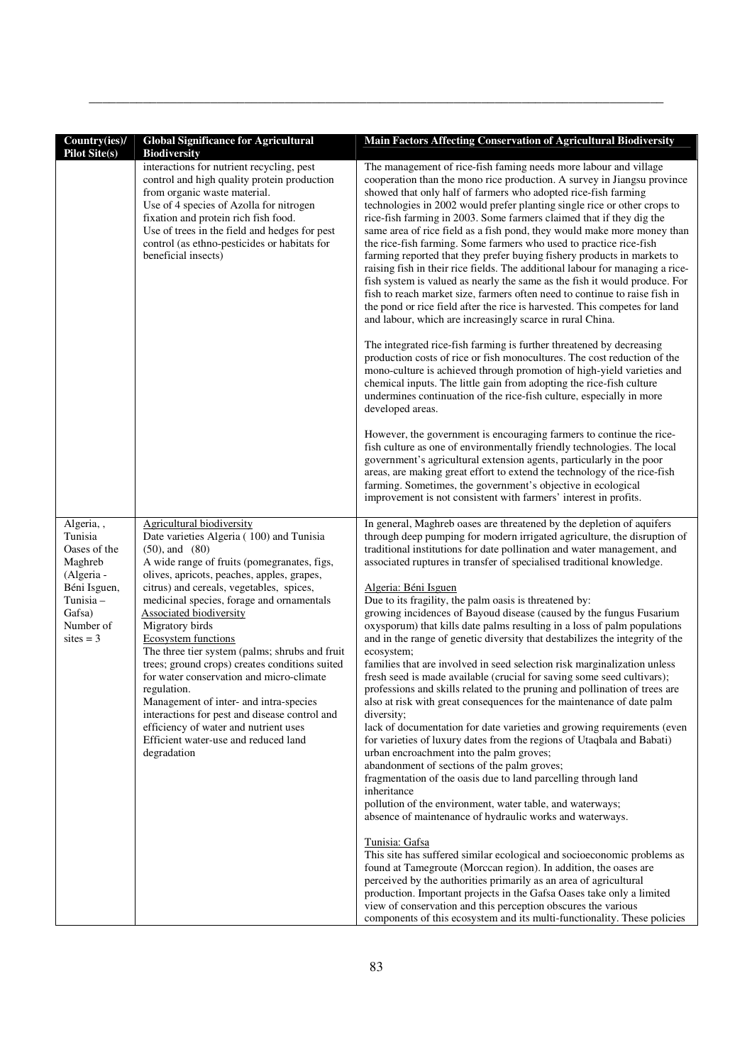| Country(ies)/ Pilot Site(s) | Global Significance for Agricultural Biodiversity | Main Factors Affecting Conservation of Agricultural Biodiversity |
|---|---|---|
| | interactions for nutrient recycling, pest control and high quality protein production from organic waste material.<br>Use of 4 species of Azolla for nitrogen fixation and protein rich fish food.<br>Use of trees in the field and hedges for pest control (as ethno-pesticides or habitats for beneficial insects) | The management of rice-fish faming needs more labour and village cooperation than the mono rice production. A survey in Jiangsu province showed that only half of farmers who adopted rice-fish farming technologies in 2002 would prefer planting single rice or other crops to rice-fish farming in 2003. Some farmers claimed that if they dig the same area of rice field as a fish pond, they would make more money than the rice-fish farming. Some farmers who used to practice rice-fish farming reported that they prefer buying fishery products in markets to raising fish in their rice fields. The additional labour for managing a rice-fish system is valued as nearly the same as the fish it would produce. For fish to reach market size, farmers often need to continue to raise fish in the pond or rice field after the rice is harvested. This competes for land and labour, which are increasingly scarce in rural China.<br><br>The integrated rice-fish farming is further threatened by decreasing production costs of rice or fish monocultures. The cost reduction of the mono-culture is achieved through promotion of high-yield varieties and chemical inputs. The little gain from adopting the rice-fish culture undermines continuation of the rice-fish culture, especially in more developed areas.<br><br>However, the government is encouraging farmers to continue the rice-fish culture as one of environmentally friendly technologies. The local government's agricultural extension agents, particularly in the poor areas, are making great effort to extend the technology of the rice-fish farming. Sometimes, the government's objective in ecological improvement is not consistent with farmers' interest in profits. |
| Algeria, , Tunisia Oases of the Maghreb (Algeria - Béni Isguen, Tunisia – Gafsa) Number of sites = 3 | Agricultural biodiversity<br>Date varieties Algeria ( 100) and Tunisia (50), and (80)<br>A wide range of fruits (pomegranates, figs, olives, apricots, peaches, apples, grapes, citrus) and cereals, vegetables, spices, medicinal species, forage and ornamentals<br>Associated biodiversity<br>Migratory birds<br>Ecosystem functions<br>The three tier system (palms; shrubs and fruit trees; ground crops) creates conditions suited for water conservation and micro-climate regulation.<br>Management of inter- and intra-species interactions for pest and disease control and efficiency of water and nutrient uses<br>Efficient water-use and reduced land degradation | In general, Maghreb oases are threatened by the depletion of aquifers through deep pumping for modern irrigated agriculture, the disruption of traditional institutions for date pollination and water management, and associated ruptures in transfer of specialised traditional knowledge.<br><br>Algeria: Béni Isguen<br>Due to its fragility, the palm oasis is threatened by:<br>growing incidences of Bayoud disease (caused by the fungus Fusarium oxysporum) that kills date palms resulting in a loss of palm populations and in the range of genetic diversity that destabilizes the integrity of the ecosystem;<br>families that are involved in seed selection risk marginalization unless fresh seed is made available (crucial for saving some seed cultivars);<br>professions and skills related to the pruning and pollination of trees are also at risk with great consequences for the maintenance of date palm diversity;<br>lack of documentation for date varieties and growing requirements (even for varieties of luxury dates from the regions of Utaqbala and Babati)<br>urban encroachment into the palm groves;<br>abandonment of sections of the palm groves;<br>fragmentation of the oasis due to land parcelling through land inheritance<br>pollution of the environment, water table, and waterways;<br>absence of maintenance of hydraulic works and waterways.<br><br>Tunisia: Gafsa<br>This site has suffered similar ecological and socioeconomic problems as found at Tamegroute (Morccan region). In addition, the oases are perceived by the authorities primarily as an area of agricultural production. Important projects in the Gafsa Oases take only a limited view of conservation and this perception obscures the various components of this ecosystem and its multi-functionality. These policies |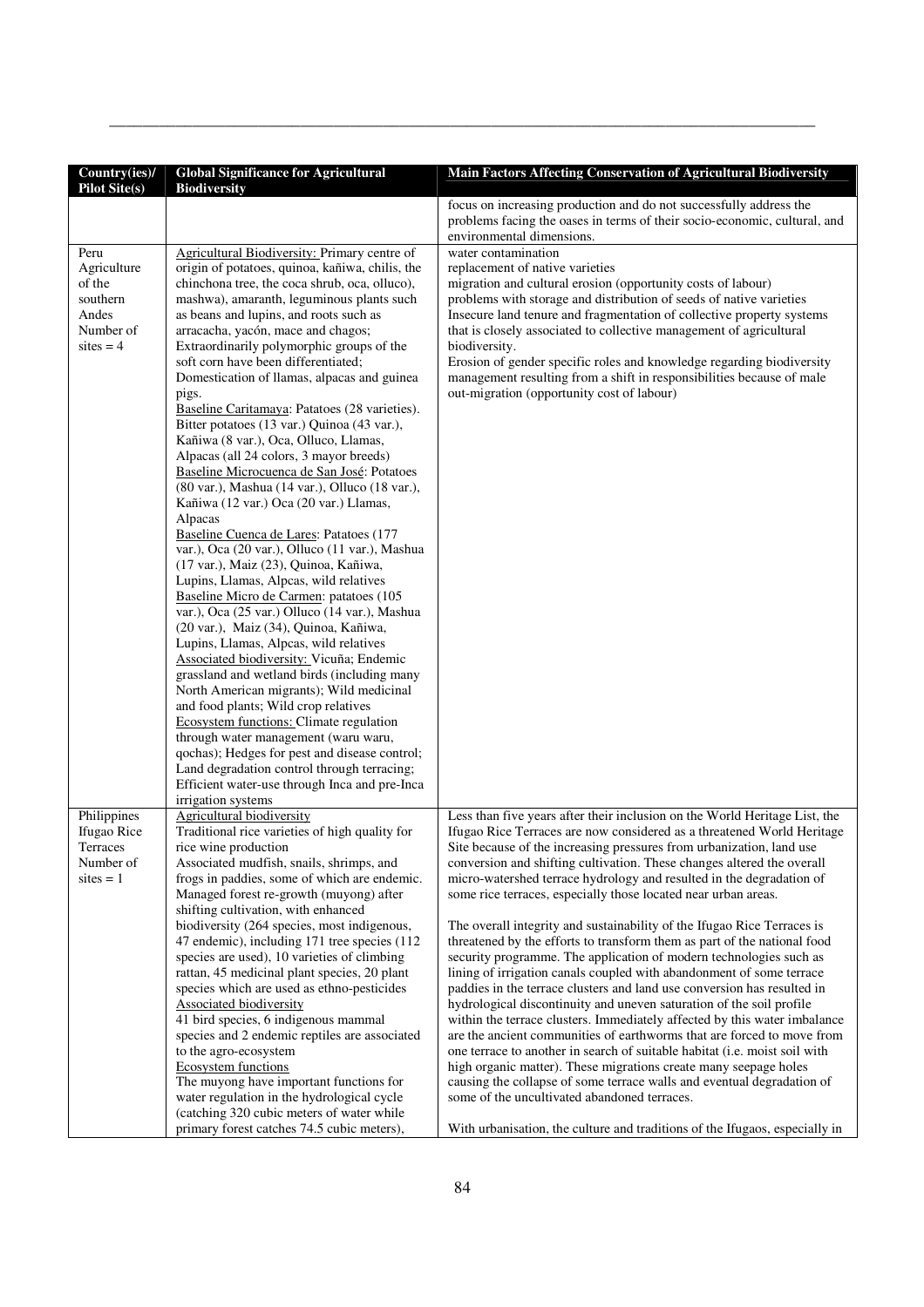| Country(ies)/ Pilot Site(s) | Global Significance for Agricultural Biodiversity | Main Factors Affecting Conservation of Agricultural Biodiversity |
|---|---|---|
| | | focus on increasing production and do not successfully address the problems facing the oases in terms of their socio-economic, cultural, and environmental dimensions. |
| Peru Agriculture of the southern Andes Number of sites = 4 | Agricultural Biodiversity: Primary centre of origin of potatoes, quinoa, kañiwa, chilis, the chinchona tree, the coca shrub, oca, olluco), mashwa), amaranth, leguminous plants such as beans and lupins, and roots such as arracacha, yacón, mace and chagos; Extraordinarily polymorphic groups of the soft corn have been differentiated; Domestication of llamas, alpacas and guinea pigs.<br>Baseline Caritamaya: Patatoes (28 varieties). Bitter potatoes (13 var.) Quinoa (43 var.), Kañiwa (8 var.), Oca, Olluco, Llamas, Alpacas (all 24 colors, 3 mayor breeds)<br>Baseline Microcuenca de San José: Potatoes (80 var.), Mashua (14 var.), Olluco (18 var.), Kañiwa (12 var.) Oca (20 var.) Llamas, Alpacas<br>Baseline Cuenca de Lares: Patatoes (177 var.), Oca (20 var.), Olluco (11 var.), Mashua (17 var.), Maiz (23), Quinoa, Kañiwa, Lupins, Llamas, Alpcas, wild relatives<br>Baseline Micro de Carmen: patatoes (105 var.), Oca (25 var.) Olluco (14 var.), Mashua (20 var.), Maiz (34), Quinoa, Kañiwa, Lupins, Llamas, Alpcas, wild relatives<br>Associated biodiversity: Vicuña; Endemic grassland and wetland birds (including many North American migrants); Wild medicinal and food plants; Wild crop relatives<br>Ecosystem functions: Climate regulation through water management (waru waru, qochas); Hedges for pest and disease control; Land degradation control through terracing; Efficient water-use through Inca and pre-Inca irrigation systems | water contamination<br>replacement of native varieties<br>migration and cultural erosion (opportunity costs of labour)<br>problems with storage and distribution of seeds of native varieties<br>Insecure land tenure and fragmentation of collective property systems that is closely associated to collective management of agricultural biodiversity.<br>Erosion of gender specific roles and knowledge regarding biodiversity management resulting from a shift in responsibilities because of male out-migration (opportunity cost of labour) |
| Philippines Ifugao Rice Terraces Number of sites = 1 | Agricultural biodiversity<br>Traditional rice varieties of high quality for rice wine production<br>Associated mudfish, snails, shrimps, and frogs in paddies, some of which are endemic. Managed forest re-growth (muyong) after shifting cultivation, with enhanced biodiversity (264 species, most indigenous, 47 endemic), including 171 tree species (112 species are used), 10 varieties of climbing rattan, 45 medicinal plant species, 20 plant species which are used as ethno-pesticides<br>Associated biodiversity<br>41 bird species, 6 indigenous mammal species and 2 endemic reptiles are associated to the agro-ecosystem<br>Ecosystem functions<br>The muyong have important functions for water regulation in the hydrological cycle (catching 320 cubic meters of water while primary forest catches 74.5 cubic meters), | Less than five years after their inclusion on the World Heritage List, the Ifugao Rice Terraces are now considered as a threatened World Heritage Site because of the increasing pressures from urbanization, land use conversion and shifting cultivation. These changes altered the overall micro-watershed terrace hydrology and resulted in the degradation of some rice terraces, especially those located near urban areas.<br><br>The overall integrity and sustainability of the Ifugao Rice Terraces is threatened by the efforts to transform them as part of the national food security programme. The application of modern technologies such as lining of irrigation canals coupled with abandonment of some terrace paddies in the terrace clusters and land use conversion has resulted in hydrological discontinuity and uneven saturation of the soil profile within the terrace clusters. Immediately affected by this water imbalance are the ancient communities of earthworms that are forced to move from one terrace to another in search of suitable habitat (i.e. moist soil with high organic matter). These migrations create many seepage holes causing the collapse of some terrace walls and eventual degradation of some of the uncultivated abandoned terraces.<br><br>With urbanisation, the culture and traditions of the Ifugaos, especially in |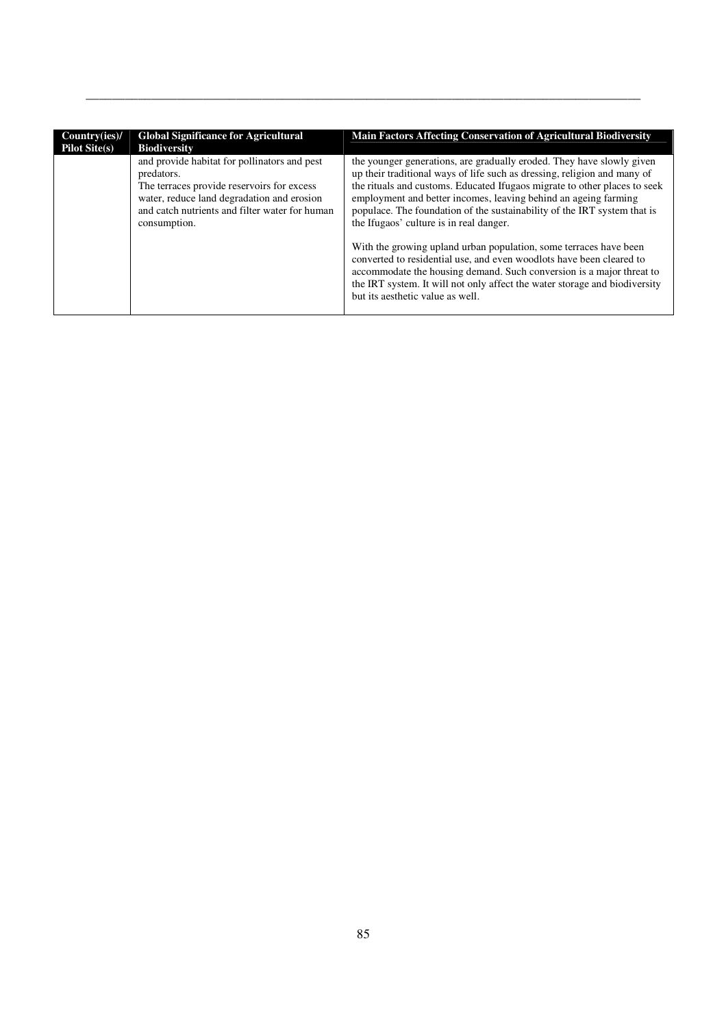| Country(ies)/ Pilot Site(s) | Global Significance for Agricultural Biodiversity | Main Factors Affecting Conservation of Agricultural Biodiversity |
|---|---|---|
| | and provide habitat for pollinators and pest predators.<br>The terraces provide reservoirs for excess water, reduce land degradation and erosion and catch nutrients and filter water for human consumption. | the younger generations, are gradually eroded. They have slowly given up their traditional ways of life such as dressing, religion and many of the rituals and customs. Educated Ifugaos migrate to other places to seek employment and better incomes, leaving behind an ageing farming populace. The foundation of the sustainability of the IRT system that is the Ifugaos' culture is in real danger.<br><br>With the growing upland urban population, some terraces have been converted to residential use, and even woodlots have been cleared to accommodate the housing demand. Such conversion is a major threat to the IRT system. It will not only affect the water storage and biodiversity but its aesthetic value as well. |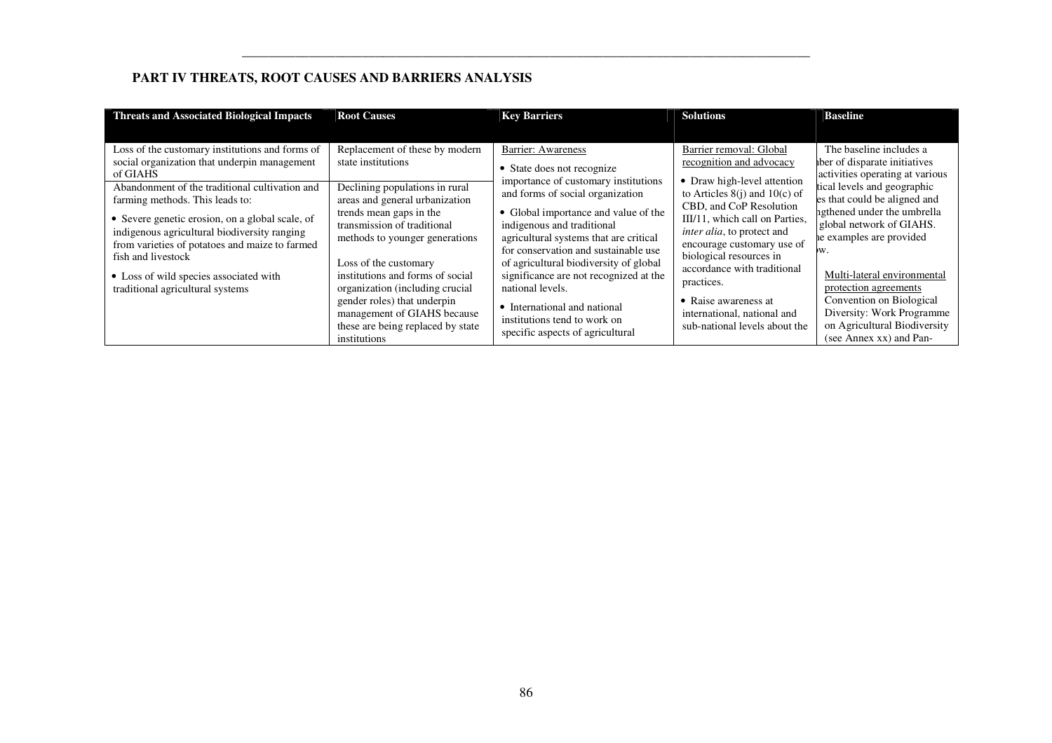## PART IV THREATS, ROOT CAUSES AND BARRIERS ANALYSIS

| Threats and Associated Biological Impacts | Root Causes | Key Barriers | Solutions | Baseline |
|---|---|---|---|---|
| Loss of the customary institutions and forms of social organization that underpin management of GIAHS<br><br>Abandonment of the traditional cultivation and farming methods. This leads to:<br><br>• Severe genetic erosion, on a global scale, of indigenous agricultural biodiversity ranging from varieties of potatoes and maize to farmed fish and livestock<br><br>• Loss of wild species associated with traditional agricultural systems | Replacement of these by modern state institutions<br><br>Declining populations in rural areas and general urbanization trends mean gaps in the transmission of traditional methods to younger generations<br><br>Loss of the customary institutions and forms of social organization (including crucial gender roles) that underpin management of GIAHS because these are being replaced by state institutions | Barrier: Awareness<br><br>• State does not recognize importance of customary institutions and forms of social organization<br><br>• Global importance and value of the indigenous and traditional agricultural systems that are critical for conservation and sustainable use of agricultural biodiversity of global significance are not recognized at the national levels.<br><br>• International and national institutions tend to work on specific aspects of agricultural | Barrier removal: Global recognition and advocacy<br><br>• Draw high-level attention to Articles 8(j) and 10(c) of CBD, and CoP Resolution III/11, which call on Parties, *inter alia*, to protect and encourage customary use of biological resources in accordance with traditional practices.<br><br>• Raise awareness at international, national and sub-national levels about the | The baseline includes a ber of disparate initiatives activities operating at various tical levels and geographic es that could be aligned and ngthened under the umbrella global network of GIAHS. e examples are provided w.<br><br>Multi-lateral environmental protection agreements<br>Convention on Biological Diversity: Work Programme on Agricultural Biodiversity (see Annex xx) and Pan- |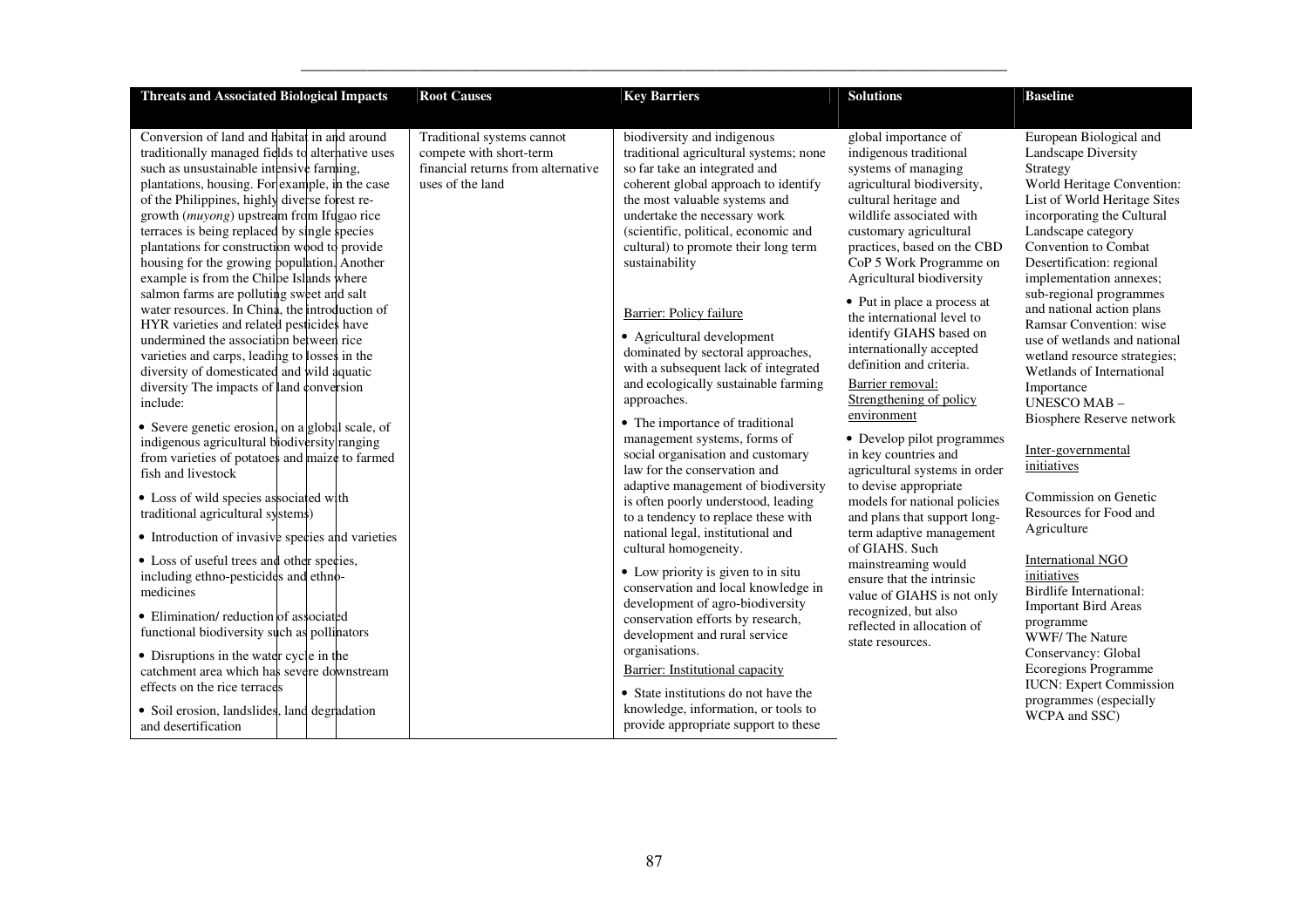| Threats and Associated Biological Impacts | Root Causes | Key Barriers | Solutions | Baseline |
|---|---|---|---|---|
| Conversion of land and habitat in and around traditionally managed fields to alternative uses such as unsustainable intensive farming, plantations, housing. For example, in the case of the Philippines, highly diverse forest re-growth (*muyong*) upstream from Ifugao rice terraces is being replaced by single species plantations for construction wood to provide housing for the growing population. Another example is from the Chiloe Islands where salmon farms are polluting sweet and salt water resources. In China, the introduction of HYR varieties and related pesticides have undermined the association between rice varieties and carps, leading to losses in the diversity of domesticated and wild aquatic diversity The impacts of land conversion include:<br><br>• Severe genetic erosion, on a global scale, of indigenous agricultural biodiversity ranging from varieties of potatoes and maize to farmed fish and livestock<br>• Loss of wild species associated with traditional agricultural systems)<br>• Introduction of invasive species and varieties<br>• Loss of useful trees and other species, including ethno-pesticides and ethno-medicines<br>• Elimination/ reduction of associated functional biodiversity such as pollinators<br>• Disruptions in the water cycle in the catchment area which has severe downstream effects on the rice terraces<br>• Soil erosion, landslides, land degradation and desertification | Traditional systems cannot compete with short-term financial returns from alternative uses of the land | biodiversity and indigenous traditional agricultural systems; none so far take an integrated and coherent global approach to identify the most valuable systems and undertake the necessary work (scientific, political, economic and cultural) to promote their long term sustainability<br><br>Barrier: Policy failure<br><br>• Agricultural development dominated by sectoral approaches, with a subsequent lack of integrated and ecologically sustainable farming approaches.<br>• The importance of traditional management systems, forms of social organisation and customary law for the conservation and adaptive management of biodiversity is often poorly understood, leading to a tendency to replace these with national legal, institutional and cultural homogeneity.<br>• Low priority is given to in situ conservation and local knowledge in development of agro-biodiversity conservation efforts by research, development and rural service organisations.<br><br>Barrier: Institutional capacity<br><br>• State institutions do not have the knowledge, information, or tools to provide appropriate support to these | global importance of indigenous traditional systems of managing agricultural biodiversity, cultural heritage and wildlife associated with customary agricultural practices, based on the CBD CoP 5 Work Programme on Agricultural biodiversity<br><br>• Put in place a process at the international level to identify GIAHS based on internationally accepted definition and criteria.<br><br>Barrier removal: Strengthening of policy environment<br><br>• Develop pilot programmes in key countries and agricultural systems in order to devise appropriate models for national policies and plans that support long-term adaptive management of GIAHS. Such mainstreaming would ensure that the intrinsic value of GIAHS is not only recognized, but also reflected in allocation of state resources. | European Biological and Landscape Diversity Strategy<br>World Heritage Convention: List of World Heritage Sites incorporating the Cultural Landscape category<br>Convention to Combat Desertification: regional implementation annexes; sub-regional programmes and national action plans<br>Ramsar Convention: wise use of wetlands and national wetland resource strategies; Wetlands of International Importance<br>UNESCO MAB – Biosphere Reserve network<br><br>Inter-governmental initiatives<br><br>Commission on Genetic Resources for Food and Agriculture<br><br>International NGO initiatives<br>Birdlife International: Important Bird Areas programme<br>WWF/ The Nature Conservancy: Global Ecoregions Programme<br>IUCN: Expert Commission programmes (especially WCPA and SSC) |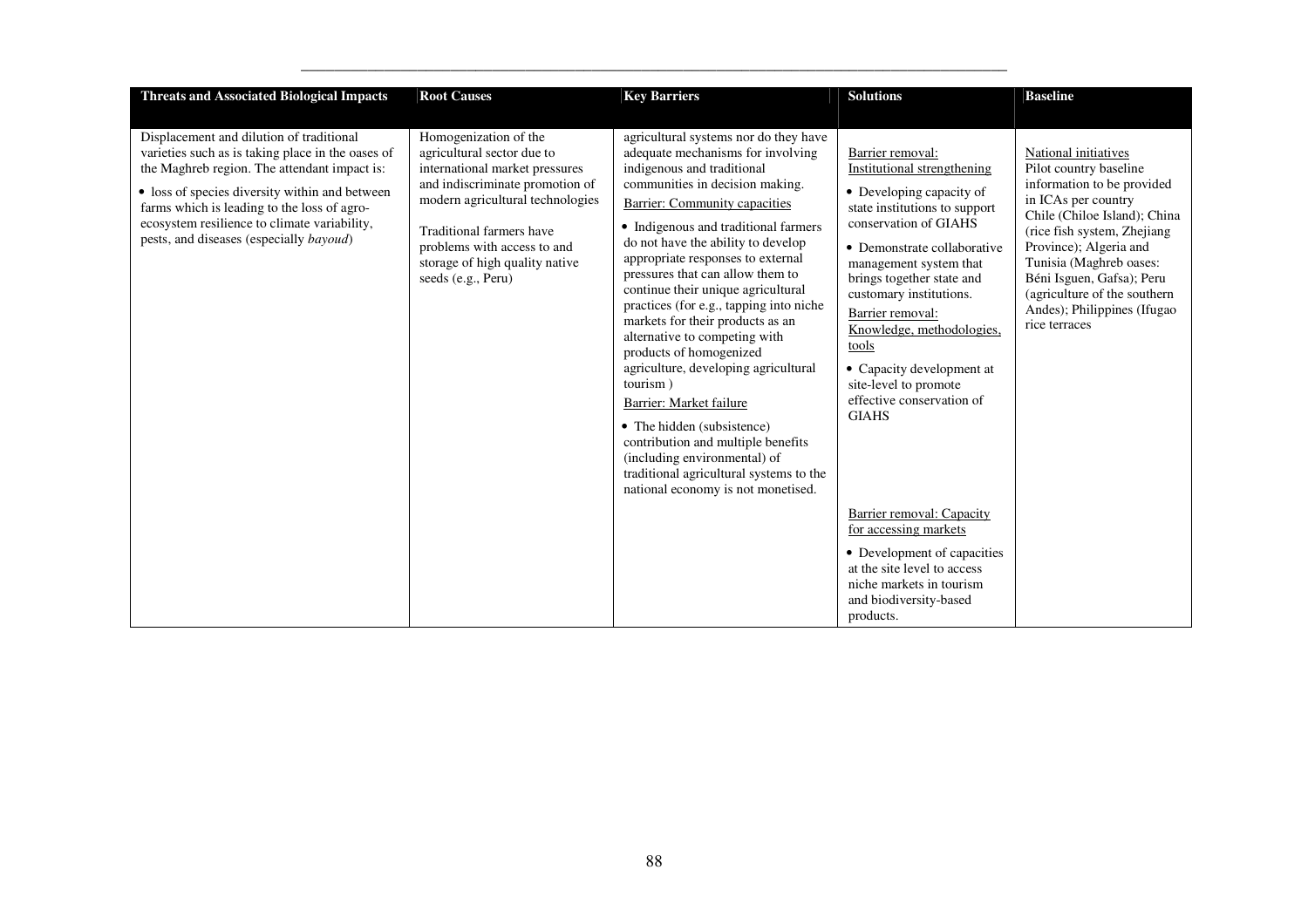| Threats and Associated Biological Impacts | Root Causes | Key Barriers | Solutions | Baseline |
|---|---|---|---|---|
| Displacement and dilution of traditional varieties such as is taking place in the oases of the Maghreb region. The attendant impact is:<br>• loss of species diversity within and between farms which is leading to the loss of agro-ecosystem resilience to climate variability, pests, and diseases (especially *bayoud*) | Homogenization of the agricultural sector due to international market pressures and indiscriminate promotion of modern agricultural technologies<br><br>Traditional farmers have problems with access to and storage of high quality native seeds (e.g., Peru) | agricultural systems nor do they have adequate mechanisms for involving indigenous and traditional communities in decision making.<br>Barrier: Community capacities<br>• Indigenous and traditional farmers do not have the ability to develop appropriate responses to external pressures that can allow them to continue their unique agricultural practices (for e.g., tapping into niche markets for their products as an alternative to competing with products of homogenized agriculture, developing agricultural tourism )<br>Barrier: Market failure<br>• The hidden (subsistence) contribution and multiple benefits (including environmental) of traditional agricultural systems to the national economy is not monetised. | Barrier removal: Institutional strengthening<br>• Developing capacity of state institutions to support conservation of GIAHS<br>• Demonstrate collaborative management system that brings together state and customary institutions.<br>Barrier removal: Knowledge, methodologies, tools<br>• Capacity development at site-level to promote effective conservation of GIAHS<br><br>Barrier removal: Capacity for accessing markets<br>• Development of capacities at the site level to access niche markets in tourism and biodiversity-based products. | National initiatives<br>Pilot country baseline information to be provided in ICAs per country Chile (Chiloe Island); China (rice fish system, Zhejiang Province); Algeria and Tunisia (Maghreb oases: Béni Isguen, Gafsa); Peru (agriculture of the southern Andes); Philippines (Ifugao rice terraces |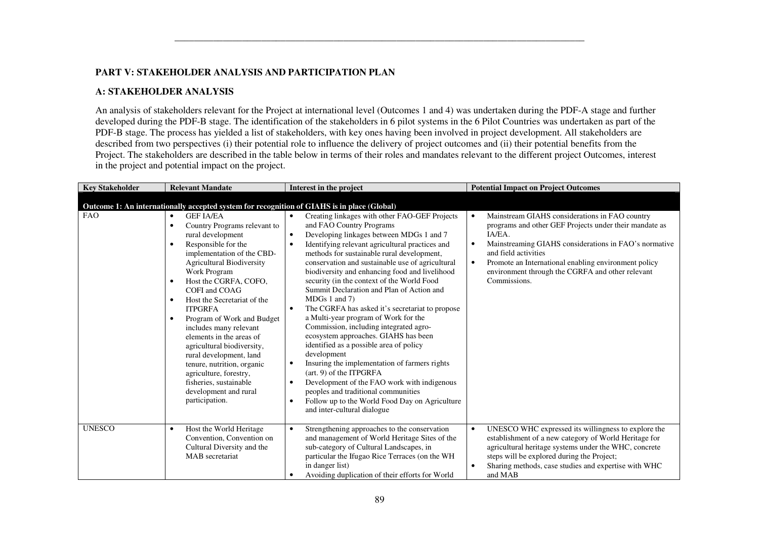## PART V: STAKEHOLDER ANALYSIS AND PARTICIPATION PLAN

### A: STAKEHOLDER ANALYSIS

An analysis of stakeholders relevant for the Project at international level (Outcomes 1 and 4) was undertaken during the PDF-A stage and further developed during the PDF-B stage. The identification of the stakeholders in 6 pilot systems in the 6 Pilot Countries was undertaken as part of the PDF-B stage. The process has yielded a list of stakeholders, with key ones having been involved in project development. All stakeholders are described from two perspectives (i) their potential role to influence the delivery of project outcomes and (ii) their potential benefits from the Project. The stakeholders are described in the table below in terms of their roles and mandates relevant to the different project Outcomes, interest in the project and potential impact on the project.

| Key Stakeholder | Relevant Mandate | Interest in the project | Potential Impact on Project Outcomes |
|---|---|---|---|
| **Outcome 1: An internationally accepted system for recognition of GIAHS is in place (Global)** | | | |
| FAO | • GEF IA/EA<br>• Country Programs relevant to rural development<br>• Responsible for the implementation of the CBD-Agricultural Biodiversity Work Program<br>• Host the CGRFA, COFO, COFI and COAG<br>• Host the Secretariat of the ITPGRFA<br>• Program of Work and Budget includes many relevant elements in the areas of agricultural biodiversity, rural development, land tenure, nutrition, organic agriculture, forestry, fisheries, sustainable development and rural participation. | • Creating linkages with other FAO-GEF Projects and FAO Country Programs<br>• Developing linkages between MDGs 1 and 7<br>• Identifying relevant agricultural practices and methods for sustainable rural development, conservation and sustainable use of agricultural biodiversity and enhancing food and livelihood security (in the context of the World Food Summit Declaration and Plan of Action and MDGs 1 and 7)<br>• The CGRFA has asked it's secretariat to propose a Multi-year program of Work for the Commission, including integrated agro-ecosystem approaches. GIAHS has been identified as a possible area of policy development<br>• Insuring the implementation of farmers rights (art. 9) of the ITPGRFA<br>• Development of the FAO work with indigenous peoples and traditional communities<br>• Follow up to the World Food Day on Agriculture and inter-cultural dialogue | • Mainstream GIAHS considerations in FAO country programs and other GEF Projects under their mandate as IA/EA.<br>• Mainstreaming GIAHS considerations in FAO's normative and field activities<br>• Promote an International enabling environment policy environment through the CGRFA and other relevant Commissions. |
| UNESCO | • Host the World Heritage Convention, Convention on Cultural Diversity and the MAB secretariat | • Strengthening approaches to the conservation and management of World Heritage Sites of the sub-category of Cultural Landscapes, in particular the Ifugao Rice Terraces (on the WH in danger list)<br>• Avoiding duplication of their efforts for World | • UNESCO WHC expressed its willingness to explore the establishment of a new category of World Heritage for agricultural heritage systems under the WHC, concrete steps will be explored during the Project;<br>• Sharing methods, case studies and expertise with WHC and MAB |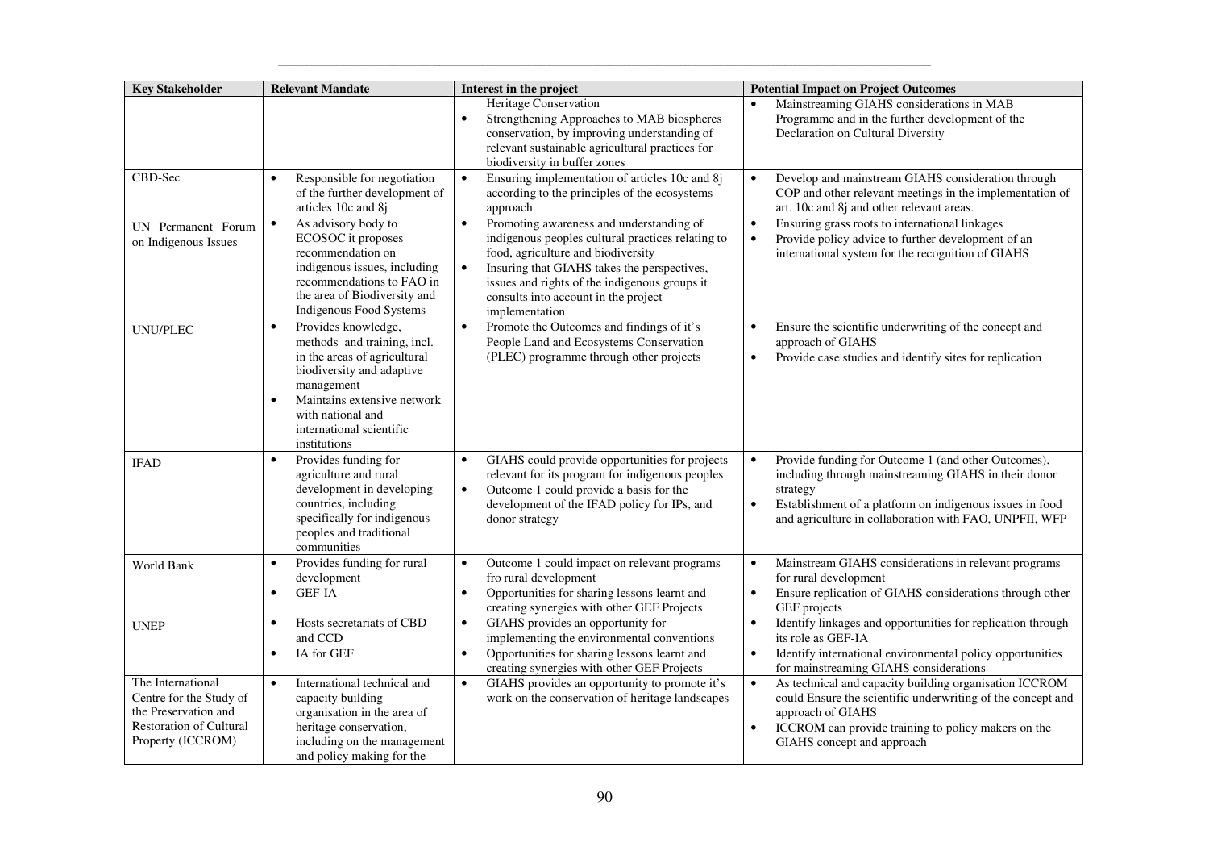| Key Stakeholder | Relevant Mandate | Interest in the project | Potential Impact on Project Outcomes |
|---|---|---|---|
| | | Heritage Conservation<br>• Strengthening Approaches to MAB biospheres conservation, by improving understanding of relevant sustainable agricultural practices for biodiversity in buffer zones | • Mainstreaming GIAHS considerations in MAB Programme and in the further development of the Declaration on Cultural Diversity |
| CBD-Sec | • Responsible for negotiation of the further development of articles 10c and 8j | • Ensuring implementation of articles 10c and 8j according to the principles of the ecosystems approach | • Develop and mainstream GIAHS consideration through COP and other relevant meetings in the implementation of art. 10c and 8j and other relevant areas. |
| UN Permanent Forum on Indigenous Issues | • As advisory body to ECOSOC it proposes recommendation on indigenous issues, including recommendations to FAO in the area of Biodiversity and Indigenous Food Systems | • Promoting awareness and understanding of indigenous peoples cultural practices relating to food, agriculture and biodiversity<br>• Insuring that GIAHS takes the perspectives, issues and rights of the indigenous groups it consults into account in the project implementation | • Ensuring grass roots to international linkages<br>• Provide policy advice to further development of an international system for the recognition of GIAHS |
| UNU/PLEC | • Provides knowledge, methods and training, incl. in the areas of agricultural biodiversity and adaptive management<br>• Maintains extensive network with national and international scientific institutions | • Promote the Outcomes and findings of it's People Land and Ecosystems Conservation (PLEC) programme through other projects | • Ensure the scientific underwriting of the concept and approach of GIAHS<br>• Provide case studies and identify sites for replication |
| IFAD | • Provides funding for agriculture and rural development in developing countries, including specifically for indigenous peoples and traditional communities | • GIAHS could provide opportunities for projects relevant for its program for indigenous peoples<br>• Outcome 1 could provide a basis for the development of the IFAD policy for IPs, and donor strategy | • Provide funding for Outcome 1 (and other Outcomes), including through mainstreaming GIAHS in their donor strategy<br>• Establishment of a platform on indigenous issues in food and agriculture in collaboration with FAO, UNPFII, WFP |
| World Bank | • Provides funding for rural development<br>• GEF-IA | • Outcome 1 could impact on relevant programs fro rural development<br>• Opportunities for sharing lessons learnt and creating synergies with other GEF Projects | • Mainstream GIAHS considerations in relevant programs for rural development<br>• Ensure replication of GIAHS considerations through other GEF projects |
| UNEP | • Hosts secretariats of CBD and CCD<br>• IA for GEF | • GIAHS provides an opportunity for implementing the environmental conventions<br>• Opportunities for sharing lessons learnt and creating synergies with other GEF Projects | • Identify linkages and opportunities for replication through its role as GEF-IA<br>• Identify international environmental policy opportunities for mainstreaming GIAHS considerations |
| The International Centre for the Study of the Preservation and Restoration of Cultural Property (ICCROM) | • International technical and capacity building organisation in the area of heritage conservation, including on the management and policy making for the | • GIAHS provides an opportunity to promote it's work on the conservation of heritage landscapes | • As technical and capacity building organisation ICCROM could Ensure the scientific underwriting of the concept and approach of GIAHS<br>• ICCROM can provide training to policy makers on the GIAHS concept and approach |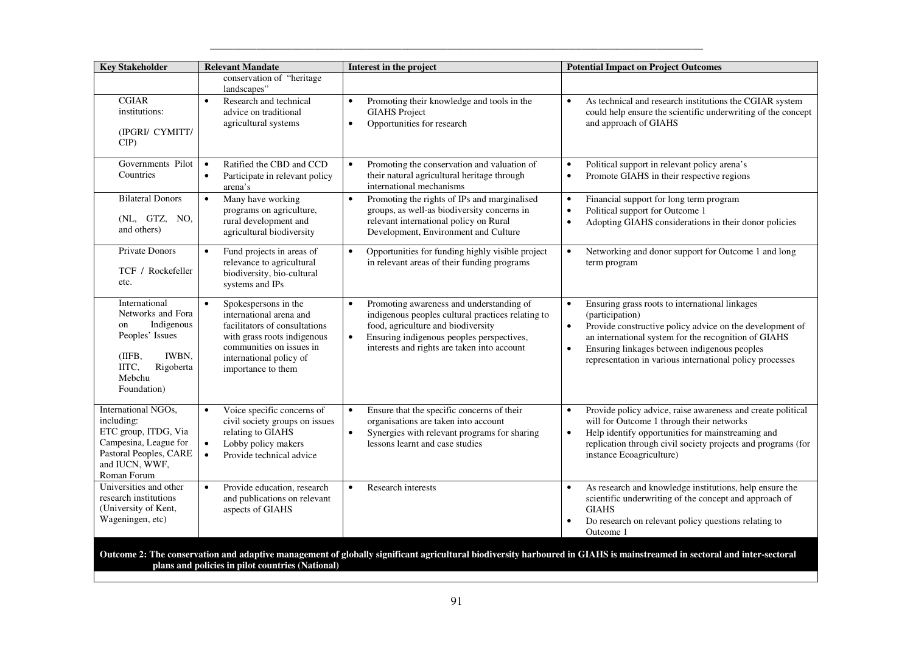| Key Stakeholder | Relevant Mandate | Interest in the project | Potential Impact on Project Outcomes |
|---|---|---|---|
| | conservation of "heritage landscapes" | | |
| CGIAR institutions: (IPGRI/ CYMITT/ CIP) | • Research and technical advice on traditional agricultural systems | • Promoting their knowledge and tools in the GIAHS Project<br>• Opportunities for research | • As technical and research institutions the CGIAR system could help ensure the scientific underwriting of the concept and approach of GIAHS |
| Governments Pilot Countries | • Ratified the CBD and CCD<br>• Participate in relevant policy arena's | • Promoting the conservation and valuation of their natural agricultural heritage through international mechanisms | • Political support in relevant policy arena's<br>• Promote GIAHS in their respective regions |
| Bilateral Donors (NL, GTZ, NO, and others) | • Many have working programs on agriculture, rural development and agricultural biodiversity | • Promoting the rights of IPs and marginalised groups, as well-as biodiversity concerns in relevant international policy on Rural Development, Environment and Culture | • Financial support for long term program<br>• Political support for Outcome 1<br>• Adopting GIAHS considerations in their donor policies |
| Private Donors TCF / Rockefeller etc. | • Fund projects in areas of relevance to agricultural biodiversity, bio-cultural systems and IPs | • Opportunities for funding highly visible project in relevant areas of their funding programs | • Networking and donor support for Outcome 1 and long term program |
| International Networks and Fora on Indigenous Peoples' Issues (IIFB, IWBN, IITC, Rigoberta Mebchu Foundation) | • Spokespersons in the international arena and facilitators of consultations with grass roots indigenous communities on issues in international policy of importance to them | • Promoting awareness and understanding of indigenous peoples cultural practices relating to food, agriculture and biodiversity<br>• Ensuring indigenous peoples perspectives, interests and rights are taken into account | • Ensuring grass roots to international linkages (participation)<br>• Provide constructive policy advice on the development of an international system for the recognition of GIAHS<br>• Ensuring linkages between indigenous peoples representation in various international policy processes |
| International NGOs, including: ETC group, ITDG, Via Campesina, League for Pastoral Peoples, CARE and IUCN, WWF, Roman Forum | • Voice specific concerns of civil society groups on issues relating to GIAHS<br>• Lobby policy makers<br>• Provide technical advice | • Ensure that the specific concerns of their organisations are taken into account<br>• Synergies with relevant programs for sharing lessons learnt and case studies | • Provide policy advice, raise awareness and create political will for Outcome 1 through their networks<br>• Help identify opportunities for mainstreaming and replication through civil society projects and programs (for instance Ecoagriculture) |
| Universities and other research institutions (University of Kent, Wageningen, etc) | • Provide education, research and publications on relevant aspects of GIAHS | • Research interests | • As research and knowledge institutions, help ensure the scientific underwriting of the concept and approach of GIAHS<br>• Do research on relevant policy questions relating to Outcome 1 |
| **Outcome 2: The conservation and adaptive management of globally significant agricultural biodiversity harboured in GIAHS is mainstreamed in sectoral and inter-sectoral plans and policies in pilot countries (National)** | | | |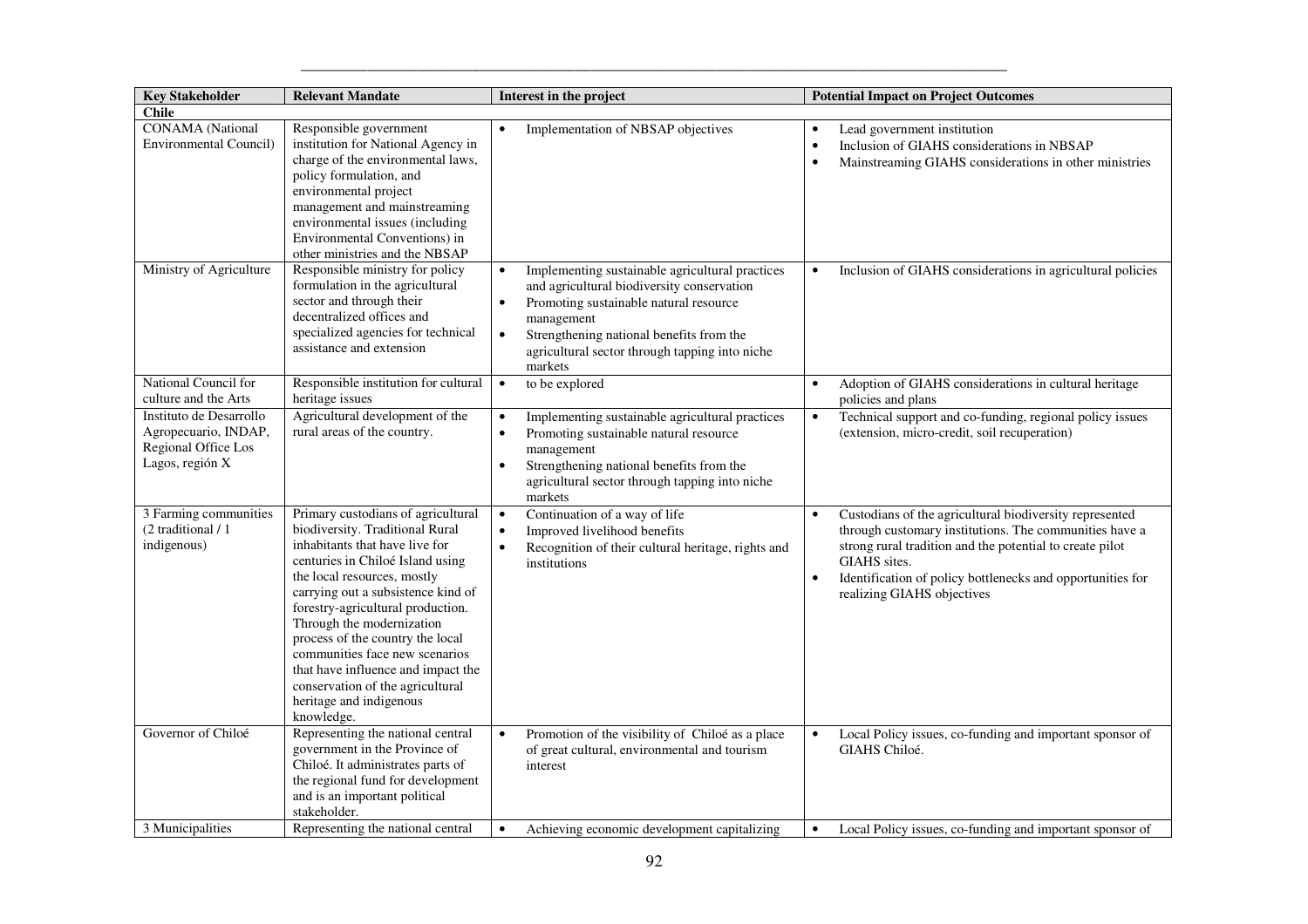| Key Stakeholder | Relevant Mandate | Interest in the project | Potential Impact on Project Outcomes |
|---|---|---|---|
| **Chile** | | | |
| CONAMA (National Environmental Council) | Responsible government institution for National Agency in charge of the environmental laws, policy formulation, and environmental project management and mainstreaming environmental issues (including Environmental Conventions) in other ministries and the NBSAP | • Implementation of NBSAP objectives | • Lead government institution<br>• Inclusion of GIAHS considerations in NBSAP<br>• Mainstreaming GIAHS considerations in other ministries |
| Ministry of Agriculture | Responsible ministry for policy formulation in the agricultural sector and through their decentralized offices and specialized agencies for technical assistance and extension | • Implementing sustainable agricultural practices and agricultural biodiversity conservation<br>• Promoting sustainable natural resource management<br>• Strengthening national benefits from the agricultural sector through tapping into niche markets | • Inclusion of GIAHS considerations in agricultural policies |
| National Council for culture and the Arts | Responsible institution for cultural heritage issues | • to be explored | • Adoption of GIAHS considerations in cultural heritage policies and plans |
| Instituto de Desarrollo Agropecuario, INDAP, Regional Office Los Lagos, región X | Agricultural development of the rural areas of the country. | • Implementing sustainable agricultural practices<br>• Promoting sustainable natural resource management<br>• Strengthening national benefits from the agricultural sector through tapping into niche markets | • Technical support and co-funding, regional policy issues (extension, micro-credit, soil recuperation) |
| 3 Farming communities (2 traditional / 1 indigenous) | Primary custodians of agricultural biodiversity. Traditional Rural inhabitants that have live for centuries in Chiloé Island using the local resources, mostly carrying out a subsistence kind of forestry-agricultural production. Through the modernization process of the country the local communities face new scenarios that have influence and impact the conservation of the agricultural heritage and indigenous knowledge. | • Continuation of a way of life<br>• Improved livelihood benefits<br>• Recognition of their cultural heritage, rights and institutions | • Custodians of the agricultural biodiversity represented through customary institutions. The communities have a strong rural tradition and the potential to create pilot GIAHS sites.<br>• Identification of policy bottlenecks and opportunities for realizing GIAHS objectives |
| Governor of Chiloé | Representing the national central government in the Province of Chiloé. It administrates parts of the regional fund for development and is an important political stakeholder. | • Promotion of the visibility of Chiloé as a place of great cultural, environmental and tourism interest | • Local Policy issues, co-funding and important sponsor of GIAHS Chiloé. |
| 3 Municipalities | Representing the national central | • Achieving economic development capitalizing | • Local Policy issues, co-funding and important sponsor of |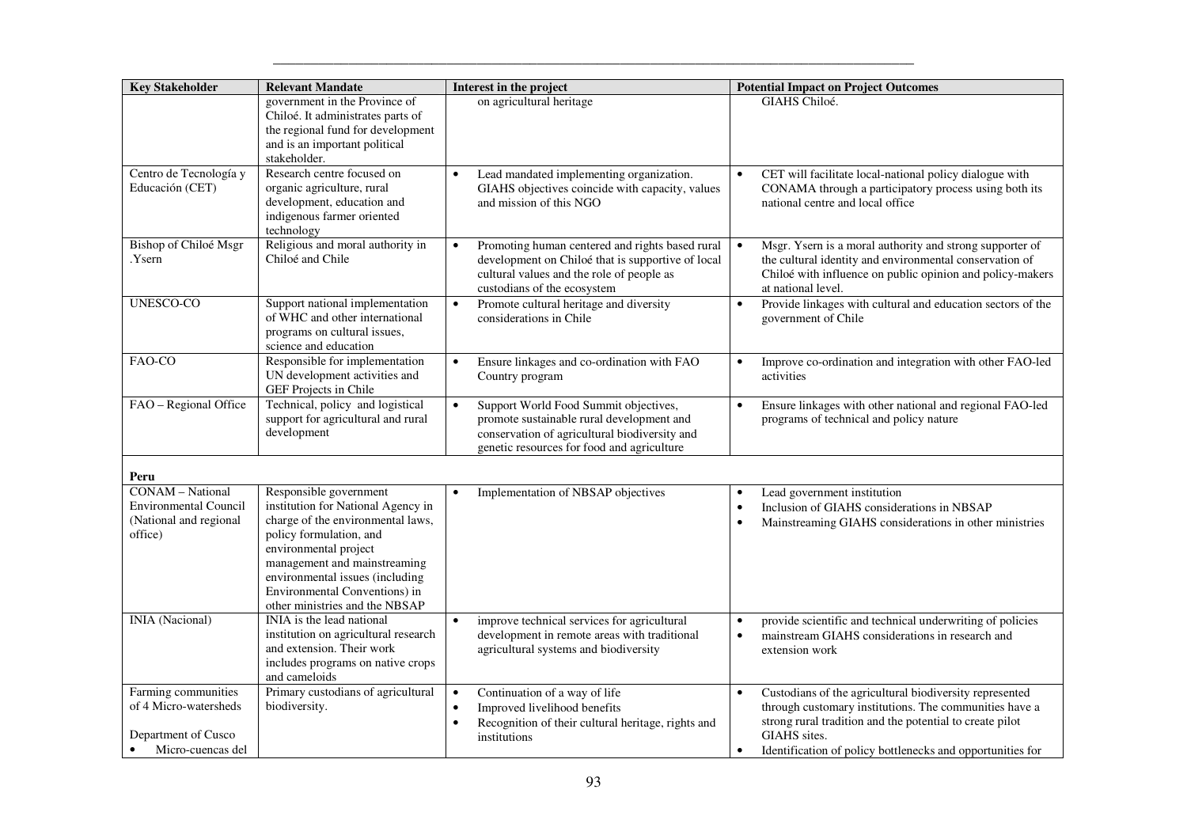| Key Stakeholder | Relevant Mandate | Interest in the project | Potential Impact on Project Outcomes |
|---|---|---|---|
| | government in the Province of Chiloé. It administrates parts of the regional fund for development and is an important political stakeholder. | on agricultural heritage | GIAHS Chiloé. |
| Centro de Tecnología y Educación (CET) | Research centre focused on organic agriculture, rural development, education and indigenous farmer oriented technology | • Lead mandated implementing organization. GIAHS objectives coincide with capacity, values and mission of this NGO | • CET will facilitate local-national policy dialogue with CONAMA through a participatory process using both its national centre and local office |
| Bishop of Chiloé Msgr .Ysern | Religious and moral authority in Chiloé and Chile | • Promoting human centered and rights based rural development on Chiloé that is supportive of local cultural values and the role of people as custodians of the ecosystem | • Msgr. Ysern is a moral authority and strong supporter of the cultural identity and environmental conservation of Chiloé with influence on public opinion and policy-makers at national level. |
| UNESCO-CO | Support national implementation of WHC and other international programs on cultural issues, science and education | • Promote cultural heritage and diversity considerations in Chile | • Provide linkages with cultural and education sectors of the government of Chile |
| FAO-CO | Responsible for implementation UN development activities and GEF Projects in Chile | • Ensure linkages and co-ordination with FAO Country program | • Improve co-ordination and integration with other FAO-led activities |
| FAO – Regional Office | Technical, policy and logistical support for agricultural and rural development | • Support World Food Summit objectives, promote sustainable rural development and conservation of agricultural biodiversity and genetic resources for food and agriculture | • Ensure linkages with other national and regional FAO-led programs of technical and policy nature |
| **Peru** | | | |
| CONAM – National Environmental Council (National and regional office) | Responsible government institution for National Agency in charge of the environmental laws, policy formulation, and environmental project management and mainstreaming environmental issues (including Environmental Conventions) in other ministries and the NBSAP | • Implementation of NBSAP objectives | • Lead government institution<br>• Inclusion of GIAHS considerations in NBSAP<br>• Mainstreaming GIAHS considerations in other ministries |
| INIA (Nacional) | INIA is the lead national institution on agricultural research and extension. Their work includes programs on native crops and cameloids | • improve technical services for agricultural development in remote areas with traditional agricultural systems and biodiversity | • provide scientific and technical underwriting of policies<br>• mainstream GIAHS considerations in research and extension work |
| Farming communities of 4 Micro-watersheds<br><br>Department of Cusco<br>• Micro-cuencas del | Primary custodians of agricultural biodiversity. | • Continuation of a way of life<br>• Improved livelihood benefits<br>• Recognition of their cultural heritage, rights and institutions | • Custodians of the agricultural biodiversity represented through customary institutions. The communities have a strong rural tradition and the potential to create pilot GIAHS sites.<br>• Identification of policy bottlenecks and opportunities for |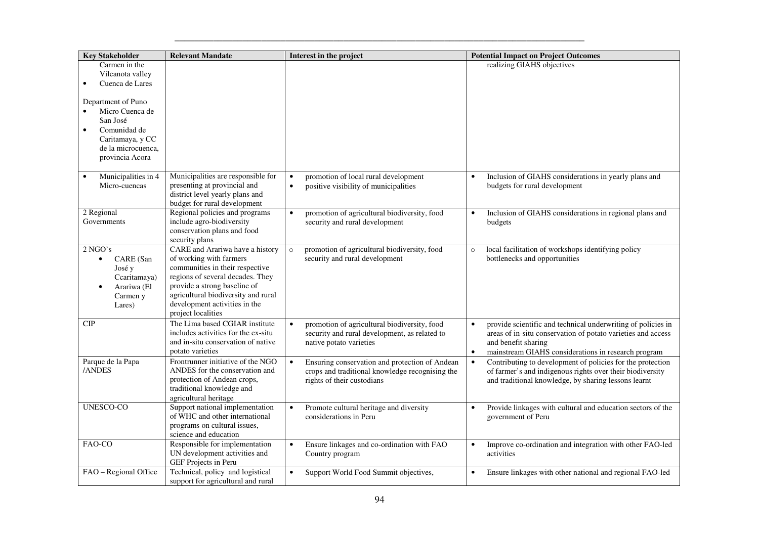| Key Stakeholder | Relevant Mandate | Interest in the project | Potential Impact on Project Outcomes |
|---|---|---|---|
| Carmen in the Vilcanota valley<br>• Cuenca de Lares<br><br>Department of Puno<br>• Micro Cuenca de San José<br>• Comunidad de Caritamaya, y CC de la microcuenca, provincia Acora | | | realizing GIAHS objectives |
| • Municipalities in 4 Micro-cuencas | Municipalities are responsible for presenting at provincial and district level yearly plans and budget for rural development | • promotion of local rural development<br>• positive visibility of municipalities | • Inclusion of GIAHS considerations in yearly plans and budgets for rural development |
| 2 Regional Governments | Regional policies and programs include agro-biodiversity conservation plans and food security plans | • promotion of agricultural biodiversity, food security and rural development | • Inclusion of GIAHS considerations in regional plans and budgets |
| 2 NGO's<br>• CARE (San José y Ccaritamaya)<br>• Arariwa (El Carmen y Lares) | CARE and Arariwa have a history of working with farmers communities in their respective regions of several decades. They provide a strong baseline of agricultural biodiversity and rural development activities in the project localities | ○ promotion of agricultural biodiversity, food security and rural development | ○ local facilitation of workshops identifying policy bottlenecks and opportunities |
| CIP | The Lima based CGIAR institute includes activities for the ex-situ and in-situ conservation of native potato varieties | • promotion of agricultural biodiversity, food security and rural development, as related to native potato varieties | • provide scientific and technical underwriting of policies in areas of in-situ conservation of potato varieties and access and benefit sharing<br>• mainstream GIAHS considerations in research program |
| Parque de la Papa /ANDES | Frontrunner initiative of the NGO ANDES for the conservation and protection of Andean crops, traditional knowledge and agricultural heritage | • Ensuring conservation and protection of Andean crops and traditional knowledge recognising the rights of their custodians | • Contributing to development of policies for the protection of farmer's and indigenous rights over their biodiversity and traditional knowledge, by sharing lessons learnt |
| UNESCO-CO | Support national implementation of WHC and other international programs on cultural issues, science and education | • Promote cultural heritage and diversity considerations in Peru | • Provide linkages with cultural and education sectors of the government of Peru |
| FAO-CO | Responsible for implementation UN development activities and GEF Projects in Peru | • Ensure linkages and co-ordination with FAO Country program | • Improve co-ordination and integration with other FAO-led activities |
| FAO – Regional Office | Technical, policy and logistical support for agricultural and rural | • Support World Food Summit objectives, | • Ensure linkages with other national and regional FAO-led |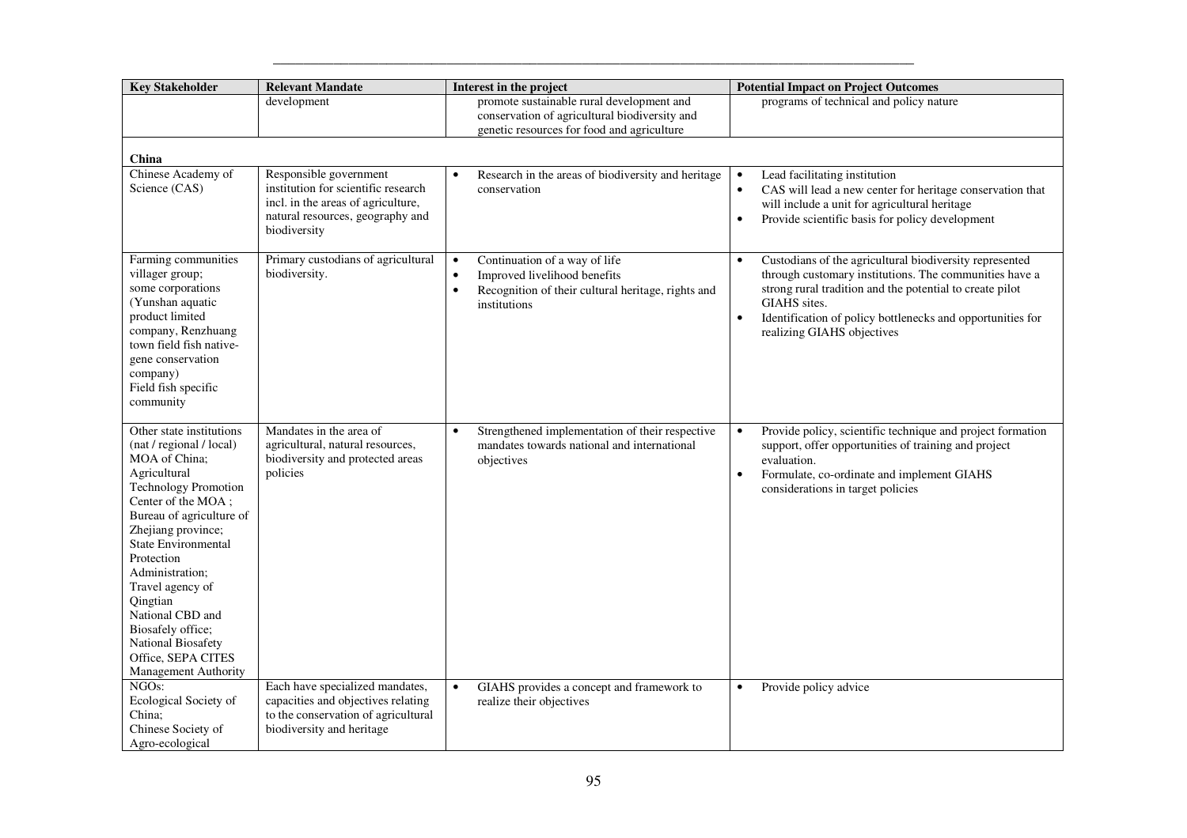| Key Stakeholder | Relevant Mandate | Interest in the project | Potential Impact on Project Outcomes |
|---|---|---|---|
| | development | promote sustainable rural development and conservation of agricultural biodiversity and genetic resources for food and agriculture | programs of technical and policy nature |
| **China** | | | |
| Chinese Academy of Science (CAS) | Responsible government institution for scientific research incl. in the areas of agriculture, natural resources, geography and biodiversity | • Research in the areas of biodiversity and heritage conservation | • Lead facilitating institution<br>• CAS will lead a new center for heritage conservation that will include a unit for agricultural heritage<br>• Provide scientific basis for policy development |
| Farming communities villager group; some corporations (Yunshan aquatic product limited company, Renzhuang town field fish native-gene conservation company) Field fish specific community | Primary custodians of agricultural biodiversity. | • Continuation of a way of life<br>• Improved livelihood benefits<br>• Recognition of their cultural heritage, rights and institutions | • Custodians of the agricultural biodiversity represented through customary institutions. The communities have a strong rural tradition and the potential to create pilot GIAHS sites.<br>• Identification of policy bottlenecks and opportunities for realizing GIAHS objectives |
| Other state institutions (nat / regional / local) MOA of China; Agricultural Technology Promotion Center of the MOA ; Bureau of agriculture of Zhejiang province; State Environmental Protection Administration; Travel agency of Qingtian National CBD and Biosafely office; National Biosafety Office, SEPA CITES Management Authority | Mandates in the area of agricultural, natural resources, biodiversity and protected areas policies | • Strengthened implementation of their respective mandates towards national and international objectives | • Provide policy, scientific technique and project formation support, offer opportunities of training and project evaluation.<br>• Formulate, co-ordinate and implement GIAHS considerations in target policies |
| NGOs: Ecological Society of China; Chinese Society of Agro-ecological | Each have specialized mandates, capacities and objectives relating to the conservation of agricultural biodiversity and heritage | • GIAHS provides a concept and framework to realize their objectives | • Provide policy advice |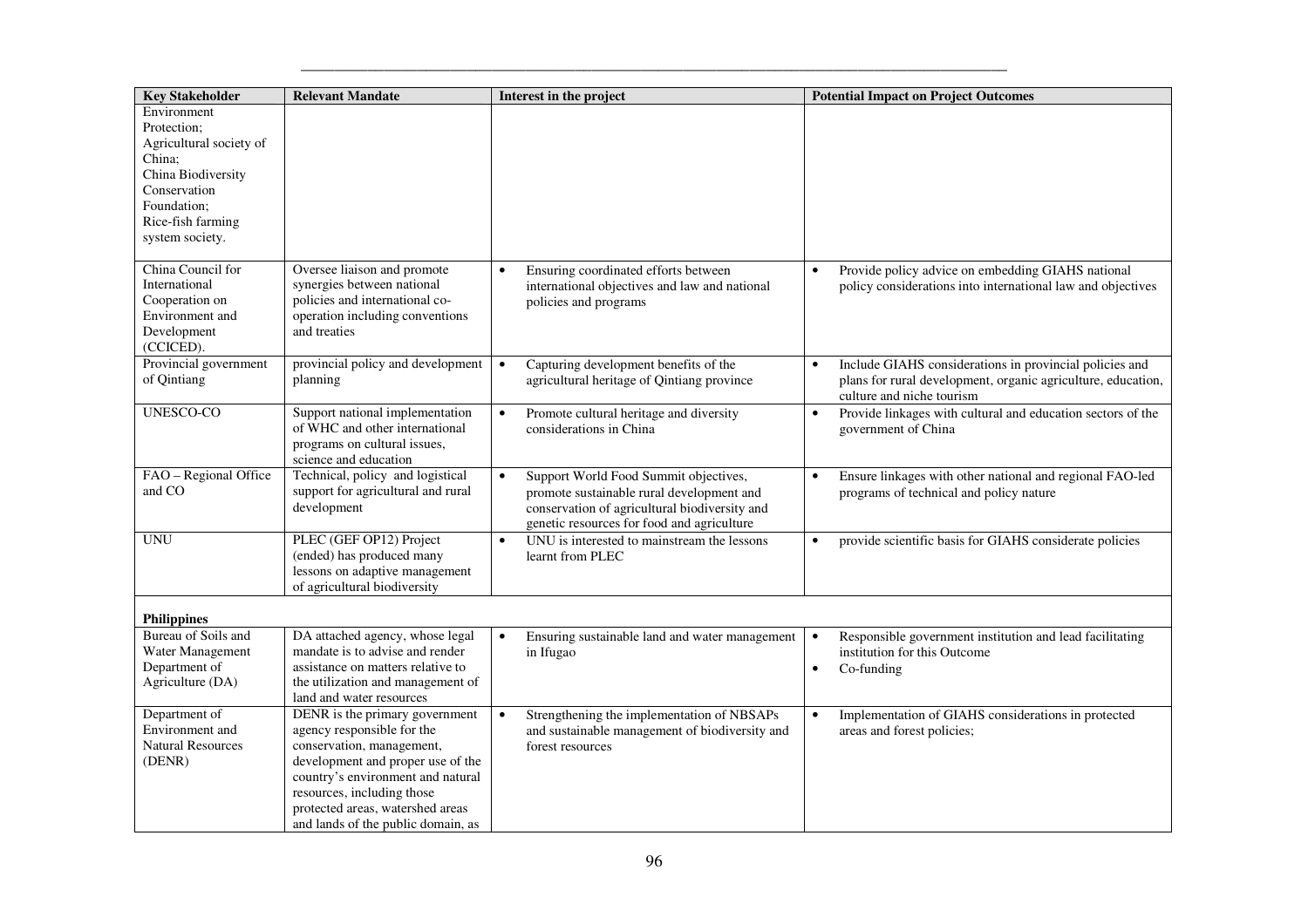| Key Stakeholder | Relevant Mandate | Interest in the project | Potential Impact on Project Outcomes |
|---|---|---|---|
| Environment Protection; Agricultural society of China; China Biodiversity Conservation Foundation; Rice-fish farming system society. | | | |
| China Council for International Cooperation on Environment and Development (CCICED). | Oversee liaison and promote synergies between national policies and international co-operation including conventions and treaties | • Ensuring coordinated efforts between international objectives and law and national policies and programs | • Provide policy advice on embedding GIAHS national policy considerations into international law and objectives |
| Provincial government of Qintiang | provincial policy and development planning | • Capturing development benefits of the agricultural heritage of Qintiang province | • Include GIAHS considerations in provincial policies and plans for rural development, organic agriculture, education, culture and niche tourism |
| UNESCO-CO | Support national implementation of WHC and other international programs on cultural issues, science and education | • Promote cultural heritage and diversity considerations in China | • Provide linkages with cultural and education sectors of the government of China |
| FAO – Regional Office and CO | Technical, policy and logistical support for agricultural and rural development | • Support World Food Summit objectives, promote sustainable rural development and conservation of agricultural biodiversity and genetic resources for food and agriculture | • Ensure linkages with other national and regional FAO-led programs of technical and policy nature |
| UNU | PLEC (GEF OP12) Project (ended) has produced many lessons on adaptive management of agricultural biodiversity | • UNU is interested to mainstream the lessons learnt from PLEC | • provide scientific basis for GIAHS considerate policies |
| **Philippines** | | | |
| Bureau of Soils and Water Management Department of Agriculture (DA) | DA attached agency, whose legal mandate is to advise and render assistance on matters relative to the utilization and management of land and water resources | • Ensuring sustainable land and water management in Ifugao | • Responsible government institution and lead facilitating institution for this Outcome<br>• Co-funding |
| Department of Environment and Natural Resources (DENR) | DENR is the primary government agency responsible for the conservation, management, development and proper use of the country's environment and natural resources, including those protected areas, watershed areas and lands of the public domain, as | • Strengthening the implementation of NBSAPs and sustainable management of biodiversity and forest resources | • Implementation of GIAHS considerations in protected areas and forest policies; |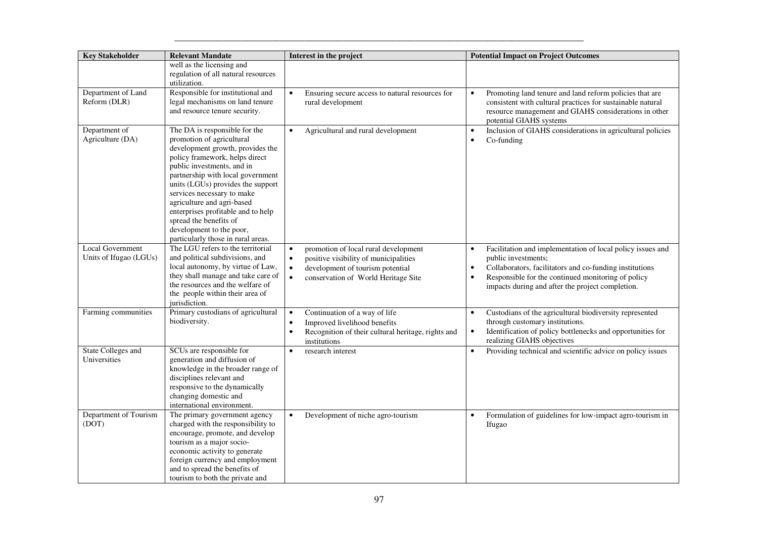| Key Stakeholder | Relevant Mandate | Interest in the project | Potential Impact on Project Outcomes |
|---|---|---|---|
| | well as the licensing and regulation of all natural resources utilization. | | |
| Department of Land Reform (DLR) | Responsible for institutional and legal mechanisms on land tenure and resource tenure security. | • Ensuring secure access to natural resources for rural development | • Promoting land tenure and land reform policies that are consistent with cultural practices for sustainable natural resource management and GIAHS considerations in other potential GIAHS systems |
| Department of Agriculture (DA) | The DA is responsible for the promotion of agricultural development growth, provides the policy framework, helps direct public investments, and in partnership with local government units (LGUs) provides the support services necessary to make agriculture and agri-based enterprises profitable and to help spread the benefits of development to the poor, particularly those in rural areas. | • Agricultural and rural development | • Inclusion of GIAHS considerations in agricultural policies<br>• Co-funding |
| Local Government Units of Ifugao (LGUs) | The LGU refers to the territorial and political subdivisions, and local autonomy, by virtue of Law, they shall manage and take care of the resources and the welfare of the people within their area of jurisdiction. | • promotion of local rural development<br>• positive visibility of municipalities<br>• development of tourism potential<br>• conservation of World Heritage Site | • Facilitation and implementation of local policy issues and public investments;<br>• Collaborators, facilitators and co-funding institutions<br>• Responsible for the continued monitoring of policy impacts during and after the project completion. |
| Farming communities | Primary custodians of agricultural biodiversity. | • Continuation of a way of life<br>• Improved livelihood benefits<br>• Recognition of their cultural heritage, rights and institutions | • Custodians of the agricultural biodiversity represented through customary institutions.<br>• Identification of policy bottlenecks and opportunities for realizing GIAHS objectives |
| State Colleges and Universities | SCUs are responsible for generation and diffusion of knowledge in the broader range of disciplines relevant and responsive to the dynamically changing domestic and international environment. | • research interest | • Providing technical and scientific advice on policy issues |
| Department of Tourism (DOT) | The primary government agency charged with the responsibility to encourage, promote, and develop tourism as a major socio-economic activity to generate foreign currency and employment and to spread the benefits of tourism to both the private and | • Development of niche agro-tourism | • Formulation of guidelines for low-impact agro-tourism in Ifugao |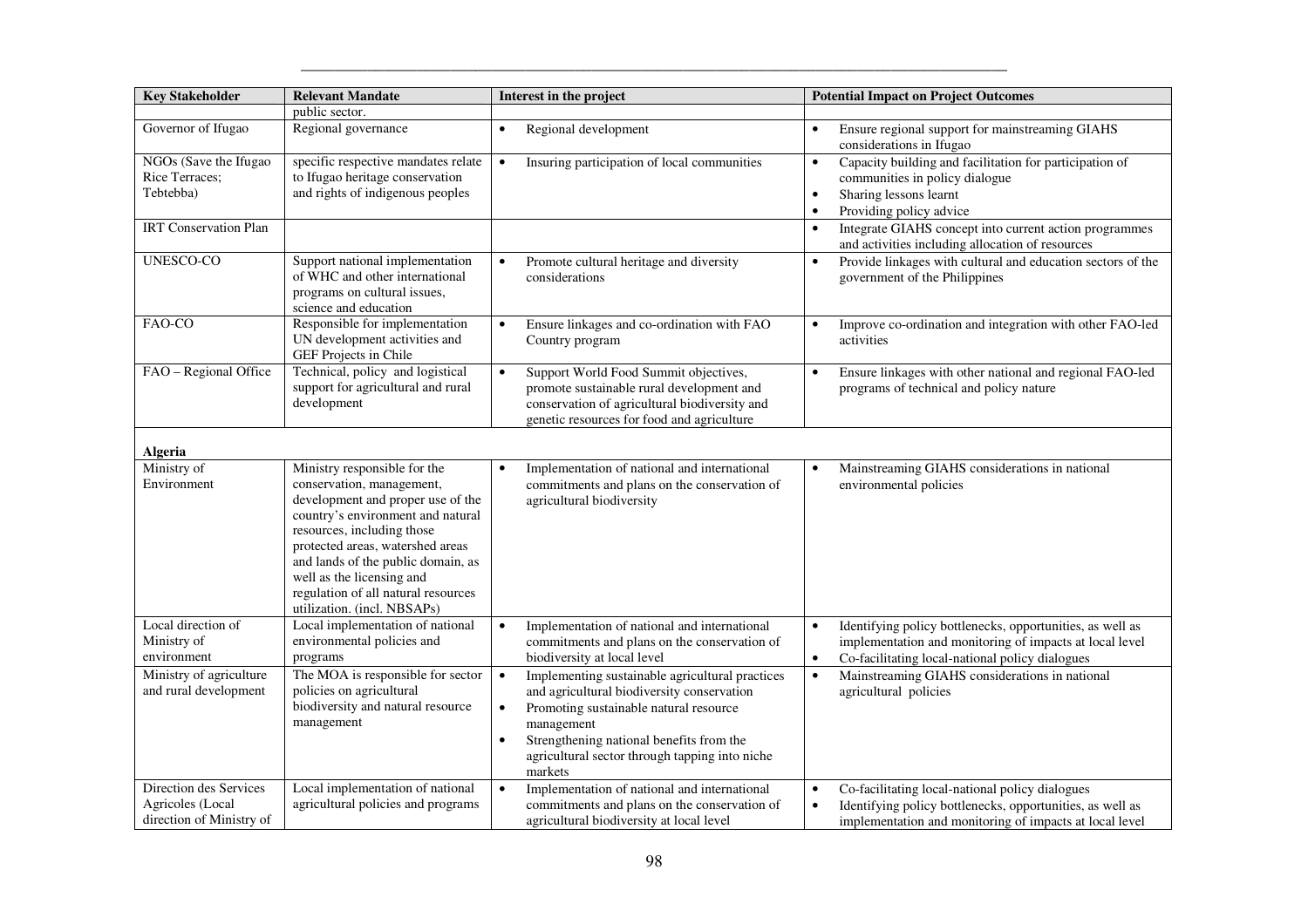| Key Stakeholder | Relevant Mandate | Interest in the project | Potential Impact on Project Outcomes |
|---|---|---|---|
| | public sector. | | |
| Governor of Ifugao | Regional governance | • Regional development | • Ensure regional support for mainstreaming GIAHS considerations in Ifugao |
| NGOs (Save the Ifugao Rice Terraces; Tebtebba) | specific respective mandates relate to Ifugao heritage conservation and rights of indigenous peoples | • Insuring participation of local communities | • Capacity building and facilitation for participation of communities in policy dialogue<br>• Sharing lessons learnt<br>• Providing policy advice |
| IRT Conservation Plan | | | • Integrate GIAHS concept into current action programmes and activities including allocation of resources |
| UNESCO-CO | Support national implementation of WHC and other international programs on cultural issues, science and education | • Promote cultural heritage and diversity considerations | • Provide linkages with cultural and education sectors of the government of the Philippines |
| FAO-CO | Responsible for implementation UN development activities and GEF Projects in Chile | • Ensure linkages and co-ordination with FAO Country program | • Improve co-ordination and integration with other FAO-led activities |
| FAO – Regional Office | Technical, policy and logistical support for agricultural and rural development | • Support World Food Summit objectives, promote sustainable rural development and conservation of agricultural biodiversity and genetic resources for food and agriculture | • Ensure linkages with other national and regional FAO-led programs of technical and policy nature |
| **Algeria** | | | |
| Ministry of Environment | Ministry responsible for the conservation, management, development and proper use of the country's environment and natural resources, including those protected areas, watershed areas and lands of the public domain, as well as the licensing and regulation of all natural resources utilization. (incl. NBSAPs) | • Implementation of national and international commitments and plans on the conservation of agricultural biodiversity | • Mainstreaming GIAHS considerations in national environmental policies |
| Local direction of Ministry of environment | Local implementation of national environmental policies and programs | • Implementation of national and international commitments and plans on the conservation of biodiversity at local level | • Identifying policy bottlenecks, opportunities, as well as implementation and monitoring of impacts at local level<br>• Co-facilitating local-national policy dialogues |
| Ministry of agriculture and rural development | The MOA is responsible for sector policies on agricultural biodiversity and natural resource management | • Implementing sustainable agricultural practices and agricultural biodiversity conservation<br>• Promoting sustainable natural resource management<br>• Strengthening national benefits from the agricultural sector through tapping into niche markets | • Mainstreaming GIAHS considerations in national agricultural policies |
| Direction des Services Agricoles (Local direction of Ministry of | Local implementation of national agricultural policies and programs | • Implementation of national and international commitments and plans on the conservation of agricultural biodiversity at local level | • Co-facilitating local-national policy dialogues<br>• Identifying policy bottlenecks, opportunities, as well as implementation and monitoring of impacts at local level |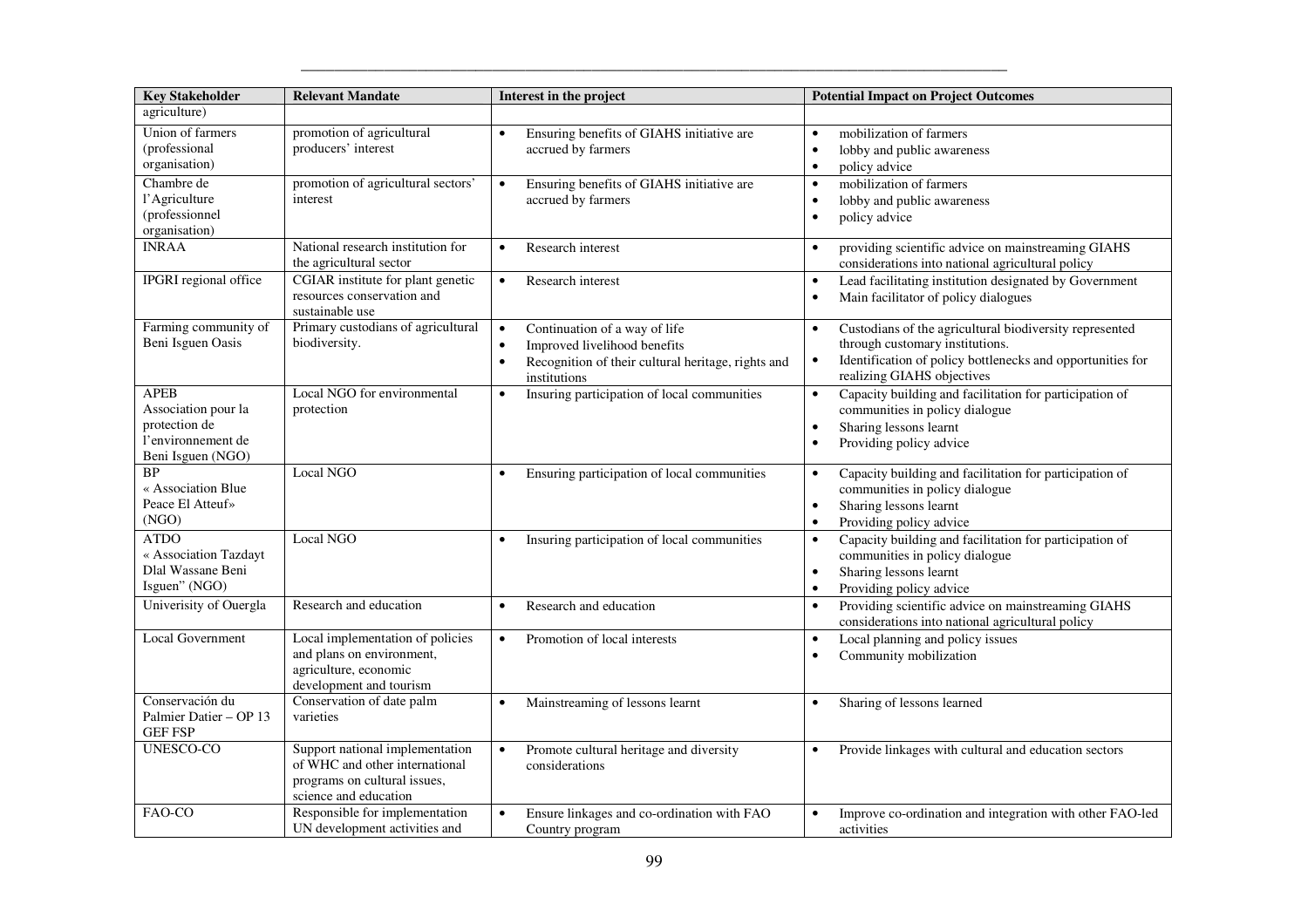| Key Stakeholder | Relevant Mandate | Interest in the project | Potential Impact on Project Outcomes |
|---|---|---|---|
| agriculture) | | | |
| Union of farmers (professional organisation) | promotion of agricultural producers' interest | • Ensuring benefits of GIAHS initiative are accrued by farmers | • mobilization of farmers<br>• lobby and public awareness<br>• policy advice |
| Chambre de l'Agriculture (professionnel organisation) | promotion of agricultural sectors' interest | • Ensuring benefits of GIAHS initiative are accrued by farmers | • mobilization of farmers<br>• lobby and public awareness<br>• policy advice |
| INRAA | National research institution for the agricultural sector | • Research interest | • providing scientific advice on mainstreaming GIAHS considerations into national agricultural policy |
| IPGRI regional office | CGIAR institute for plant genetic resources conservation and sustainable use | • Research interest | • Lead facilitating institution designated by Government<br>• Main facilitator of policy dialogues |
| Farming community of Beni Isguen Oasis | Primary custodians of agricultural biodiversity. | • Continuation of a way of life<br>• Improved livelihood benefits<br>• Recognition of their cultural heritage, rights and institutions | • Custodians of the agricultural biodiversity represented through customary institutions.<br>• Identification of policy bottlenecks and opportunities for realizing GIAHS objectives |
| APEB Association pour la protection de l'environnement de Beni Isguen (NGO) | Local NGO for environmental protection | • Insuring participation of local communities | • Capacity building and facilitation for participation of communities in policy dialogue<br>• Sharing lessons learnt<br>• Providing policy advice |
| BP « Association Blue Peace El Atteuf» (NGO) | Local NGO | • Ensuring participation of local communities | • Capacity building and facilitation for participation of communities in policy dialogue<br>• Sharing lessons learnt<br>• Providing policy advice |
| ATDO « Association Tazdayt Dlal Wassane Beni Isguen" (NGO) | Local NGO | • Insuring participation of local communities | • Capacity building and facilitation for participation of communities in policy dialogue<br>• Sharing lessons learnt<br>• Providing policy advice |
| Univerisity of Ouergla | Research and education | • Research and education | • Providing scientific advice on mainstreaming GIAHS considerations into national agricultural policy |
| Local Government | Local implementation of policies and plans on environment, agriculture, economic development and tourism | • Promotion of local interests | • Local planning and policy issues<br>• Community mobilization |
| Conservación du Palmier Datier – OP 13 GEF FSP | Conservation of date palm varieties | • Mainstreaming of lessons learnt | • Sharing of lessons learned |
| UNESCO-CO | Support national implementation of WHC and other international programs on cultural issues, science and education | • Promote cultural heritage and diversity considerations | • Provide linkages with cultural and education sectors |
| FAO-CO | Responsible for implementation UN development activities and | • Ensure linkages and co-ordination with FAO Country program | • Improve co-ordination and integration with other FAO-led activities |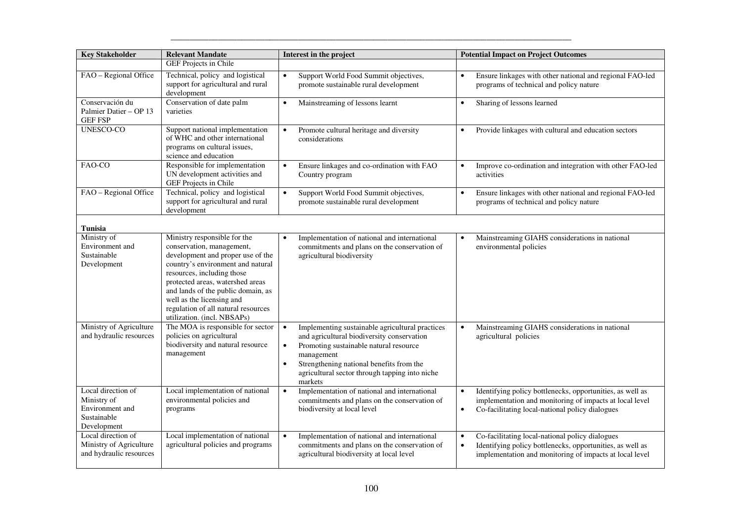| **Key Stakeholder** | **Relevant Mandate** | **Interest in the project** | **Potential Impact on Project Outcomes** |
|---|---|---|---|
| | GEF Projects in Chile | | |
| FAO – Regional Office | Technical, policy and logistical support for agricultural and rural development | • Support World Food Summit objectives, promote sustainable rural development | • Ensure linkages with other national and regional FAO-led programs of technical and policy nature |
| Conservación du Palmier Datier – OP 13 GEF FSP | Conservation of date palm varieties | • Mainstreaming of lessons learnt | • Sharing of lessons learned |
| UNESCO-CO | Support national implementation of WHC and other international programs on cultural issues, science and education | • Promote cultural heritage and diversity considerations | • Provide linkages with cultural and education sectors |
| FAO-CO | Responsible for implementation UN development activities and GEF Projects in Chile | • Ensure linkages and co-ordination with FAO Country program | • Improve co-ordination and integration with other FAO-led activities |
| FAO – Regional Office | Technical, policy and logistical support for agricultural and rural development | • Support World Food Summit objectives, promote sustainable rural development | • Ensure linkages with other national and regional FAO-led programs of technical and policy nature |
| **Tunisia** | | | |
| Ministry of Environment and Sustainable Development | Ministry responsible for the conservation, management, development and proper use of the country's environment and natural resources, including those protected areas, watershed areas and lands of the public domain, as well as the licensing and regulation of all natural resources utilization. (incl. NBSAPs) | • Implementation of national and international commitments and plans on the conservation of agricultural biodiversity | • Mainstreaming GIAHS considerations in national environmental policies |
| Ministry of Agriculture and hydraulic resources | The MOA is responsible for sector policies on agricultural biodiversity and natural resource management | • Implementing sustainable agricultural practices and agricultural biodiversity conservation<br>• Promoting sustainable natural resource management<br>• Strengthening national benefits from the agricultural sector through tapping into niche markets | • Mainstreaming GIAHS considerations in national agricultural policies |
| Local direction of Ministry of Environment and Sustainable Development | Local implementation of national environmental policies and programs | • Implementation of national and international commitments and plans on the conservation of biodiversity at local level | • Identifying policy bottlenecks, opportunities, as well as implementation and monitoring of impacts at local level<br>• Co-facilitating local-national policy dialogues |
| Local direction of Ministry of Agriculture and hydraulic resources | Local implementation of national agricultural policies and programs | • Implementation of national and international commitments and plans on the conservation of agricultural biodiversity at local level | • Co-facilitating local-national policy dialogues<br>• Identifying policy bottlenecks, opportunities, as well as implementation and monitoring of impacts at local level |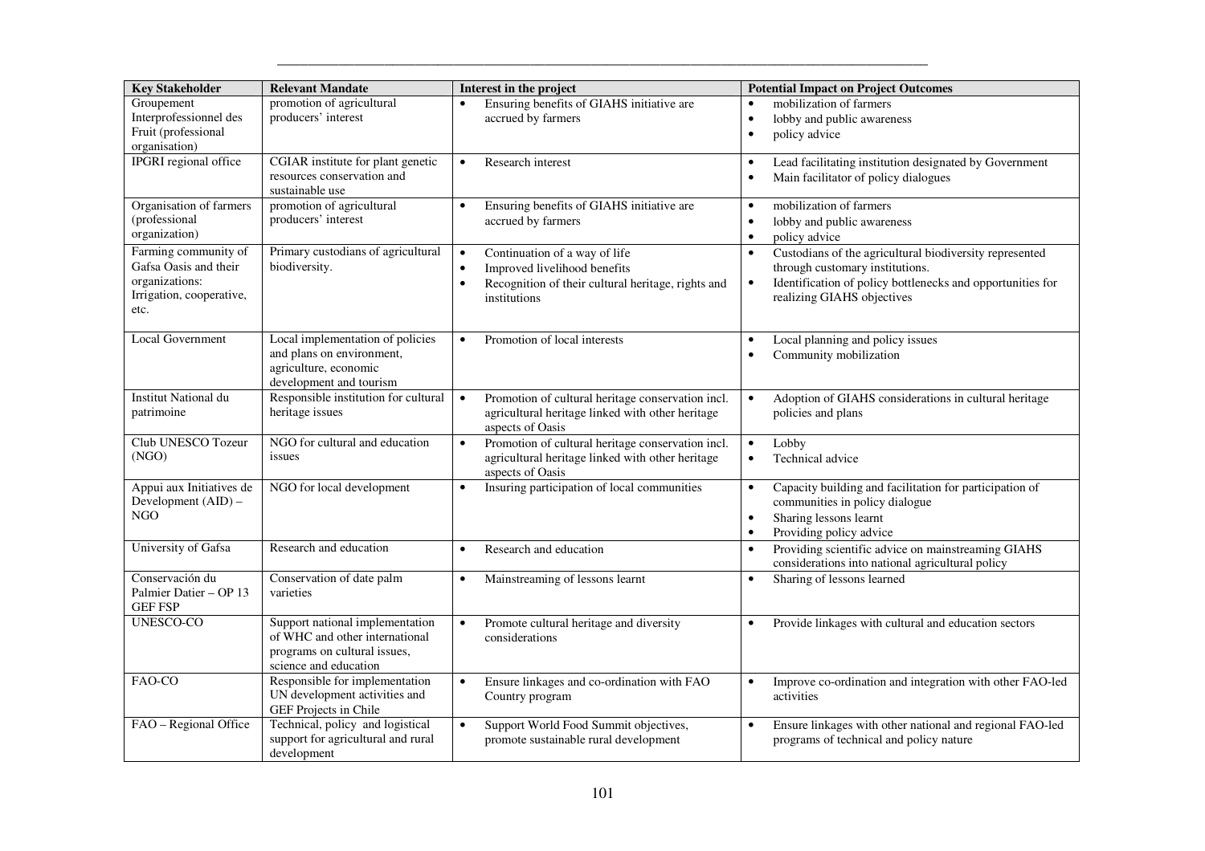| Key Stakeholder | Relevant Mandate | Interest in the project | Potential Impact on Project Outcomes |
|---|---|---|---|
| Groupement Interprofessionnel des Fruit (professional organisation) | promotion of agricultural producers' interest | • Ensuring benefits of GIAHS initiative are accrued by farmers | • mobilization of farmers<br>• lobby and public awareness<br>• policy advice |
| IPGRI regional office | CGIAR institute for plant genetic resources conservation and sustainable use | • Research interest | • Lead facilitating institution designated by Government<br>• Main facilitator of policy dialogues |
| Organisation of farmers (professional organization) | promotion of agricultural producers' interest | • Ensuring benefits of GIAHS initiative are accrued by farmers | • mobilization of farmers<br>• lobby and public awareness<br>• policy advice |
| Farming community of Gafsa Oasis and their organizations: Irrigation, cooperative, etc. | Primary custodians of agricultural biodiversity. | • Continuation of a way of life<br>• Improved livelihood benefits<br>• Recognition of their cultural heritage, rights and institutions | • Custodians of the agricultural biodiversity represented through customary institutions.<br>• Identification of policy bottlenecks and opportunities for realizing GIAHS objectives |
| Local Government | Local implementation of policies and plans on environment, agriculture, economic development and tourism | • Promotion of local interests | • Local planning and policy issues<br>• Community mobilization |
| Institut National du patrimoine | Responsible institution for cultural heritage issues | • Promotion of cultural heritage conservation incl. agricultural heritage linked with other heritage aspects of Oasis | • Adoption of GIAHS considerations in cultural heritage policies and plans |
| Club UNESCO Tozeur (NGO) | NGO for cultural and education issues | • Promotion of cultural heritage conservation incl. agricultural heritage linked with other heritage aspects of Oasis | • Lobby<br>• Technical advice |
| Appui aux Initiatives de Development (AID) – NGO | NGO for local development | • Insuring participation of local communities | • Capacity building and facilitation for participation of communities in policy dialogue<br>• Sharing lessons learnt<br>• Providing policy advice |
| University of Gafsa | Research and education | • Research and education | • Providing scientific advice on mainstreaming GIAHS considerations into national agricultural policy |
| Conservación du Palmier Datier – OP 13 GEF FSP | Conservation of date palm varieties | • Mainstreaming of lessons learnt | • Sharing of lessons learned |
| UNESCO-CO | Support national implementation of WHC and other international programs on cultural issues, science and education | • Promote cultural heritage and diversity considerations | • Provide linkages with cultural and education sectors |
| FAO-CO | Responsible for implementation UN development activities and GEF Projects in Chile | • Ensure linkages and co-ordination with FAO Country program | • Improve co-ordination and integration with other FAO-led activities |
| FAO – Regional Office | Technical, policy and logistical support for agricultural and rural development | • Support World Food Summit objectives, promote sustainable rural development | • Ensure linkages with other national and regional FAO-led programs of technical and policy nature |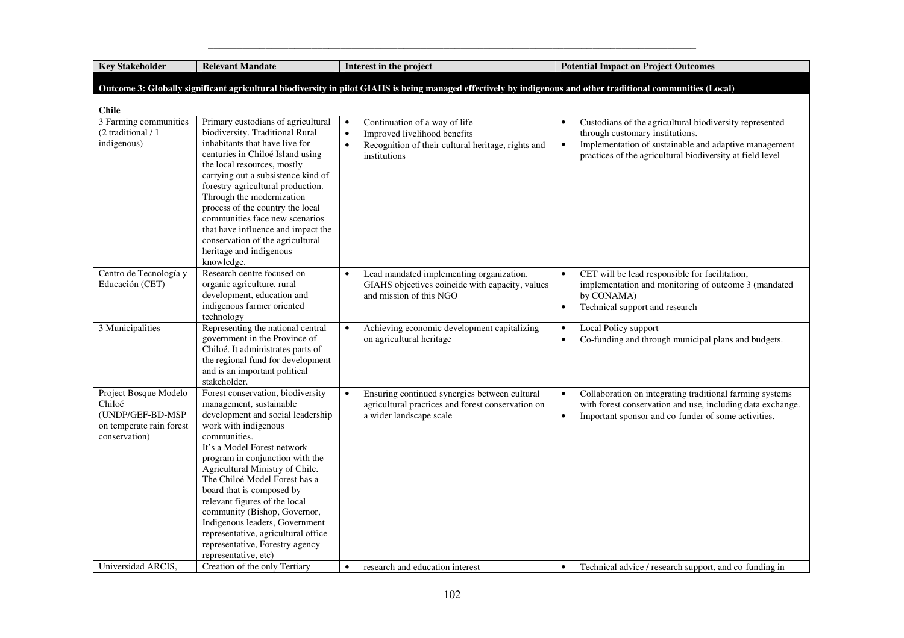| Key Stakeholder | Relevant Mandate | Interest in the project | Potential Impact on Project Outcomes |
|---|---|---|---|
| **Outcome 3: Globally significant agricultural biodiversity in pilot GIAHS is being managed effectively by indigenous and other traditional communities (Local)** | | | |
| **Chile** | | | |
| 3 Farming communities (2 traditional / 1 indigenous) | Primary custodians of agricultural biodiversity. Traditional Rural inhabitants that have live for centuries in Chiloé Island using the local resources, mostly carrying out a subsistence kind of forestry-agricultural production. Through the modernization process of the country the local communities face new scenarios that have influence and impact the conservation of the agricultural heritage and indigenous knowledge. | • Continuation of a way of life<br>• Improved livelihood benefits<br>• Recognition of their cultural heritage, rights and institutions | • Custodians of the agricultural biodiversity represented through customary institutions.<br>• Implementation of sustainable and adaptive management practices of the agricultural biodiversity at field level |
| Centro de Tecnología y Educación (CET) | Research centre focused on organic agriculture, rural development, education and indigenous farmer oriented technology | • Lead mandated implementing organization. GIAHS objectives coincide with capacity, values and mission of this NGO | • CET will be lead responsible for facilitation, implementation and monitoring of outcome 3 (mandated by CONAMA)<br>• Technical support and research |
| 3 Municipalities | Representing the national central government in the Province of Chiloé. It administrates parts of the regional fund for development and is an important political stakeholder. | • Achieving economic development capitalizing on agricultural heritage | • Local Policy support<br>• Co-funding and through municipal plans and budgets. |
| Project Bosque Modelo Chiloé (UNDP/GEF-BD-MSP on temperate rain forest conservation) | Forest conservation, biodiversity management, sustainable development and social leadership work with indigenous communities.<br>It's a Model Forest network program in conjunction with the Agricultural Ministry of Chile. The Chiloé Model Forest has a board that is composed by relevant figures of the local community (Bishop, Governor, Indigenous leaders, Government representative, agricultural office representative, Forestry agency representative, etc) | • Ensuring continued synergies between cultural agricultural practices and forest conservation on a wider landscape scale | • Collaboration on integrating traditional farming systems with forest conservation and use, including data exchange.<br>• Important sponsor and co-funder of some activities. |
| Universidad ARCIS, | Creation of the only Tertiary | • research and education interest | • Technical advice / research support, and co-funding in |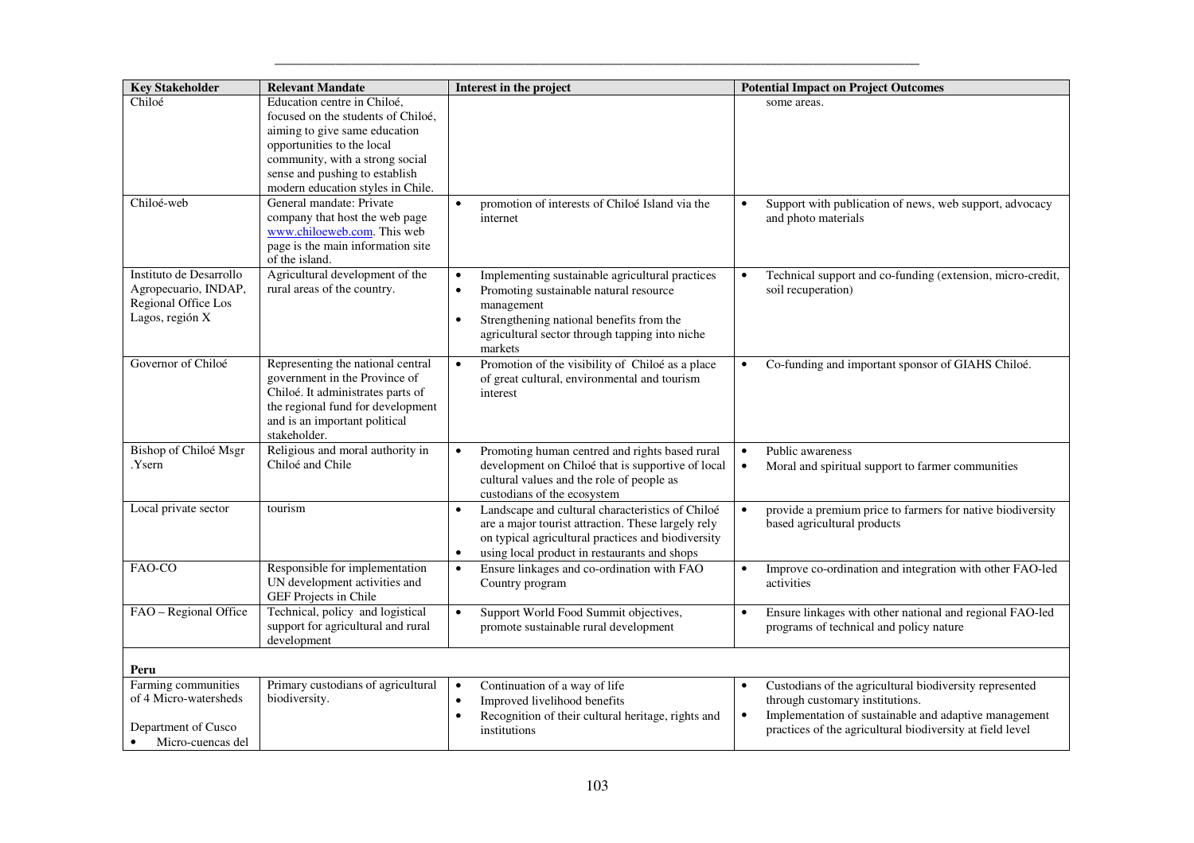| Key Stakeholder | Relevant Mandate | Interest in the project | Potential Impact on Project Outcomes |
|---|---|---|---|
| Chiloé | Education centre in Chiloé, focused on the students of Chiloé, aiming to give same education opportunities to the local community, with a strong social sense and pushing to establish modern education styles in Chile. | | some areas. |
| Chiloé-web | General mandate: Private company that host the web page www.chiloeweb.com. This web page is the main information site of the island. | • promotion of interests of Chiloé Island via the internet | • Support with publication of news, web support, advocacy and photo materials |
| Instituto de Desarrollo Agropecuario, INDAP, Regional Office Los Lagos, región X | Agricultural development of the rural areas of the country. | • Implementing sustainable agricultural practices<br>• Promoting sustainable natural resource management<br>• Strengthening national benefits from the agricultural sector through tapping into niche markets | • Technical support and co-funding (extension, micro-credit, soil recuperation) |
| Governor of Chiloé | Representing the national central government in the Province of Chiloé. It administrates parts of the regional fund for development and is an important political stakeholder. | • Promotion of the visibility of Chiloé as a place of great cultural, environmental and tourism interest | • Co-funding and important sponsor of GIAHS Chiloé. |
| Bishop of Chiloé Msgr .Ysern | Religious and moral authority in Chiloé and Chile | • Promoting human centred and rights based rural development on Chiloé that is supportive of local cultural values and the role of people as custodians of the ecosystem | • Public awareness<br>• Moral and spiritual support to farmer communities |
| Local private sector | tourism | • Landscape and cultural characteristics of Chiloé are a major tourist attraction. These largely rely on typical agricultural practices and biodiversity<br>• using local product in restaurants and shops | • provide a premium price to farmers for native biodiversity based agricultural products |
| FAO-CO | Responsible for implementation UN development activities and GEF Projects in Chile | • Ensure linkages and co-ordination with FAO Country program | • Improve co-ordination and integration with other FAO-led activities |
| FAO – Regional Office | Technical, policy and logistical support for agricultural and rural development | • Support World Food Summit objectives, promote sustainable rural development | • Ensure linkages with other national and regional FAO-led programs of technical and policy nature |
| **Peru** | | | |
| Farming communities of 4 Micro-watersheds<br><br>Department of Cusco<br>• Micro-cuencas del | Primary custodians of agricultural biodiversity. | • Continuation of a way of life<br>• Improved livelihood benefits<br>• Recognition of their cultural heritage, rights and institutions | • Custodians of the agricultural biodiversity represented through customary institutions.<br>• Implementation of sustainable and adaptive management practices of the agricultural biodiversity at field level |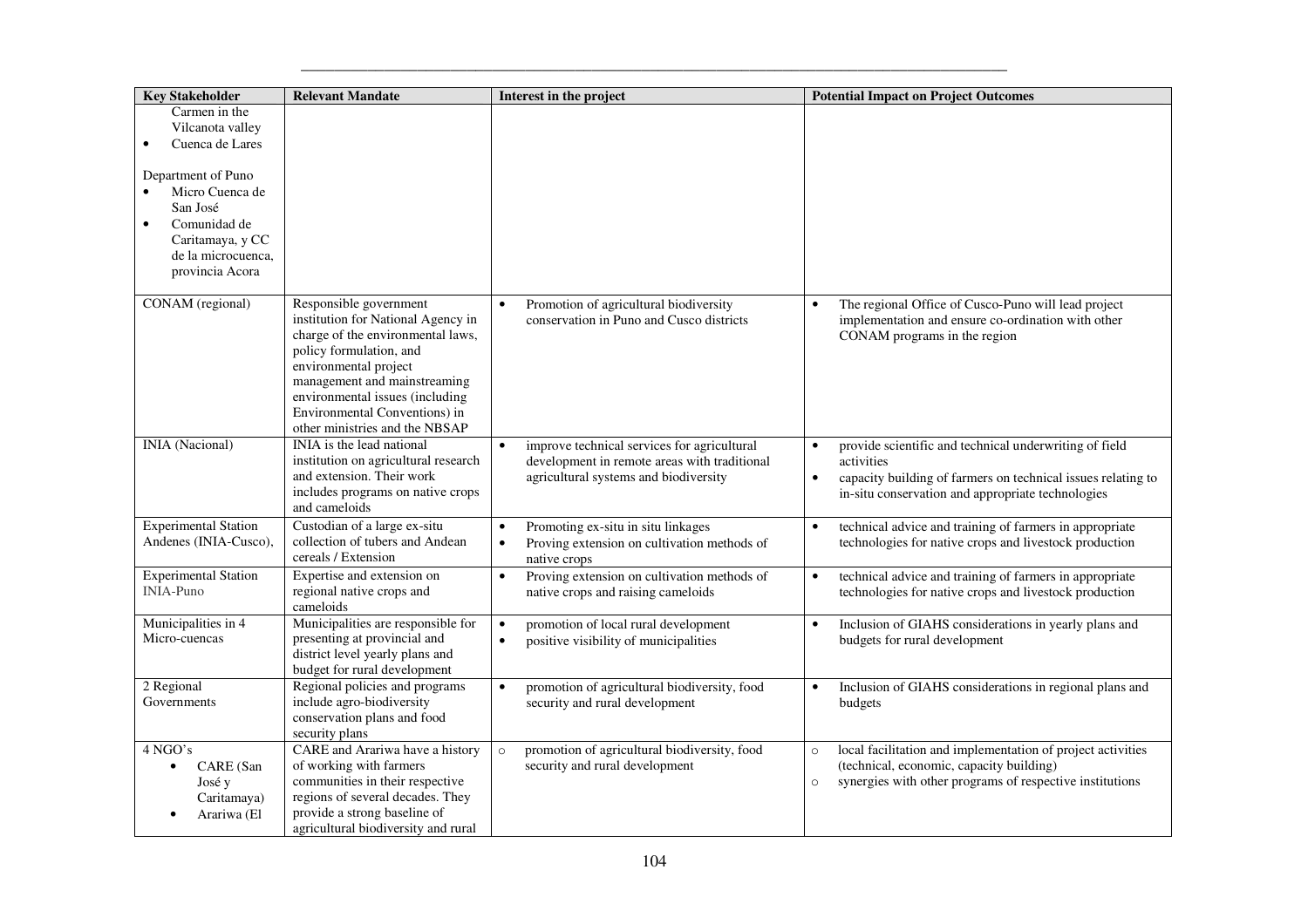| Key Stakeholder | Relevant Mandate | Interest in the project | Potential Impact on Project Outcomes |
|---|---|---|---|
| Carmen in the Vilcanota valley<br>• Cuenca de Lares<br><br>Department of Puno<br>• Micro Cuenca de San José<br>• Comunidad de Caritamaya, y CC de la microcuenca, provincia Acora | | | |
| CONAM (regional) | Responsible government institution for National Agency in charge of the environmental laws, policy formulation, and environmental project management and mainstreaming environmental issues (including Environmental Conventions) in other ministries and the NBSAP | • Promotion of agricultural biodiversity conservation in Puno and Cusco districts | • The regional Office of Cusco-Puno will lead project implementation and ensure co-ordination with other CONAM programs in the region |
| INIA (Nacional) | INIA is the lead national institution on agricultural research and extension. Their work includes programs on native crops and cameloids | • improve technical services for agricultural development in remote areas with traditional agricultural systems and biodiversity | • provide scientific and technical underwriting of field activities<br>• capacity building of farmers on technical issues relating to in-situ conservation and appropriate technologies |
| Experimental Station Andenes (INIA-Cusco), | Custodian of a large ex-situ collection of tubers and Andean cereals / Extension | • Promoting ex-situ in situ linkages<br>• Proving extension on cultivation methods of native crops | • technical advice and training of farmers in appropriate technologies for native crops and livestock production |
| Experimental Station INIA-Puno | Expertise and extension on regional native crops and cameloids | • Proving extension on cultivation methods of native crops and raising cameloids | • technical advice and training of farmers in appropriate technologies for native crops and livestock production |
| Municipalities in 4 Micro-cuencas | Municipalities are responsible for presenting at provincial and district level yearly plans and budget for rural development | • promotion of local rural development<br>• positive visibility of municipalities | • Inclusion of GIAHS considerations in yearly plans and budgets for rural development |
| 2 Regional Governments | Regional policies and programs include agro-biodiversity conservation plans and food security plans | • promotion of agricultural biodiversity, food security and rural development | • Inclusion of GIAHS considerations in regional plans and budgets |
| 4 NGO's<br>• CARE (San José y Caritamaya)<br>• Arariwa (El | CARE and Arariwa have a history of working with farmers communities in their respective regions of several decades. They provide a strong baseline of agricultural biodiversity and rural | ○ promotion of agricultural biodiversity, food security and rural development | ○ local facilitation and implementation of project activities (technical, economic, capacity building)<br>○ synergies with other programs of respective institutions |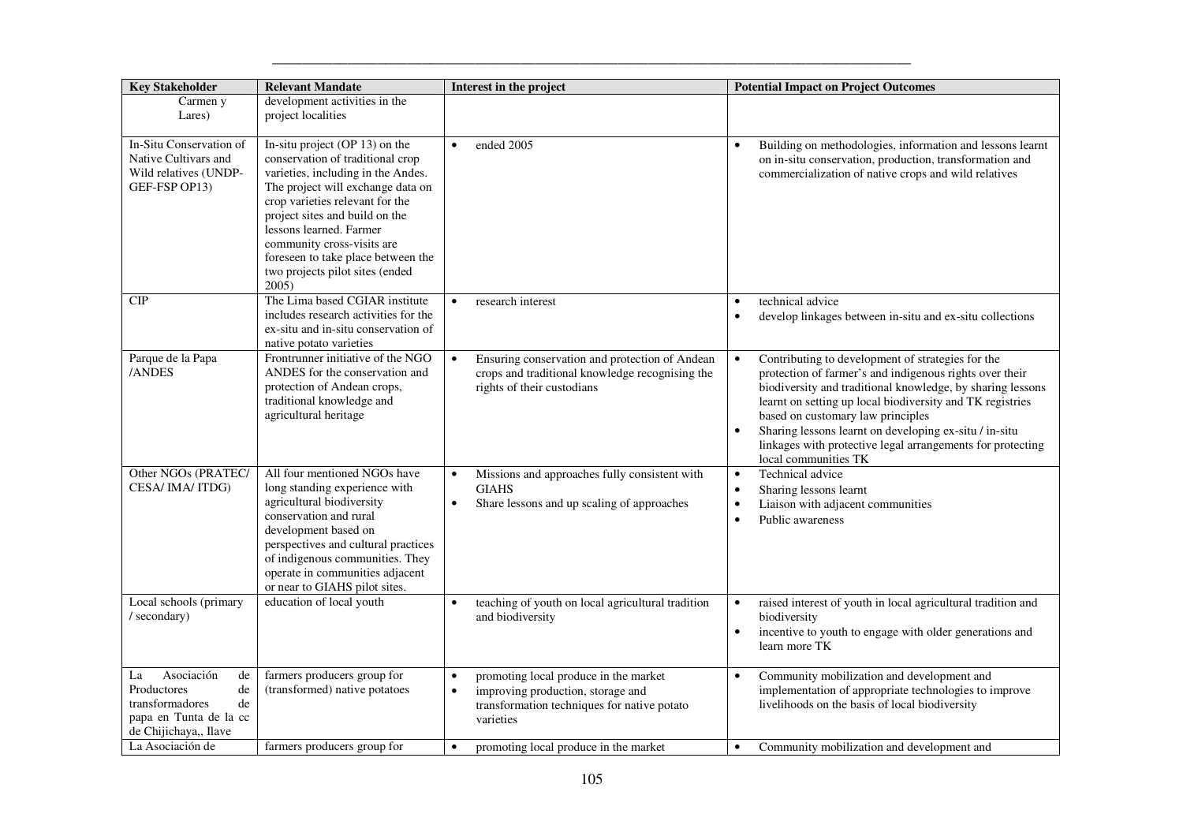| Key Stakeholder | Relevant Mandate | Interest in the project | Potential Impact on Project Outcomes |
|---|---|---|---|
| Carmen y Lares) | development activities in the project localities | | |
| In-Situ Conservation of Native Cultivars and Wild relatives (UNDP-GEF-FSP OP13) | In-situ project (OP 13) on the conservation of traditional crop varieties, including in the Andes. The project will exchange data on crop varieties relevant for the project sites and build on the lessons learned. Farmer community cross-visits are foreseen to take place between the two projects pilot sites (ended 2005) | • ended 2005 | • Building on methodologies, information and lessons learnt on in-situ conservation, production, transformation and commercialization of native crops and wild relatives |
| CIP | The Lima based CGIAR institute includes research activities for the ex-situ and in-situ conservation of native potato varieties | • research interest | • technical advice<br>• develop linkages between in-situ and ex-situ collections |
| Parque de la Papa /ANDES | Frontrunner initiative of the NGO ANDES for the conservation and protection of Andean crops, traditional knowledge and agricultural heritage | • Ensuring conservation and protection of Andean crops and traditional knowledge recognising the rights of their custodians | • Contributing to development of strategies for the protection of farmer's and indigenous rights over their biodiversity and traditional knowledge, by sharing lessons learnt on setting up local biodiversity and TK registries based on customary law principles<br>• Sharing lessons learnt on developing ex-situ / in-situ linkages with protective legal arrangements for protecting local communities TK |
| Other NGOs (PRATEC/ CESA/ IMA/ ITDG) | All four mentioned NGOs have long standing experience with agricultural biodiversity conservation and rural development based on perspectives and cultural practices of indigenous communities. They operate in communities adjacent or near to GIAHS pilot sites. | • Missions and approaches fully consistent with GIAHS<br>• Share lessons and up scaling of approaches | • Technical advice<br>• Sharing lessons learnt<br>• Liaison with adjacent communities<br>• Public awareness |
| Local schools (primary / secondary) | education of local youth | • teaching of youth on local agricultural tradition and biodiversity | • raised interest of youth in local agricultural tradition and biodiversity<br>• incentive to youth to engage with older generations and learn more TK |
| La Asociación de Productores de transformadores de papa en Tunta de la cc de Chijichaya,, Ilave | farmers producers group for (transformed) native potatoes | • promoting local produce in the market<br>• improving production, storage and transformation techniques for native potato varieties | • Community mobilization and development and implementation of appropriate technologies to improve livelihoods on the basis of local biodiversity |
| La Asociación de | farmers producers group for | • promoting local produce in the market | • Community mobilization and development and |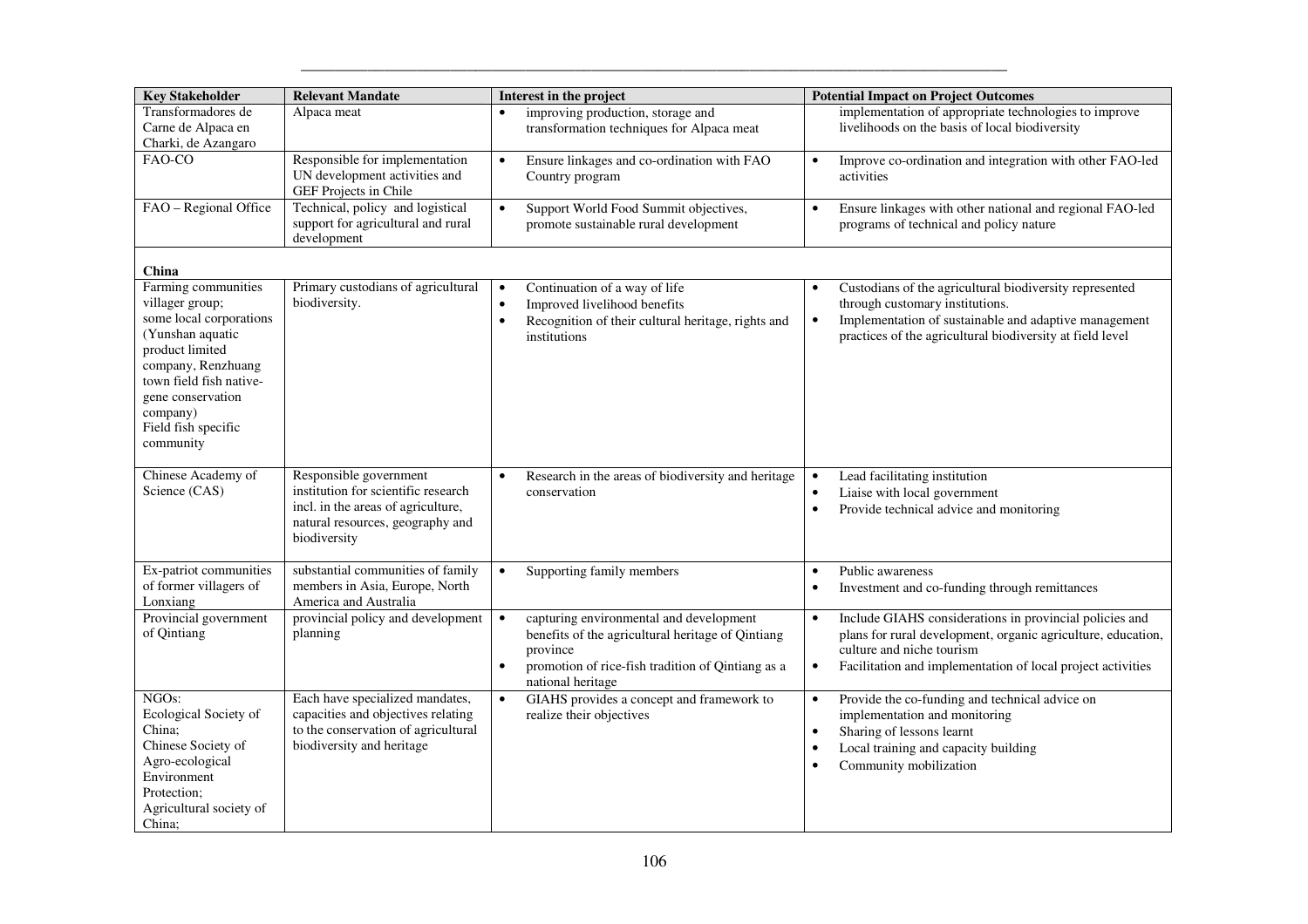| Key Stakeholder | Relevant Mandate | Interest in the project | Potential Impact on Project Outcomes |
|---|---|---|---|
| Transformadores de Carne de Alpaca en Charki, de Azangaro | Alpaca meat | • improving production, storage and transformation techniques for Alpaca meat | implementation of appropriate technologies to improve livelihoods on the basis of local biodiversity |
| FAO-CO | Responsible for implementation UN development activities and GEF Projects in Chile | • Ensure linkages and co-ordination with FAO Country program | • Improve co-ordination and integration with other FAO-led activities |
| FAO – Regional Office | Technical, policy and logistical support for agricultural and rural development | • Support World Food Summit objectives, promote sustainable rural development | • Ensure linkages with other national and regional FAO-led programs of technical and policy nature |
| **China** | | | |
| Farming communities villager group; some local corporations (Yunshan aquatic product limited company, Renzhuang town field fish native-gene conservation company) Field fish specific community | Primary custodians of agricultural biodiversity. | • Continuation of a way of life<br>• Improved livelihood benefits<br>• Recognition of their cultural heritage, rights and institutions | • Custodians of the agricultural biodiversity represented through customary institutions.<br>• Implementation of sustainable and adaptive management practices of the agricultural biodiversity at field level |
| Chinese Academy of Science (CAS) | Responsible government institution for scientific research incl. in the areas of agriculture, natural resources, geography and biodiversity | • Research in the areas of biodiversity and heritage conservation | • Lead facilitating institution<br>• Liaise with local government<br>• Provide technical advice and monitoring |
| Ex-patriot communities of former villagers of Lonxiang | substantial communities of family members in Asia, Europe, North America and Australia | • Supporting family members | • Public awareness<br>• Investment and co-funding through remittances |
| Provincial government of Qintiang | provincial policy and development planning | • capturing environmental and development benefits of the agricultural heritage of Qintiang province<br>• promotion of rice-fish tradition of Qintiang as a national heritage | • Include GIAHS considerations in provincial policies and plans for rural development, organic agriculture, education, culture and niche tourism<br>• Facilitation and implementation of local project activities |
| NGOs: Ecological Society of China; Chinese Society of Agro-ecological Environment Protection; Agricultural society of China; | Each have specialized mandates, capacities and objectives relating to the conservation of agricultural biodiversity and heritage | • GIAHS provides a concept and framework to realize their objectives | • Provide the co-funding and technical advice on implementation and monitoring<br>• Sharing of lessons learnt<br>• Local training and capacity building<br>• Community mobilization |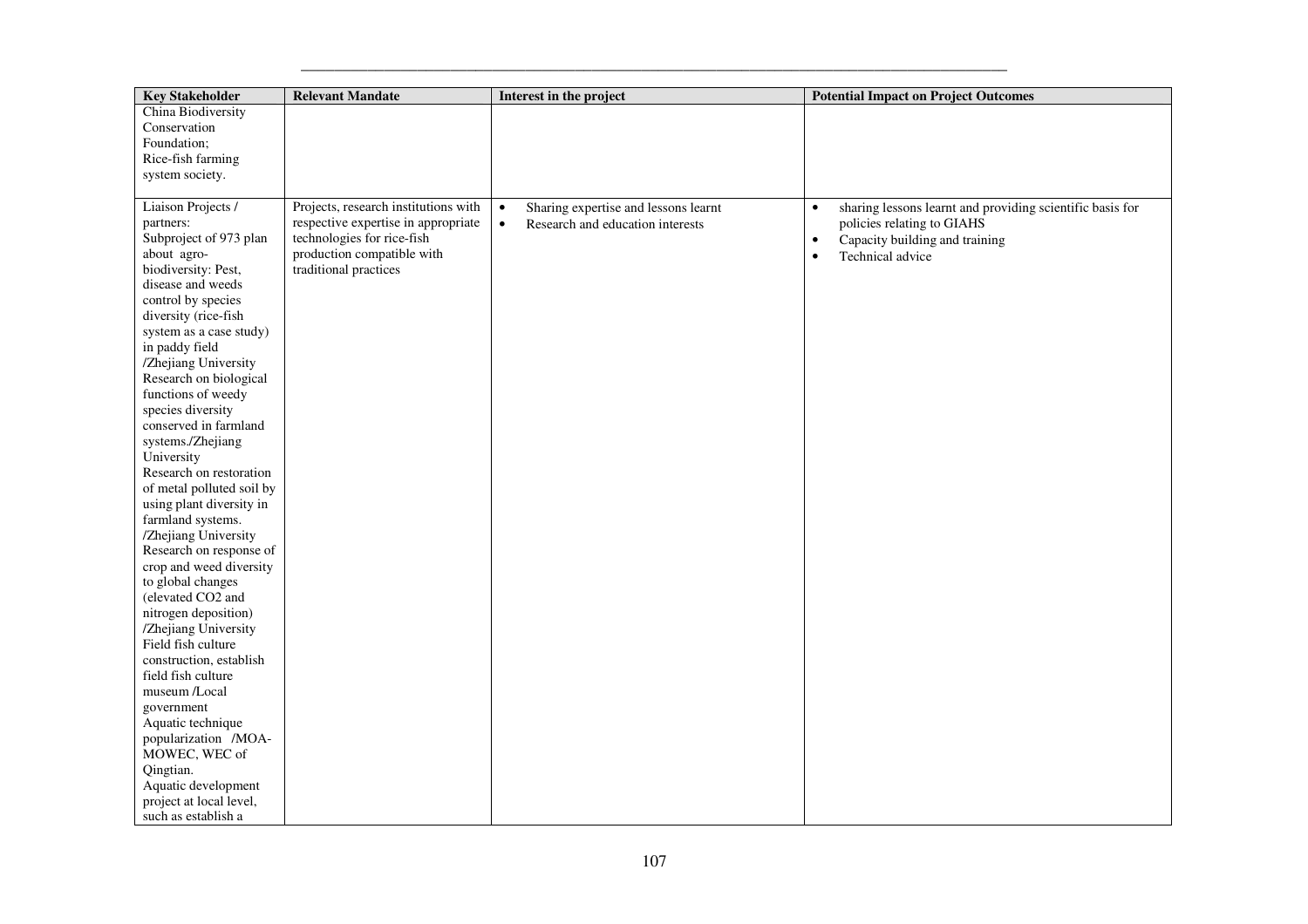| Key Stakeholder | Relevant Mandate | Interest in the project | Potential Impact on Project Outcomes |
|---|---|---|---|
| China Biodiversity Conservation Foundation; Rice-fish farming system society. | | | |
| Liaison Projects / partners: Subproject of 973 plan about agro-biodiversity: Pest, disease and weeds control by species diversity (rice-fish system as a case study) in paddy field /Zhejiang University Research on biological functions of weedy species diversity conserved in farmland systems./Zhejiang University Research on restoration of metal polluted soil by using plant diversity in farmland systems. /Zhejiang University Research on response of crop and weed diversity to global changes (elevated CO2 and nitrogen deposition) /Zhejiang University Field fish culture construction, establish field fish culture museum /Local government Aquatic technique popularization /MOA-MOWEC, WEC of Qingtian. Aquatic development project at local level, such as establish a | Projects, research institutions with respective expertise in appropriate technologies for rice-fish production compatible with traditional practices | • Sharing expertise and lessons learnt<br>• Research and education interests | • sharing lessons learnt and providing scientific basis for policies relating to GIAHS<br>• Capacity building and training<br>• Technical advice |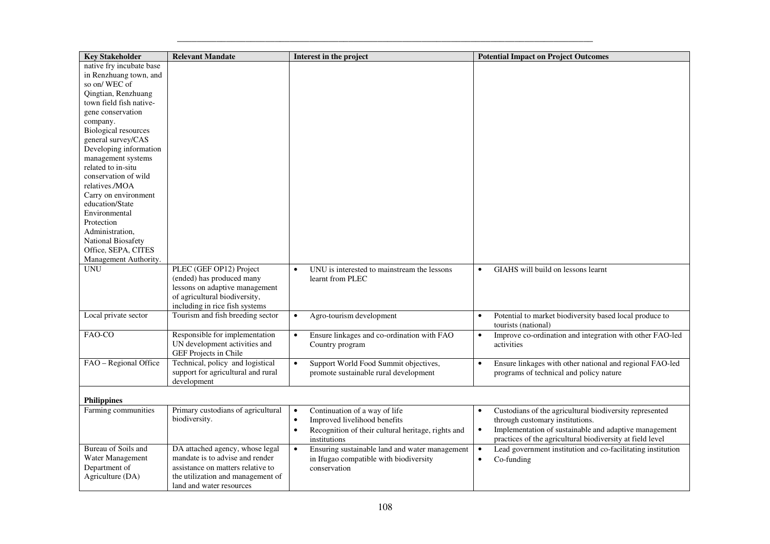| Key Stakeholder | Relevant Mandate | Interest in the project | Potential Impact on Project Outcomes |
|---|---|---|---|
| native fry incubate base in Renzhuang town, and so on/ WEC of Qingtian, Renzhuang town field fish native-gene conservation company. Biological resources general survey/CAS Developing information management systems related to in-situ conservation of wild relatives./MOA Carry on environment education/State Environmental Protection Administration, National Biosafety Office, SEPA, CITES Management Authority. | | | |
| UNU | PLEC (GEF OP12) Project (ended) has produced many lessons on adaptive management of agricultural biodiversity, including in rice fish systems | • UNU is interested to mainstream the lessons learnt from PLEC | • GIAHS will build on lessons learnt |
| Local private sector | Tourism and fish breeding sector | • Agro-tourism development | • Potential to market biodiversity based local produce to tourists (national) |
| FAO-CO | Responsible for implementation UN development activities and GEF Projects in Chile | • Ensure linkages and co-ordination with FAO Country program | • Improve co-ordination and integration with other FAO-led activities |
| FAO – Regional Office | Technical, policy and logistical support for agricultural and rural development | • Support World Food Summit objectives, promote sustainable rural development | • Ensure linkages with other national and regional FAO-led programs of technical and policy nature |
| **Philippines** | | | |
| Farming communities | Primary custodians of agricultural biodiversity. | • Continuation of a way of life<br>• Improved livelihood benefits<br>• Recognition of their cultural heritage, rights and institutions | • Custodians of the agricultural biodiversity represented through customary institutions.<br>• Implementation of sustainable and adaptive management practices of the agricultural biodiversity at field level |
| Bureau of Soils and Water Management Department of Agriculture (DA) | DA attached agency, whose legal mandate is to advise and render assistance on matters relative to the utilization and management of land and water resources | • Ensuring sustainable land and water management in Ifugao compatible with biodiversity conservation | • Lead government institution and co-facilitating institution<br>• Co-funding |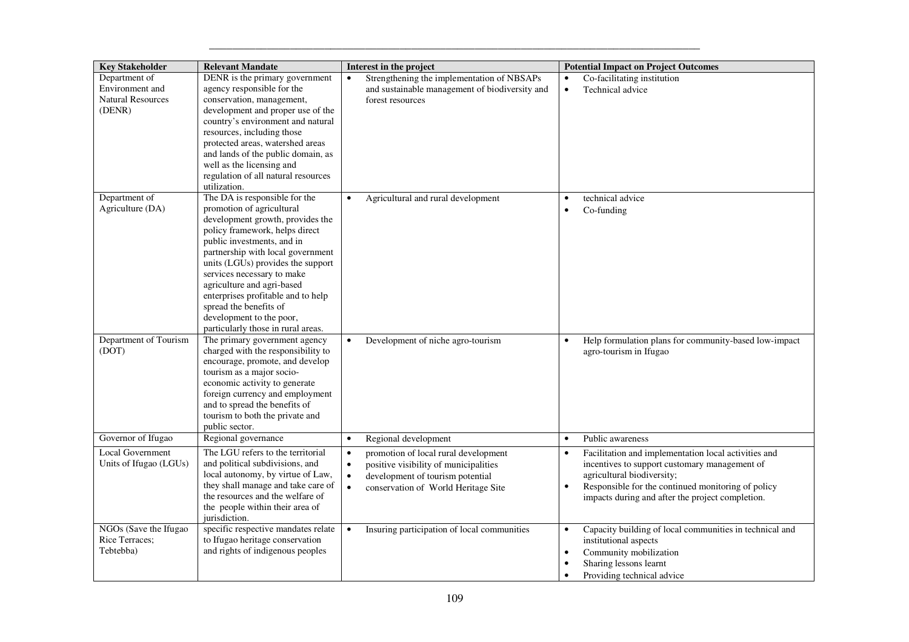| Key Stakeholder | Relevant Mandate | Interest in the project | Potential Impact on Project Outcomes |
|---|---|---|---|
| Department of Environment and Natural Resources (DENR) | DENR is the primary government agency responsible for the conservation, management, development and proper use of the country's environment and natural resources, including those protected areas, watershed areas and lands of the public domain, as well as the licensing and regulation of all natural resources utilization. | • Strengthening the implementation of NBSAPs and sustainable management of biodiversity and forest resources | • Co-facilitating institution<br>• Technical advice |
| Department of Agriculture (DA) | The DA is responsible for the promotion of agricultural development growth, provides the policy framework, helps direct public investments, and in partnership with local government units (LGUs) provides the support services necessary to make agriculture and agri-based enterprises profitable and to help spread the benefits of development to the poor, particularly those in rural areas. | • Agricultural and rural development | • technical advice<br>• Co-funding |
| Department of Tourism (DOT) | The primary government agency charged with the responsibility to encourage, promote, and develop tourism as a major socio-economic activity to generate foreign currency and employment and to spread the benefits of tourism to both the private and public sector. | • Development of niche agro-tourism | • Help formulation plans for community-based low-impact agro-tourism in Ifugao |
| Governor of Ifugao | Regional governance | • Regional development | • Public awareness |
| Local Government Units of Ifugao (LGUs) | The LGU refers to the territorial and political subdivisions, and local autonomy, by virtue of Law, they shall manage and take care of the resources and the welfare of the people within their area of jurisdiction. | • promotion of local rural development<br>• positive visibility of municipalities<br>• development of tourism potential<br>• conservation of World Heritage Site | • Facilitation and implementation local activities and incentives to support customary management of agricultural biodiversity;<br>• Responsible for the continued monitoring of policy impacts during and after the project completion. |
| NGOs (Save the Ifugao Rice Terraces; Tebtebba) | specific respective mandates relate to Ifugao heritage conservation and rights of indigenous peoples | • Insuring participation of local communities | • Capacity building of local communities in technical and institutional aspects<br>• Community mobilization<br>• Sharing lessons learnt<br>• Providing technical advice |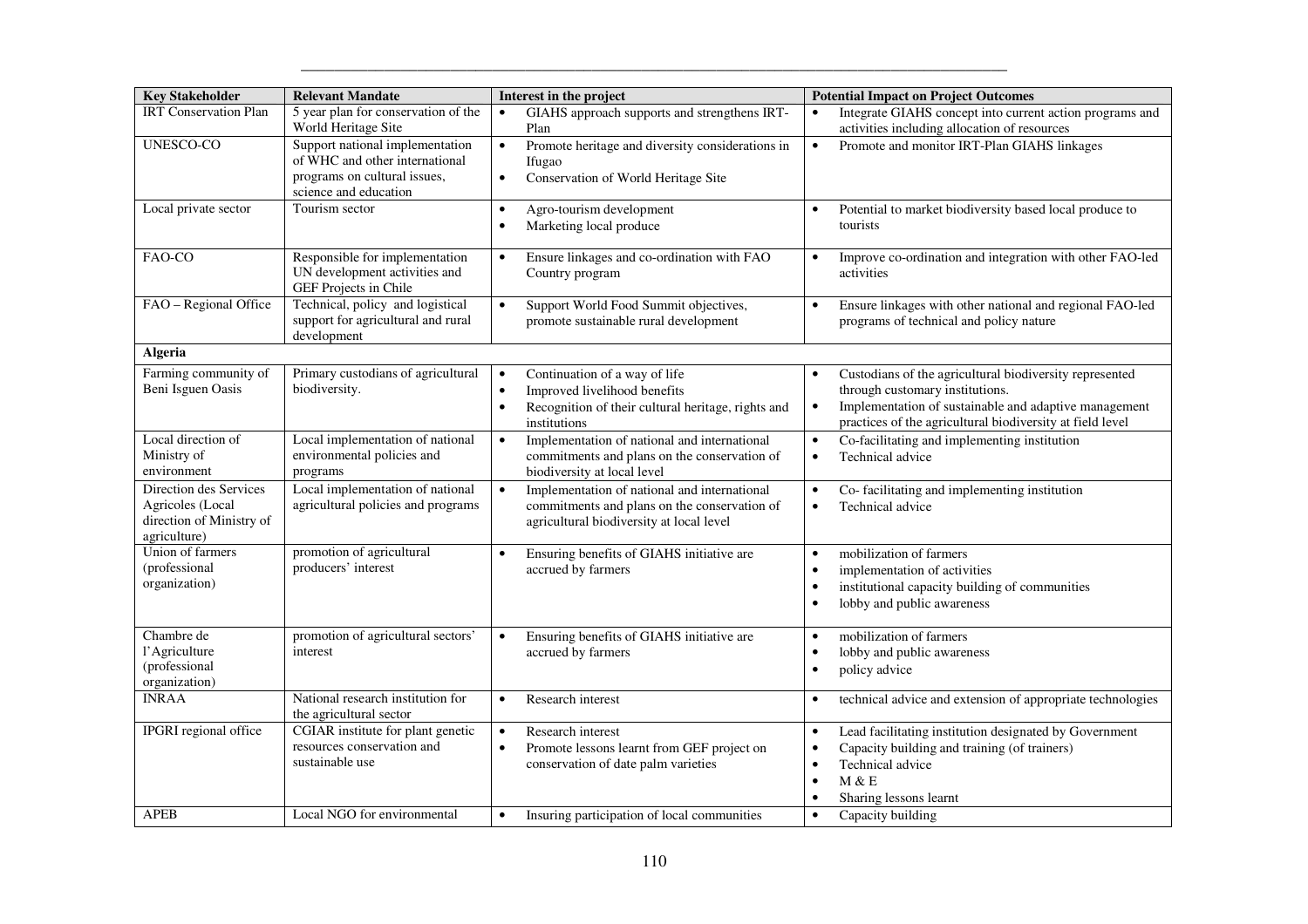| Key Stakeholder | Relevant Mandate | Interest in the project | Potential Impact on Project Outcomes |
|---|---|---|---|
| IRT Conservation Plan | 5 year plan for conservation of the World Heritage Site | • GIAHS approach supports and strengthens IRT-Plan | • Integrate GIAHS concept into current action programs and activities including allocation of resources |
| UNESCO-CO | Support national implementation of WHC and other international programs on cultural issues, science and education | • Promote heritage and diversity considerations in Ifugao<br>• Conservation of World Heritage Site | • Promote and monitor IRT-Plan GIAHS linkages |
| Local private sector | Tourism sector | • Agro-tourism development<br>• Marketing local produce | • Potential to market biodiversity based local produce to tourists |
| FAO-CO | Responsible for implementation UN development activities and GEF Projects in Chile | • Ensure linkages and co-ordination with FAO Country program | • Improve co-ordination and integration with other FAO-led activities |
| FAO – Regional Office | Technical, policy and logistical support for agricultural and rural development | • Support World Food Summit objectives, promote sustainable rural development | • Ensure linkages with other national and regional FAO-led programs of technical and policy nature |
| **Algeria** | | | |
| Farming community of Beni Isguen Oasis | Primary custodians of agricultural biodiversity. | • Continuation of a way of life<br>• Improved livelihood benefits<br>• Recognition of their cultural heritage, rights and institutions | • Custodians of the agricultural biodiversity represented through customary institutions.<br>• Implementation of sustainable and adaptive management practices of the agricultural biodiversity at field level |
| Local direction of Ministry of environment | Local implementation of national environmental policies and programs | • Implementation of national and international commitments and plans on the conservation of biodiversity at local level | • Co-facilitating and implementing institution<br>• Technical advice |
| Direction des Services Agricoles (Local direction of Ministry of agriculture) | Local implementation of national agricultural policies and programs | • Implementation of national and international commitments and plans on the conservation of agricultural biodiversity at local level | • Co- facilitating and implementing institution<br>• Technical advice |
| Union of farmers (professional organization) | promotion of agricultural producers' interest | • Ensuring benefits of GIAHS initiative are accrued by farmers | • mobilization of farmers<br>• implementation of activities<br>• institutional capacity building of communities<br>• lobby and public awareness |
| Chambre de l'Agriculture (professional organization) | promotion of agricultural sectors' interest | • Ensuring benefits of GIAHS initiative are accrued by farmers | • mobilization of farmers<br>• lobby and public awareness<br>• policy advice |
| INRAA | National research institution for the agricultural sector | • Research interest | • technical advice and extension of appropriate technologies |
| IPGRI regional office | CGIAR institute for plant genetic resources conservation and sustainable use | • Research interest<br>• Promote lessons learnt from GEF project on conservation of date palm varieties | • Lead facilitating institution designated by Government<br>• Capacity building and training (of trainers)<br>• Technical advice<br>• M & E<br>• Sharing lessons learnt |
| APEB | Local NGO for environmental | • Insuring participation of local communities | • Capacity building |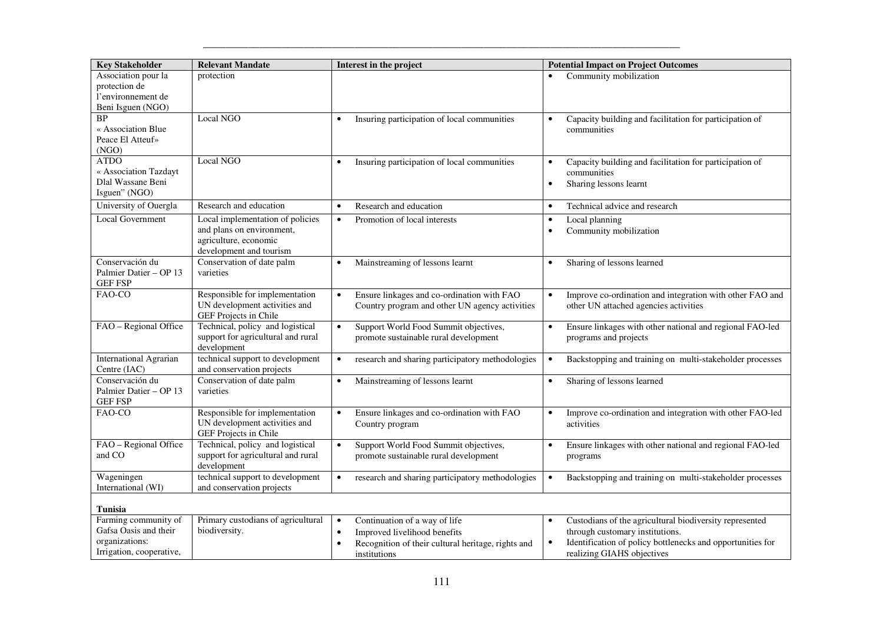| Key Stakeholder | Relevant Mandate | Interest in the project | Potential Impact on Project Outcomes |
|---|---|---|---|
| Association pour la protection de l'environnement de Beni Isguen (NGO) | protection | | • Community mobilization |
| BP « Association Blue Peace El Atteuf» (NGO) | Local NGO | • Insuring participation of local communities | • Capacity building and facilitation for participation of communities |
| ATDO « Association Tazdayt Dlal Wassane Beni Isguen" (NGO) | Local NGO | • Insuring participation of local communities | • Capacity building and facilitation for participation of communities<br>• Sharing lessons learnt |
| University of Ouergla | Research and education | • Research and education | • Technical advice and research |
| Local Government | Local implementation of policies and plans on environment, agriculture, economic development and tourism | • Promotion of local interests | • Local planning<br>• Community mobilization |
| Conservación du Palmier Datier – OP 13 GEF FSP | Conservation of date palm varieties | • Mainstreaming of lessons learnt | • Sharing of lessons learned |
| FAO-CO | Responsible for implementation UN development activities and GEF Projects in Chile | • Ensure linkages and co-ordination with FAO Country program and other UN agency activities | • Improve co-ordination and integration with other FAO and other UN attached agencies activities |
| FAO – Regional Office | Technical, policy and logistical support for agricultural and rural development | • Support World Food Summit objectives, promote sustainable rural development | • Ensure linkages with other national and regional FAO-led programs and projects |
| International Agrarian Centre (IAC) | technical support to development and conservation projects | • research and sharing participatory methodologies | • Backstopping and training on multi-stakeholder processes |
| Conservación du Palmier Datier – OP 13 GEF FSP | Conservation of date palm varieties | • Mainstreaming of lessons learnt | • Sharing of lessons learned |
| FAO-CO | Responsible for implementation UN development activities and GEF Projects in Chile | • Ensure linkages and co-ordination with FAO Country program | • Improve co-ordination and integration with other FAO-led activities |
| FAO – Regional Office and CO | Technical, policy and logistical support for agricultural and rural development | • Support World Food Summit objectives, promote sustainable rural development | • Ensure linkages with other national and regional FAO-led programs |
| Wageningen International (WI) | technical support to development and conservation projects | • research and sharing participatory methodologies | • Backstopping and training on multi-stakeholder processes |
| **Tunisia** | | | |
| Farming community of Gafsa Oasis and their organizations: Irrigation, cooperative, | Primary custodians of agricultural biodiversity. | • Continuation of a way of life<br>• Improved livelihood benefits<br>• Recognition of their cultural heritage, rights and institutions | • Custodians of the agricultural biodiversity represented through customary institutions.<br>• Identification of policy bottlenecks and opportunities for realizing GIAHS objectives |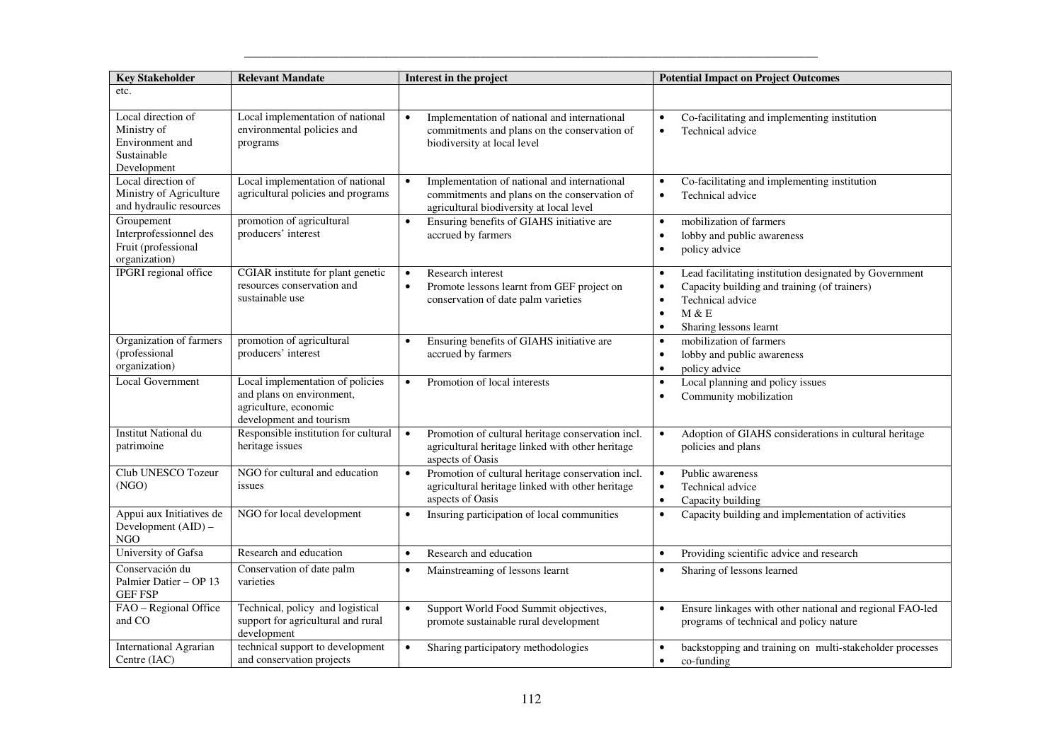| Key Stakeholder | Relevant Mandate | Interest in the project | Potential Impact on Project Outcomes |
|---|---|---|---|
| etc. | | | |
| Local direction of Ministry of Environment and Sustainable Development | Local implementation of national environmental policies and programs | • Implementation of national and international commitments and plans on the conservation of biodiversity at local level | • Co-facilitating and implementing institution<br>• Technical advice |
| Local direction of Ministry of Agriculture and hydraulic resources | Local implementation of national agricultural policies and programs | • Implementation of national and international commitments and plans on the conservation of agricultural biodiversity at local level | • Co-facilitating and implementing institution<br>• Technical advice |
| Groupement Interprofessionnel des Fruit (professional organization) | promotion of agricultural producers' interest | • Ensuring benefits of GIAHS initiative are accrued by farmers | • mobilization of farmers<br>• lobby and public awareness<br>• policy advice |
| IPGRI regional office | CGIAR institute for plant genetic resources conservation and sustainable use | • Research interest<br>• Promote lessons learnt from GEF project on conservation of date palm varieties | • Lead facilitating institution designated by Government<br>• Capacity building and training (of trainers)<br>• Technical advice<br>• M & E<br>• Sharing lessons learnt |
| Organization of farmers (professional organization) | promotion of agricultural producers' interest | • Ensuring benefits of GIAHS initiative are accrued by farmers | • mobilization of farmers<br>• lobby and public awareness<br>• policy advice |
| Local Government | Local implementation of policies and plans on environment, agriculture, economic development and tourism | • Promotion of local interests | • Local planning and policy issues<br>• Community mobilization |
| Institut National du patrimoine | Responsible institution for cultural heritage issues | • Promotion of cultural heritage conservation incl. agricultural heritage linked with other heritage aspects of Oasis | • Adoption of GIAHS considerations in cultural heritage policies and plans |
| Club UNESCO Tozeur (NGO) | NGO for cultural and education issues | • Promotion of cultural heritage conservation incl. agricultural heritage linked with other heritage aspects of Oasis | • Public awareness<br>• Technical advice<br>• Capacity building |
| Appui aux Initiatives de Development (AID) – NGO | NGO for local development | • Insuring participation of local communities | • Capacity building and implementation of activities |
| University of Gafsa | Research and education | • Research and education | • Providing scientific advice and research |
| Conservación du Palmier Datier – OP 13 GEF FSP | Conservation of date palm varieties | • Mainstreaming of lessons learnt | • Sharing of lessons learned |
| FAO – Regional Office and CO | Technical, policy and logistical support for agricultural and rural development | • Support World Food Summit objectives, promote sustainable rural development | • Ensure linkages with other national and regional FAO-led programs of technical and policy nature |
| International Agrarian Centre (IAC) | technical support to development and conservation projects | • Sharing participatory methodologies | • backstopping and training on multi-stakeholder processes<br>• co-funding |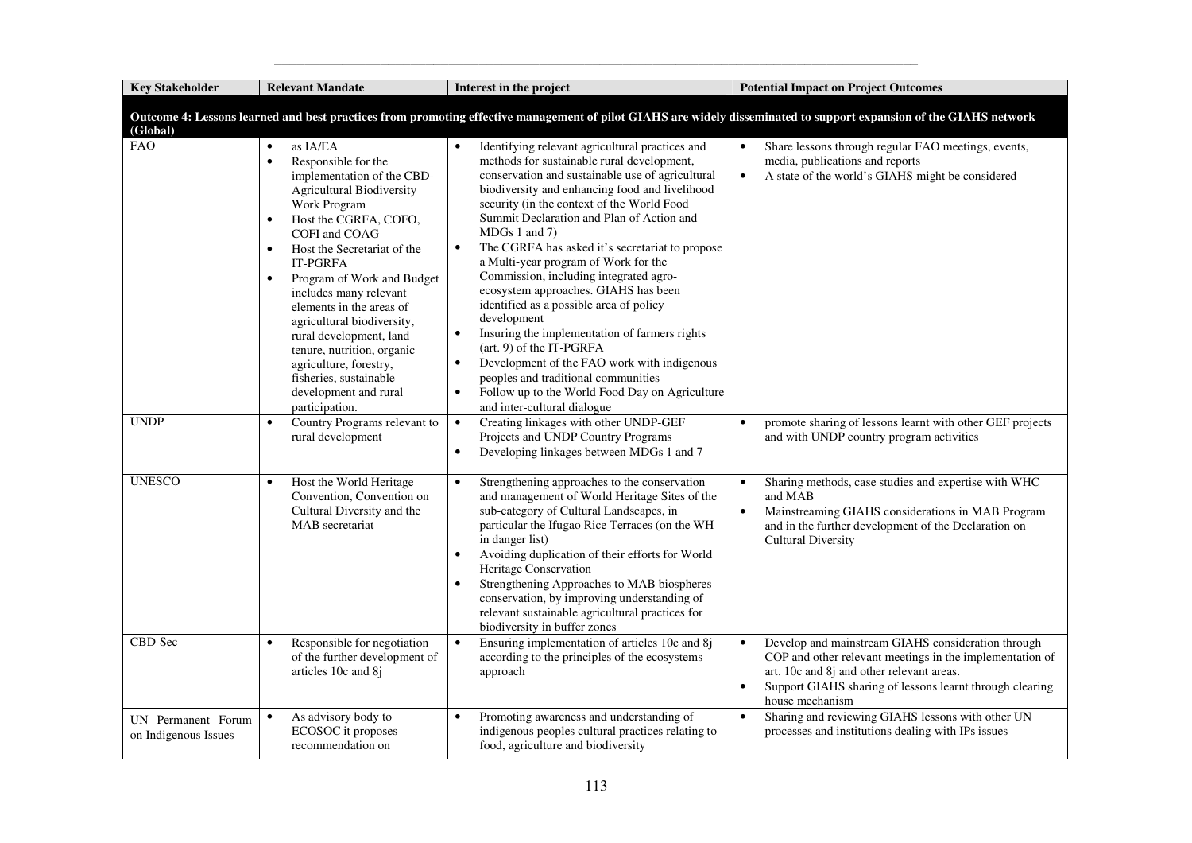| Key Stakeholder | Relevant Mandate | Interest in the project | Potential Impact on Project Outcomes |
|---|---|---|---|
| **Outcome 4: Lessons learned and best practices from promoting effective management of pilot GIAHS are widely disseminated to support expansion of the GIAHS network (Global)** | | | |
| FAO | • as IA/EA<br>• Responsible for the implementation of the CBD-Agricultural Biodiversity Work Program<br>• Host the CGRFA, COFO, COFI and COAG<br>• Host the Secretariat of the IT-PGRFA<br>• Program of Work and Budget includes many relevant elements in the areas of agricultural biodiversity, rural development, land tenure, nutrition, organic agriculture, forestry, fisheries, sustainable development and rural participation. | • Identifying relevant agricultural practices and methods for sustainable rural development, conservation and sustainable use of agricultural biodiversity and enhancing food and livelihood security (in the context of the World Food Summit Declaration and Plan of Action and MDGs 1 and 7)<br>• The CGRFA has asked it's secretariat to propose a Multi-year program of Work for the Commission, including integrated agro-ecosystem approaches. GIAHS has been identified as a possible area of policy development<br>• Insuring the implementation of farmers rights (art. 9) of the IT-PGRFA<br>• Development of the FAO work with indigenous peoples and traditional communities<br>• Follow up to the World Food Day on Agriculture and inter-cultural dialogue | • Share lessons through regular FAO meetings, events, media, publications and reports<br>• A state of the world's GIAHS might be considered |
| UNDP | • Country Programs relevant to rural development | • Creating linkages with other UNDP-GEF Projects and UNDP Country Programs<br>• Developing linkages between MDGs 1 and 7 | • promote sharing of lessons learnt with other GEF projects and with UNDP country program activities |
| UNESCO | • Host the World Heritage Convention, Convention on Cultural Diversity and the MAB secretariat | • Strengthening approaches to the conservation and management of World Heritage Sites of the sub-category of Cultural Landscapes, in particular the Ifugao Rice Terraces (on the WH in danger list)<br>• Avoiding duplication of their efforts for World Heritage Conservation<br>• Strengthening Approaches to MAB biospheres conservation, by improving understanding of relevant sustainable agricultural practices for biodiversity in buffer zones | • Sharing methods, case studies and expertise with WHC and MAB<br>• Mainstreaming GIAHS considerations in MAB Program and in the further development of the Declaration on Cultural Diversity |
| CBD-Sec | • Responsible for negotiation of the further development of articles 10c and 8j | • Ensuring implementation of articles 10c and 8j according to the principles of the ecosystems approach | • Develop and mainstream GIAHS consideration through COP and other relevant meetings in the implementation of art. 10c and 8j and other relevant areas.<br>• Support GIAHS sharing of lessons learnt through clearing house mechanism |
| UN Permanent Forum on Indigenous Issues | • As advisory body to ECOSOC it proposes recommendation on | • Promoting awareness and understanding of indigenous peoples cultural practices relating to food, agriculture and biodiversity | • Sharing and reviewing GIAHS lessons with other UN processes and institutions dealing with IPs issues |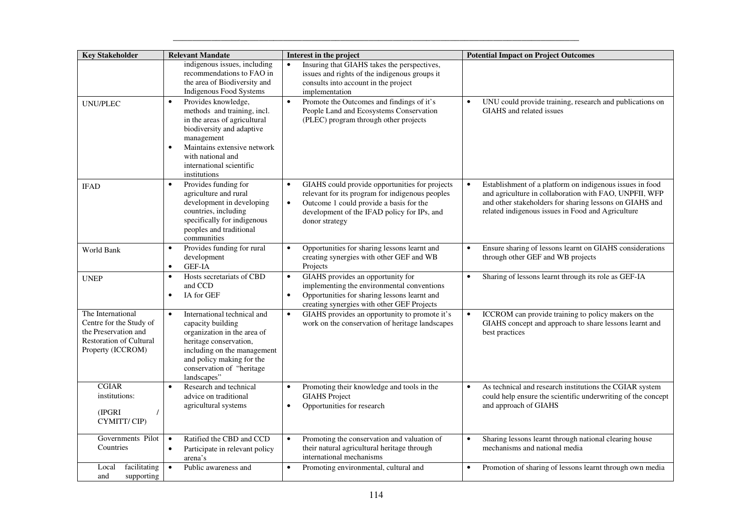| Key Stakeholder | Relevant Mandate | Interest in the project | Potential Impact on Project Outcomes |
|---|---|---|---|
| | indigenous issues, including recommendations to FAO in the area of Biodiversity and Indigenous Food Systems | • Insuring that GIAHS takes the perspectives, issues and rights of the indigenous groups it consults into account in the project implementation | |
| UNU/PLEC | • Provides knowledge, methods and training, incl. in the areas of agricultural biodiversity and adaptive management<br>• Maintains extensive network with national and international scientific institutions | • Promote the Outcomes and findings of it's People Land and Ecosystems Conservation (PLEC) program through other projects | • UNU could provide training, research and publications on GIAHS and related issues |
| IFAD | • Provides funding for agriculture and rural development in developing countries, including specifically for indigenous peoples and traditional communities | • GIAHS could provide opportunities for projects relevant for its program for indigenous peoples<br>• Outcome 1 could provide a basis for the development of the IFAD policy for IPs, and donor strategy | • Establishment of a platform on indigenous issues in food and agriculture in collaboration with FAO, UNPFII, WFP and other stakeholders for sharing lessons on GIAHS and related indigenous issues in Food and Agriculture |
| World Bank | • Provides funding for rural development<br>• GEF-IA | • Opportunities for sharing lessons learnt and creating synergies with other GEF and WB Projects | • Ensure sharing of lessons learnt on GIAHS considerations through other GEF and WB projects |
| UNEP | • Hosts secretariats of CBD and CCD<br>• IA for GEF | • GIAHS provides an opportunity for implementing the environmental conventions<br>• Opportunities for sharing lessons learnt and creating synergies with other GEF Projects | • Sharing of lessons learnt through its role as GEF-IA |
| The International Centre for the Study of the Preservation and Restoration of Cultural Property (ICCROM) | • International technical and capacity building organization in the area of heritage conservation, including on the management and policy making for the conservation of "heritage landscapes" | • GIAHS provides an opportunity to promote it's work on the conservation of heritage landscapes | • ICCROM can provide training to policy makers on the GIAHS concept and approach to share lessons learnt and best practices |
| CGIAR institutions:<br><br>(IPGRI / CYMITT/ CIP) | • Research and technical advice on traditional agricultural systems | • Promoting their knowledge and tools in the GIAHS Project<br>• Opportunities for research | • As technical and research institutions the CGIAR system could help ensure the scientific underwriting of the concept and approach of GIAHS |
| Governments Pilot Countries | • Ratified the CBD and CCD<br>• Participate in relevant policy arena's | • Promoting the conservation and valuation of their natural agricultural heritage through international mechanisms | • Sharing lessons learnt through national clearing house mechanisms and national media |
| Local facilitating and supporting | • Public awareness and | • Promoting environmental, cultural and | • Promotion of sharing of lessons learnt through own media |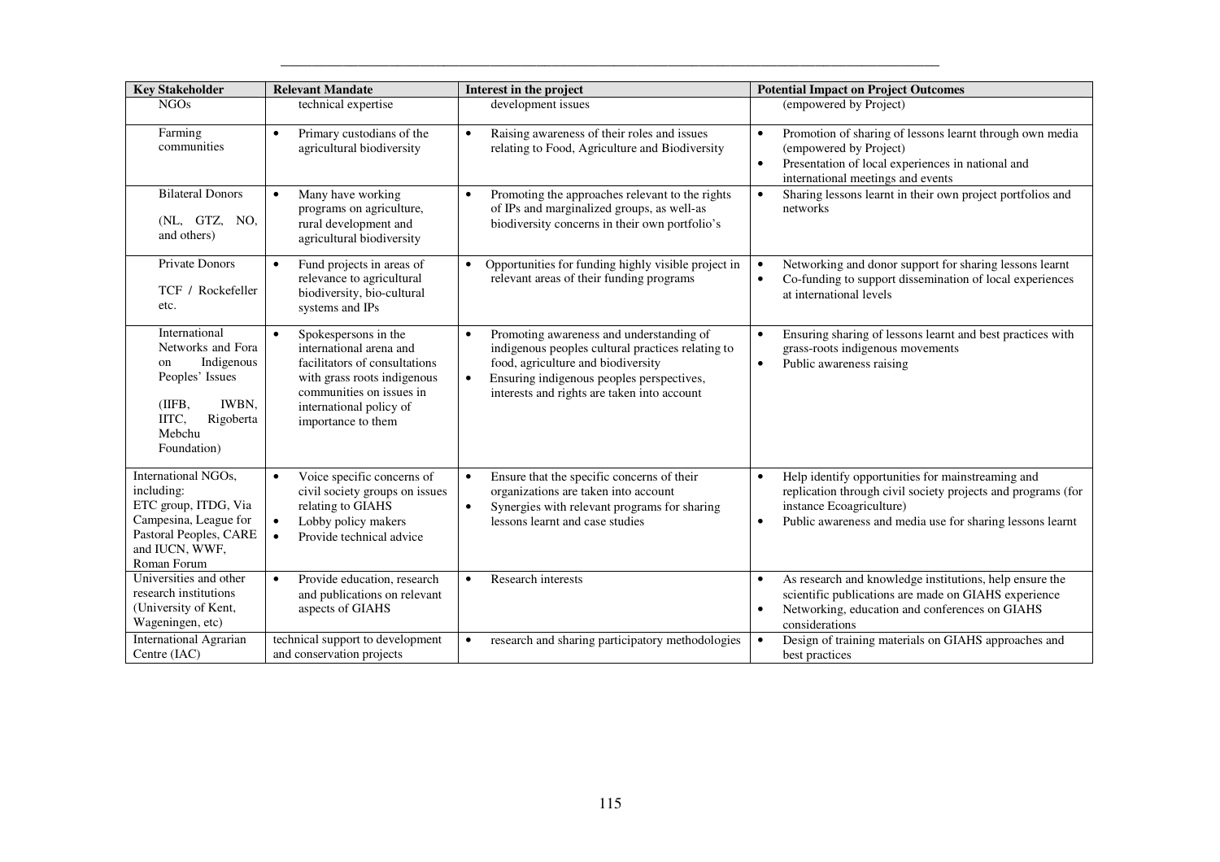| Key Stakeholder | Relevant Mandate | Interest in the project | Potential Impact on Project Outcomes |
|---|---|---|---|
| NGOs | technical expertise | development issues | (empowered by Project) |
| Farming communities | • Primary custodians of the agricultural biodiversity | • Raising awareness of their roles and issues relating to Food, Agriculture and Biodiversity | • Promotion of sharing of lessons learnt through own media (empowered by Project)<br>• Presentation of local experiences in national and international meetings and events |
| Bilateral Donors<br><br>(NL, GTZ, NO, and others) | • Many have working programs on agriculture, rural development and agricultural biodiversity | • Promoting the approaches relevant to the rights of IPs and marginalized groups, as well-as biodiversity concerns in their own portfolio's | • Sharing lessons learnt in their own project portfolios and networks |
| Private Donors<br><br>TCF / Rockefeller etc. | • Fund projects in areas of relevance to agricultural biodiversity, bio-cultural systems and IPs | • Opportunities for funding highly visible project in relevant areas of their funding programs | • Networking and donor support for sharing lessons learnt<br>• Co-funding to support dissemination of local experiences at international levels |
| International Networks and Fora on Indigenous Peoples' Issues<br><br>(IIFB, IWBN, IITC, Rigoberta Mebchu Foundation) | • Spokespersons in the international arena and facilitators of consultations with grass roots indigenous communities on issues in international policy of importance to them | • Promoting awareness and understanding of indigenous peoples cultural practices relating to food, agriculture and biodiversity<br>• Ensuring indigenous peoples perspectives, interests and rights are taken into account | • Ensuring sharing of lessons learnt and best practices with grass-roots indigenous movements<br>• Public awareness raising |
| International NGOs, including: ETC group, ITDG, Via Campesina, League for Pastoral Peoples, CARE and IUCN, WWF, Roman Forum | • Voice specific concerns of civil society groups on issues relating to GIAHS<br>• Lobby policy makers<br>• Provide technical advice | • Ensure that the specific concerns of their organizations are taken into account<br>• Synergies with relevant programs for sharing lessons learnt and case studies | • Help identify opportunities for mainstreaming and replication through civil society projects and programs (for instance Ecoagriculture)<br>• Public awareness and media use for sharing lessons learnt |
| Universities and other research institutions (University of Kent, Wageningen, etc) | • Provide education, research and publications on relevant aspects of GIAHS | • Research interests | • As research and knowledge institutions, help ensure the scientific publications are made on GIAHS experience<br>• Networking, education and conferences on GIAHS considerations |
| International Agrarian Centre (IAC) | technical support to development and conservation projects | • research and sharing participatory methodologies | • Design of training materials on GIAHS approaches and best practices |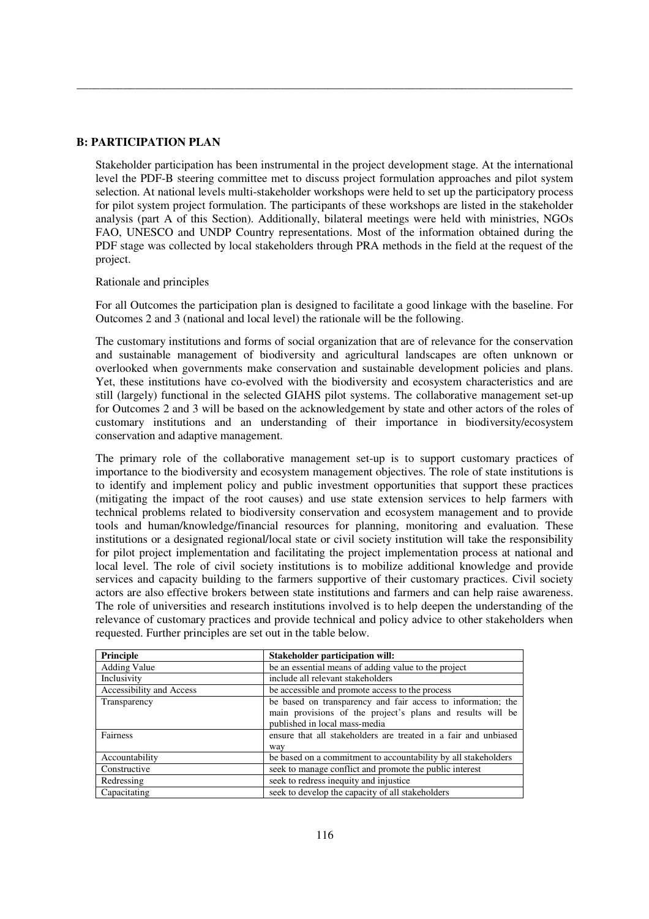## B: PARTICIPATION PLAN

Stakeholder participation has been instrumental in the project development stage. At the international level the PDF-B steering committee met to discuss project formulation approaches and pilot system selection. At national levels multi-stakeholder workshops were held to set up the participatory process for pilot system project formulation. The participants of these workshops are listed in the stakeholder analysis (part A of this Section). Additionally, bilateral meetings were held with ministries, NGOs FAO, UNESCO and UNDP Country representations. Most of the information obtained during the PDF stage was collected by local stakeholders through PRA methods in the field at the request of the project.

Rationale and principles

For all Outcomes the participation plan is designed to facilitate a good linkage with the baseline. For Outcomes 2 and 3 (national and local level) the rationale will be the following.

The customary institutions and forms of social organization that are of relevance for the conservation and sustainable management of biodiversity and agricultural landscapes are often unknown or overlooked when governments make conservation and sustainable development policies and plans. Yet, these institutions have co-evolved with the biodiversity and ecosystem characteristics and are still (largely) functional in the selected GIAHS pilot systems. The collaborative management set-up for Outcomes 2 and 3 will be based on the acknowledgement by state and other actors of the roles of customary institutions and an understanding of their importance in biodiversity/ecosystem conservation and adaptive management.

The primary role of the collaborative management set-up is to support customary practices of importance to the biodiversity and ecosystem management objectives. The role of state institutions is to identify and implement policy and public investment opportunities that support these practices (mitigating the impact of the root causes) and use state extension services to help farmers with technical problems related to biodiversity conservation and ecosystem management and to provide tools and human/knowledge/financial resources for planning, monitoring and evaluation. These institutions or a designated regional/local state or civil society institution will take the responsibility for pilot project implementation and facilitating the project implementation process at national and local level. The role of civil society institutions is to mobilize additional knowledge and provide services and capacity building to the farmers supportive of their customary practices. Civil society actors are also effective brokers between state institutions and farmers and can help raise awareness. The role of universities and research institutions involved is to help deepen the understanding of the relevance of customary practices and provide technical and policy advice to other stakeholders when requested. Further principles are set out in the table below.

| Principle | Stakeholder participation will: |
|---|---|
| Adding Value | be an essential means of adding value to the project |
| Inclusivity | include all relevant stakeholders |
| Accessibility and Access | be accessible and promote access to the process |
| Transparency | be based on transparency and fair access to information; the main provisions of the project's plans and results will be published in local mass-media |
| Fairness | ensure that all stakeholders are treated in a fair and unbiased way |
| Accountability | be based on a commitment to accountability by all stakeholders |
| Constructive | seek to manage conflict and promote the public interest |
| Redressing | seek to redress inequity and injustice |
| Capacitating | seek to develop the capacity of all stakeholders |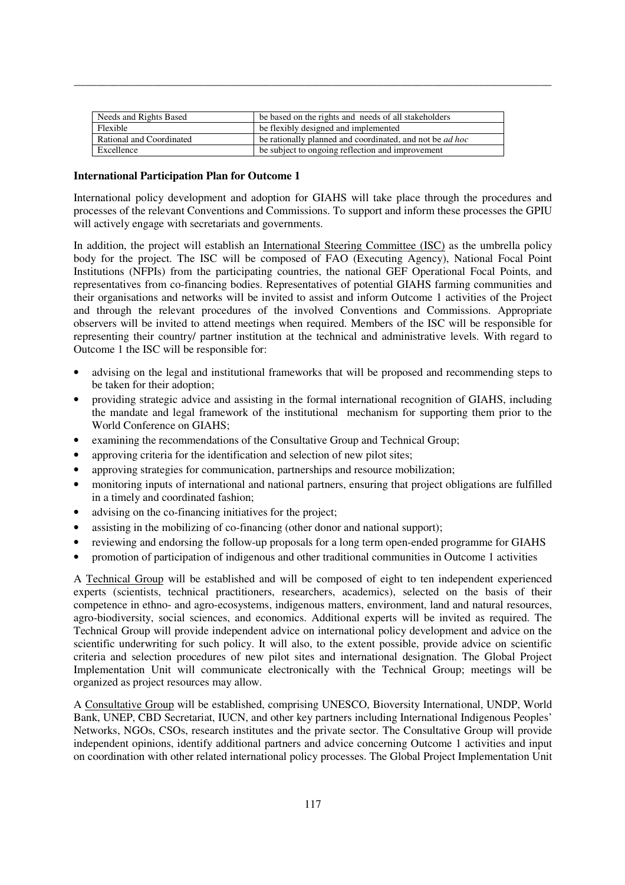| Needs and Rights Based | be based on the rights and needs of all stakeholders |
|---|---|
| Flexible | be flexibly designed and implemented |
| Rational and Coordinated | be rationally planned and coordinated, and not be *ad hoc* |
| Excellence | be subject to ongoing reflection and improvement |

**International Participation Plan for Outcome 1**

International policy development and adoption for GIAHS will take place through the procedures and processes of the relevant Conventions and Commissions. To support and inform these processes the GPIU will actively engage with secretariats and governments.

In addition, the project will establish an International Steering Committee (ISC) as the umbrella policy body for the project. The ISC will be composed of FAO (Executing Agency), National Focal Point Institutions (NFPIs) from the participating countries, the national GEF Operational Focal Points, and representatives from co-financing bodies. Representatives of potential GIAHS farming communities and their organisations and networks will be invited to assist and inform Outcome 1 activities of the Project and through the relevant procedures of the involved Conventions and Commissions. Appropriate observers will be invited to attend meetings when required. Members of the ISC will be responsible for representing their country/ partner institution at the technical and administrative levels. With regard to Outcome 1 the ISC will be responsible for:

- advising on the legal and institutional frameworks that will be proposed and recommending steps to be taken for their adoption;
- providing strategic advice and assisting in the formal international recognition of GIAHS, including the mandate and legal framework of the institutional mechanism for supporting them prior to the World Conference on GIAHS;
- examining the recommendations of the Consultative Group and Technical Group;
- approving criteria for the identification and selection of new pilot sites;
- approving strategies for communication, partnerships and resource mobilization;
- monitoring inputs of international and national partners, ensuring that project obligations are fulfilled in a timely and coordinated fashion;
- advising on the co-financing initiatives for the project;
- assisting in the mobilizing of co-financing (other donor and national support);
- reviewing and endorsing the follow-up proposals for a long term open-ended programme for GIAHS
- promotion of participation of indigenous and other traditional communities in Outcome 1 activities

A Technical Group will be established and will be composed of eight to ten independent experienced experts (scientists, technical practitioners, researchers, academics), selected on the basis of their competence in ethno- and agro-ecosystems, indigenous matters, environment, land and natural resources, agro-biodiversity, social sciences, and economics. Additional experts will be invited as required. The Technical Group will provide independent advice on international policy development and advice on the scientific underwriting for such policy. It will also, to the extent possible, provide advice on scientific criteria and selection procedures of new pilot sites and international designation. The Global Project Implementation Unit will communicate electronically with the Technical Group; meetings will be organized as project resources may allow.

A Consultative Group will be established, comprising UNESCO, Bioversity International, UNDP, World Bank, UNEP, CBD Secretariat, IUCN, and other key partners including International Indigenous Peoples' Networks, NGOs, CSOs, research institutes and the private sector. The Consultative Group will provide independent opinions, identify additional partners and advice concerning Outcome 1 activities and input on coordination with other related international policy processes. The Global Project Implementation Unit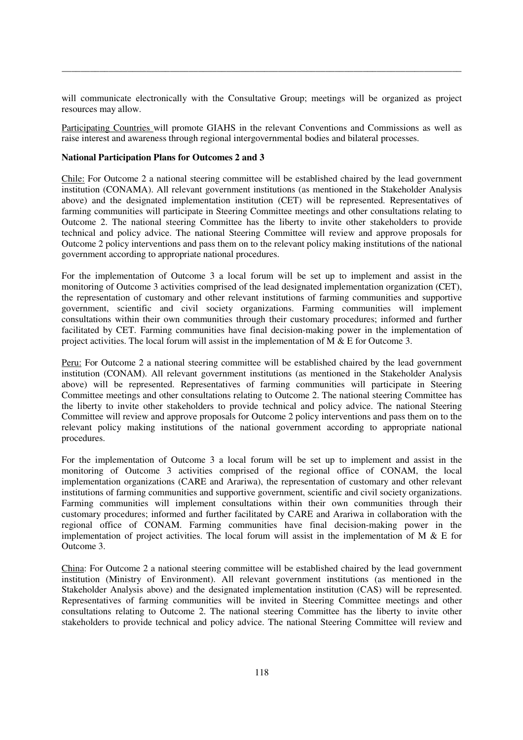will communicate electronically with the Consultative Group; meetings will be organized as project resources may allow.

Participating Countries will promote GIAHS in the relevant Conventions and Commissions as well as raise interest and awareness through regional intergovernmental bodies and bilateral processes.

**National Participation Plans for Outcomes 2 and 3**

Chile: For Outcome 2 a national steering committee will be established chaired by the lead government institution (CONAMA). All relevant government institutions (as mentioned in the Stakeholder Analysis above) and the designated implementation institution (CET) will be represented. Representatives of farming communities will participate in Steering Committee meetings and other consultations relating to Outcome 2. The national steering Committee has the liberty to invite other stakeholders to provide technical and policy advice. The national Steering Committee will review and approve proposals for Outcome 2 policy interventions and pass them on to the relevant policy making institutions of the national government according to appropriate national procedures.

For the implementation of Outcome 3 a local forum will be set up to implement and assist in the monitoring of Outcome 3 activities comprised of the lead designated implementation organization (CET), the representation of customary and other relevant institutions of farming communities and supportive government, scientific and civil society organizations. Farming communities will implement consultations within their own communities through their customary procedures; informed and further facilitated by CET. Farming communities have final decision-making power in the implementation of project activities. The local forum will assist in the implementation of M & E for Outcome 3.

Peru: For Outcome 2 a national steering committee will be established chaired by the lead government institution (CONAM). All relevant government institutions (as mentioned in the Stakeholder Analysis above) will be represented. Representatives of farming communities will participate in Steering Committee meetings and other consultations relating to Outcome 2. The national steering Committee has the liberty to invite other stakeholders to provide technical and policy advice. The national Steering Committee will review and approve proposals for Outcome 2 policy interventions and pass them on to the relevant policy making institutions of the national government according to appropriate national procedures.

For the implementation of Outcome 3 a local forum will be set up to implement and assist in the monitoring of Outcome 3 activities comprised of the regional office of CONAM, the local implementation organizations (CARE and Arariwa), the representation of customary and other relevant institutions of farming communities and supportive government, scientific and civil society organizations. Farming communities will implement consultations within their own communities through their customary procedures; informed and further facilitated by CARE and Arariwa in collaboration with the regional office of CONAM. Farming communities have final decision-making power in the implementation of project activities. The local forum will assist in the implementation of M & E for Outcome 3.

China: For Outcome 2 a national steering committee will be established chaired by the lead government institution (Ministry of Environment). All relevant government institutions (as mentioned in the Stakeholder Analysis above) and the designated implementation institution (CAS) will be represented. Representatives of farming communities will be invited in Steering Committee meetings and other consultations relating to Outcome 2. The national steering Committee has the liberty to invite other stakeholders to provide technical and policy advice. The national Steering Committee will review and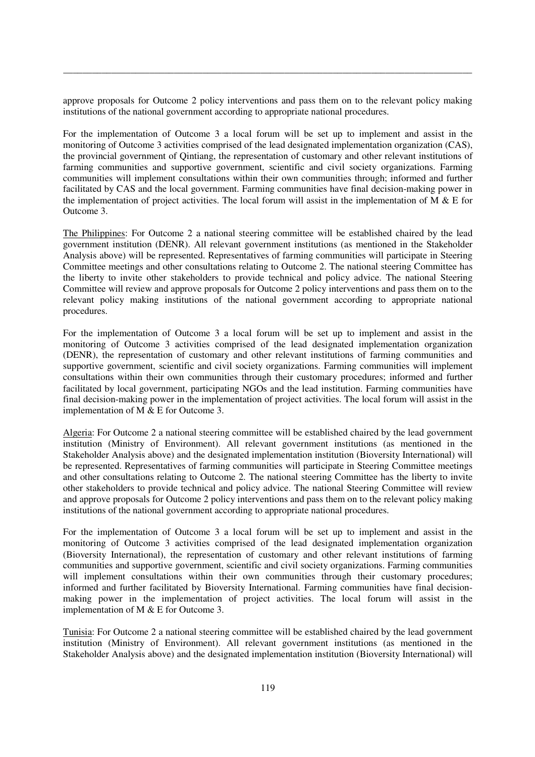approve proposals for Outcome 2 policy interventions and pass them on to the relevant policy making institutions of the national government according to appropriate national procedures.

For the implementation of Outcome 3 a local forum will be set up to implement and assist in the monitoring of Outcome 3 activities comprised of the lead designated implementation organization (CAS), the provincial government of Qintiang, the representation of customary and other relevant institutions of farming communities and supportive government, scientific and civil society organizations. Farming communities will implement consultations within their own communities through; informed and further facilitated by CAS and the local government. Farming communities have final decision-making power in the implementation of project activities. The local forum will assist in the implementation of M & E for Outcome 3.

The Philippines: For Outcome 2 a national steering committee will be established chaired by the lead government institution (DENR). All relevant government institutions (as mentioned in the Stakeholder Analysis above) will be represented. Representatives of farming communities will participate in Steering Committee meetings and other consultations relating to Outcome 2. The national steering Committee has the liberty to invite other stakeholders to provide technical and policy advice. The national Steering Committee will review and approve proposals for Outcome 2 policy interventions and pass them on to the relevant policy making institutions of the national government according to appropriate national procedures.

For the implementation of Outcome 3 a local forum will be set up to implement and assist in the monitoring of Outcome 3 activities comprised of the lead designated implementation organization (DENR), the representation of customary and other relevant institutions of farming communities and supportive government, scientific and civil society organizations. Farming communities will implement consultations within their own communities through their customary procedures; informed and further facilitated by local government, participating NGOs and the lead institution. Farming communities have final decision-making power in the implementation of project activities. The local forum will assist in the implementation of M & E for Outcome 3.

Algeria: For Outcome 2 a national steering committee will be established chaired by the lead government institution (Ministry of Environment). All relevant government institutions (as mentioned in the Stakeholder Analysis above) and the designated implementation institution (Bioversity International) will be represented. Representatives of farming communities will participate in Steering Committee meetings and other consultations relating to Outcome 2. The national steering Committee has the liberty to invite other stakeholders to provide technical and policy advice. The national Steering Committee will review and approve proposals for Outcome 2 policy interventions and pass them on to the relevant policy making institutions of the national government according to appropriate national procedures.

For the implementation of Outcome 3 a local forum will be set up to implement and assist in the monitoring of Outcome 3 activities comprised of the lead designated implementation organization (Bioversity International), the representation of customary and other relevant institutions of farming communities and supportive government, scientific and civil society organizations. Farming communities will implement consultations within their own communities through their customary procedures; informed and further facilitated by Bioversity International. Farming communities have final decision-making power in the implementation of project activities. The local forum will assist in the implementation of M & E for Outcome 3.

Tunisia: For Outcome 2 a national steering committee will be established chaired by the lead government institution (Ministry of Environment). All relevant government institutions (as mentioned in the Stakeholder Analysis above) and the designated implementation institution (Bioversity International) will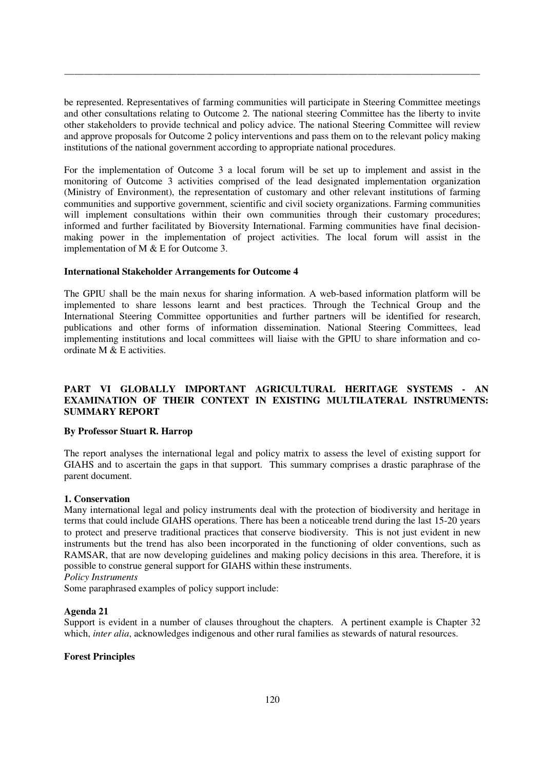be represented. Representatives of farming communities will participate in Steering Committee meetings and other consultations relating to Outcome 2. The national steering Committee has the liberty to invite other stakeholders to provide technical and policy advice. The national Steering Committee will review and approve proposals for Outcome 2 policy interventions and pass them on to the relevant policy making institutions of the national government according to appropriate national procedures.

For the implementation of Outcome 3 a local forum will be set up to implement and assist in the monitoring of Outcome 3 activities comprised of the lead designated implementation organization (Ministry of Environment), the representation of customary and other relevant institutions of farming communities and supportive government, scientific and civil society organizations. Farming communities will implement consultations within their own communities through their customary procedures; informed and further facilitated by Bioversity International. Farming communities have final decision-making power in the implementation of project activities. The local forum will assist in the implementation of M & E for Outcome 3.

**International Stakeholder Arrangements for Outcome 4**

The GPIU shall be the main nexus for sharing information. A web-based information platform will be implemented to share lessons learnt and best practices. Through the Technical Group and the International Steering Committee opportunities and further partners will be identified for research, publications and other forms of information dissemination. National Steering Committees, lead implementing institutions and local committees will liaise with the GPIU to share information and co-ordinate M & E activities.

## PART VI GLOBALLY IMPORTANT AGRICULTURAL HERITAGE SYSTEMS - AN EXAMINATION OF THEIR CONTEXT IN EXISTING MULTILATERAL INSTRUMENTS: SUMMARY REPORT

**By Professor Stuart R. Harrop**

The report analyses the international legal and policy matrix to assess the level of existing support for GIAHS and to ascertain the gaps in that support. This summary comprises a drastic paraphrase of the parent document.

### 1. Conservation

Many international legal and policy instruments deal with the protection of biodiversity and heritage in terms that could include GIAHS operations. There has been a noticeable trend during the last 15-20 years to protect and preserve traditional practices that conserve biodiversity. This is not just evident in new instruments but the trend has also been incorporated in the functioning of older conventions, such as RAMSAR, that are now developing guidelines and making policy decisions in this area. Therefore, it is possible to construe general support for GIAHS within these instruments.

*Policy Instruments*

Some paraphrased examples of policy support include:

**Agenda 21**

Support is evident in a number of clauses throughout the chapters. A pertinent example is Chapter 32 which, *inter alia*, acknowledges indigenous and other rural families as stewards of natural resources.

**Forest Principles**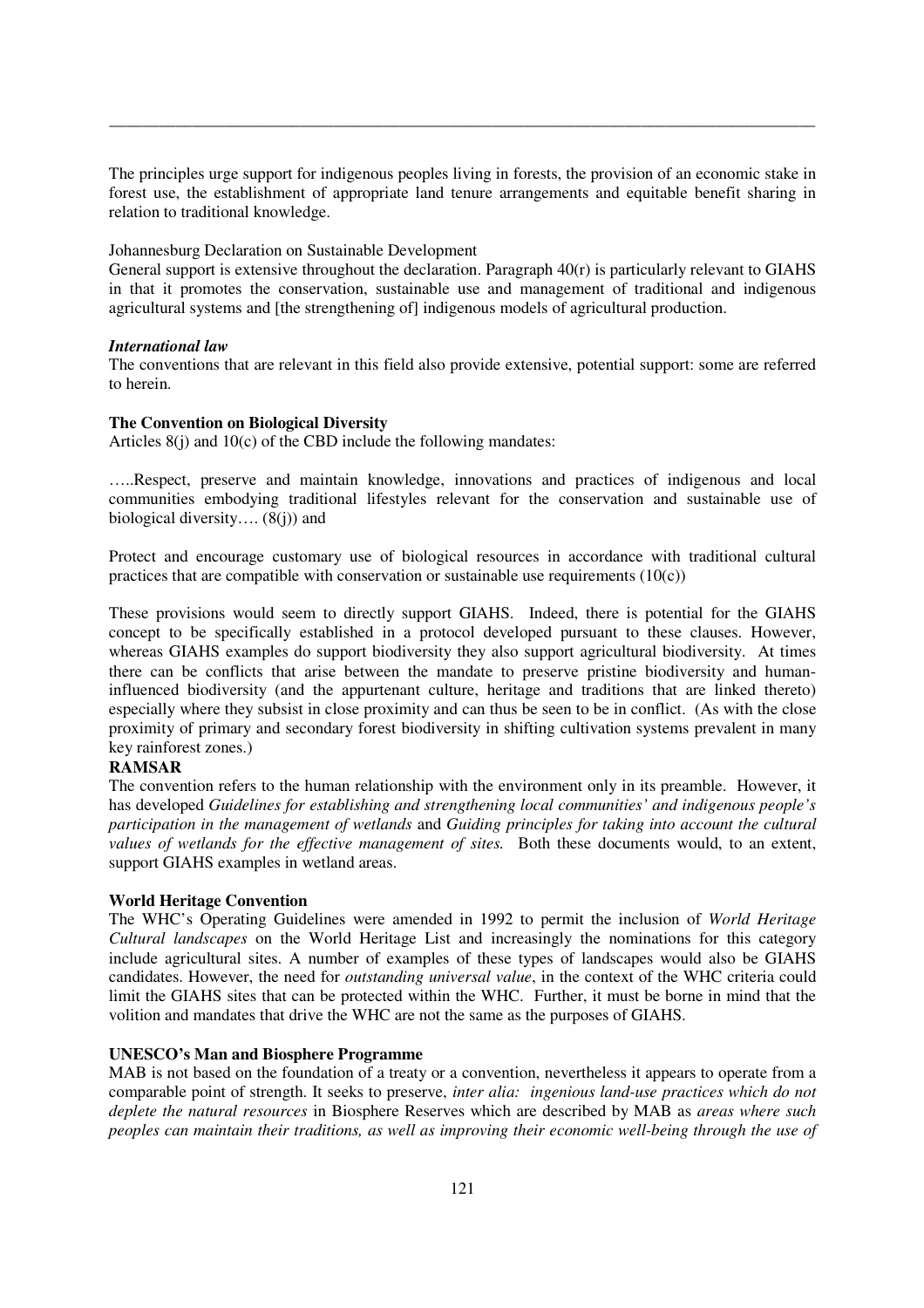The principles urge support for indigenous peoples living in forests, the provision of an economic stake in forest use, the establishment of appropriate land tenure arrangements and equitable benefit sharing in relation to traditional knowledge.

Johannesburg Declaration on Sustainable Development
General support is extensive throughout the declaration. Paragraph 40(r) is particularly relevant to GIAHS in that it promotes the conservation, sustainable use and management of traditional and indigenous agricultural systems and [the strengthening of] indigenous models of agricultural production.

***International law***
The conventions that are relevant in this field also provide extensive, potential support: some are referred to herein.

**The Convention on Biological Diversity**
Articles 8(j) and 10(c) of the CBD include the following mandates:

…..Respect, preserve and maintain knowledge, innovations and practices of indigenous and local communities embodying traditional lifestyles relevant for the conservation and sustainable use of biological diversity…. (8(j)) and

Protect and encourage customary use of biological resources in accordance with traditional cultural practices that are compatible with conservation or sustainable use requirements (10(c))

These provisions would seem to directly support GIAHS. Indeed, there is potential for the GIAHS concept to be specifically established in a protocol developed pursuant to these clauses. However, whereas GIAHS examples do support biodiversity they also support agricultural biodiversity. At times there can be conflicts that arise between the mandate to preserve pristine biodiversity and human-influenced biodiversity (and the appurtenant culture, heritage and traditions that are linked thereto) especially where they subsist in close proximity and can thus be seen to be in conflict. (As with the close proximity of primary and secondary forest biodiversity in shifting cultivation systems prevalent in many key rainforest zones.)

**RAMSAR**
The convention refers to the human relationship with the environment only in its preamble. However, it has developed *Guidelines for establishing and strengthening local communities' and indigenous people's participation in the management of wetlands* and *Guiding principles for taking into account the cultural values of wetlands for the effective management of sites.* Both these documents would, to an extent, support GIAHS examples in wetland areas.

**World Heritage Convention**
The WHC's Operating Guidelines were amended in 1992 to permit the inclusion of *World Heritage Cultural landscapes* on the World Heritage List and increasingly the nominations for this category include agricultural sites. A number of examples of these types of landscapes would also be GIAHS candidates. However, the need for *outstanding universal value*, in the context of the WHC criteria could limit the GIAHS sites that can be protected within the WHC. Further, it must be borne in mind that the volition and mandates that drive the WHC are not the same as the purposes of GIAHS.

**UNESCO's Man and Biosphere Programme**
MAB is not based on the foundation of a treaty or a convention, nevertheless it appears to operate from a comparable point of strength. It seeks to preserve, *inter alia: ingenious land-use practices which do not deplete the natural resources* in Biosphere Reserves which are described by MAB as *areas where such peoples can maintain their traditions, as well as improving their economic well-being through the use of*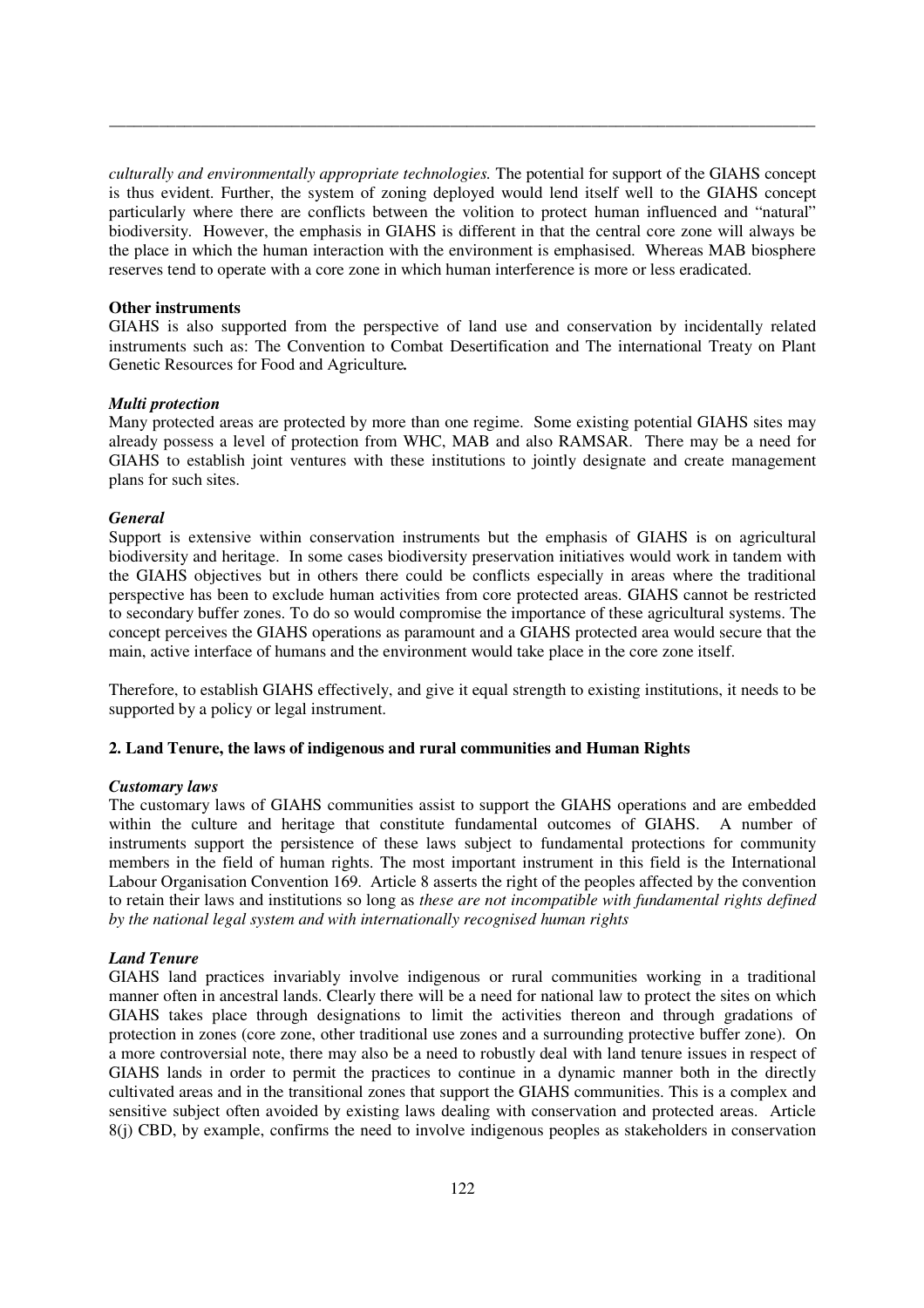*culturally and environmentally appropriate technologies.* The potential for support of the GIAHS concept is thus evident. Further, the system of zoning deployed would lend itself well to the GIAHS concept particularly where there are conflicts between the volition to protect human influenced and "natural" biodiversity. However, the emphasis in GIAHS is different in that the central core zone will always be the place in which the human interaction with the environment is emphasised. Whereas MAB biosphere reserves tend to operate with a core zone in which human interference is more or less eradicated.

**Other instruments**

GIAHS is also supported from the perspective of land use and conservation by incidentally related instruments such as: The Convention to Combat Desertification and The international Treaty on Plant Genetic Resources for Food and Agriculture**.**

***Multi protection***

Many protected areas are protected by more than one regime. Some existing potential GIAHS sites may already possess a level of protection from WHC, MAB and also RAMSAR. There may be a need for GIAHS to establish joint ventures with these institutions to jointly designate and create management plans for such sites.

***General***

Support is extensive within conservation instruments but the emphasis of GIAHS is on agricultural biodiversity and heritage. In some cases biodiversity preservation initiatives would work in tandem with the GIAHS objectives but in others there could be conflicts especially in areas where the traditional perspective has been to exclude human activities from core protected areas. GIAHS cannot be restricted to secondary buffer zones. To do so would compromise the importance of these agricultural systems. The concept perceives the GIAHS operations as paramount and a GIAHS protected area would secure that the main, active interface of humans and the environment would take place in the core zone itself.

Therefore, to establish GIAHS effectively, and give it equal strength to existing institutions, it needs to be supported by a policy or legal instrument.

**2. Land Tenure, the laws of indigenous and rural communities and Human Rights**

***Customary laws***

The customary laws of GIAHS communities assist to support the GIAHS operations and are embedded within the culture and heritage that constitute fundamental outcomes of GIAHS. A number of instruments support the persistence of these laws subject to fundamental protections for community members in the field of human rights. The most important instrument in this field is the International Labour Organisation Convention 169. Article 8 asserts the right of the peoples affected by the convention to retain their laws and institutions so long as *these are not incompatible with fundamental rights defined by the national legal system and with internationally recognised human rights*

***Land Tenure***

GIAHS land practices invariably involve indigenous or rural communities working in a traditional manner often in ancestral lands. Clearly there will be a need for national law to protect the sites on which GIAHS takes place through designations to limit the activities thereon and through gradations of protection in zones (core zone, other traditional use zones and a surrounding protective buffer zone). On a more controversial note, there may also be a need to robustly deal with land tenure issues in respect of GIAHS lands in order to permit the practices to continue in a dynamic manner both in the directly cultivated areas and in the transitional zones that support the GIAHS communities. This is a complex and sensitive subject often avoided by existing laws dealing with conservation and protected areas. Article 8(j) CBD, by example, confirms the need to involve indigenous peoples as stakeholders in conservation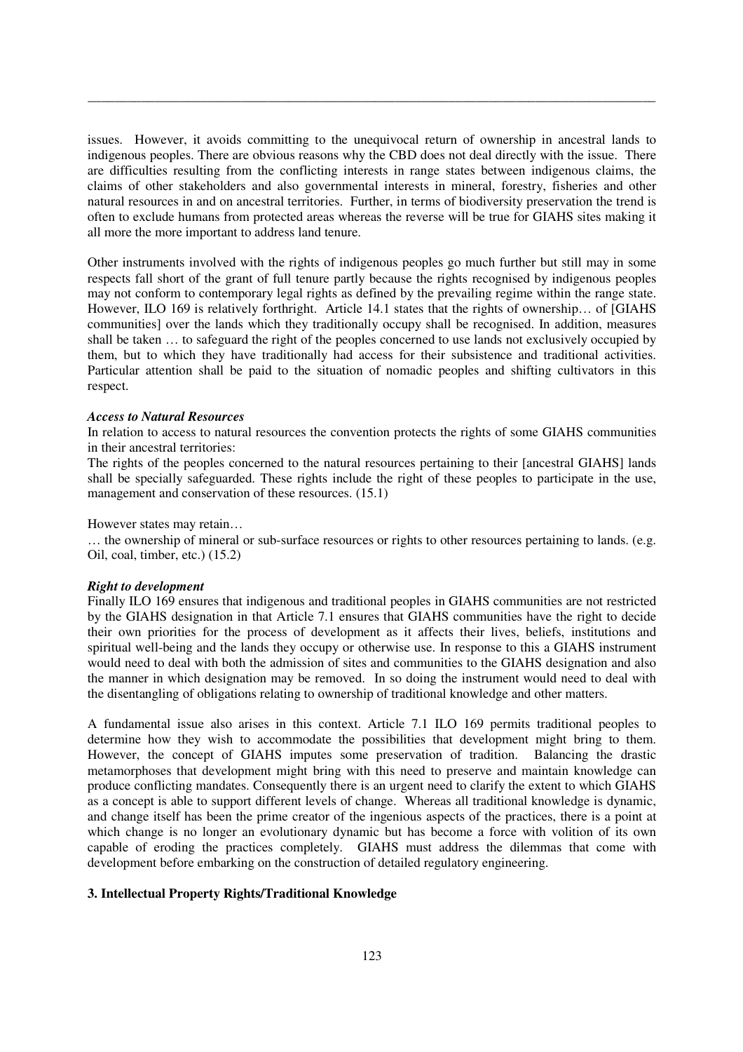issues. However, it avoids committing to the unequivocal return of ownership in ancestral lands to indigenous peoples. There are obvious reasons why the CBD does not deal directly with the issue. There are difficulties resulting from the conflicting interests in range states between indigenous claims, the claims of other stakeholders and also governmental interests in mineral, forestry, fisheries and other natural resources in and on ancestral territories. Further, in terms of biodiversity preservation the trend is often to exclude humans from protected areas whereas the reverse will be true for GIAHS sites making it all more the more important to address land tenure.

Other instruments involved with the rights of indigenous peoples go much further but still may in some respects fall short of the grant of full tenure partly because the rights recognised by indigenous peoples may not conform to contemporary legal rights as defined by the prevailing regime within the range state. However, ILO 169 is relatively forthright. Article 14.1 states that the rights of ownership… of [GIAHS communities] over the lands which they traditionally occupy shall be recognised. In addition, measures shall be taken … to safeguard the right of the peoples concerned to use lands not exclusively occupied by them, but to which they have traditionally had access for their subsistence and traditional activities. Particular attention shall be paid to the situation of nomadic peoples and shifting cultivators in this respect.

***Access to Natural Resources***

In relation to access to natural resources the convention protects the rights of some GIAHS communities in their ancestral territories:

The rights of the peoples concerned to the natural resources pertaining to their [ancestral GIAHS] lands shall be specially safeguarded. These rights include the right of these peoples to participate in the use, management and conservation of these resources. (15.1)

However states may retain…

… the ownership of mineral or sub-surface resources or rights to other resources pertaining to lands. (e.g. Oil, coal, timber, etc.) (15.2)

***Right to development***

Finally ILO 169 ensures that indigenous and traditional peoples in GIAHS communities are not restricted by the GIAHS designation in that Article 7.1 ensures that GIAHS communities have the right to decide their own priorities for the process of development as it affects their lives, beliefs, institutions and spiritual well-being and the lands they occupy or otherwise use. In response to this a GIAHS instrument would need to deal with both the admission of sites and communities to the GIAHS designation and also the manner in which designation may be removed. In so doing the instrument would need to deal with the disentangling of obligations relating to ownership of traditional knowledge and other matters.

A fundamental issue also arises in this context. Article 7.1 ILO 169 permits traditional peoples to determine how they wish to accommodate the possibilities that development might bring to them. However, the concept of GIAHS imputes some preservation of tradition. Balancing the drastic metamorphoses that development might bring with this need to preserve and maintain knowledge can produce conflicting mandates. Consequently there is an urgent need to clarify the extent to which GIAHS as a concept is able to support different levels of change. Whereas all traditional knowledge is dynamic, and change itself has been the prime creator of the ingenious aspects of the practices, there is a point at which change is no longer an evolutionary dynamic but has become a force with volition of its own capable of eroding the practices completely. GIAHS must address the dilemmas that come with development before embarking on the construction of detailed regulatory engineering.

### 3. Intellectual Property Rights/Traditional Knowledge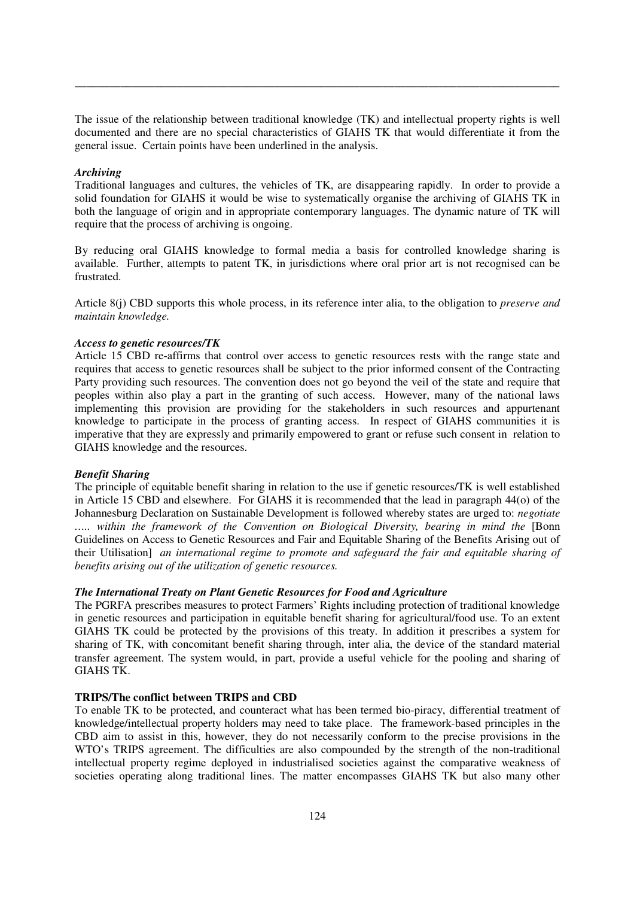The issue of the relationship between traditional knowledge (TK) and intellectual property rights is well documented and there are no special characteristics of GIAHS TK that would differentiate it from the general issue. Certain points have been underlined in the analysis.

***Archiving***

Traditional languages and cultures, the vehicles of TK, are disappearing rapidly. In order to provide a solid foundation for GIAHS it would be wise to systematically organise the archiving of GIAHS TK in both the language of origin and in appropriate contemporary languages. The dynamic nature of TK will require that the process of archiving is ongoing.

By reducing oral GIAHS knowledge to formal media a basis for controlled knowledge sharing is available. Further, attempts to patent TK, in jurisdictions where oral prior art is not recognised can be frustrated.

Article 8(j) CBD supports this whole process, in its reference inter alia, to the obligation to *preserve and maintain knowledge.*

***Access to genetic resources/TK***

Article 15 CBD re-affirms that control over access to genetic resources rests with the range state and requires that access to genetic resources shall be subject to the prior informed consent of the Contracting Party providing such resources. The convention does not go beyond the veil of the state and require that peoples within also play a part in the granting of such access. However, many of the national laws implementing this provision are providing for the stakeholders in such resources and appurtenant knowledge to participate in the process of granting access. In respect of GIAHS communities it is imperative that they are expressly and primarily empowered to grant or refuse such consent in relation to GIAHS knowledge and the resources.

***Benefit Sharing***

The principle of equitable benefit sharing in relation to the use if genetic resources/TK is well established in Article 15 CBD and elsewhere. For GIAHS it is recommended that the lead in paragraph 44(o) of the Johannesburg Declaration on Sustainable Development is followed whereby states are urged to: *negotiate ….. within the framework of the Convention on Biological Diversity, bearing in mind the* [Bonn Guidelines on Access to Genetic Resources and Fair and Equitable Sharing of the Benefits Arising out of their Utilisation] *an international regime to promote and safeguard the fair and equitable sharing of benefits arising out of the utilization of genetic resources.*

***The International Treaty on Plant Genetic Resources for Food and Agriculture***

The PGRFA prescribes measures to protect Farmers' Rights including protection of traditional knowledge in genetic resources and participation in equitable benefit sharing for agricultural/food use. To an extent GIAHS TK could be protected by the provisions of this treaty. In addition it prescribes a system for sharing of TK, with concomitant benefit sharing through, inter alia, the device of the standard material transfer agreement. The system would, in part, provide a useful vehicle for the pooling and sharing of GIAHS TK.

**TRIPS/The conflict between TRIPS and CBD**

To enable TK to be protected, and counteract what has been termed bio-piracy, differential treatment of knowledge/intellectual property holders may need to take place. The framework-based principles in the CBD aim to assist in this, however, they do not necessarily conform to the precise provisions in the WTO's TRIPS agreement. The difficulties are also compounded by the strength of the non-traditional intellectual property regime deployed in industrialised societies against the comparative weakness of societies operating along traditional lines. The matter encompasses GIAHS TK but also many other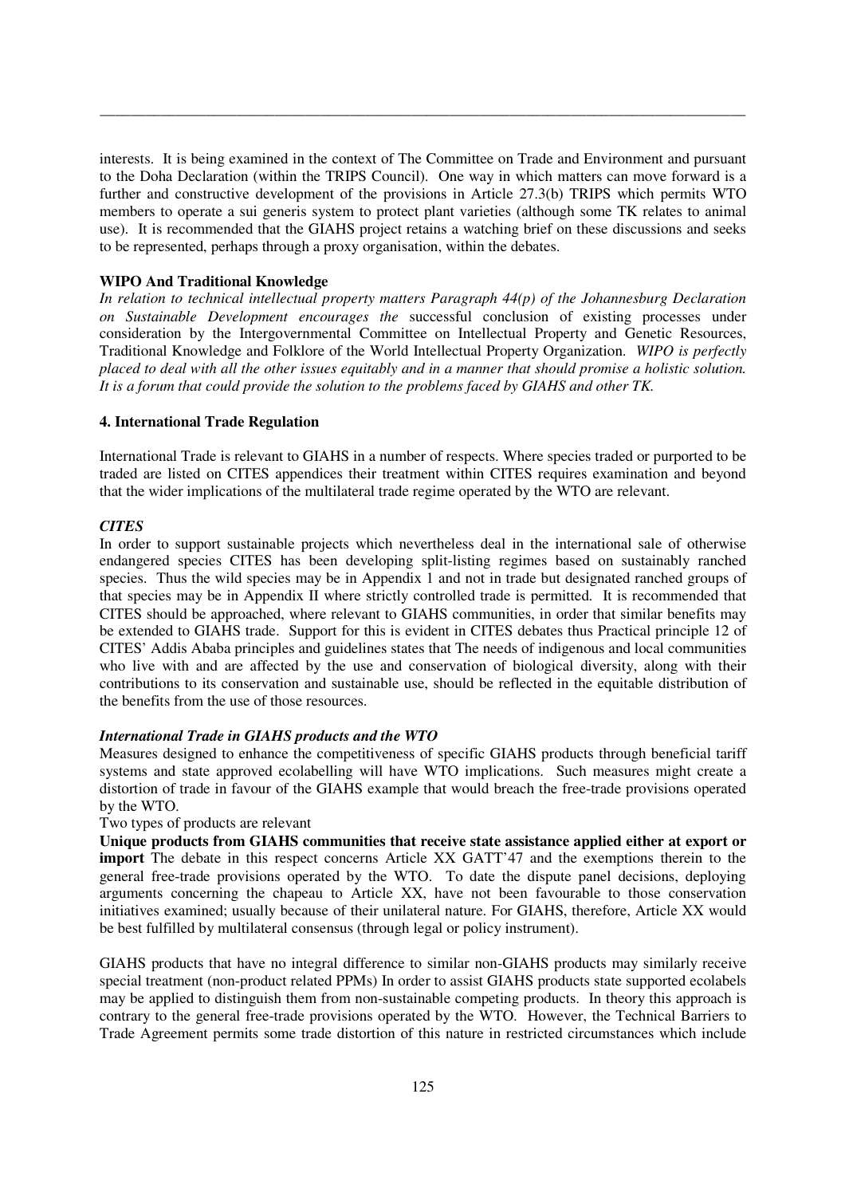interests. It is being examined in the context of The Committee on Trade and Environment and pursuant to the Doha Declaration (within the TRIPS Council). One way in which matters can move forward is a further and constructive development of the provisions in Article 27.3(b) TRIPS which permits WTO members to operate a sui generis system to protect plant varieties (although some TK relates to animal use). It is recommended that the GIAHS project retains a watching brief on these discussions and seeks to be represented, perhaps through a proxy organisation, within the debates.

**WIPO And Traditional Knowledge**

*In relation to technical intellectual property matters Paragraph 44(p) of the Johannesburg Declaration on Sustainable Development encourages the* successful conclusion of existing processes under consideration by the Intergovernmental Committee on Intellectual Property and Genetic Resources, Traditional Knowledge and Folklore of the World Intellectual Property Organization. *WIPO is perfectly placed to deal with all the other issues equitably and in a manner that should promise a holistic solution. It is a forum that could provide the solution to the problems faced by GIAHS and other TK.*

**4. International Trade Regulation**

International Trade is relevant to GIAHS in a number of respects. Where species traded or purported to be traded are listed on CITES appendices their treatment within CITES requires examination and beyond that the wider implications of the multilateral trade regime operated by the WTO are relevant.

***CITES***

In order to support sustainable projects which nevertheless deal in the international sale of otherwise endangered species CITES has been developing split-listing regimes based on sustainably ranched species. Thus the wild species may be in Appendix 1 and not in trade but designated ranched groups of that species may be in Appendix II where strictly controlled trade is permitted. It is recommended that CITES should be approached, where relevant to GIAHS communities, in order that similar benefits may be extended to GIAHS trade. Support for this is evident in CITES debates thus Practical principle 12 of CITES' Addis Ababa principles and guidelines states that The needs of indigenous and local communities who live with and are affected by the use and conservation of biological diversity, along with their contributions to its conservation and sustainable use, should be reflected in the equitable distribution of the benefits from the use of those resources.

***International Trade in GIAHS products and the WTO***

Measures designed to enhance the competitiveness of specific GIAHS products through beneficial tariff systems and state approved ecolabelling will have WTO implications. Such measures might create a distortion of trade in favour of the GIAHS example that would breach the free-trade provisions operated by the WTO.

Two types of products are relevant

**Unique products from GIAHS communities that receive state assistance applied either at export or import** The debate in this respect concerns Article XX GATT'47 and the exemptions therein to the general free-trade provisions operated by the WTO. To date the dispute panel decisions, deploying arguments concerning the chapeau to Article XX, have not been favourable to those conservation initiatives examined; usually because of their unilateral nature. For GIAHS, therefore, Article XX would be best fulfilled by multilateral consensus (through legal or policy instrument).

GIAHS products that have no integral difference to similar non-GIAHS products may similarly receive special treatment (non-product related PPMs) In order to assist GIAHS products state supported ecolabels may be applied to distinguish them from non-sustainable competing products. In theory this approach is contrary to the general free-trade provisions operated by the WTO. However, the Technical Barriers to Trade Agreement permits some trade distortion of this nature in restricted circumstances which include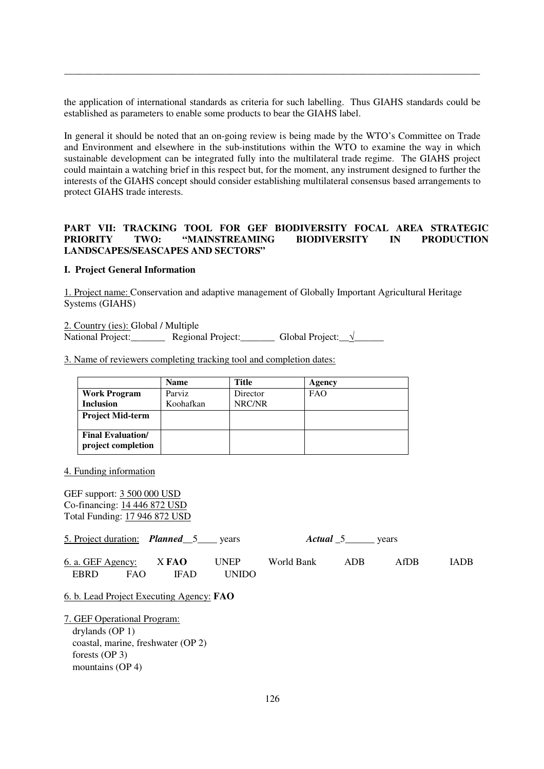the application of international standards as criteria for such labelling. Thus GIAHS standards could be established as parameters to enable some products to bear the GIAHS label.

In general it should be noted that an on-going review is being made by the WTO's Committee on Trade and Environment and elsewhere in the sub-institutions within the WTO to examine the way in which sustainable development can be integrated fully into the multilateral trade regime. The GIAHS project could maintain a watching brief in this respect but, for the moment, any instrument designed to further the interests of the GIAHS concept should consider establishing multilateral consensus based arrangements to protect GIAHS trade interests.

## PART VII: TRACKING TOOL FOR GEF BIODIVERSITY FOCAL AREA STRATEGIC PRIORITY TWO: "MAINSTREAMING BIODIVERSITY IN PRODUCTION LANDSCAPES/SEASCAPES AND SECTORS"

### I. Project General Information

1. Project name: Conservation and adaptive management of Globally Important Agricultural Heritage Systems (GIAHS)

2. Country (ies): Global / Multiple
National Project:_______ Regional Project:_______ Global Project:__√______

3. Name of reviewers completing tracking tool and completion dates:

| | Name | Title | Agency |
|---|---|---|---|
| **Work Program Inclusion** | Parviz Koohafkan | Director NRC/NR | FAO |
| **Project Mid-term** | | | |
| **Final Evaluation/ project completion** | | | |

4. Funding information

GEF support: 3 500 000 USD
Co-financing: 14 446 872 USD
Total Funding: 17 946 872 USD

5. Project duration: ***Planned***__5____ years ***Actual*** _5______ years

6. a. GEF Agency: X **FAO** UNEP World Bank ADB AfDB IADB EBRD FAO IFAD UNIDO

6. b. Lead Project Executing Agency: **FAO**

7. GEF Operational Program:
drylands (OP 1)
coastal, marine, freshwater (OP 2)
forests (OP 3)
mountains (OP 4)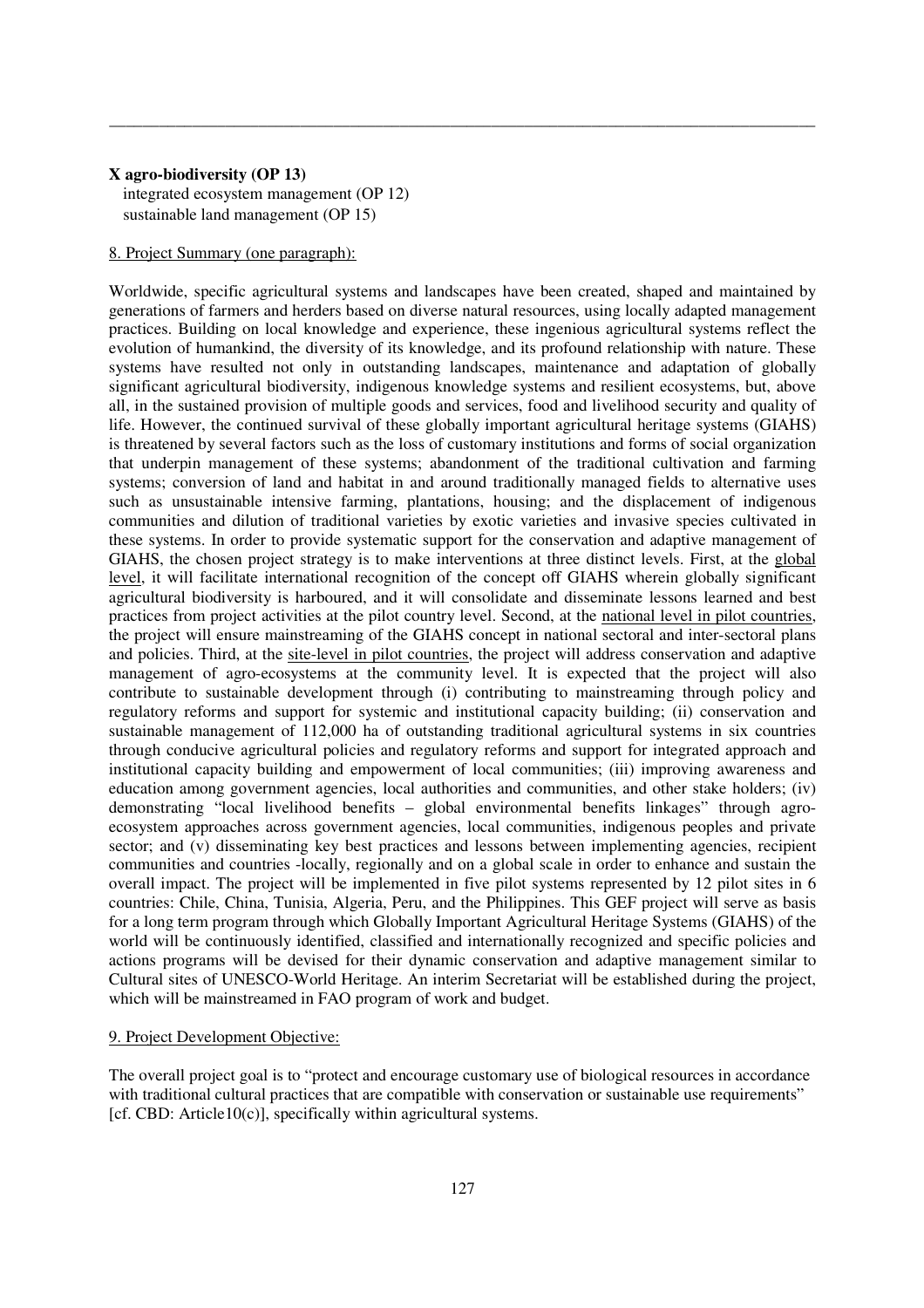**X agro-biodiversity (OP 13)**
integrated ecosystem management (OP 12)
sustainable land management (OP 15)

8. Project Summary (one paragraph):

Worldwide, specific agricultural systems and landscapes have been created, shaped and maintained by generations of farmers and herders based on diverse natural resources, using locally adapted management practices. Building on local knowledge and experience, these ingenious agricultural systems reflect the evolution of humankind, the diversity of its knowledge, and its profound relationship with nature. These systems have resulted not only in outstanding landscapes, maintenance and adaptation of globally significant agricultural biodiversity, indigenous knowledge systems and resilient ecosystems, but, above all, in the sustained provision of multiple goods and services, food and livelihood security and quality of life. However, the continued survival of these globally important agricultural heritage systems (GIAHS) is threatened by several factors such as the loss of customary institutions and forms of social organization that underpin management of these systems; abandonment of the traditional cultivation and farming systems; conversion of land and habitat in and around traditionally managed fields to alternative uses such as unsustainable intensive farming, plantations, housing; and the displacement of indigenous communities and dilution of traditional varieties by exotic varieties and invasive species cultivated in these systems. In order to provide systematic support for the conservation and adaptive management of GIAHS, the chosen project strategy is to make interventions at three distinct levels. First, at the global level, it will facilitate international recognition of the concept off GIAHS wherein globally significant agricultural biodiversity is harboured, and it will consolidate and disseminate lessons learned and best practices from project activities at the pilot country level. Second, at the national level in pilot countries, the project will ensure mainstreaming of the GIAHS concept in national sectoral and inter-sectoral plans and policies. Third, at the site-level in pilot countries, the project will address conservation and adaptive management of agro-ecosystems at the community level. It is expected that the project will also contribute to sustainable development through (i) contributing to mainstreaming through policy and regulatory reforms and support for systemic and institutional capacity building; (ii) conservation and sustainable management of 112,000 ha of outstanding traditional agricultural systems in six countries through conducive agricultural policies and regulatory reforms and support for integrated approach and institutional capacity building and empowerment of local communities; (iii) improving awareness and education among government agencies, local authorities and communities, and other stake holders; (iv) demonstrating "local livelihood benefits – global environmental benefits linkages" through agro-ecosystem approaches across government agencies, local communities, indigenous peoples and private sector; and (v) disseminating key best practices and lessons between implementing agencies, recipient communities and countries -locally, regionally and on a global scale in order to enhance and sustain the overall impact. The project will be implemented in five pilot systems represented by 12 pilot sites in 6 countries: Chile, China, Tunisia, Algeria, Peru, and the Philippines. This GEF project will serve as basis for a long term program through which Globally Important Agricultural Heritage Systems (GIAHS) of the world will be continuously identified, classified and internationally recognized and specific policies and actions programs will be devised for their dynamic conservation and adaptive management similar to Cultural sites of UNESCO-World Heritage. An interim Secretariat will be established during the project, which will be mainstreamed in FAO program of work and budget.

9. Project Development Objective:

The overall project goal is to "protect and encourage customary use of biological resources in accordance with traditional cultural practices that are compatible with conservation or sustainable use requirements" [cf. CBD: Article10(c)], specifically within agricultural systems.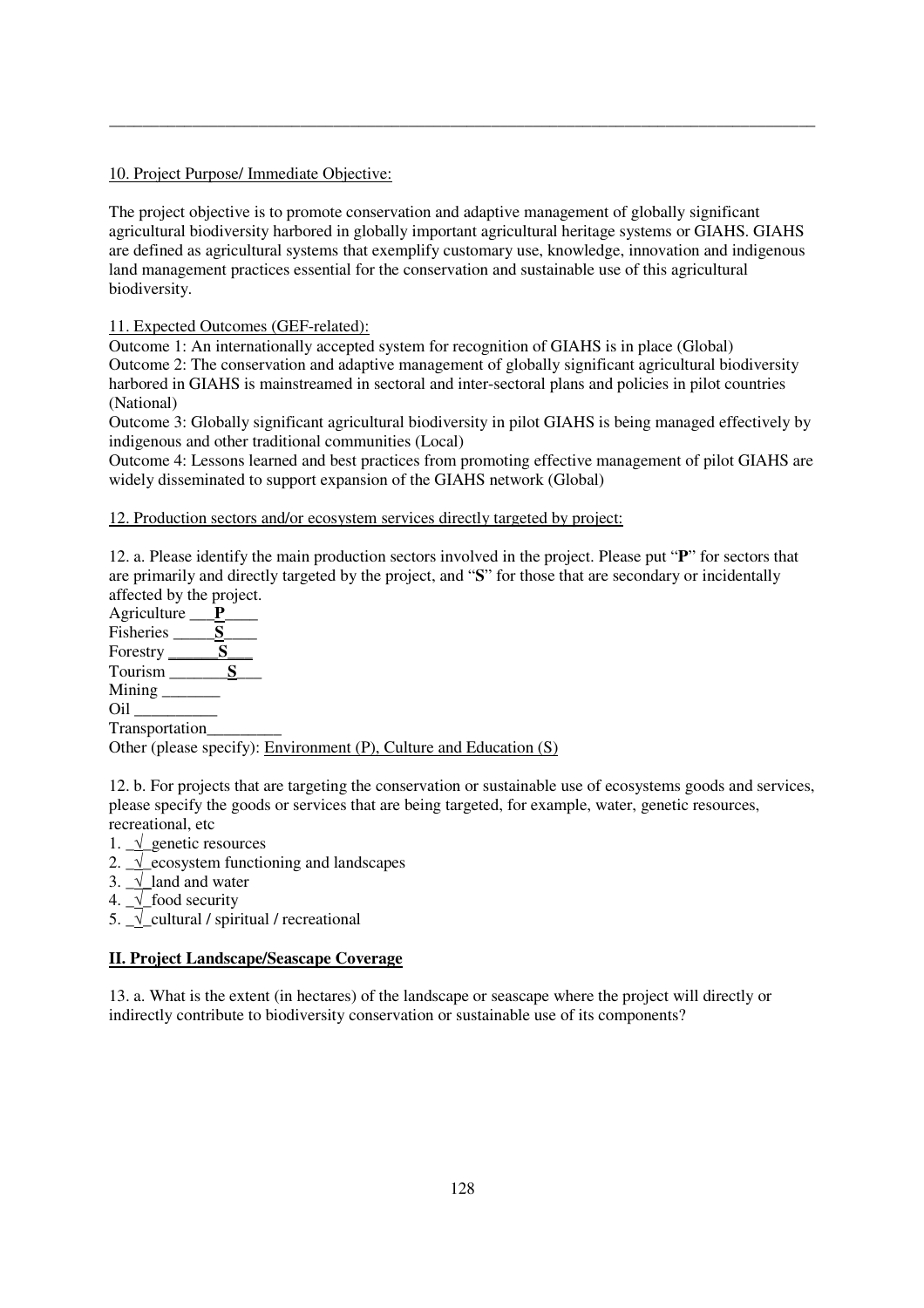10. Project Purpose/ Immediate Objective:

The project objective is to promote conservation and adaptive management of globally significant agricultural biodiversity harbored in globally important agricultural heritage systems or GIAHS. GIAHS are defined as agricultural systems that exemplify customary use, knowledge, innovation and indigenous land management practices essential for the conservation and sustainable use of this agricultural biodiversity.

11. Expected Outcomes (GEF-related):

Outcome 1: An internationally accepted system for recognition of GIAHS is in place (Global)
Outcome 2: The conservation and adaptive management of globally significant agricultural biodiversity harbored in GIAHS is mainstreamed in sectoral and inter-sectoral plans and policies in pilot countries (National)
Outcome 3: Globally significant agricultural biodiversity in pilot GIAHS is being managed effectively by indigenous and other traditional communities (Local)
Outcome 4: Lessons learned and best practices from promoting effective management of pilot GIAHS are widely disseminated to support expansion of the GIAHS network (Global)

12. Production sectors and/or ecosystem services directly targeted by project:

12. a. Please identify the main production sectors involved in the project. Please put "**P**" for sectors that are primarily and directly targeted by the project, and "**S**" for those that are secondary or incidentally affected by the project.

Agriculture ___**P**____
Fisheries _____**S**____
Forestry ______**S**___
Tourism _______**S**___
Mining _______
Oil __________
Transportation_________
Other (please specify): Environment (P), Culture and Education (S)

12. b. For projects that are targeting the conservation or sustainable use of ecosystems goods and services, please specify the goods or services that are being targeted, for example, water, genetic resources, recreational, etc

1. _√_genetic resources
2. _√_ecosystem functioning and landscapes
3. _√_land and water
4. _√_food security
5. _√_cultural / spiritual / recreational

**II. Project Landscape/Seascape Coverage**

13. a. What is the extent (in hectares) of the landscape or seascape where the project will directly or indirectly contribute to biodiversity conservation or sustainable use of its components?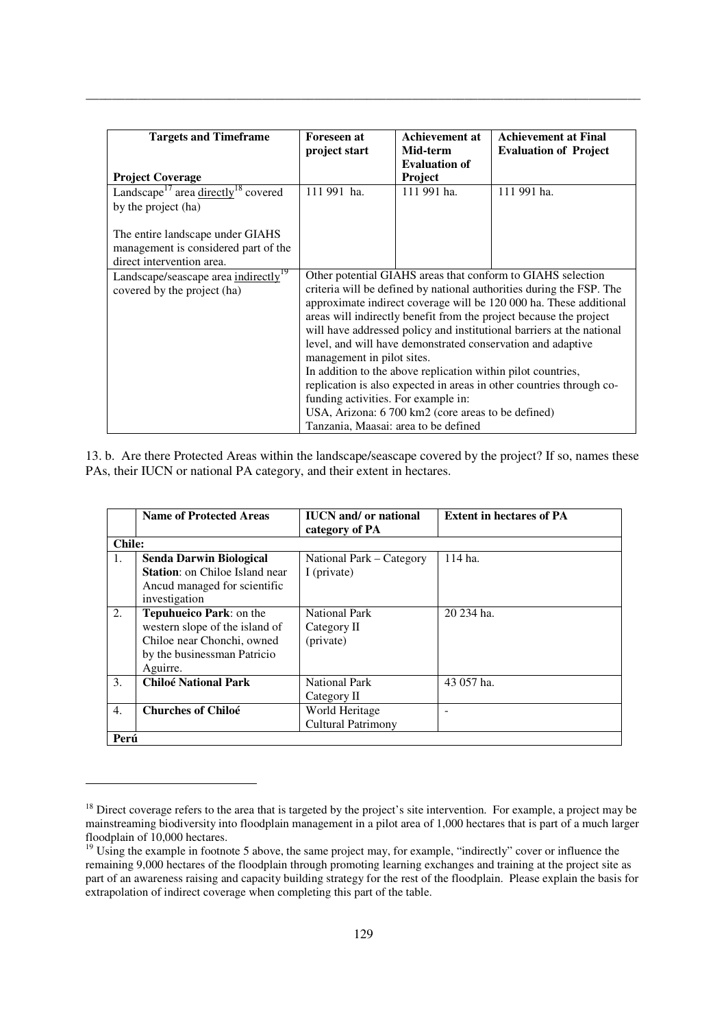| Targets and Timeframe<br><br>**Project Coverage** | Foreseen at project start | Achievement at Mid-term Evaluation of Project | Achievement at Final Evaluation of Project |
|---|---|---|---|
| Landscape[17] area directly[18] covered by the project (ha)<br><br>The entire landscape under GIAHS management is considered part of the direct intervention area. | 111 991 ha. | 111 991 ha. | 111 991 ha. |
| Landscape/seascape area indirectly[19] covered by the project (ha) | Other potential GIAHS areas that conform to GIAHS selection criteria will be defined by national authorities during the FSP. The approximate indirect coverage will be 120 000 ha. These additional areas will indirectly benefit from the project because the project will have addressed policy and institutional barriers at the national level, and will have demonstrated conservation and adaptive management in pilot sites.<br>In addition to the above replication within pilot countries, replication is also expected in areas in other countries through co-funding activities. For example in:<br>USA, Arizona: 6 700 km2 (core areas to be defined)<br>Tanzania, Maasai: area to be defined | | |

13. b. Are there Protected Areas within the landscape/seascape covered by the project? If so, names these PAs, their IUCN or national PA category, and their extent in hectares.

| | Name of Protected Areas | IUCN and/ or national category of PA | Extent in hectares of PA |
|---|---|---|---|
| **Chile:** | | | |
| 1. | **Senda Darwin Biological Station**: on Chiloe Island near Ancud managed for scientific investigation | National Park – Category I (private) | 114 ha. |
| 2. | **Tepuhueico Park**: on the western slope of the island of Chiloe near Chonchi, owned by the businessman Patricio Aguirre. | National Park Category II (private) | 20 234 ha. |
| 3. | **Chiloé National Park** | National Park Category II | 43 057 ha. |
| 4. | **Churches of Chiloé** | World Heritage Cultural Patrimony | - |
| **Perú** | | | |

[18] Direct coverage refers to the area that is targeted by the project's site intervention. For example, a project may be mainstreaming biodiversity into floodplain management in a pilot area of 1,000 hectares that is part of a much larger floodplain of 10,000 hectares.

[19] Using the example in footnote 5 above, the same project may, for example, "indirectly" cover or influence the remaining 9,000 hectares of the floodplain through promoting learning exchanges and training at the project site as part of an awareness raising and capacity building strategy for the rest of the floodplain. Please explain the basis for extrapolation of indirect coverage when completing this part of the table.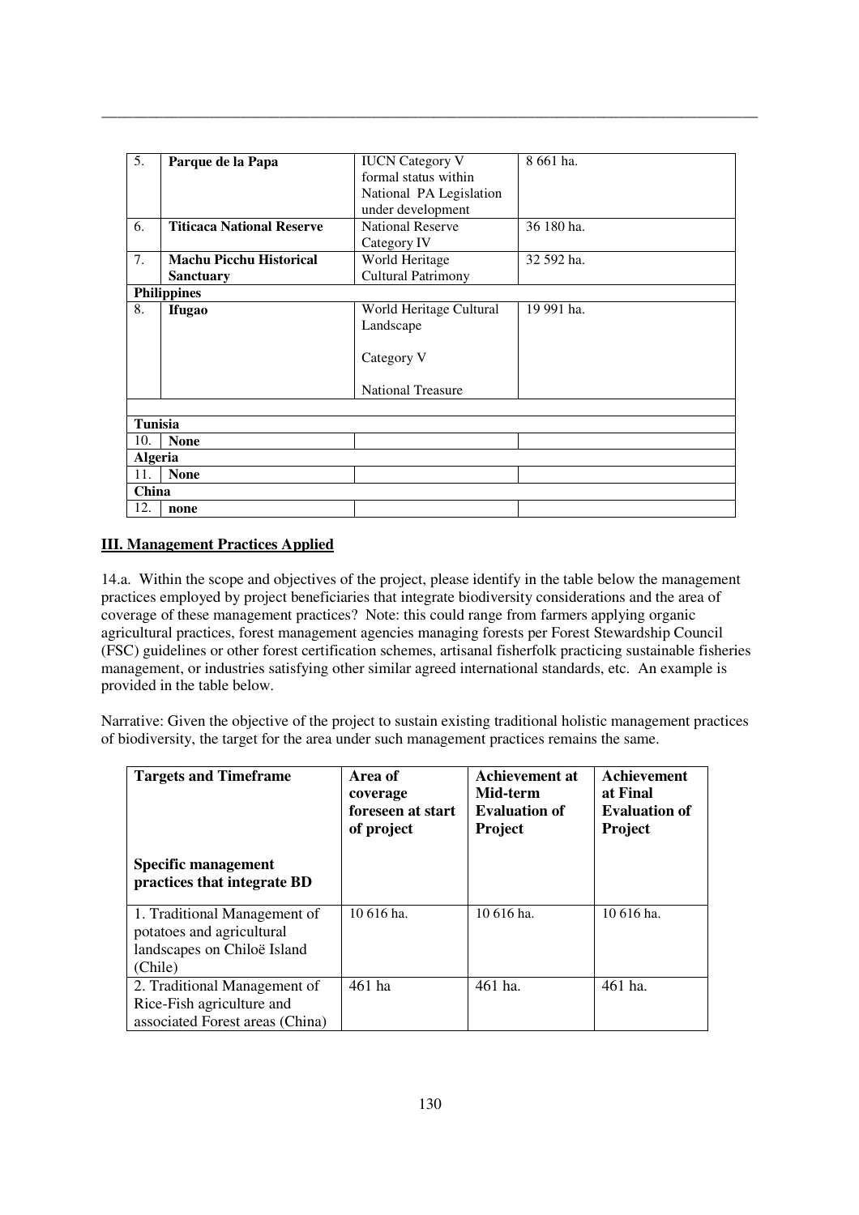| 5. | **Parque de la Papa** | IUCN Category V formal status within National PA Legislation under development | 8 661 ha. |
|---|---|---|---|
| 6. | **Titicaca National Reserve** | National Reserve Category IV | 36 180 ha. |
| 7. | **Machu Picchu Historical Sanctuary** | World Heritage Cultural Patrimony | 32 592 ha. |
| **Philippines** | | | |
| 8. | **Ifugao** | World Heritage Cultural Landscape<br><br>Category V<br><br>National Treasure | 19 991 ha. |
| | | | |
| **Tunisia** | | | |
| 10. | **None** | | |
| **Algeria** | | | |
| 11. | **None** | | |
| **China** | | | |
| 12. | **none** | | |

**III. Management Practices Applied**

14.a. Within the scope and objectives of the project, please identify in the table below the management practices employed by project beneficiaries that integrate biodiversity considerations and the area of coverage of these management practices? Note: this could range from farmers applying organic agricultural practices, forest management agencies managing forests per Forest Stewardship Council (FSC) guidelines or other forest certification schemes, artisanal fisherfolk practicing sustainable fisheries management, or industries satisfying other similar agreed international standards, etc. An example is provided in the table below.

Narrative: Given the objective of the project to sustain existing traditional holistic management practices of biodiversity, the target for the area under such management practices remains the same.

| **Targets and Timeframe**<br><br>**Specific management practices that integrate BD** | **Area of coverage foreseen at start of project** | **Achievement at Mid-term Evaluation of Project** | **Achievement at Final Evaluation of Project** |
|---|---|---|---|
| 1. Traditional Management of potatoes and agricultural landscapes on Chiloë Island (Chile) | 10 616 ha. | 10 616 ha. | 10 616 ha. |
| 2. Traditional Management of Rice-Fish agriculture and associated Forest areas (China) | 461 ha | 461 ha. | 461 ha. |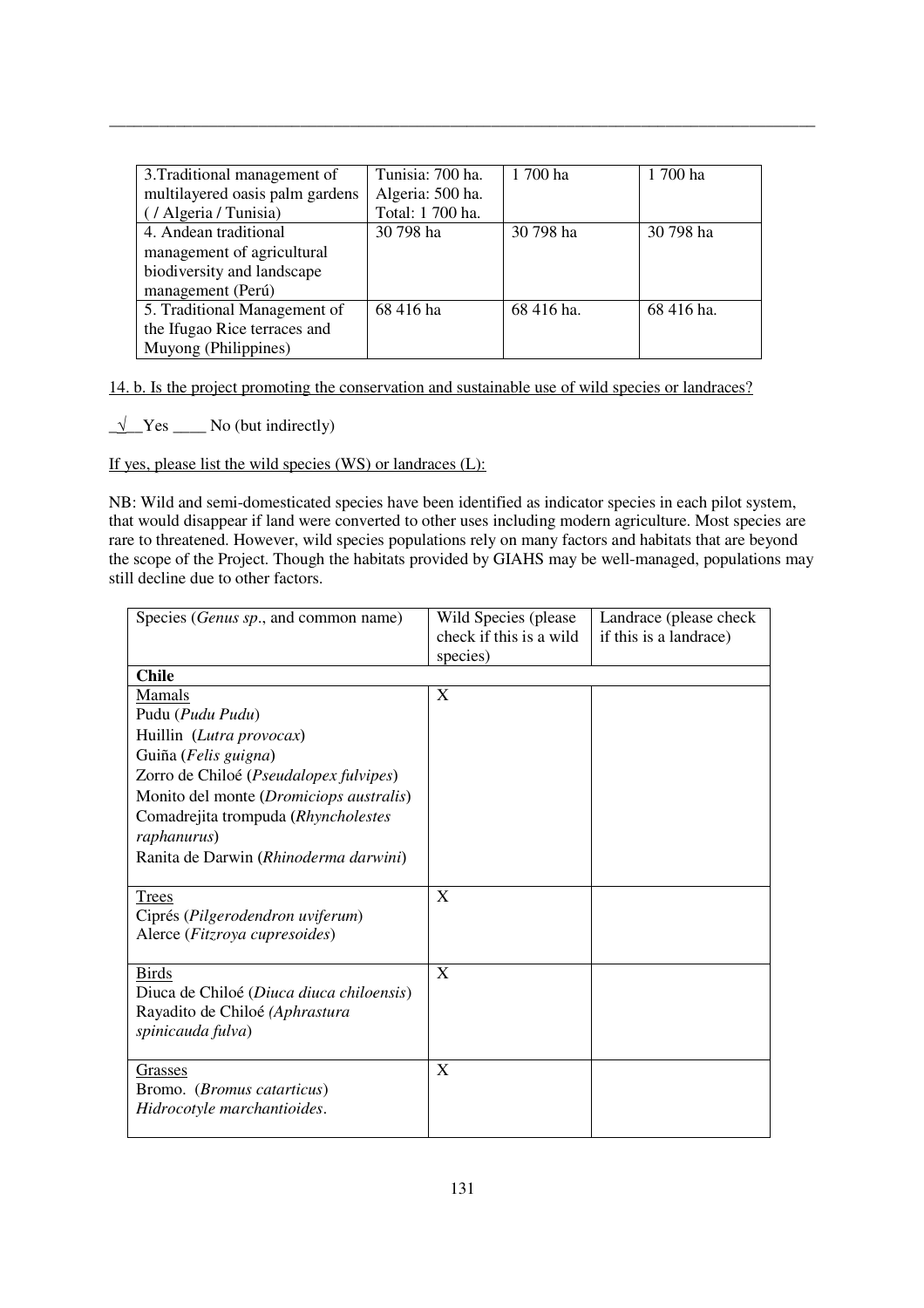| 3.Traditional management of multilayered oasis palm gardens ( / Algeria / Tunisia) | Tunisia: 700 ha. Algeria: 500 ha. Total: 1 700 ha. | 1 700 ha | 1 700 ha |
|---|---|---|---|
| 4. Andean traditional management of agricultural biodiversity and landscape management (Perú) | 30 798 ha | 30 798 ha | 30 798 ha |
| 5. Traditional Management of the Ifugao Rice terraces and Muyong (Philippines) | 68 416 ha | 68 416 ha. | 68 416 ha. |

14. b. Is the project promoting the conservation and sustainable use of wild species or landraces?

_√__Yes ____ No (but indirectly)

If yes, please list the wild species (WS) or landraces (L):

NB: Wild and semi-domesticated species have been identified as indicator species in each pilot system, that would disappear if land were converted to other uses including modern agriculture. Most species are rare to threatened. However, wild species populations rely on many factors and habitats that are beyond the scope of the Project. Though the habitats provided by GIAHS may be well-managed, populations may still decline due to other factors.

| Species (*Genus sp*., and common name) | Wild Species (please check if this is a wild species) | Landrace (please check if this is a landrace) |
|---|---|---|
| **Chile** | | |
| Mamals<br>Pudu (*Pudu Pudu*)<br>Huillin (*Lutra provocax*)<br>Guiña (*Felis guigna*)<br>Zorro de Chiloé (*Pseudalopex fulvipes*)<br>Monito del monte (*Dromiciops australis*)<br>Comadrejita trompuda (*Rhyncholestes raphanurus*)<br>Ranita de Darwin (*Rhinoderma darwini*) | X | |
| Trees<br>Ciprés (*Pilgerodendron uviferum*)<br>Alerce (*Fitzroya cupresoides*) | X | |
| Birds<br>Diuca de Chiloé (*Diuca diuca chiloensis*)<br>Rayadito de Chiloé *(Aphrastura spinicauda fulva*) | X | |
| Grasses<br>Bromo. (*Bromus catarticus*)<br>*Hidrocotyle marchantioides*. | X | |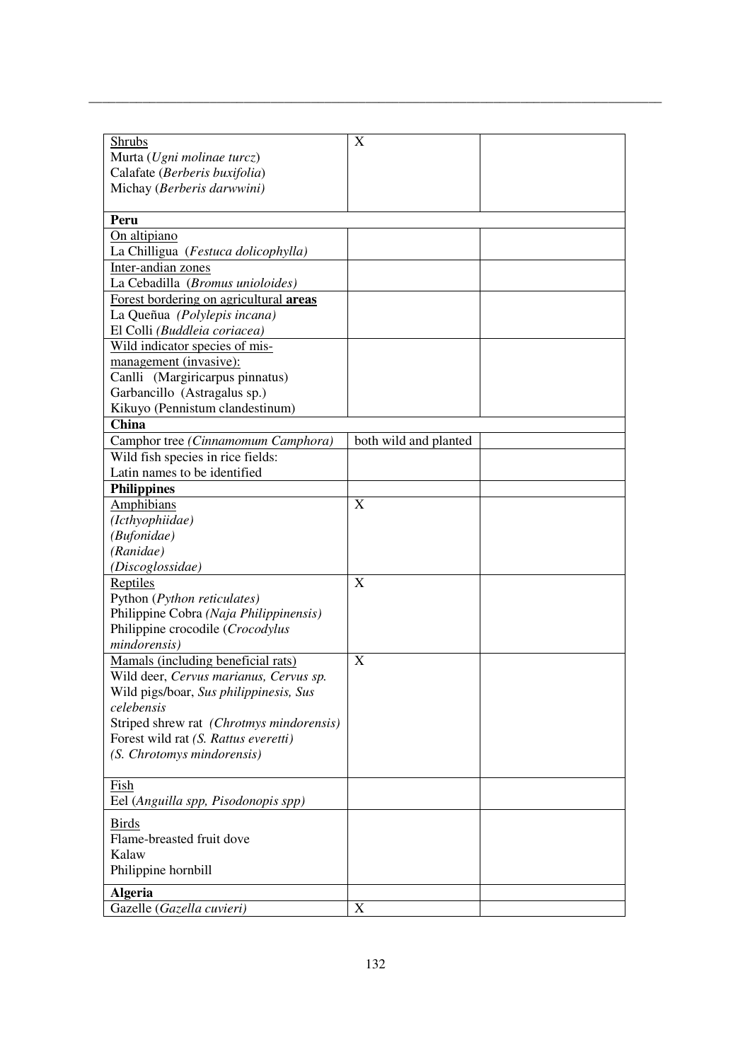| | | |
|---|---|---|
| Shrubs<br>Murta (*Ugni molinae turcz*)<br>Calafate (*Berberis buxifolia*)<br>Michay (*Berberis darwwini)* | X | |
| **Peru** | | |
| On altipiano<br>La Chilligua (*Festuca dolicophylla)* | | |
| Inter-andian zones<br>La Cebadilla (*Bromus unioloides)* | | |
| Forest bordering on agricultural **areas**<br>La Queñua *(Polylepis incana)*<br>El Colli *(Buddleia coriacea)* | | |
| Wild indicator species of mis-management (invasive):<br>Canlli (Margiricarpus pinnatus)<br>Garbancillo (Astragalus sp.)<br>Kikuyo (Pennistum clandestinum) | | |
| **China** | | |
| Camphor tree *(Cinnamomum Camphora)* | both wild and planted | |
| Wild fish species in rice fields:<br>Latin names to be identified | | |
| **Philippines** | | |
| Amphibians<br>*(Icthyophiidae)*<br>*(Bufonidae)*<br>*(Ranidae)*<br>*(Discoglossidae)* | X | |
| Reptiles<br>Python (*Python reticulates)*<br>Philippine Cobra *(Naja Philippinensis)*<br>Philippine crocodile (*Crocodylus mindorensis)* | X | |
| Mamals (including beneficial rats)<br>Wild deer, *Cervus marianus, Cervus sp.*<br>Wild pigs/boar, *Sus philippinesis, Sus celebensis*<br>Striped shrew rat *(Chrotmys mindorensis)*<br>Forest wild rat *(S. Rattus everetti)*<br>*(S. Chrotomys mindorensis)* | X | |
| Fish<br>Eel (*Anguilla spp, Pisodonopis spp)* | | |
| Birds<br>Flame-breasted fruit dove<br>Kalaw<br>Philippine hornbill | | |
| **Algeria** | | |
| Gazelle (*Gazella cuvieri)* | X | |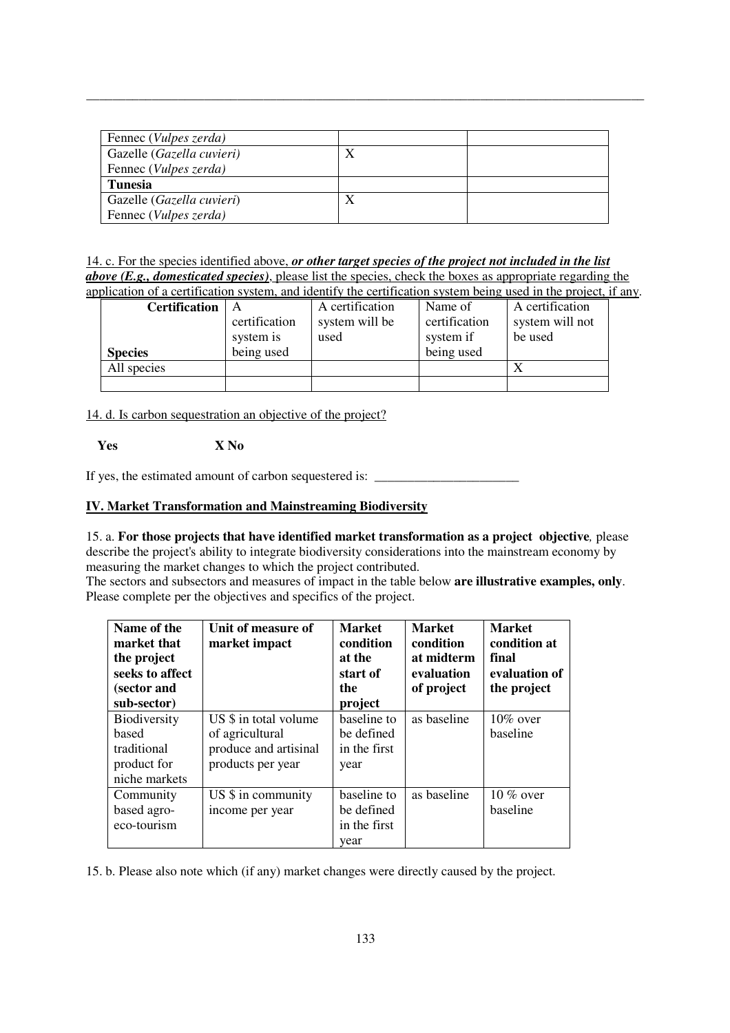| | | |
|---|---|---|
| Fennec (*Vulpes zerda*) | | |
| Gazelle (*Gazella cuvieri*)<br>Fennec (*Vulpes zerda*) | X | |
| **Tunesia** | | |
| Gazelle (*Gazella cuvieri*)<br>Fennec (*Vulpes zerda*) | X | |

14. c. For the species identified above, ***or other target species of the project not included in the list above (E.g., domesticated species)***, please list the species, check the boxes as appropriate regarding the application of a certification system, and identify the certification system being used in the project, if any.

| **Certification**<br><br>**Species** | A certification system is being used | A certification system will be used | Name of certification system if being used | A certification system will not be used |
|---|---|---|---|---|
| All species | | | | X |
| | | | | |

14. d. Is carbon sequestration an objective of the project?

**Yes** **X No**

If yes, the estimated amount of carbon sequestered is: ______________________

**IV. Market Transformation and Mainstreaming Biodiversity**

15. a. **For those projects that have identified market transformation as a project objective***,* please describe the project's ability to integrate biodiversity considerations into the mainstream economy by measuring the market changes to which the project contributed.
The sectors and subsectors and measures of impact in the table below **are illustrative examples, only**. Please complete per the objectives and specifics of the project.

| Name of the market that the project seeks to affect (sector and sub-sector) | Unit of measure of market impact | Market condition at the start of the project | Market condition at midterm evaluation of project | Market condition at final evaluation of the project |
|---|---|---|---|---|
| Biodiversity based traditional product for niche markets | US $ in total volume of agricultural produce and artisinal products per year | baseline to be defined in the first year | as baseline | 10% over baseline |
| Community based agro-eco-tourism | US $ in community income per year | baseline to be defined in the first year | as baseline | 10 % over baseline |

15. b. Please also note which (if any) market changes were directly caused by the project.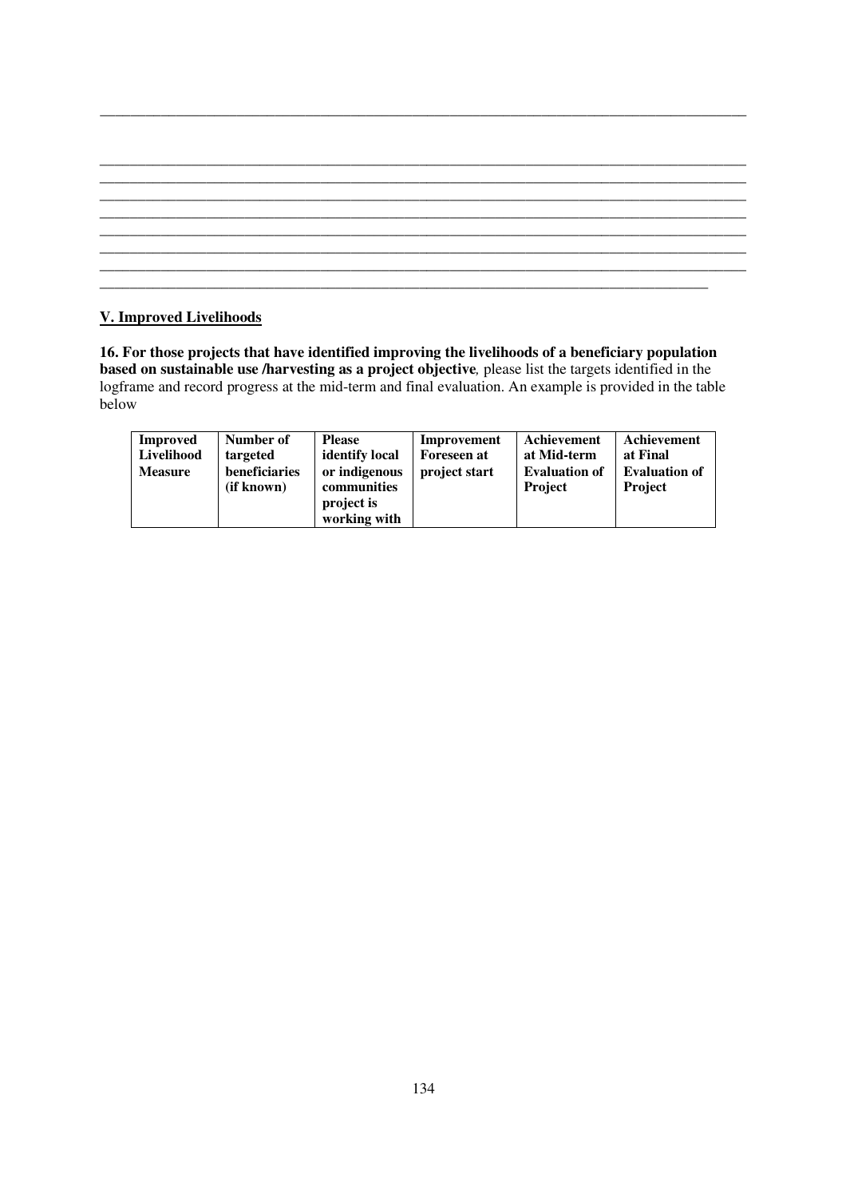____________________________________________________________________________

____________________________________________________________________________
____________________________________________________________________________
____________________________________________________________________________
____________________________________________________________________________
____________________________________________________________________________
____________________________________________________________________________
____________________________________________________________________________
________________________________________________________________________

## V. Improved Livelihoods

**16. For those projects that have identified improving the livelihoods of a beneficiary population based on sustainable use /harvesting as a project objective**, please list the targets identified in the logframe and record progress at the mid-term and final evaluation. An example is provided in the table below

| Improved Livelihood Measure | Number of targeted beneficiaries (if known) | Please identify local or indigenous communities project is working with | Improvement Foreseen at project start | Achievement at Mid-term Evaluation of Project | Achievement at Final Evaluation of Project |
|---|---|---|---|---|---|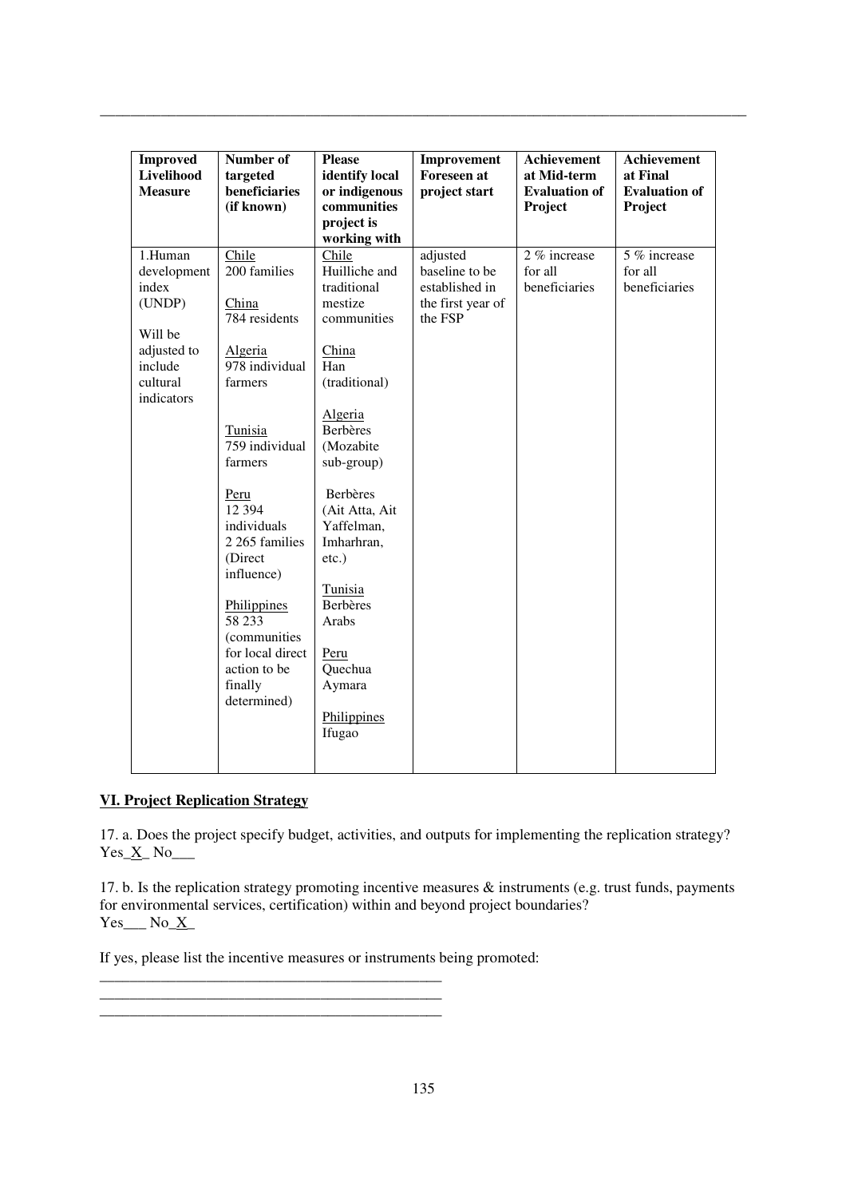| Improved Livelihood Measure | Number of targeted beneficiaries (if known) | Please identify local or indigenous communities project is working with | Improvement Foreseen at project start | Achievement at Mid-term Evaluation of Project | Achievement at Final Evaluation of Project |
|---|---|---|---|---|---|
| 1.Human development index (UNDP)<br><br>Will be adjusted to include cultural indicators | Chile<br>200 families<br><br>China<br>784 residents<br><br>Algeria<br>978 individual farmers<br><br>Tunisia<br>759 individual farmers<br><br>Peru<br>12 394 individuals<br>2 265 families (Direct influence)<br><br>Philippines<br>58 233 (communities for local direct action to be finally determined) | Chile<br>Huilliche and traditional mestize communities<br><br>China<br>Han (traditional)<br><br>Algeria<br>Berbères (Mozabite sub-group)<br><br>Berbères (Ait Atta, Ait Yaffelman, Imharhran, etc.)<br><br>Tunisia<br>Berbères<br>Arabs<br><br>Peru<br>Quechua<br>Aymara<br><br>Philippines<br>Ifugao | adjusted baseline to be established in the first year of the FSP | 2 % increase for all beneficiaries | 5 % increase for all beneficiaries |

## VI. Project Replication Strategy

17. a. Does the project specify budget, activities, and outputs for implementing the replication strategy?
Yes_X_ No___

17. b. Is the replication strategy promoting incentive measures & instruments (e.g. trust funds, payments for environmental services, certification) within and beyond project boundaries?
Yes___ No_X_

If yes, please list the incentive measures or instruments being promoted:

______________________________________________

______________________________________________

______________________________________________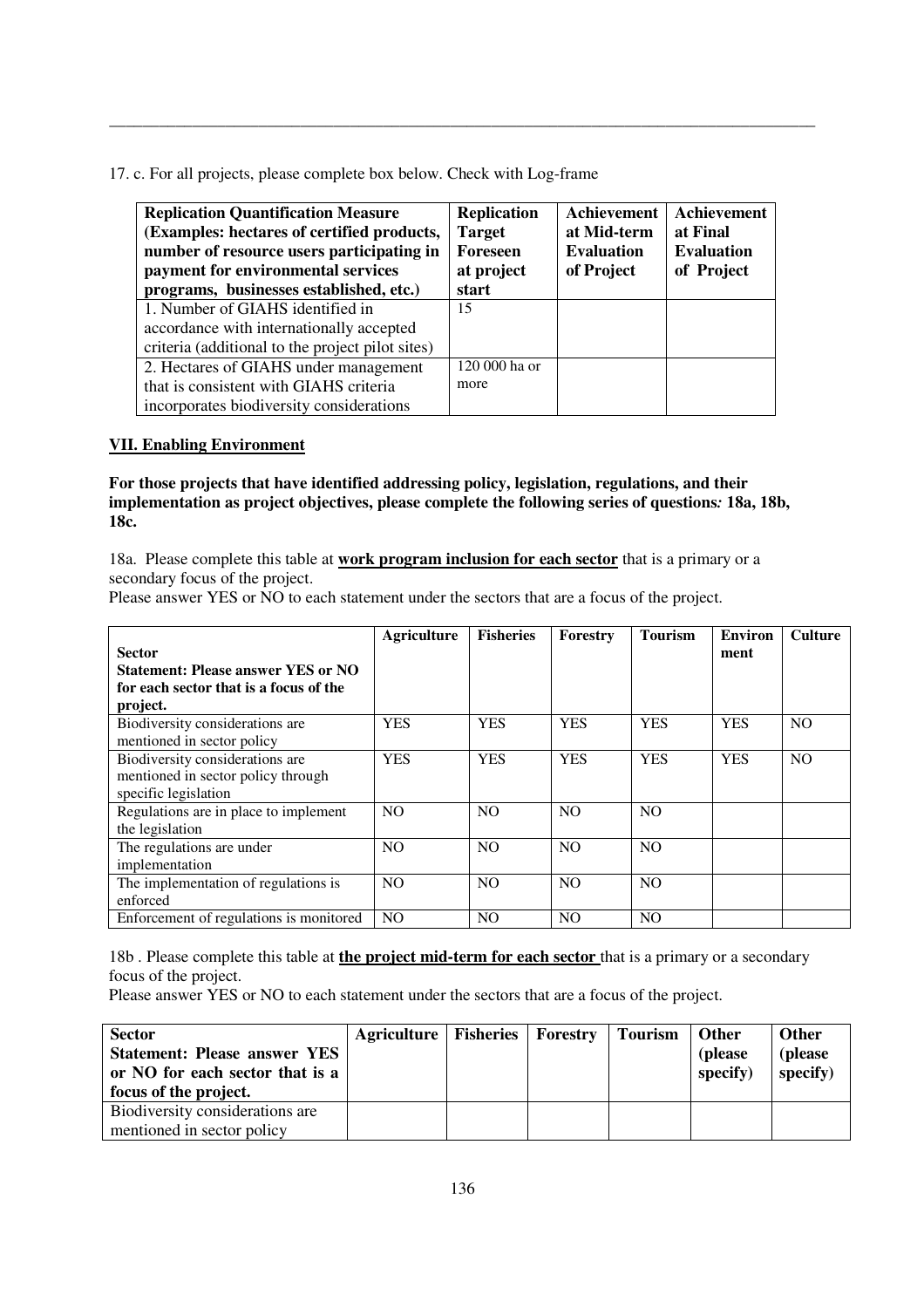17. c. For all projects, please complete box below. Check with Log-frame

| Replication Quantification Measure (Examples: hectares of certified products, number of resource users participating in payment for environmental services programs, businesses established, etc.) | Replication Target Foreseen at project start | Achievement at Mid-term Evaluation of Project | Achievement at Final Evaluation of Project |
|---|---|---|---|
| 1. Number of GIAHS identified in accordance with internationally accepted criteria (additional to the project pilot sites) | 15 | | |
| 2. Hectares of GIAHS under management that is consistent with GIAHS criteria incorporates biodiversity considerations | 120 000 ha or more | | |

**VII. Enabling Environment**

**For those projects that have identified addressing policy, legislation, regulations, and their implementation as project objectives, please complete the following series of questions: 18a, 18b, 18c.**

18a. Please complete this table at **work program inclusion for each sector** that is a primary or a secondary focus of the project.
Please answer YES or NO to each statement under the sectors that are a focus of the project.

| Sector<br>Statement: Please answer YES or NO for each sector that is a focus of the project. | Agriculture | Fisheries | Forestry | Tourism | Environment | Culture |
|---|---|---|---|---|---|---|
| Biodiversity considerations are mentioned in sector policy | YES | YES | YES | YES | YES | NO |
| Biodiversity considerations are mentioned in sector policy through specific legislation | YES | YES | YES | YES | YES | NO |
| Regulations are in place to implement the legislation | NO | NO | NO | NO | | |
| The regulations are under implementation | NO | NO | NO | NO | | |
| The implementation of regulations is enforced | NO | NO | NO | NO | | |
| Enforcement of regulations is monitored | NO | NO | NO | NO | | |

18b . Please complete this table at **the project mid-term for each sector** that is a primary or a secondary focus of the project.
Please answer YES or NO to each statement under the sectors that are a focus of the project.

| Sector<br>Statement: Please answer YES or NO for each sector that is a focus of the project. | Agriculture | Fisheries | Forestry | Tourism | Other (please specify) | Other (please specify) |
|---|---|---|---|---|---|---|
| Biodiversity considerations are mentioned in sector policy | | | | | | |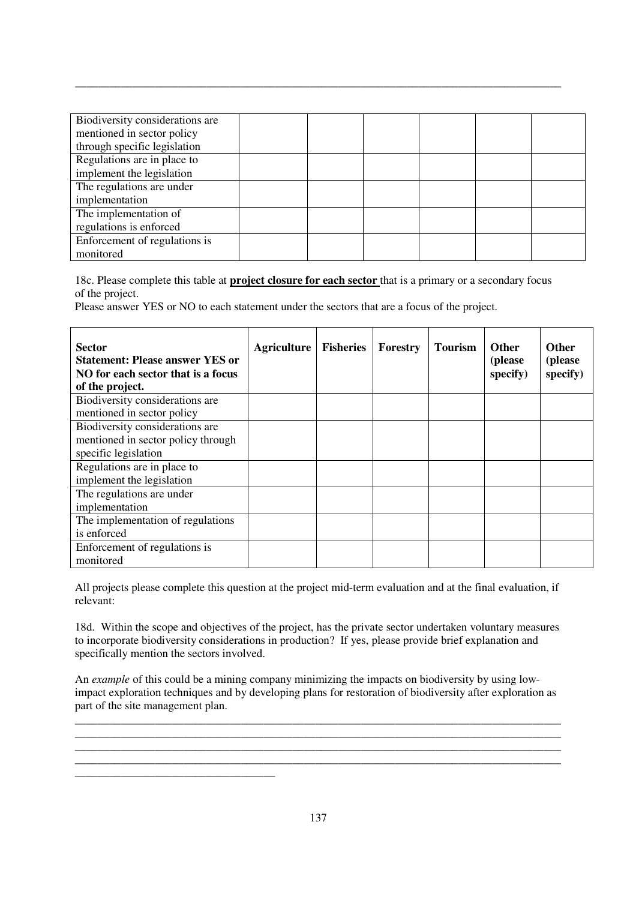\_\_\_\_\_\_\_\_\_\_\_\_\_\_\_\_\_\_\_\_\_\_\_\_\_\_\_\_\_\_\_\_\_\_\_\_\_\_\_\_\_\_\_\_\_\_\_\_\_\_\_\_\_\_\_\_\_\_\_\_\_\_\_\_\_\_\_\_\_\_\_\_\_\_\_\_\_\_\_\_\_\_

| | | | | | | |
|---|---|---|---|---|---|---|
| Biodiversity considerations are mentioned in sector policy through specific legislation | | | | | | |
| Regulations are in place to implement the legislation | | | | | | |
| The regulations are under implementation | | | | | | |
| The implementation of regulations is enforced | | | | | | |
| Enforcement of regulations is monitored | | | | | | |

18c. Please complete this table at **project closure for each sector** that is a primary or a secondary focus of the project.

Please answer YES or NO to each statement under the sectors that are a focus of the project.

| **Sector**<br>**Statement: Please answer YES or NO for each sector that is a focus of the project.** | **Agriculture** | **Fisheries** | **Forestry** | **Tourism** | **Other (please specify)** | **Other (please specify)** |
|---|---|---|---|---|---|---|
| Biodiversity considerations are mentioned in sector policy | | | | | | |
| Biodiversity considerations are mentioned in sector policy through specific legislation | | | | | | |
| Regulations are in place to implement the legislation | | | | | | |
| The regulations are under implementation | | | | | | |
| The implementation of regulations is enforced | | | | | | |
| Enforcement of regulations is monitored | | | | | | |

All projects please complete this question at the project mid-term evaluation and at the final evaluation, if relevant:

18d. Within the scope and objectives of the project, has the private sector undertaken voluntary measures to incorporate biodiversity considerations in production? If yes, please provide brief explanation and specifically mention the sectors involved.

An *example* of this could be a mining company minimizing the impacts on biodiversity by using low-impact exploration techniques and by developing plans for restoration of biodiversity after exploration as part of the site management plan.

\_\_\_\_\_\_\_\_\_\_\_\_\_\_\_\_\_\_\_\_\_\_\_\_\_\_\_\_\_\_\_\_\_\_\_\_\_\_\_\_\_\_\_\_\_\_\_\_\_\_\_\_\_\_\_\_\_\_\_\_\_\_\_\_\_\_\_\_\_\_\_\_\_\_\_\_\_\_\_\_\_\_
\_\_\_\_\_\_\_\_\_\_\_\_\_\_\_\_\_\_\_\_\_\_\_\_\_\_\_\_\_\_\_\_\_\_\_\_\_\_\_\_\_\_\_\_\_\_\_\_\_\_\_\_\_\_\_\_\_\_\_\_\_\_\_\_\_\_\_\_\_\_\_\_\_\_\_\_\_\_\_\_\_\_
\_\_\_\_\_\_\_\_\_\_\_\_\_\_\_\_\_\_\_\_\_\_\_\_\_\_\_\_\_\_\_\_\_\_\_\_\_\_\_\_\_\_\_\_\_\_\_\_\_\_\_\_\_\_\_\_\_\_\_\_\_\_\_\_\_\_\_\_\_\_\_\_\_\_\_\_\_\_\_\_\_\_
\_\_\_\_\_\_\_\_\_\_\_\_\_\_\_\_\_\_\_\_\_\_\_\_\_\_\_\_\_\_\_\_\_\_\_\_\_\_\_\_\_\_\_\_\_\_\_\_\_\_\_\_\_\_\_\_\_\_\_\_\_\_\_\_\_\_\_\_\_\_\_\_\_\_\_\_\_\_\_\_\_\_
\_\_\_\_\_\_\_\_\_\_\_\_\_\_\_\_\_\_\_\_\_\_\_\_\_\_\_\_\_\_\_\_\_\_\_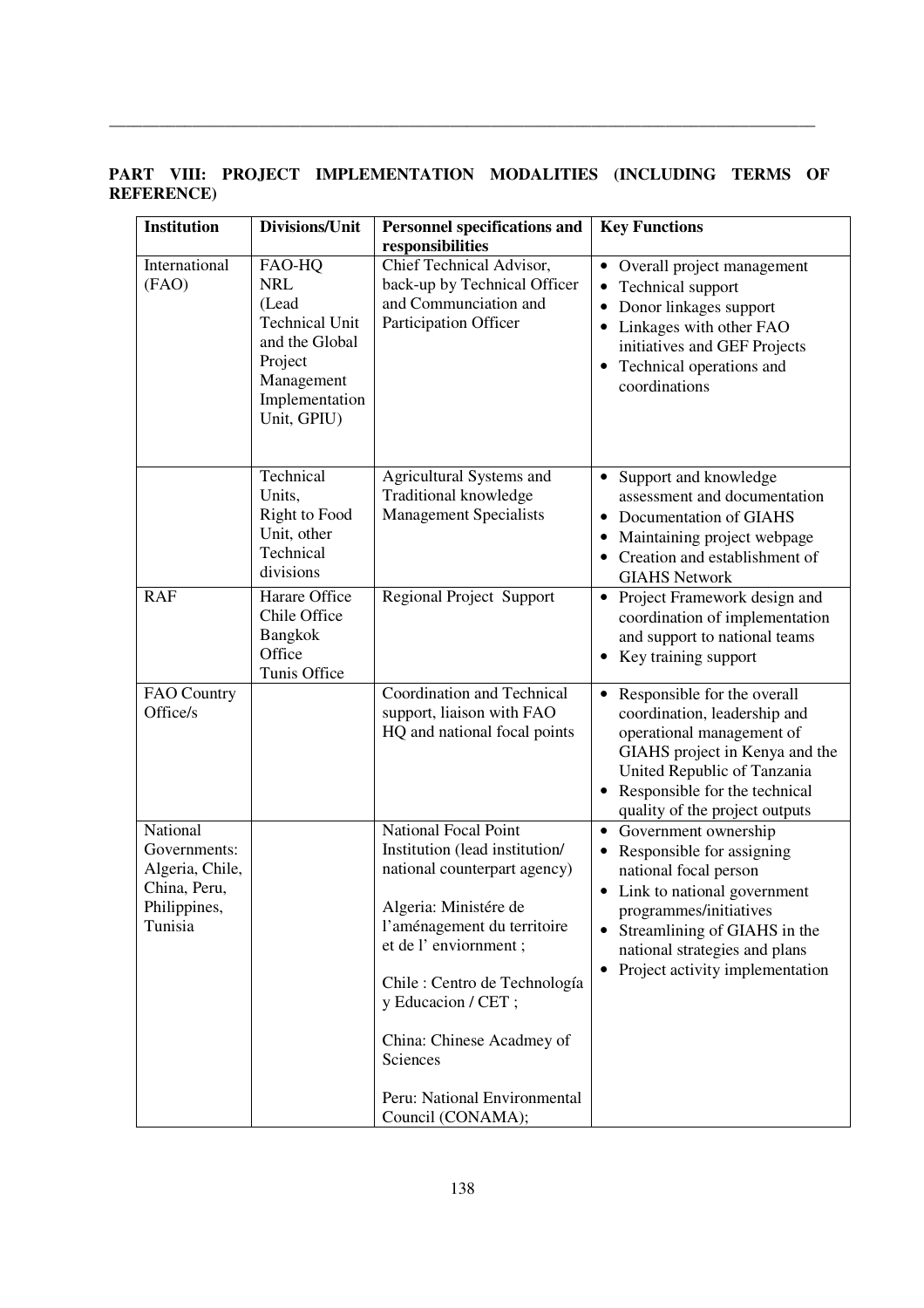**PART VIII: PROJECT IMPLEMENTATION MODALITIES (INCLUDING TERMS OF REFERENCE)**

| Institution | Divisions/Unit | Personnel specifications and responsibilities | Key Functions |
|---|---|---|---|
| International (FAO) | FAO-HQ NRL (Lead Technical Unit and the Global Project Management Implementation Unit, GPIU) | Chief Technical Advisor, back-up by Technical Officer and Communciation and Participation Officer | • Overall project management<br>• Technical support<br>• Donor linkages support<br>• Linkages with other FAO initiatives and GEF Projects<br>• Technical operations and coordinations |
| | Technical Units, Right to Food Unit, other Technical divisions | Agricultural Systems and Traditional knowledge Management Specialists | • Support and knowledge assessment and documentation<br>• Documentation of GIAHS<br>• Maintaining project webpage<br>• Creation and establishment of GIAHS Network |
| RAF | Harare Office Chile Office Bangkok Office Tunis Office | Regional Project Support | • Project Framework design and coordination of implementation and support to national teams<br>• Key training support |
| FAO Country Office/s | | Coordination and Technical support, liaison with FAO HQ and national focal points | • Responsible for the overall coordination, leadership and operational management of GIAHS project in Kenya and the United Republic of Tanzania<br>• Responsible for the technical quality of the project outputs |
| National Governments: Algeria, Chile, China, Peru, Philippines, Tunisia | | National Focal Point Institution (lead institution/ national counterpart agency)<br><br>Algeria: Ministére de l'aménagement du territoire et de l' enviornment ;<br><br>Chile : Centro de Technología y Educacion / CET ;<br><br>China: Chinese Acadmey of Sciences<br><br>Peru: National Environmental Council (CONAMA); | • Government ownership<br>• Responsible for assigning national focal person<br>• Link to national government programmes/initiatives<br>• Streamlining of GIAHS in the national strategies and plans<br>• Project activity implementation |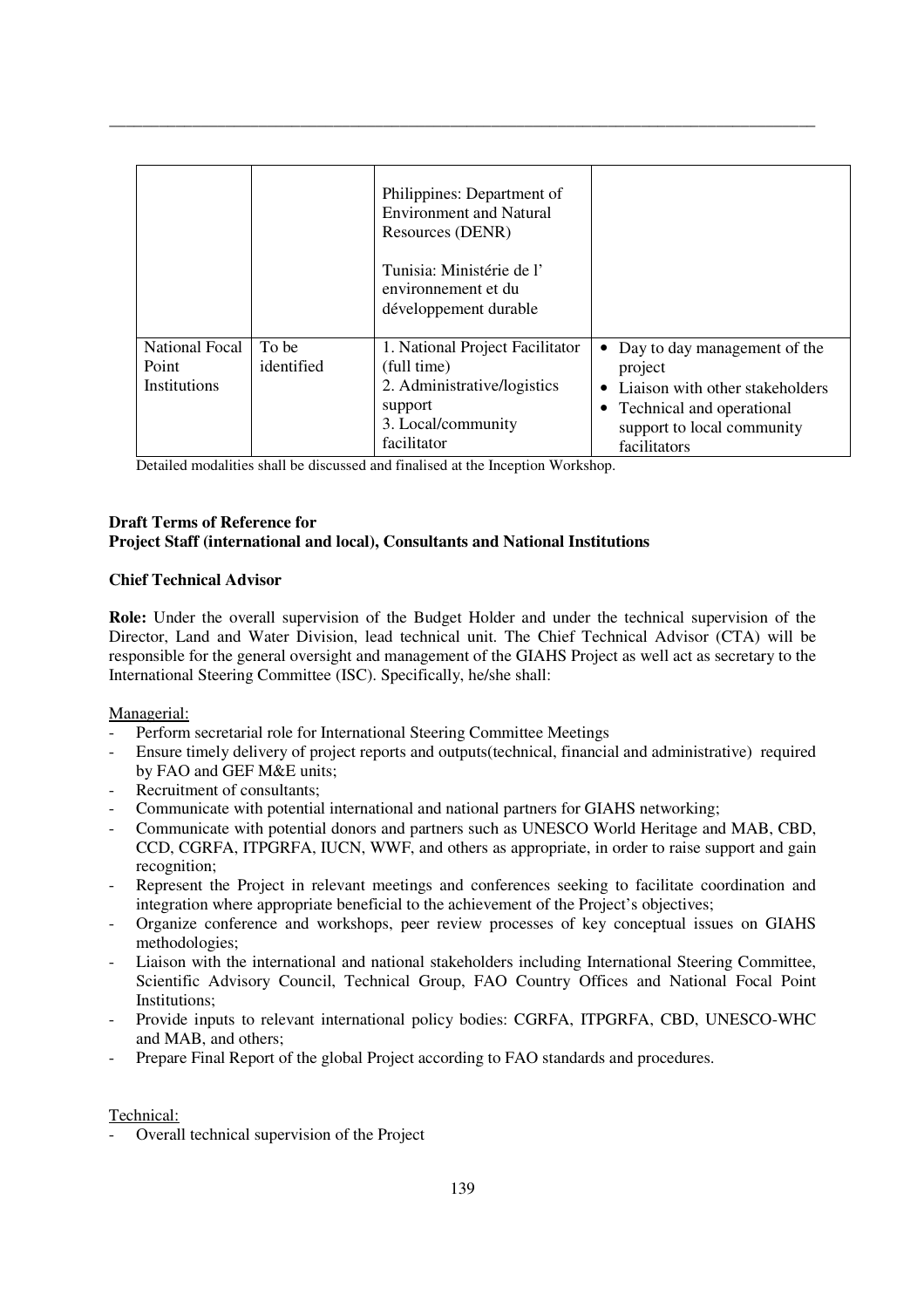| | | | |
|---|---|---|---|
| | | Philippines: Department of Environment and Natural Resources (DENR)<br><br>Tunisia: Ministérie de l' environnement et du développement durable | |
| National Focal Point Institutions | To be identified | 1. National Project Facilitator (full time)<br>2. Administrative/logistics support<br>3. Local/community facilitator | • Day to day management of the project<br>• Liaison with other stakeholders<br>• Technical and operational support to local community facilitators |

Detailed modalities shall be discussed and finalised at the Inception Workshop.

**Draft Terms of Reference for**
**Project Staff (international and local), Consultants and National Institutions**

**Chief Technical Advisor**

**Role:** Under the overall supervision of the Budget Holder and under the technical supervision of the Director, Land and Water Division, lead technical unit. The Chief Technical Advisor (CTA) will be responsible for the general oversight and management of the GIAHS Project as well act as secretary to the International Steering Committee (ISC). Specifically, he/she shall:

Managerial:

- Perform secretarial role for International Steering Committee Meetings
- Ensure timely delivery of project reports and outputs(technical, financial and administrative) required by FAO and GEF M&E units;
- Recruitment of consultants;
- Communicate with potential international and national partners for GIAHS networking;
- Communicate with potential donors and partners such as UNESCO World Heritage and MAB, CBD, CCD, CGRFA, ITPGRFA, IUCN, WWF, and others as appropriate, in order to raise support and gain recognition;
- Represent the Project in relevant meetings and conferences seeking to facilitate coordination and integration where appropriate beneficial to the achievement of the Project's objectives;
- Organize conference and workshops, peer review processes of key conceptual issues on GIAHS methodologies;
- Liaison with the international and national stakeholders including International Steering Committee, Scientific Advisory Council, Technical Group, FAO Country Offices and National Focal Point Institutions;
- Provide inputs to relevant international policy bodies: CGRFA, ITPGRFA, CBD, UNESCO-WHC and MAB, and others;
- Prepare Final Report of the global Project according to FAO standards and procedures.

Technical:

- Overall technical supervision of the Project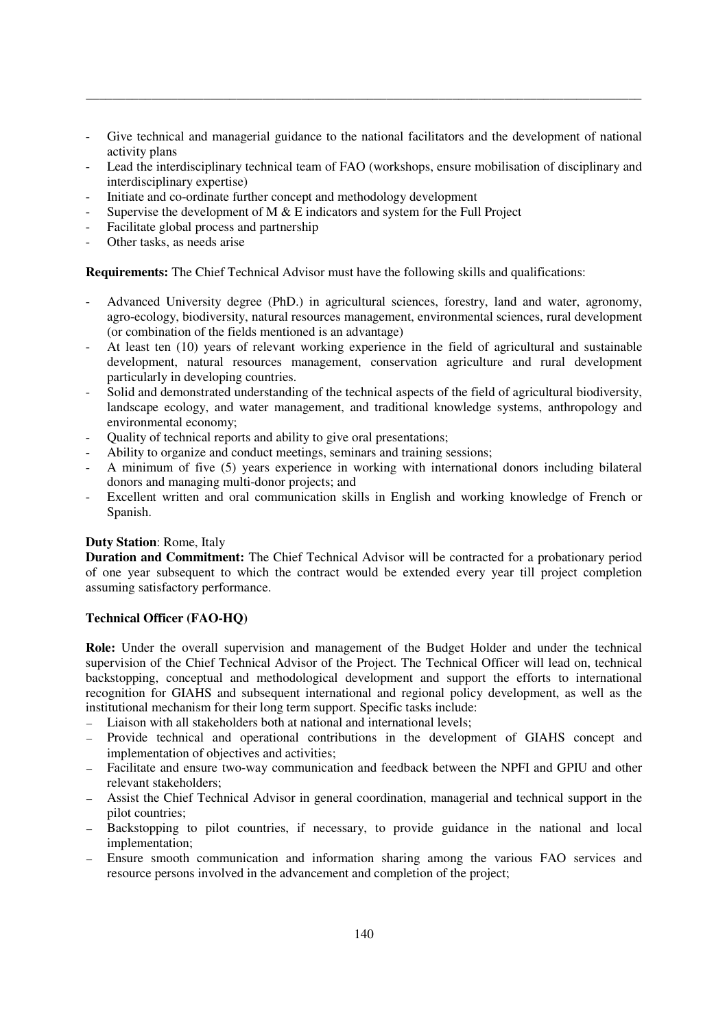- Give technical and managerial guidance to the national facilitators and the development of national activity plans
- Lead the interdisciplinary technical team of FAO (workshops, ensure mobilisation of disciplinary and interdisciplinary expertise)
- Initiate and co-ordinate further concept and methodology development
- Supervise the development of M & E indicators and system for the Full Project
- Facilitate global process and partnership
- Other tasks, as needs arise

**Requirements:** The Chief Technical Advisor must have the following skills and qualifications:

- Advanced University degree (PhD.) in agricultural sciences, forestry, land and water, agronomy, agro-ecology, biodiversity, natural resources management, environmental sciences, rural development (or combination of the fields mentioned is an advantage)
- At least ten (10) years of relevant working experience in the field of agricultural and sustainable development, natural resources management, conservation agriculture and rural development particularly in developing countries.
- Solid and demonstrated understanding of the technical aspects of the field of agricultural biodiversity, landscape ecology, and water management, and traditional knowledge systems, anthropology and environmental economy;
- Quality of technical reports and ability to give oral presentations;
- Ability to organize and conduct meetings, seminars and training sessions;
- A minimum of five (5) years experience in working with international donors including bilateral donors and managing multi-donor projects; and
- Excellent written and oral communication skills in English and working knowledge of French or Spanish.

**Duty Station**: Rome, Italy
**Duration and Commitment:** The Chief Technical Advisor will be contracted for a probationary period of one year subsequent to which the contract would be extended every year till project completion assuming satisfactory performance.

**Technical Officer (FAO-HQ)**

**Role:** Under the overall supervision and management of the Budget Holder and under the technical supervision of the Chief Technical Advisor of the Project. The Technical Officer will lead on, technical backstopping, conceptual and methodological development and support the efforts to international recognition for GIAHS and subsequent international and regional policy development, as well as the institutional mechanism for their long term support. Specific tasks include:

- Liaison with all stakeholders both at national and international levels;
- Provide technical and operational contributions in the development of GIAHS concept and implementation of objectives and activities;
- Facilitate and ensure two-way communication and feedback between the NPFI and GPIU and other relevant stakeholders;
- Assist the Chief Technical Advisor in general coordination, managerial and technical support in the pilot countries;
- Backstopping to pilot countries, if necessary, to provide guidance in the national and local implementation;
- Ensure smooth communication and information sharing among the various FAO services and resource persons involved in the advancement and completion of the project;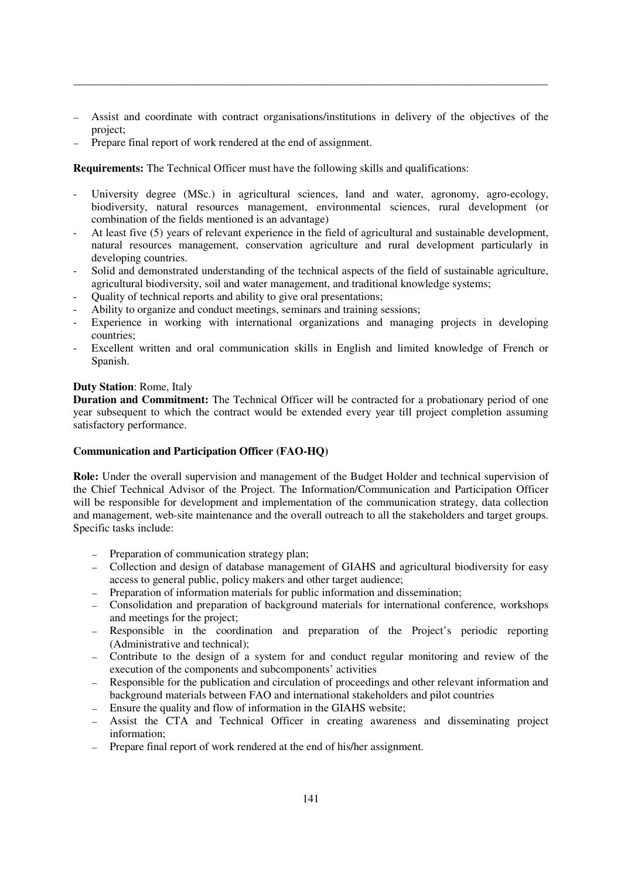- Assist and coordinate with contract organisations/institutions in delivery of the objectives of the project;
- Prepare final report of work rendered at the end of assignment.

**Requirements:** The Technical Officer must have the following skills and qualifications:

- University degree (MSc.) in agricultural sciences, land and water, agronomy, agro-ecology, biodiversity, natural resources management, environmental sciences, rural development (or combination of the fields mentioned is an advantage)
- At least five (5) years of relevant experience in the field of agricultural and sustainable development, natural resources management, conservation agriculture and rural development particularly in developing countries.
- Solid and demonstrated understanding of the technical aspects of the field of sustainable agriculture, agricultural biodiversity, soil and water management, and traditional knowledge systems;
- Quality of technical reports and ability to give oral presentations;
- Ability to organize and conduct meetings, seminars and training sessions;
- Experience in working with international organizations and managing projects in developing countries;
- Excellent written and oral communication skills in English and limited knowledge of French or Spanish.

**Duty Station**: Rome, Italy

**Duration and Commitment:** The Technical Officer will be contracted for a probationary period of one year subsequent to which the contract would be extended every year till project completion assuming satisfactory performance.

**Communication and Participation Officer (FAO-HQ)**

**Role:** Under the overall supervision and management of the Budget Holder and technical supervision of the Chief Technical Advisor of the Project. The Information/Communication and Participation Officer will be responsible for development and implementation of the communication strategy, data collection and management, web-site maintenance and the overall outreach to all the stakeholders and target groups. Specific tasks include:

- Preparation of communication strategy plan;
- Collection and design of database management of GIAHS and agricultural biodiversity for easy access to general public, policy makers and other target audience;
- Preparation of information materials for public information and dissemination;
- Consolidation and preparation of background materials for international conference, workshops and meetings for the project;
- Responsible in the coordination and preparation of the Project's periodic reporting (Administrative and technical);
- Contribute to the design of a system for and conduct regular monitoring and review of the execution of the components and subcomponents' activities
- Responsible for the publication and circulation of proceedings and other relevant information and background materials between FAO and international stakeholders and pilot countries
- Ensure the quality and flow of information in the GIAHS website;
- Assist the CTA and Technical Officer in creating awareness and disseminating project information;
- Prepare final report of work rendered at the end of his/her assignment.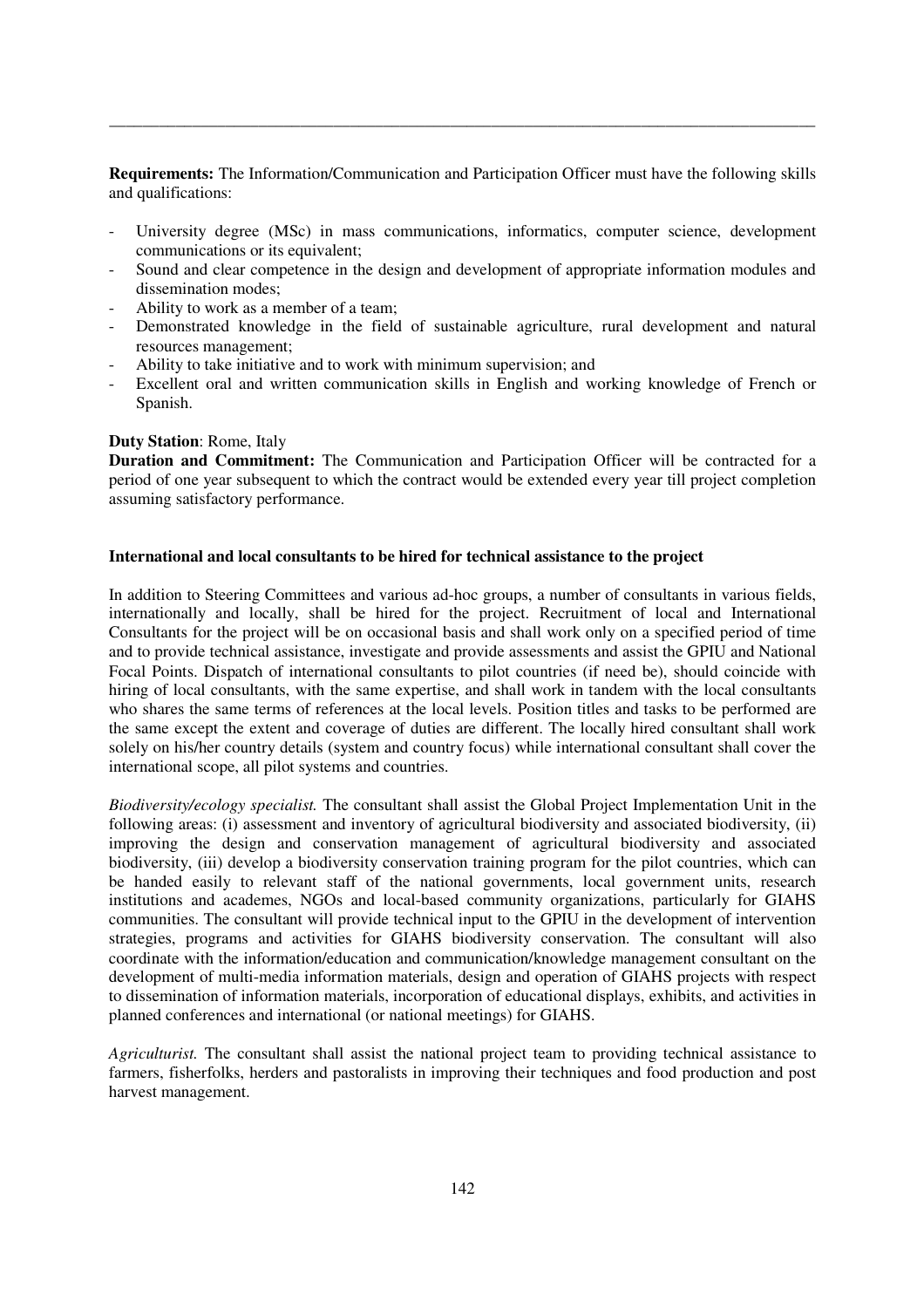**Requirements:** The Information/Communication and Participation Officer must have the following skills and qualifications:

- University degree (MSc) in mass communications, informatics, computer science, development communications or its equivalent;
- Sound and clear competence in the design and development of appropriate information modules and dissemination modes;
- Ability to work as a member of a team;
- Demonstrated knowledge in the field of sustainable agriculture, rural development and natural resources management;
- Ability to take initiative and to work with minimum supervision; and
- Excellent oral and written communication skills in English and working knowledge of French or Spanish.

**Duty Station**: Rome, Italy
**Duration and Commitment:** The Communication and Participation Officer will be contracted for a period of one year subsequent to which the contract would be extended every year till project completion assuming satisfactory performance.

**International and local consultants to be hired for technical assistance to the project**

In addition to Steering Committees and various ad-hoc groups, a number of consultants in various fields, internationally and locally, shall be hired for the project. Recruitment of local and International Consultants for the project will be on occasional basis and shall work only on a specified period of time and to provide technical assistance, investigate and provide assessments and assist the GPIU and National Focal Points. Dispatch of international consultants to pilot countries (if need be), should coincide with hiring of local consultants, with the same expertise, and shall work in tandem with the local consultants who shares the same terms of references at the local levels. Position titles and tasks to be performed are the same except the extent and coverage of duties are different. The locally hired consultant shall work solely on his/her country details (system and country focus) while international consultant shall cover the international scope, all pilot systems and countries.

*Biodiversity/ecology specialist.* The consultant shall assist the Global Project Implementation Unit in the following areas: (i) assessment and inventory of agricultural biodiversity and associated biodiversity, (ii) improving the design and conservation management of agricultural biodiversity and associated biodiversity, (iii) develop a biodiversity conservation training program for the pilot countries, which can be handed easily to relevant staff of the national governments, local government units, research institutions and academes, NGOs and local-based community organizations, particularly for GIAHS communities. The consultant will provide technical input to the GPIU in the development of intervention strategies, programs and activities for GIAHS biodiversity conservation. The consultant will also coordinate with the information/education and communication/knowledge management consultant on the development of multi-media information materials, design and operation of GIAHS projects with respect to dissemination of information materials, incorporation of educational displays, exhibits, and activities in planned conferences and international (or national meetings) for GIAHS.

*Agriculturist.* The consultant shall assist the national project team to providing technical assistance to farmers, fisherfolks, herders and pastoralists in improving their techniques and food production and post harvest management.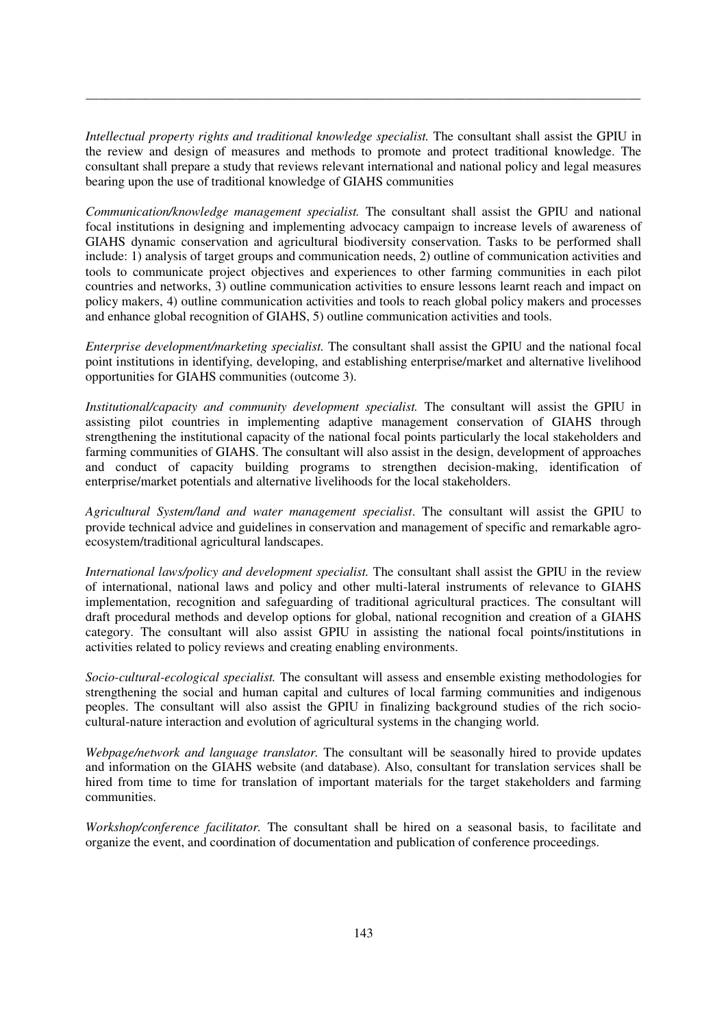*Intellectual property rights and traditional knowledge specialist.* The consultant shall assist the GPIU in the review and design of measures and methods to promote and protect traditional knowledge. The consultant shall prepare a study that reviews relevant international and national policy and legal measures bearing upon the use of traditional knowledge of GIAHS communities

*Communication/knowledge management specialist.* The consultant shall assist the GPIU and national focal institutions in designing and implementing advocacy campaign to increase levels of awareness of GIAHS dynamic conservation and agricultural biodiversity conservation. Tasks to be performed shall include: 1) analysis of target groups and communication needs, 2) outline of communication activities and tools to communicate project objectives and experiences to other farming communities in each pilot countries and networks, 3) outline communication activities to ensure lessons learnt reach and impact on policy makers, 4) outline communication activities and tools to reach global policy makers and processes and enhance global recognition of GIAHS, 5) outline communication activities and tools.

*Enterprise development/marketing specialist.* The consultant shall assist the GPIU and the national focal point institutions in identifying, developing, and establishing enterprise/market and alternative livelihood opportunities for GIAHS communities (outcome 3).

*Institutional/capacity and community development specialist.* The consultant will assist the GPIU in assisting pilot countries in implementing adaptive management conservation of GIAHS through strengthening the institutional capacity of the national focal points particularly the local stakeholders and farming communities of GIAHS. The consultant will also assist in the design, development of approaches and conduct of capacity building programs to strengthen decision-making, identification of enterprise/market potentials and alternative livelihoods for the local stakeholders.

*Agricultural System/land and water management specialist*. The consultant will assist the GPIU to provide technical advice and guidelines in conservation and management of specific and remarkable agro-ecosystem/traditional agricultural landscapes.

*International laws/policy and development specialist.* The consultant shall assist the GPIU in the review of international, national laws and policy and other multi-lateral instruments of relevance to GIAHS implementation, recognition and safeguarding of traditional agricultural practices. The consultant will draft procedural methods and develop options for global, national recognition and creation of a GIAHS category. The consultant will also assist GPIU in assisting the national focal points/institutions in activities related to policy reviews and creating enabling environments.

*Socio-cultural-ecological specialist.* The consultant will assess and ensemble existing methodologies for strengthening the social and human capital and cultures of local farming communities and indigenous peoples. The consultant will also assist the GPIU in finalizing background studies of the rich socio-cultural-nature interaction and evolution of agricultural systems in the changing world.

*Webpage/network and language translator.* The consultant will be seasonally hired to provide updates and information on the GIAHS website (and database). Also, consultant for translation services shall be hired from time to time for translation of important materials for the target stakeholders and farming communities.

*Workshop/conference facilitator.* The consultant shall be hired on a seasonal basis, to facilitate and organize the event, and coordination of documentation and publication of conference proceedings.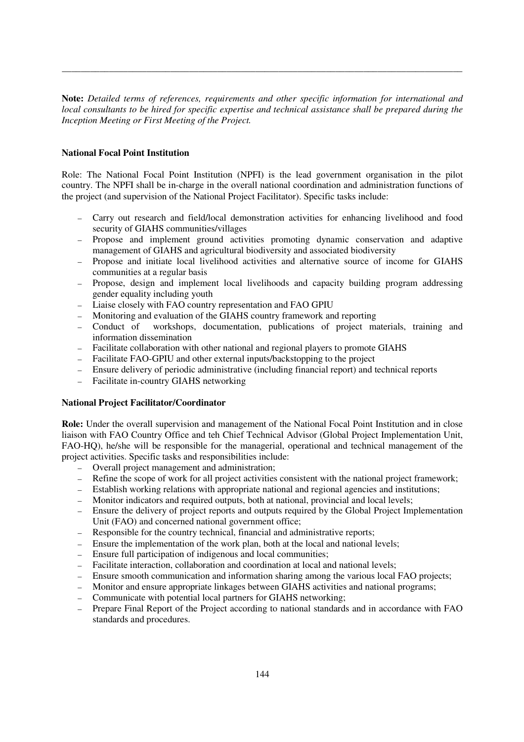**Note:** *Detailed terms of references, requirements and other specific information for international and local consultants to be hired for specific expertise and technical assistance shall be prepared during the Inception Meeting or First Meeting of the Project.*

**National Focal Point Institution**

Role: The National Focal Point Institution (NPFI) is the lead government organisation in the pilot country. The NPFI shall be in-charge in the overall national coordination and administration functions of the project (and supervision of the National Project Facilitator). Specific tasks include:

- Carry out research and field/local demonstration activities for enhancing livelihood and food security of GIAHS communities/villages
- Propose and implement ground activities promoting dynamic conservation and adaptive management of GIAHS and agricultural biodiversity and associated biodiversity
- Propose and initiate local livelihood activities and alternative source of income for GIAHS communities at a regular basis
- Propose, design and implement local livelihoods and capacity building program addressing gender equality including youth
- Liaise closely with FAO country representation and FAO GPIU
- Monitoring and evaluation of the GIAHS country framework and reporting
- Conduct of workshops, documentation, publications of project materials, training and information dissemination
- Facilitate collaboration with other national and regional players to promote GIAHS
- Facilitate FAO-GPIU and other external inputs/backstopping to the project
- Ensure delivery of periodic administrative (including financial report) and technical reports
- Facilitate in-country GIAHS networking

**National Project Facilitator/Coordinator**

**Role:** Under the overall supervision and management of the National Focal Point Institution and in close liaison with FAO Country Office and teh Chief Technical Advisor (Global Project Implementation Unit, FAO-HQ), he/she will be responsible for the managerial, operational and technical management of the project activities. Specific tasks and responsibilities include:

- Overall project management and administration;
- Refine the scope of work for all project activities consistent with the national project framework;
- Establish working relations with appropriate national and regional agencies and institutions;
- Monitor indicators and required outputs, both at national, provincial and local levels;
- Ensure the delivery of project reports and outputs required by the Global Project Implementation Unit (FAO) and concerned national government office;
- Responsible for the country technical, financial and administrative reports;
- Ensure the implementation of the work plan, both at the local and national levels;
- Ensure full participation of indigenous and local communities;
- Facilitate interaction, collaboration and coordination at local and national levels;
- Ensure smooth communication and information sharing among the various local FAO projects;
- Monitor and ensure appropriate linkages between GIAHS activities and national programs;
- Communicate with potential local partners for GIAHS networking;
- Prepare Final Report of the Project according to national standards and in accordance with FAO standards and procedures.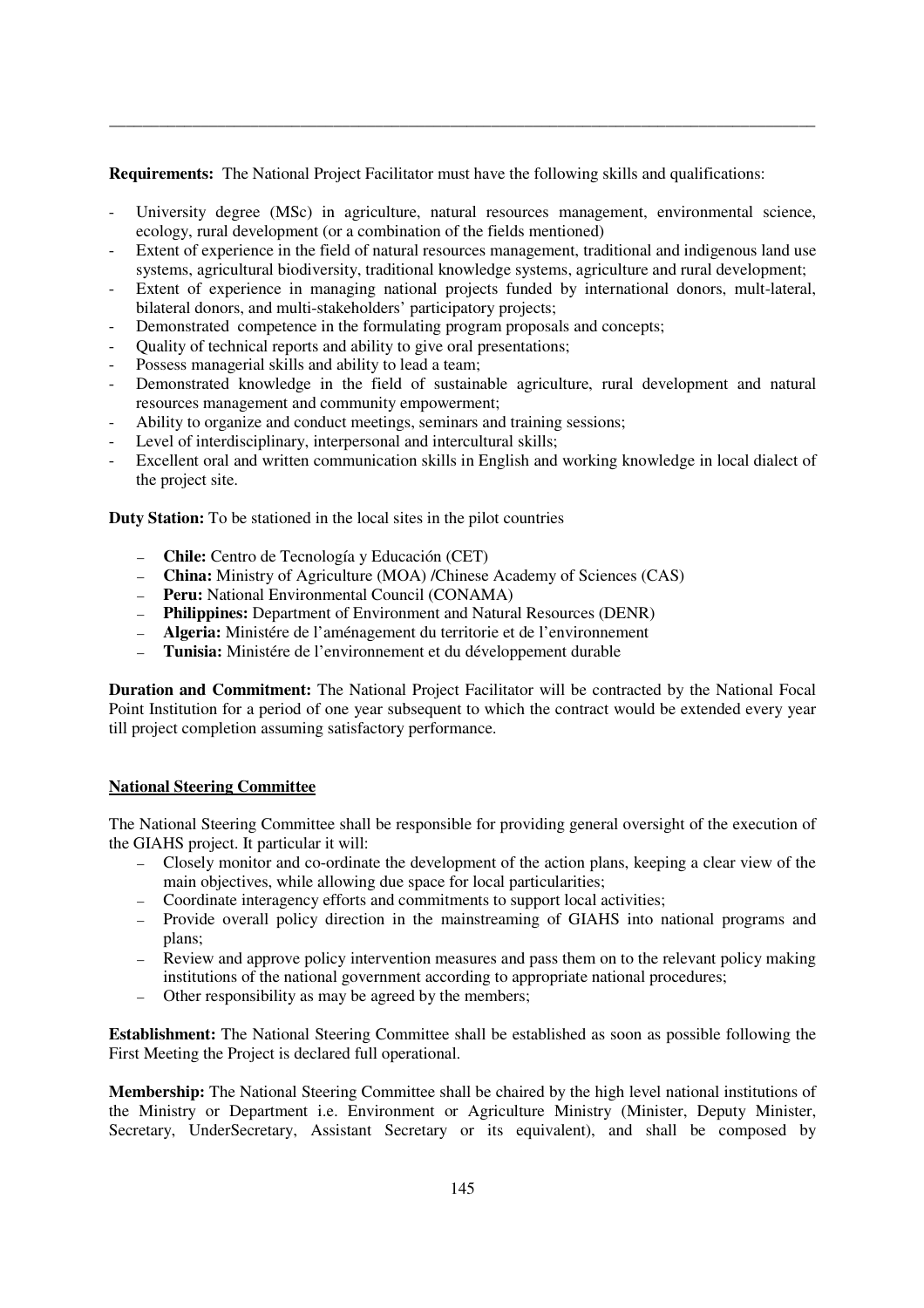**Requirements:** The National Project Facilitator must have the following skills and qualifications:

- University degree (MSc) in agriculture, natural resources management, environmental science, ecology, rural development (or a combination of the fields mentioned)
- Extent of experience in the field of natural resources management, traditional and indigenous land use systems, agricultural biodiversity, traditional knowledge systems, agriculture and rural development;
- Extent of experience in managing national projects funded by international donors, mult-lateral, bilateral donors, and multi-stakeholders' participatory projects;
- Demonstrated competence in the formulating program proposals and concepts;
- Quality of technical reports and ability to give oral presentations;
- Possess managerial skills and ability to lead a team;
- Demonstrated knowledge in the field of sustainable agriculture, rural development and natural resources management and community empowerment;
- Ability to organize and conduct meetings, seminars and training sessions;
- Level of interdisciplinary, interpersonal and intercultural skills;
- Excellent oral and written communication skills in English and working knowledge in local dialect of the project site.

**Duty Station:** To be stationed in the local sites in the pilot countries

- **Chile:** Centro de Tecnología y Educación (CET)
- **China:** Ministry of Agriculture (MOA) /Chinese Academy of Sciences (CAS)
- **Peru:** National Environmental Council (CONAMA)
- **Philippines:** Department of Environment and Natural Resources (DENR)
- **Algeria:** Ministére de l'aménagement du territorie et de l'environnement
- **Tunisia:** Ministére de l'environnement et du développement durable

**Duration and Commitment:** The National Project Facilitator will be contracted by the National Focal Point Institution for a period of one year subsequent to which the contract would be extended every year till project completion assuming satisfactory performance.

**National Steering Committee**

The National Steering Committee shall be responsible for providing general oversight of the execution of the GIAHS project. It particular it will:

- Closely monitor and co-ordinate the development of the action plans, keeping a clear view of the main objectives, while allowing due space for local particularities;
- Coordinate interagency efforts and commitments to support local activities;
- Provide overall policy direction in the mainstreaming of GIAHS into national programs and plans;
- Review and approve policy intervention measures and pass them on to the relevant policy making institutions of the national government according to appropriate national procedures;
- Other responsibility as may be agreed by the members;

**Establishment:** The National Steering Committee shall be established as soon as possible following the First Meeting the Project is declared full operational.

**Membership:** The National Steering Committee shall be chaired by the high level national institutions of the Ministry or Department i.e. Environment or Agriculture Ministry (Minister, Deputy Minister, Secretary, UnderSecretary, Assistant Secretary or its equivalent), and shall be composed by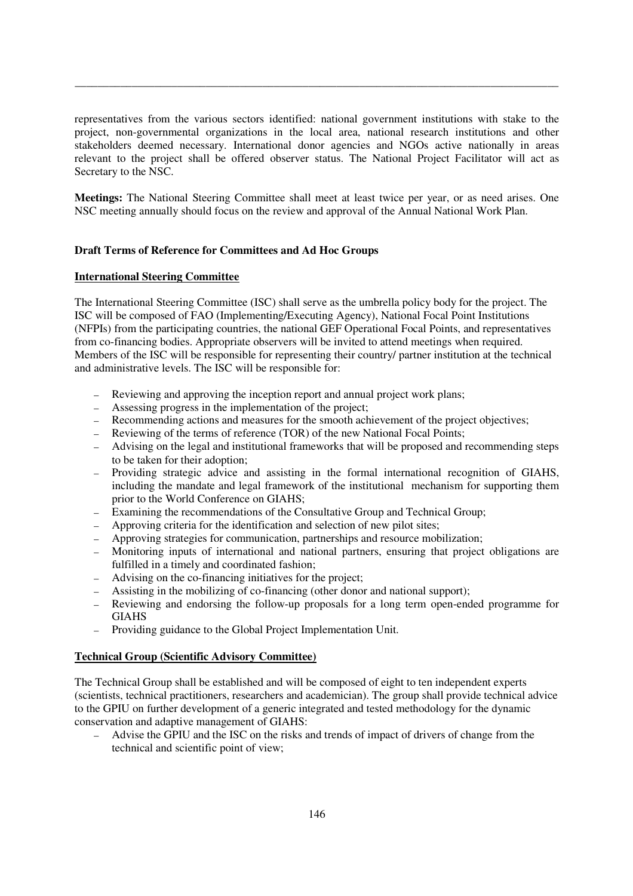representatives from the various sectors identified: national government institutions with stake to the project, non-governmental organizations in the local area, national research institutions and other stakeholders deemed necessary. International donor agencies and NGOs active nationally in areas relevant to the project shall be offered observer status. The National Project Facilitator will act as Secretary to the NSC.

**Meetings:** The National Steering Committee shall meet at least twice per year, or as need arises. One NSC meeting annually should focus on the review and approval of the Annual National Work Plan.

**Draft Terms of Reference for Committees and Ad Hoc Groups**

**International Steering Committee**

The International Steering Committee (ISC) shall serve as the umbrella policy body for the project. The ISC will be composed of FAO (Implementing/Executing Agency), National Focal Point Institutions (NFPIs) from the participating countries, the national GEF Operational Focal Points, and representatives from co-financing bodies. Appropriate observers will be invited to attend meetings when required. Members of the ISC will be responsible for representing their country/ partner institution at the technical and administrative levels. The ISC will be responsible for:

- Reviewing and approving the inception report and annual project work plans;
- Assessing progress in the implementation of the project;
- Recommending actions and measures for the smooth achievement of the project objectives;
- Reviewing of the terms of reference (TOR) of the new National Focal Points;
- Advising on the legal and institutional frameworks that will be proposed and recommending steps to be taken for their adoption;
- Providing strategic advice and assisting in the formal international recognition of GIAHS, including the mandate and legal framework of the institutional mechanism for supporting them prior to the World Conference on GIAHS;
- Examining the recommendations of the Consultative Group and Technical Group;
- Approving criteria for the identification and selection of new pilot sites;
- Approving strategies for communication, partnerships and resource mobilization;
- Monitoring inputs of international and national partners, ensuring that project obligations are fulfilled in a timely and coordinated fashion;
- Advising on the co-financing initiatives for the project;
- Assisting in the mobilizing of co-financing (other donor and national support);
- Reviewing and endorsing the follow-up proposals for a long term open-ended programme for GIAHS
- Providing guidance to the Global Project Implementation Unit.

**Technical Group (Scientific Advisory Committee)**

The Technical Group shall be established and will be composed of eight to ten independent experts (scientists, technical practitioners, researchers and academician). The group shall provide technical advice to the GPIU on further development of a generic integrated and tested methodology for the dynamic conservation and adaptive management of GIAHS:

- Advise the GPIU and the ISC on the risks and trends of impact of drivers of change from the technical and scientific point of view;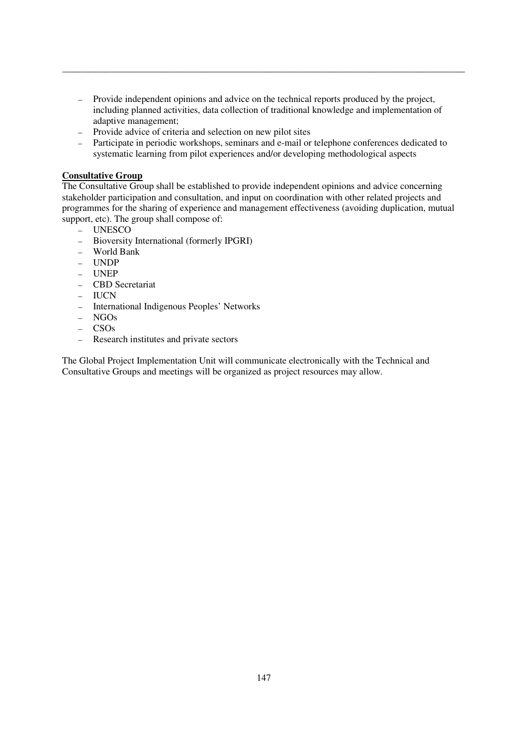- Provide independent opinions and advice on the technical reports produced by the project, including planned activities, data collection of traditional knowledge and implementation of adaptive management;
- Provide advice of criteria and selection on new pilot sites
- Participate in periodic workshops, seminars and e-mail or telephone conferences dedicated to systematic learning from pilot experiences and/or developing methodological aspects

**Consultative Group**

The Consultative Group shall be established to provide independent opinions and advice concerning stakeholder participation and consultation, and input on coordination with other related projects and programmes for the sharing of experience and management effectiveness (avoiding duplication, mutual support, etc). The group shall compose of:

- UNESCO
- Bioversity International (formerly IPGRI)
- World Bank
- UNDP
- UNEP
- CBD Secretariat
- IUCN
- International Indigenous Peoples' Networks
- NGOs
- CSOs
- Research institutes and private sectors

The Global Project Implementation Unit will communicate electronically with the Technical and Consultative Groups and meetings will be organized as project resources may allow.